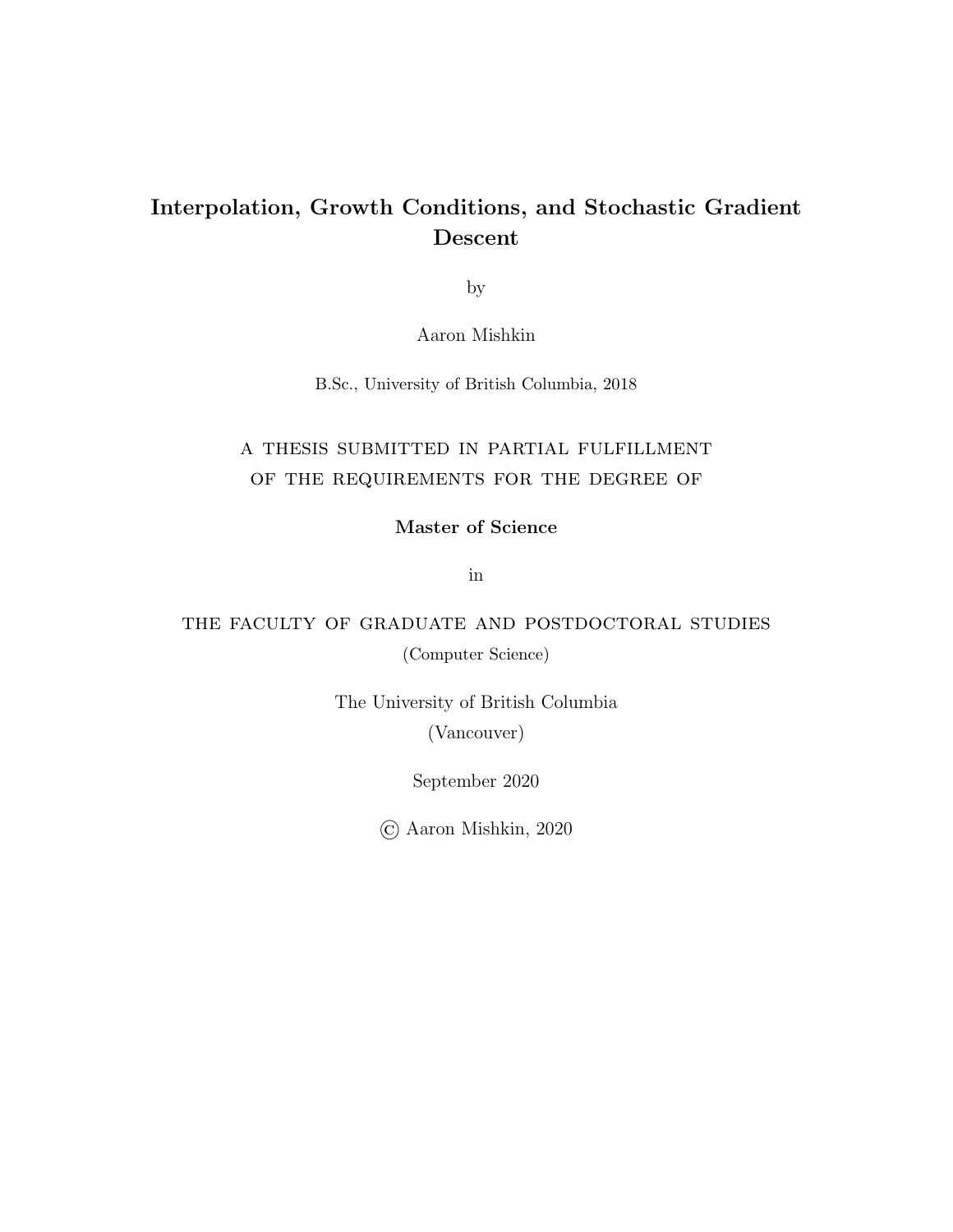# Interpolation, Growth Conditions, and Stochastic Gradient Descent

by

Aaron Mishkin

B.Sc., University of British Columbia, 2018

A THESIS SUBMITTED IN PARTIAL FULFILLMENT OF THE REQUIREMENTS FOR THE DEGREE OF

**Master of Science**

in

THE FACULTY OF GRADUATE AND POSTDOCTORAL STUDIES

(Computer Science)

The University of British Columbia

(Vancouver)

September 2020

© Aaron Mishkin, 2020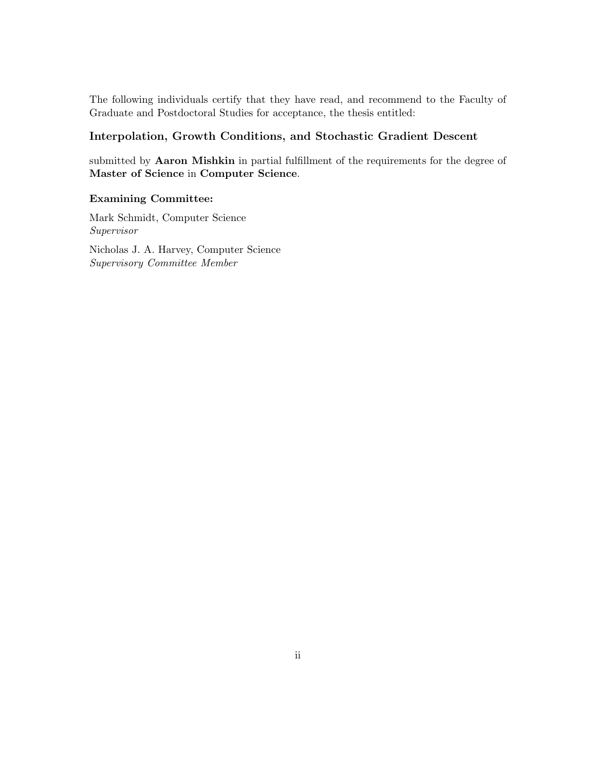The following individuals certify that they have read, and recommend to the Faculty of Graduate and Postdoctoral Studies for acceptance, the thesis entitled:

**Interpolation, Growth Conditions, and Stochastic Gradient Descent**

submitted by **Aaron Mishkin** in partial fulfillment of the requirements for the degree of **Master of Science** in **Computer Science**.

**Examining Committee:**

Mark Schmidt, Computer Science
*Supervisor*

Nicholas J. A. Harvey, Computer Science
*Supervisory Committee Member*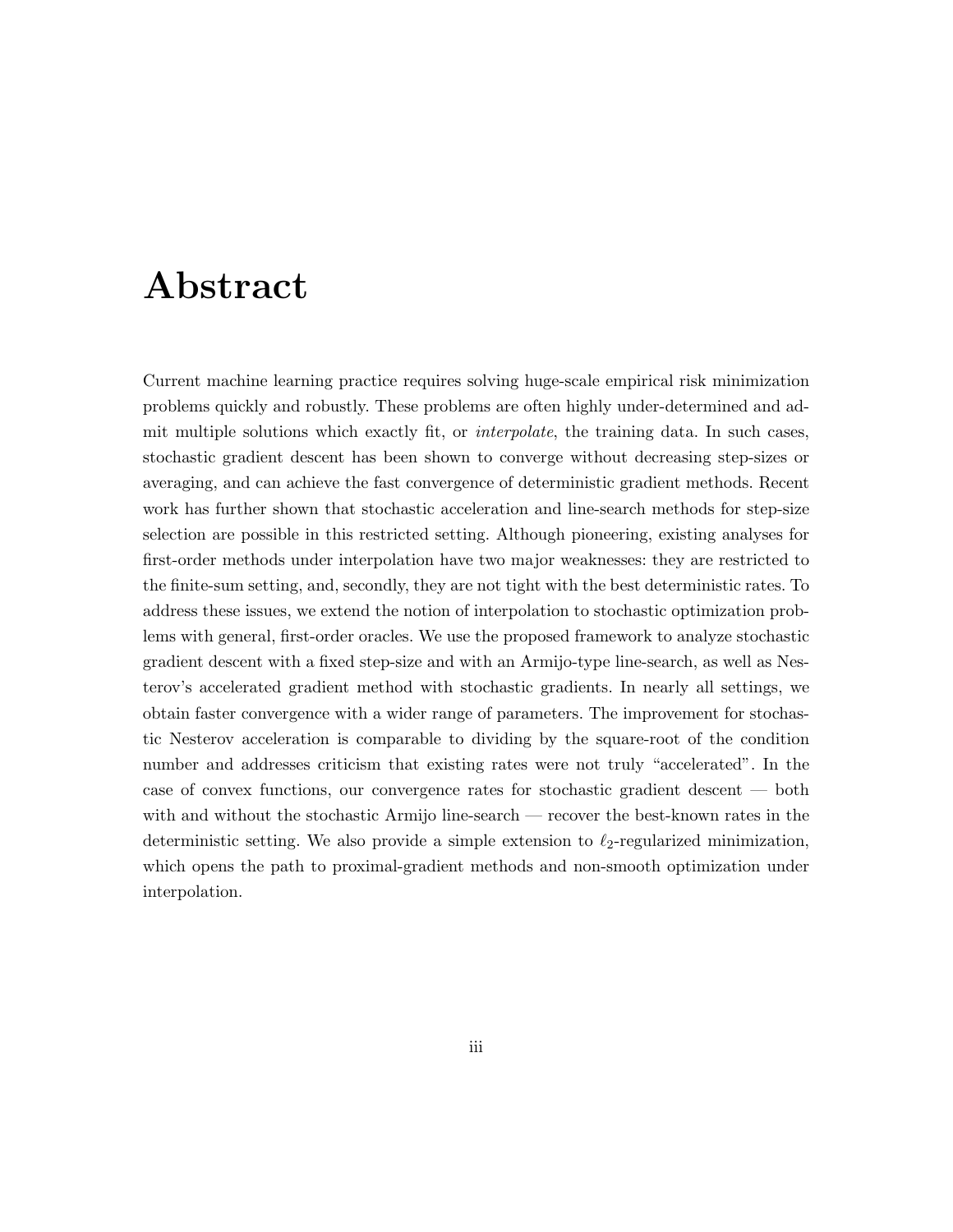# Abstract

Current machine learning practice requires solving huge-scale empirical risk minimization problems quickly and robustly. These problems are often highly under-determined and admit multiple solutions which exactly fit, or *interpolate*, the training data. In such cases, stochastic gradient descent has been shown to converge without decreasing step-sizes or averaging, and can achieve the fast convergence of deterministic gradient methods. Recent work has further shown that stochastic acceleration and line-search methods for step-size selection are possible in this restricted setting. Although pioneering, existing analyses for first-order methods under interpolation have two major weaknesses: they are restricted to the finite-sum setting, and, secondly, they are not tight with the best deterministic rates. To address these issues, we extend the notion of interpolation to stochastic optimization problems with general, first-order oracles. We use the proposed framework to analyze stochastic gradient descent with a fixed step-size and with an Armijo-type line-search, as well as Nesterov's accelerated gradient method with stochastic gradients. In nearly all settings, we obtain faster convergence with a wider range of parameters. The improvement for stochastic Nesterov acceleration is comparable to dividing by the square-root of the condition number and addresses criticism that existing rates were not truly "accelerated". In the case of convex functions, our convergence rates for stochastic gradient descent — both with and without the stochastic Armijo line-search — recover the best-known rates in the deterministic setting. We also provide a simple extension to $\ell_2$-regularized minimization, which opens the path to proximal-gradient methods and non-smooth optimization under interpolation.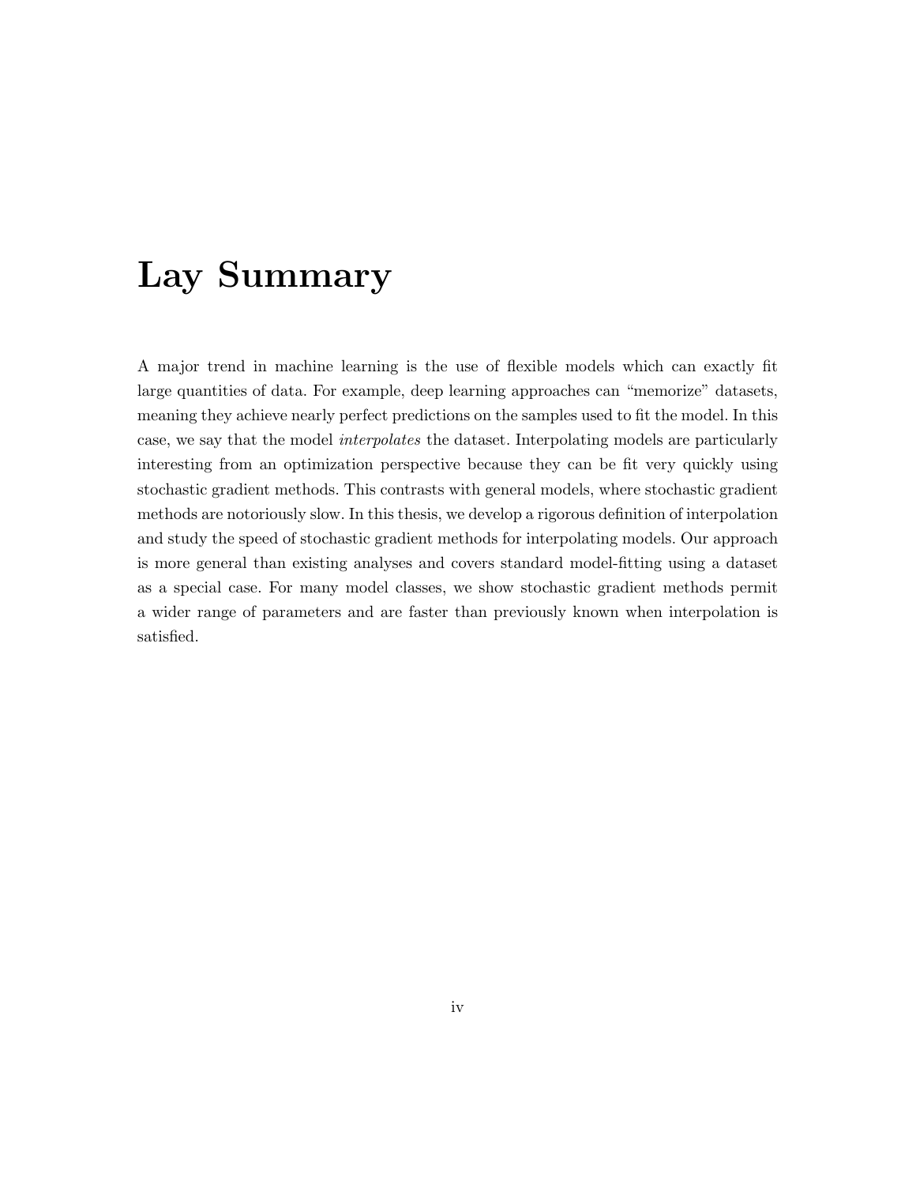# Lay Summary

A major trend in machine learning is the use of flexible models which can exactly fit large quantities of data. For example, deep learning approaches can "memorize" datasets, meaning they achieve nearly perfect predictions on the samples used to fit the model. In this case, we say that the model *interpolates* the dataset. Interpolating models are particularly interesting from an optimization perspective because they can be fit very quickly using stochastic gradient methods. This contrasts with general models, where stochastic gradient methods are notoriously slow. In this thesis, we develop a rigorous definition of interpolation and study the speed of stochastic gradient methods for interpolating models. Our approach is more general than existing analyses and covers standard model-fitting using a dataset as a special case. For many model classes, we show stochastic gradient methods permit a wider range of parameters and are faster than previously known when interpolation is satisfied.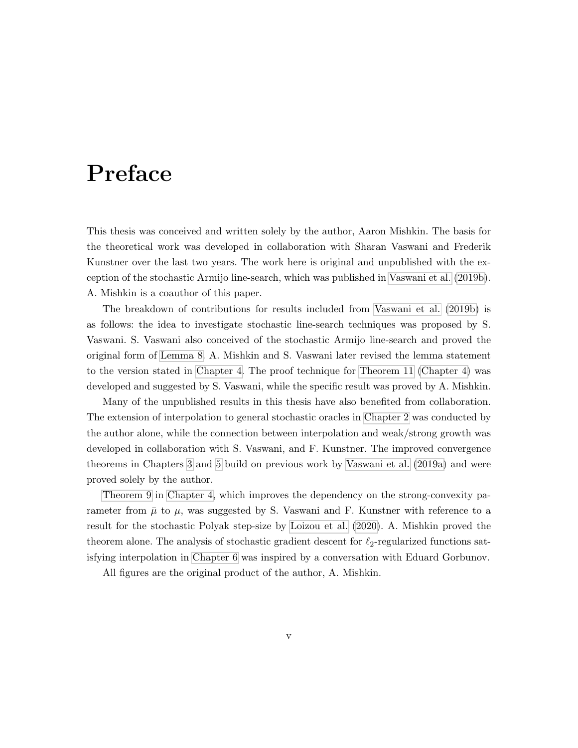# Preface

This thesis was conceived and written solely by the author, Aaron Mishkin. The basis for the theoretical work was developed in collaboration with Sharan Vaswani and Frederik Kunstner over the last two years. The work here is original and unpublished with the exception of the stochastic Armijo line-search, which was published in Vaswani et al. (2019b). A. Mishkin is a coauthor of this paper.

The breakdown of contributions for results included from Vaswani et al. (2019b) is as follows: the idea to investigate stochastic line-search techniques was proposed by S. Vaswani. S. Vaswani also conceived of the stochastic Armijo line-search and proved the original form of Lemma 8. A. Mishkin and S. Vaswani later revised the lemma statement to the version stated in Chapter 4. The proof technique for Theorem 11 (Chapter 4) was developed and suggested by S. Vaswani, while the specific result was proved by A. Mishkin.

Many of the unpublished results in this thesis have also benefited from collaboration. The extension of interpolation to general stochastic oracles in Chapter 2 was conducted by the author alone, while the connection between interpolation and weak/strong growth was developed in collaboration with S. Vaswani, and F. Kunstner. The improved convergence theorems in Chapters 3 and 5 build on previous work by Vaswani et al. (2019a) and were proved solely by the author.

Theorem 9 in Chapter 4, which improves the dependency on the strong-convexity parameter from $\bar{\mu}$ to $\mu$, was suggested by S. Vaswani and F. Kunstner with reference to a result for the stochastic Polyak step-size by Loizou et al. (2020). A. Mishkin proved the theorem alone. The analysis of stochastic gradient descent for $\ell_2$-regularized functions satisfying interpolation in Chapter 6 was inspired by a conversation with Eduard Gorbunov.

All figures are the original product of the author, A. Mishkin.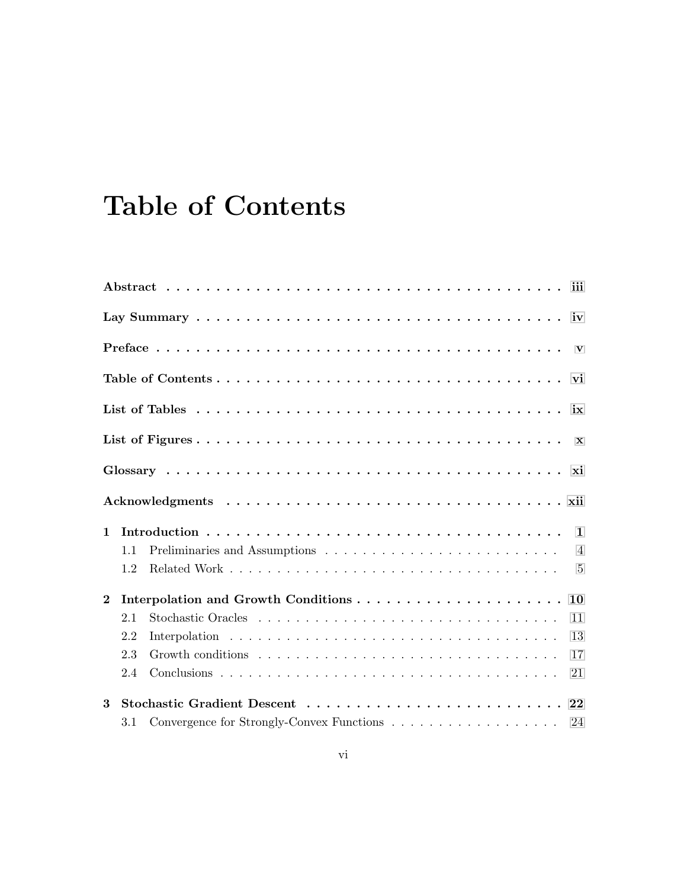# Table of Contents

**Abstract** . . . . . . . . . . . . . . . . . . . . . . . . . . . . . . . . . . . . . . . . **iii**

**Lay Summary** . . . . . . . . . . . . . . . . . . . . . . . . . . . . . . . . . . . . . **iv**

**Preface** . . . . . . . . . . . . . . . . . . . . . . . . . . . . . . . . . . . . . . . . . **v**

**Table of Contents** . . . . . . . . . . . . . . . . . . . . . . . . . . . . . . . . . . **vi**

**List of Tables** . . . . . . . . . . . . . . . . . . . . . . . . . . . . . . . . . . . . . **ix**

**List of Figures** . . . . . . . . . . . . . . . . . . . . . . . . . . . . . . . . . . . . **x**

**Glossary** . . . . . . . . . . . . . . . . . . . . . . . . . . . . . . . . . . . . . . . . **xi**

**Acknowledgments** . . . . . . . . . . . . . . . . . . . . . . . . . . . . . . . . . . **xii**

**1 Introduction** . . . . . . . . . . . . . . . . . . . . . . . . . . . . . . . . . . . . **1**
- 1.1 Preliminaries and Assumptions . . . . . . . . . . . . . . . . . . . . . . . . 4
- 1.2 Related Work . . . . . . . . . . . . . . . . . . . . . . . . . . . . . . . . . . 5

**2 Interpolation and Growth Conditions** . . . . . . . . . . . . . . . . . . . . . **10**
- 2.1 Stochastic Oracles . . . . . . . . . . . . . . . . . . . . . . . . . . . . . . . 11
- 2.2 Interpolation . . . . . . . . . . . . . . . . . . . . . . . . . . . . . . . . . . 13
- 2.3 Growth conditions . . . . . . . . . . . . . . . . . . . . . . . . . . . . . . . 17
- 2.4 Conclusions . . . . . . . . . . . . . . . . . . . . . . . . . . . . . . . . . . . 21

**3 Stochastic Gradient Descent** . . . . . . . . . . . . . . . . . . . . . . . . . . **22**
- 3.1 Convergence for Strongly-Convex Functions . . . . . . . . . . . . . . . . . 24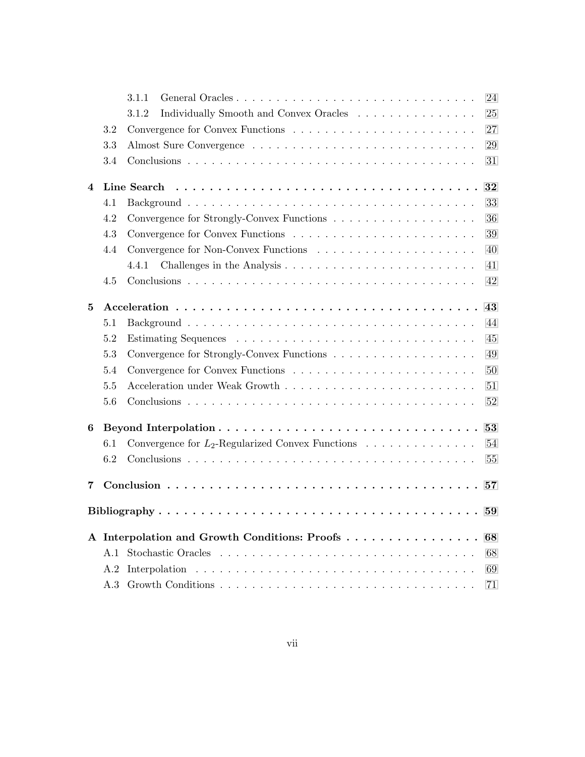3.1.1 General Oracles . . . . . . . . . . . . . . . . . . . . . . . . . . . . . . 24

3.1.2 Individually Smooth and Convex Oracles . . . . . . . . . . . . . . . 25

3.2 Convergence for Convex Functions . . . . . . . . . . . . . . . . . . . . . . . 27

3.3 Almost Sure Convergence . . . . . . . . . . . . . . . . . . . . . . . . . . . . 29

3.4 Conclusions . . . . . . . . . . . . . . . . . . . . . . . . . . . . . . . . . . . 31

**4 Line Search . . . . . . . . . . . . . . . . . . . . . . . . . . . . . . . . . . . . . 32**

4.1 Background . . . . . . . . . . . . . . . . . . . . . . . . . . . . . . . . . . . 33

4.2 Convergence for Strongly-Convex Functions . . . . . . . . . . . . . . . . . . 36

4.3 Convergence for Convex Functions . . . . . . . . . . . . . . . . . . . . . . . 39

4.4 Convergence for Non-Convex Functions . . . . . . . . . . . . . . . . . . . . 40

4.4.1 Challenges in the Analysis . . . . . . . . . . . . . . . . . . . . . . . . 41

4.5 Conclusions . . . . . . . . . . . . . . . . . . . . . . . . . . . . . . . . . . . 42

**5 Acceleration . . . . . . . . . . . . . . . . . . . . . . . . . . . . . . . . . . . . 43**

5.1 Background . . . . . . . . . . . . . . . . . . . . . . . . . . . . . . . . . . . 44

5.2 Estimating Sequences . . . . . . . . . . . . . . . . . . . . . . . . . . . . . . 45

5.3 Convergence for Strongly-Convex Functions . . . . . . . . . . . . . . . . . . 49

5.4 Convergence for Convex Functions . . . . . . . . . . . . . . . . . . . . . . . 50

5.5 Acceleration under Weak Growth . . . . . . . . . . . . . . . . . . . . . . . . 51

5.6 Conclusions . . . . . . . . . . . . . . . . . . . . . . . . . . . . . . . . . . . 52

**6 Beyond Interpolation . . . . . . . . . . . . . . . . . . . . . . . . . . . . . . . 53**

6.1 Convergence for $L_2$-Regularized Convex Functions . . . . . . . . . . . . . 54

6.2 Conclusions . . . . . . . . . . . . . . . . . . . . . . . . . . . . . . . . . . . 55

**7 Conclusion . . . . . . . . . . . . . . . . . . . . . . . . . . . . . . . . . . . . . 57**

**Bibliography . . . . . . . . . . . . . . . . . . . . . . . . . . . . . . . . . . . . . 59**

**A Interpolation and Growth Conditions: Proofs . . . . . . . . . . . . . . . . . 68**

A.1 Stochastic Oracles . . . . . . . . . . . . . . . . . . . . . . . . . . . . . . . 68

A.2 Interpolation . . . . . . . . . . . . . . . . . . . . . . . . . . . . . . . . . . 69

A.3 Growth Conditions . . . . . . . . . . . . . . . . . . . . . . . . . . . . . . . 71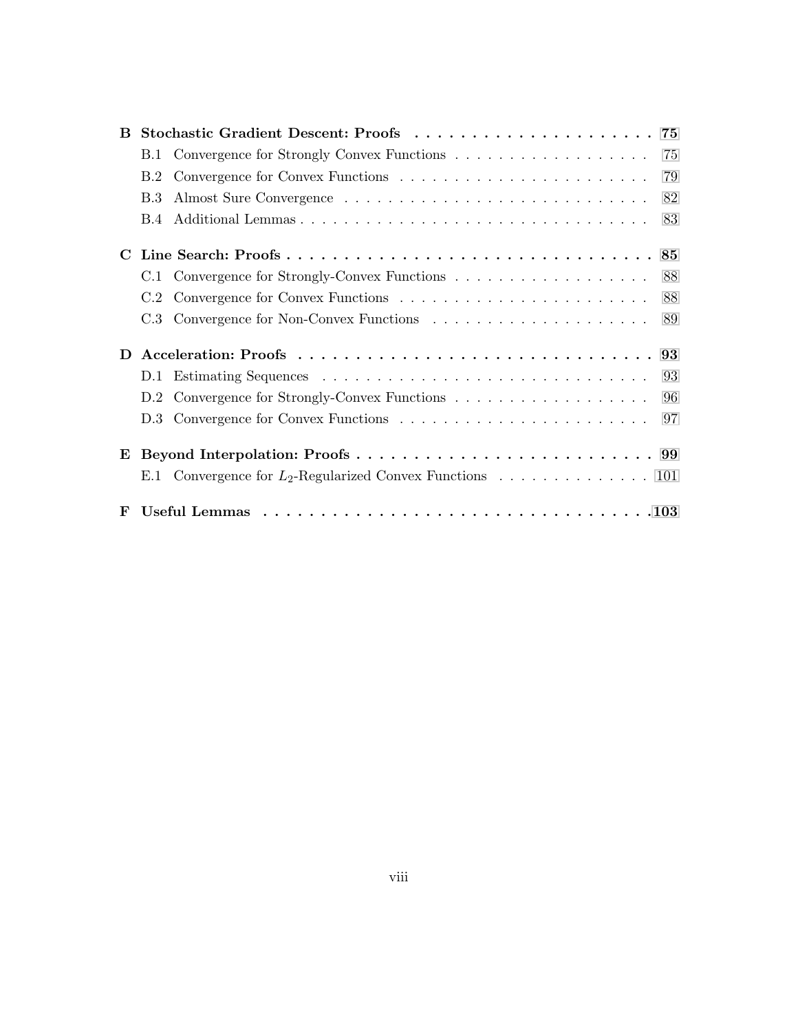**B Stochastic Gradient Descent: Proofs** . . . . . . . . . . . . . . . . . . . . . . **75**

B.1 Convergence for Strongly Convex Functions . . . . . . . . . . . . . . . . . . 75

B.2 Convergence for Convex Functions . . . . . . . . . . . . . . . . . . . . . . . 79

B.3 Almost Sure Convergence . . . . . . . . . . . . . . . . . . . . . . . . . . . . 82

B.4 Additional Lemmas . . . . . . . . . . . . . . . . . . . . . . . . . . . . . . . 83

**C Line Search: Proofs** . . . . . . . . . . . . . . . . . . . . . . . . . . . . . . . . **85**

C.1 Convergence for Strongly-Convex Functions . . . . . . . . . . . . . . . . . . 88

C.2 Convergence for Convex Functions . . . . . . . . . . . . . . . . . . . . . . . 88

C.3 Convergence for Non-Convex Functions . . . . . . . . . . . . . . . . . . . . 89

**D Acceleration: Proofs** . . . . . . . . . . . . . . . . . . . . . . . . . . . . . . . **93**

D.1 Estimating Sequences . . . . . . . . . . . . . . . . . . . . . . . . . . . . . . 93

D.2 Convergence for Strongly-Convex Functions . . . . . . . . . . . . . . . . . . 96

D.3 Convergence for Convex Functions . . . . . . . . . . . . . . . . . . . . . . . 97

**E Beyond Interpolation: Proofs** . . . . . . . . . . . . . . . . . . . . . . . . . . **99**

E.1 Convergence for $L_2$-Regularized Convex Functions . . . . . . . . . . . . . . 101

**F Useful Lemmas** . . . . . . . . . . . . . . . . . . . . . . . . . . . . . . . . . . **103**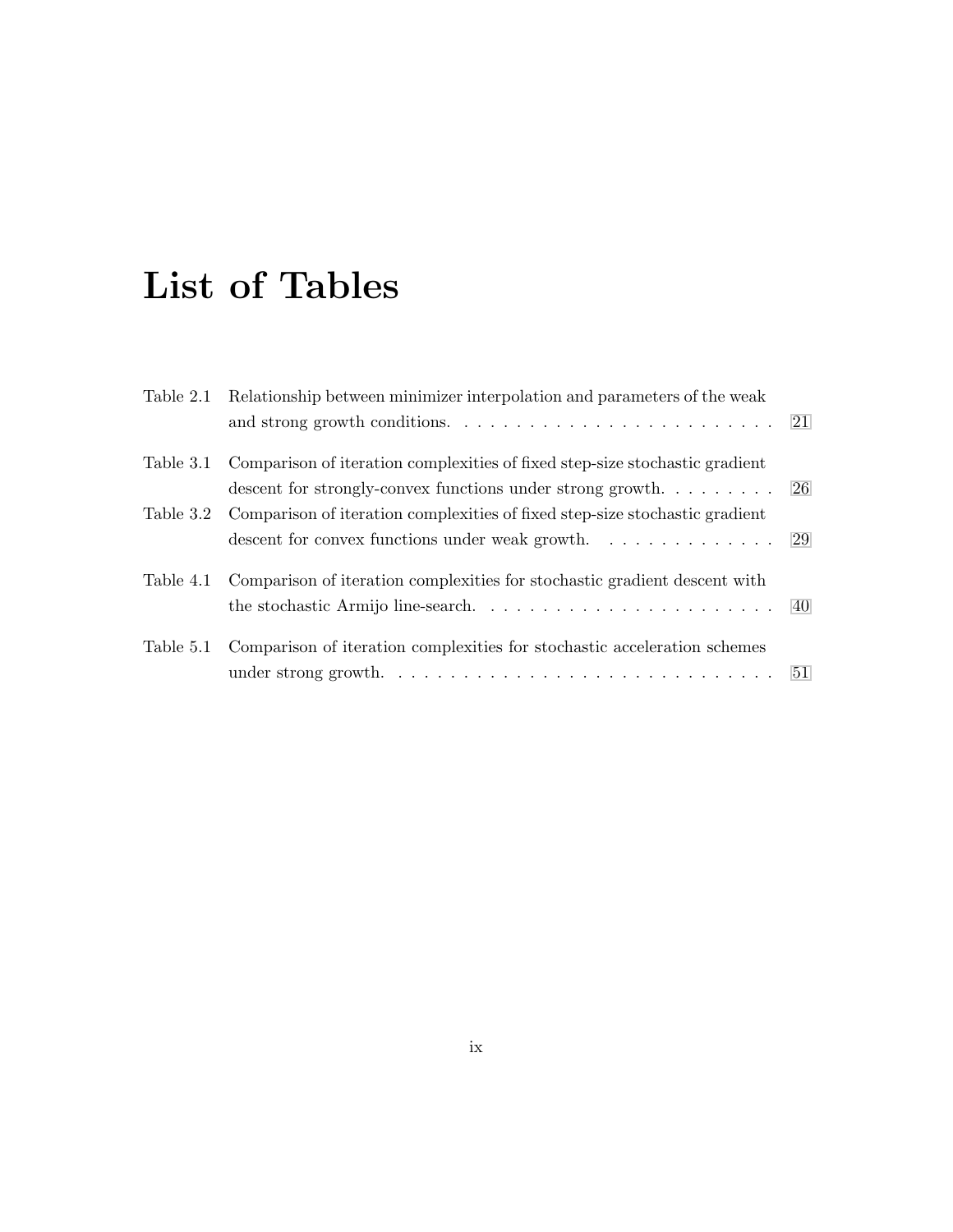# List of Tables

Table 2.1 Relationship between minimizer interpolation and parameters of the weak and strong growth conditions. . . . . . . . . . . . . . . . . . . . . . . . . 21

Table 3.1 Comparison of iteration complexities of fixed step-size stochastic gradient descent for strongly-convex functions under strong growth. . . . . . . . . 26

Table 3.2 Comparison of iteration complexities of fixed step-size stochastic gradient descent for convex functions under weak growth. . . . . . . . . . . . . . 29

Table 4.1 Comparison of iteration complexities for stochastic gradient descent with the stochastic Armijo line-search. . . . . . . . . . . . . . . . . . . . . . . 40

Table 5.1 Comparison of iteration complexities for stochastic acceleration schemes under strong growth. . . . . . . . . . . . . . . . . . . . . . . . . . . . . 51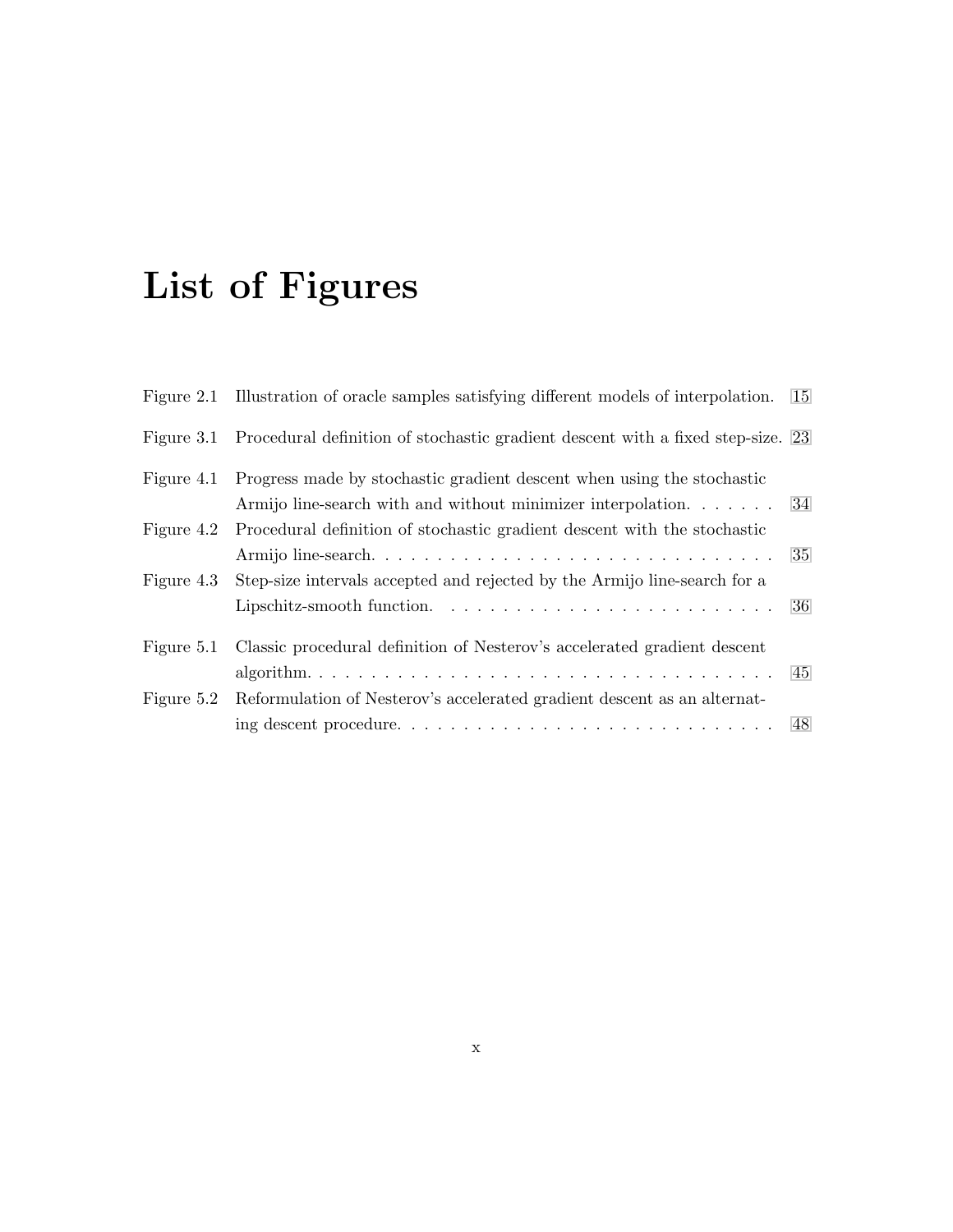# List of Figures

| | | |
|---|---|---|
| Figure 2.1 | Illustration of oracle samples satisfying different models of interpolation. | 15 |
| Figure 3.1 | Procedural definition of stochastic gradient descent with a fixed step-size. | 23 |
| Figure 4.1 | Progress made by stochastic gradient descent when using the stochastic Armijo line-search with and without minimizer interpolation. | 34 |
| Figure 4.2 | Procedural definition of stochastic gradient descent with the stochastic Armijo line-search. | 35 |
| Figure 4.3 | Step-size intervals accepted and rejected by the Armijo line-search for a Lipschitz-smooth function. | 36 |
| Figure 5.1 | Classic procedural definition of Nesterov's accelerated gradient descent algorithm. | 45 |
| Figure 5.2 | Reformulation of Nesterov's accelerated gradient descent as an alternating descent procedure. | 48 |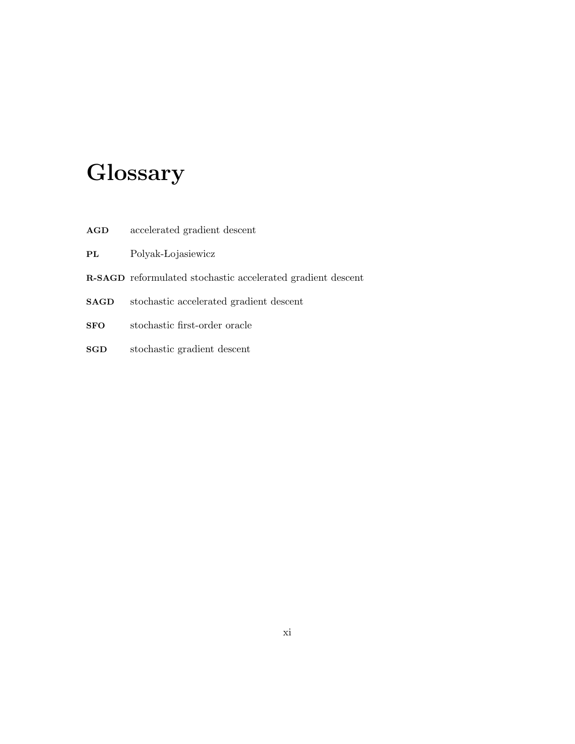# Glossary

**AGD** accelerated gradient descent

**PL** Polyak-Łojasiewicz

**R-SAGD** reformulated stochastic accelerated gradient descent

**SAGD** stochastic accelerated gradient descent

**SFO** stochastic first-order oracle

**SGD** stochastic gradient descent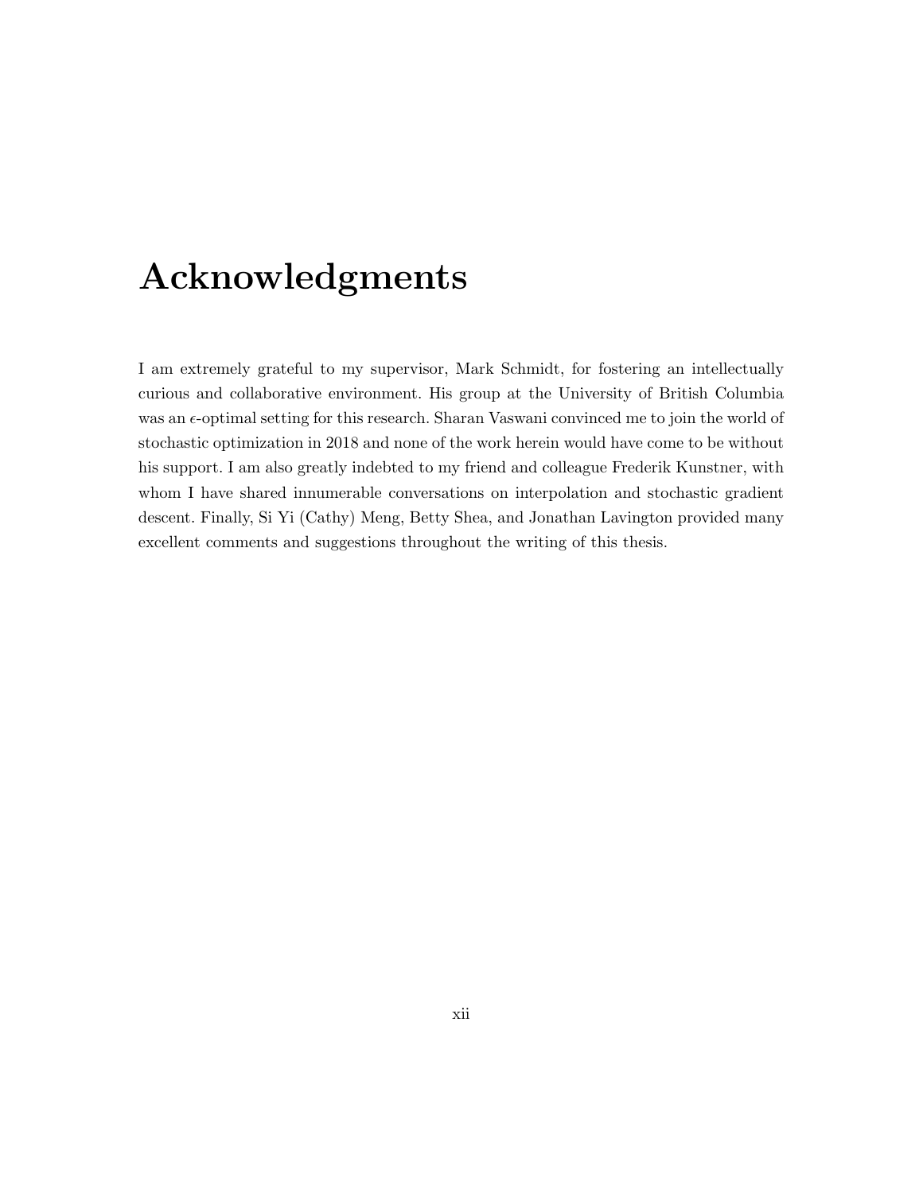# Acknowledgments

I am extremely grateful to my supervisor, Mark Schmidt, for fostering an intellectually curious and collaborative environment. His group at the University of British Columbia was an $\epsilon$-optimal setting for this research. Sharan Vaswani convinced me to join the world of stochastic optimization in 2018 and none of the work herein would have come to be without his support. I am also greatly indebted to my friend and colleague Frederik Kunstner, with whom I have shared innumerable conversations on interpolation and stochastic gradient descent. Finally, Si Yi (Cathy) Meng, Betty Shea, and Jonathan Lavington provided many excellent comments and suggestions throughout the writing of this thesis.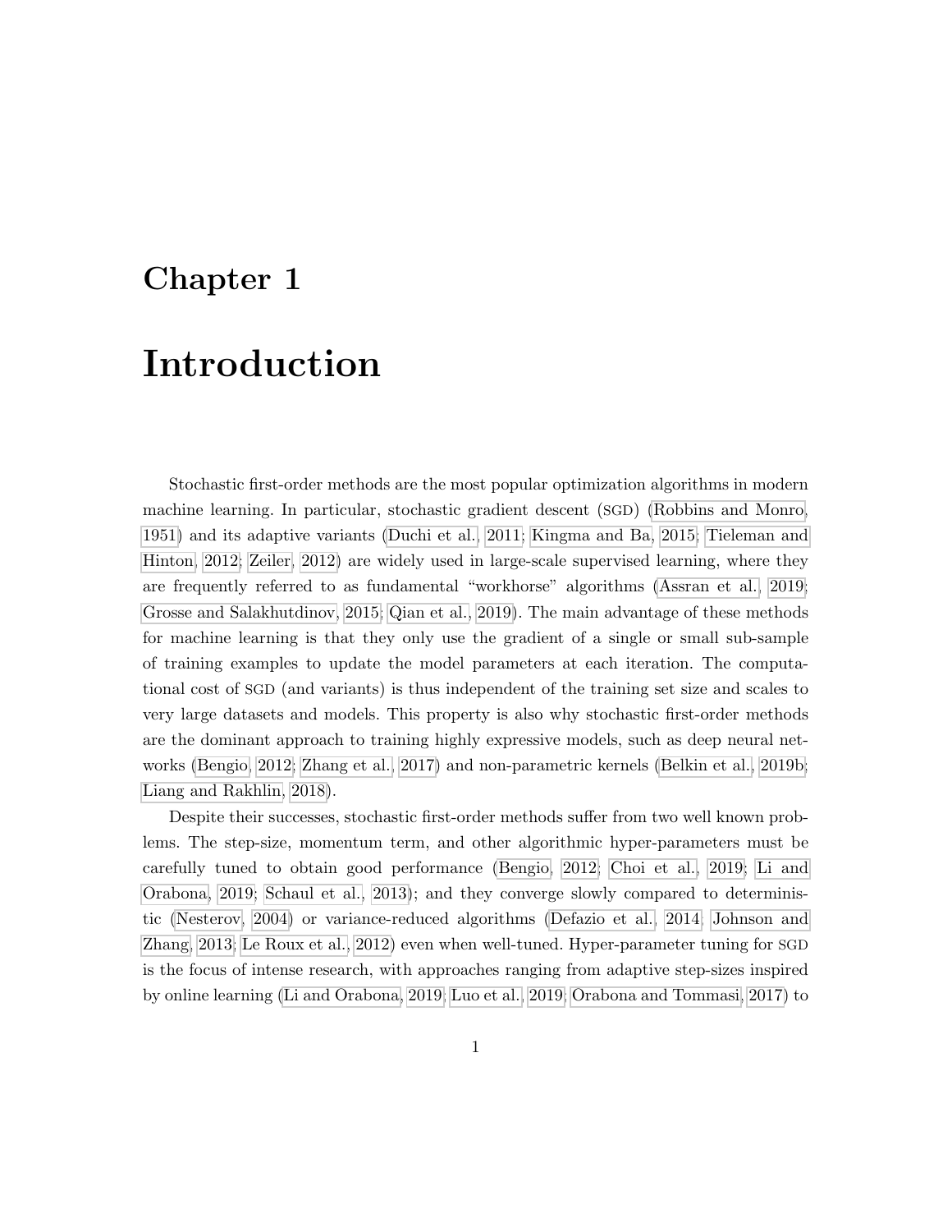# Chapter 1

# Introduction

Stochastic first-order methods are the most popular optimization algorithms in modern machine learning. In particular, stochastic gradient descent (SGD) (Robbins and Monro, 1951) and its adaptive variants (Duchi et al., 2011; Kingma and Ba, 2015; Tieleman and Hinton, 2012; Zeiler, 2012) are widely used in large-scale supervised learning, where they are frequently referred to as fundamental "workhorse" algorithms (Assran et al., 2019; Grosse and Salakhutdinov, 2015; Qian et al., 2019). The main advantage of these methods for machine learning is that they only use the gradient of a single or small sub-sample of training examples to update the model parameters at each iteration. The computational cost of SGD (and variants) is thus independent of the training set size and scales to very large datasets and models. This property is also why stochastic first-order methods are the dominant approach to training highly expressive models, such as deep neural networks (Bengio, 2012; Zhang et al., 2017) and non-parametric kernels (Belkin et al., 2019b; Liang and Rakhlin, 2018).

Despite their successes, stochastic first-order methods suffer from two well known problems. The step-size, momentum term, and other algorithmic hyper-parameters must be carefully tuned to obtain good performance (Bengio, 2012; Choi et al., 2019; Li and Orabona, 2019; Schaul et al., 2013); and they converge slowly compared to deterministic (Nesterov, 2004) or variance-reduced algorithms (Defazio et al., 2014; Johnson and Zhang, 2013; Le Roux et al., 2012) even when well-tuned. Hyper-parameter tuning for SGD is the focus of intense research, with approaches ranging from adaptive step-sizes inspired by online learning (Li and Orabona, 2019; Luo et al., 2019; Orabona and Tommasi, 2017) to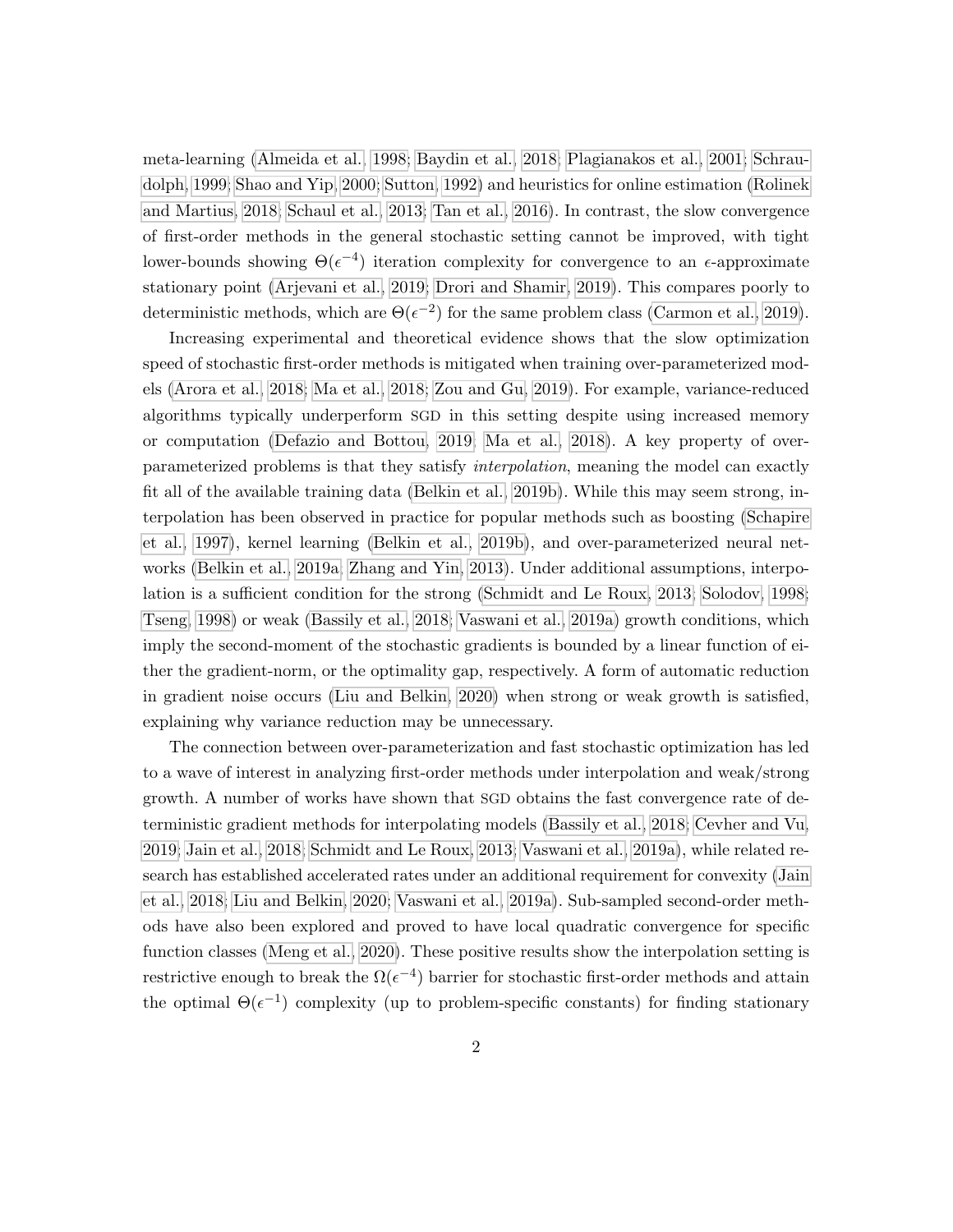meta-learning (Almeida et al., 1998; Baydin et al., 2018; Plagianakos et al., 2001; Schraudolph, 1999; Shao and Yip, 2000; Sutton, 1992) and heuristics for online estimation (Rolinek and Martius, 2018; Schaul et al., 2013; Tan et al., 2016). In contrast, the slow convergence of first-order methods in the general stochastic setting cannot be improved, with tight lower-bounds showing $\Theta(\epsilon^{-4})$ iteration complexity for convergence to an $\epsilon$-approximate stationary point (Arjevani et al., 2019; Drori and Shamir, 2019). This compares poorly to deterministic methods, which are $\Theta(\epsilon^{-2})$ for the same problem class (Carmon et al., 2019).

Increasing experimental and theoretical evidence shows that the slow optimization speed of stochastic first-order methods is mitigated when training over-parameterized models (Arora et al., 2018; Ma et al., 2018; Zou and Gu, 2019). For example, variance-reduced algorithms typically underperform SGD in this setting despite using increased memory or computation (Defazio and Bottou, 2019; Ma et al., 2018). A key property of over-parameterized problems is that they satisfy *interpolation*, meaning the model can exactly fit all of the available training data (Belkin et al., 2019b). While this may seem strong, interpolation has been observed in practice for popular methods such as boosting (Schapire et al., 1997), kernel learning (Belkin et al., 2019b), and over-parameterized neural networks (Belkin et al., 2019a; Zhang and Yin, 2013). Under additional assumptions, interpolation is a sufficient condition for the strong (Schmidt and Le Roux, 2013; Solodov, 1998; Tseng, 1998) or weak (Bassily et al., 2018; Vaswani et al., 2019a) growth conditions, which imply the second-moment of the stochastic gradients is bounded by a linear function of either the gradient-norm, or the optimality gap, respectively. A form of automatic reduction in gradient noise occurs (Liu and Belkin, 2020) when strong or weak growth is satisfied, explaining why variance reduction may be unnecessary.

The connection between over-parameterization and fast stochastic optimization has led to a wave of interest in analyzing first-order methods under interpolation and weak/strong growth. A number of works have shown that SGD obtains the fast convergence rate of deterministic gradient methods for interpolating models (Bassily et al., 2018; Cevher and Vu, 2019; Jain et al., 2018; Schmidt and Le Roux, 2013; Vaswani et al., 2019a), while related research has established accelerated rates under an additional requirement for convexity (Jain et al., 2018; Liu and Belkin, 2020; Vaswani et al., 2019a). Sub-sampled second-order methods have also been explored and proved to have local quadratic convergence for specific function classes (Meng et al., 2020). These positive results show the interpolation setting is restrictive enough to break the $\Omega(\epsilon^{-4})$ barrier for stochastic first-order methods and attain the optimal $\Theta(\epsilon^{-1})$ complexity (up to problem-specific constants) for finding stationary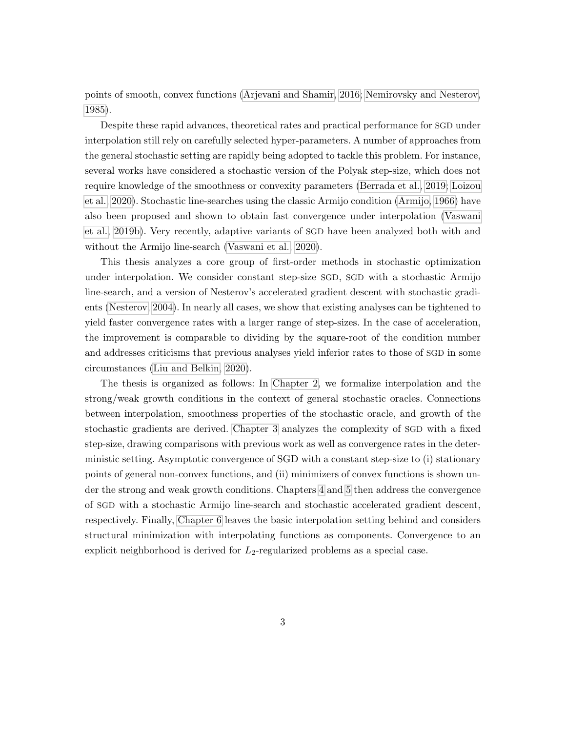points of smooth, convex functions (Arjevani and Shamir, 2016; Nemirovsky and Nesterov, 1985).

Despite these rapid advances, theoretical rates and practical performance for SGD under interpolation still rely on carefully selected hyper-parameters. A number of approaches from the general stochastic setting are rapidly being adopted to tackle this problem. For instance, several works have considered a stochastic version of the Polyak step-size, which does not require knowledge of the smoothness or convexity parameters (Berrada et al., 2019; Loizou et al., 2020). Stochastic line-searches using the classic Armijo condition (Armijo, 1966) have also been proposed and shown to obtain fast convergence under interpolation (Vaswani et al., 2019b). Very recently, adaptive variants of SGD have been analyzed both with and without the Armijo line-search (Vaswani et al., 2020).

This thesis analyzes a core group of first-order methods in stochastic optimization under interpolation. We consider constant step-size SGD, SGD with a stochastic Armijo line-search, and a version of Nesterov's accelerated gradient descent with stochastic gradients (Nesterov, 2004). In nearly all cases, we show that existing analyses can be tightened to yield faster convergence rates with a larger range of step-sizes. In the case of acceleration, the improvement is comparable to dividing by the square-root of the condition number and addresses criticisms that previous analyses yield inferior rates to those of SGD in some circumstances (Liu and Belkin, 2020).

The thesis is organized as follows: In Chapter 2, we formalize interpolation and the strong/weak growth conditions in the context of general stochastic oracles. Connections between interpolation, smoothness properties of the stochastic oracle, and growth of the stochastic gradients are derived. Chapter 3 analyzes the complexity of SGD with a fixed step-size, drawing comparisons with previous work as well as convergence rates in the deterministic setting. Asymptotic convergence of SGD with a constant step-size to (i) stationary points of general non-convex functions, and (ii) minimizers of convex functions is shown under the strong and weak growth conditions. Chapters 4 and 5 then address the convergence of SGD with a stochastic Armijo line-search and stochastic accelerated gradient descent, respectively. Finally, Chapter 6 leaves the basic interpolation setting behind and considers structural minimization with interpolating functions as components. Convergence to an explicit neighborhood is derived for $L_2$-regularized problems as a special case.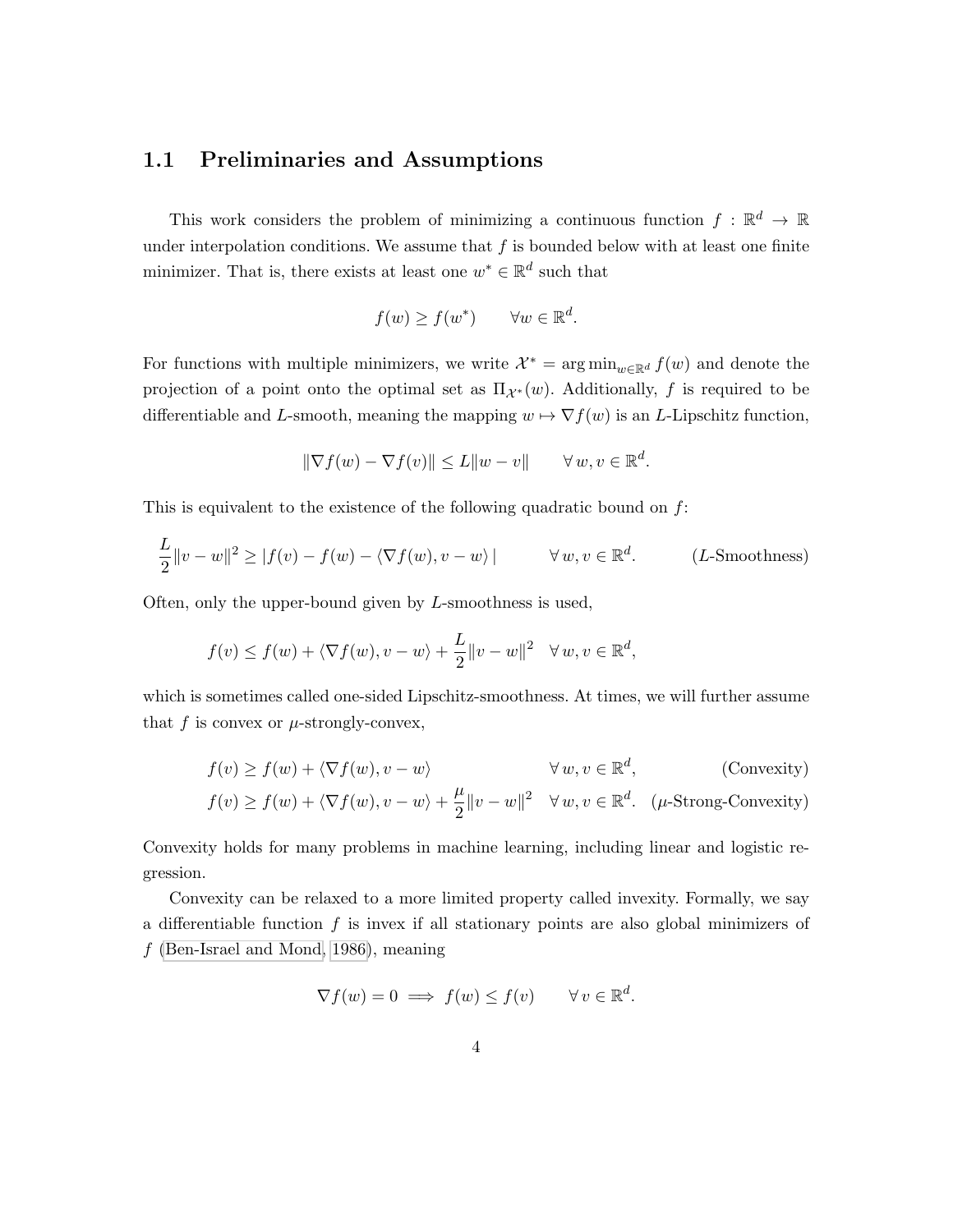## 1.1 Preliminaries and Assumptions

This work considers the problem of minimizing a continuous function $f : \mathbb{R}^d \to \mathbb{R}$ under interpolation conditions. We assume that $f$ is bounded below with at least one finite minimizer. That is, there exists at least one $w^* \in \mathbb{R}^d$ such that

$$f(w) \geq f(w^*) \qquad \forall w \in \mathbb{R}^d.$$

For functions with multiple minimizers, we write $\mathcal{X}^* = \arg\min_{w \in \mathbb{R}^d} f(w)$ and denote the projection of a point onto the optimal set as $\Pi_{\mathcal{X}^*}(w)$. Additionally, $f$ is required to be differentiable and $L$-smooth, meaning the mapping $w \mapsto \nabla f(w)$ is an $L$-Lipschitz function,

$$\|\nabla f(w) - \nabla f(v)\| \leq L\|w - v\| \qquad \forall\, w, v \in \mathbb{R}^d.$$

This is equivalent to the existence of the following quadratic bound on $f$:

$$\frac{L}{2}\|v - w\|^2 \geq |f(v) - f(w) - \langle \nabla f(w), v - w \rangle| \qquad \forall\, w, v \in \mathbb{R}^d. \qquad (L\text{-Smoothness})$$

Often, only the upper-bound given by $L$-smoothness is used,

$$f(v) \leq f(w) + \langle \nabla f(w), v - w \rangle + \frac{L}{2}\|v - w\|^2 \quad \forall\, w, v \in \mathbb{R}^d,$$

which is sometimes called one-sided Lipschitz-smoothness. At times, we will further assume that $f$ is convex or $\mu$-strongly-convex,

$$f(v) \geq f(w) + \langle \nabla f(w), v - w \rangle \qquad \forall\, w, v \in \mathbb{R}^d, \qquad \text{(Convexity)}$$

$$f(v) \geq f(w) + \langle \nabla f(w), v - w \rangle + \frac{\mu}{2}\|v - w\|^2 \quad \forall\, w, v \in \mathbb{R}^d. \quad (\mu\text{-Strong-Convexity})$$

Convexity holds for many problems in machine learning, including linear and logistic regression.

Convexity can be relaxed to a more limited property called invexity. Formally, we say a differentiable function $f$ is invex if all stationary points are also global minimizers of $f$ (Ben-Israel and Mond, 1986), meaning

$$\nabla f(w) = 0 \implies f(w) \leq f(v) \qquad \forall\, v \in \mathbb{R}^d.$$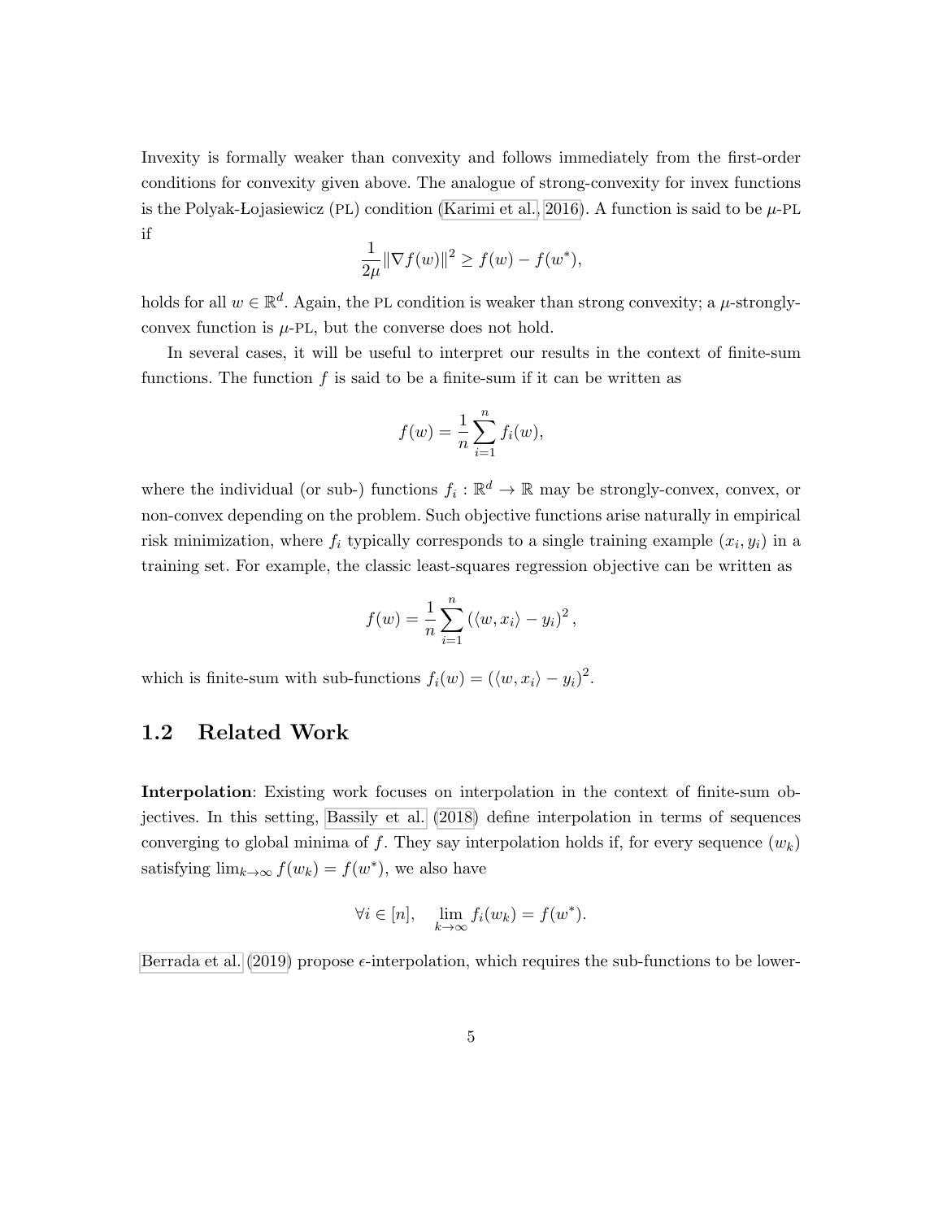Invexity is formally weaker than convexity and follows immediately from the first-order conditions for convexity given above. The analogue of strong-convexity for invex functions is the Polyak-Łojasiewicz (PL) condition (Karimi et al., 2016). A function is said to be $\mu$-PL if

$$\frac{1}{2\mu}\|\nabla f(w)\|^2 \geq f(w) - f(w^*),$$

holds for all $w \in \mathbb{R}^d$. Again, the PL condition is weaker than strong convexity; a $\mu$-strongly-convex function is $\mu$-PL, but the converse does not hold.

In several cases, it will be useful to interpret our results in the context of finite-sum functions. The function $f$ is said to be a finite-sum if it can be written as

$$f(w) = \frac{1}{n}\sum_{i=1}^{n} f_i(w),$$

where the individual (or sub-) functions $f_i : \mathbb{R}^d \to \mathbb{R}$ may be strongly-convex, convex, or non-convex depending on the problem. Such objective functions arise naturally in empirical risk minimization, where $f_i$ typically corresponds to a single training example $(x_i, y_i)$ in a training set. For example, the classic least-squares regression objective can be written as

$$f(w) = \frac{1}{n}\sum_{i=1}^{n} \left(\langle w, x_i \rangle - y_i\right)^2,$$

which is finite-sum with sub-functions $f_i(w) = (\langle w, x_i \rangle - y_i)^2$.

## 1.2 Related Work

**Interpolation**: Existing work focuses on interpolation in the context of finite-sum objectives. In this setting, Bassily et al. (2018) define interpolation in terms of sequences converging to global minima of $f$. They say interpolation holds if, for every sequence $(w_k)$ satisfying $\lim_{k\to\infty} f(w_k) = f(w^*)$, we also have

$$\forall i \in [n], \quad \lim_{k\to\infty} f_i(w_k) = f(w^*).$$

Berrada et al. (2019) propose $\epsilon$-interpolation, which requires the sub-functions to be lower-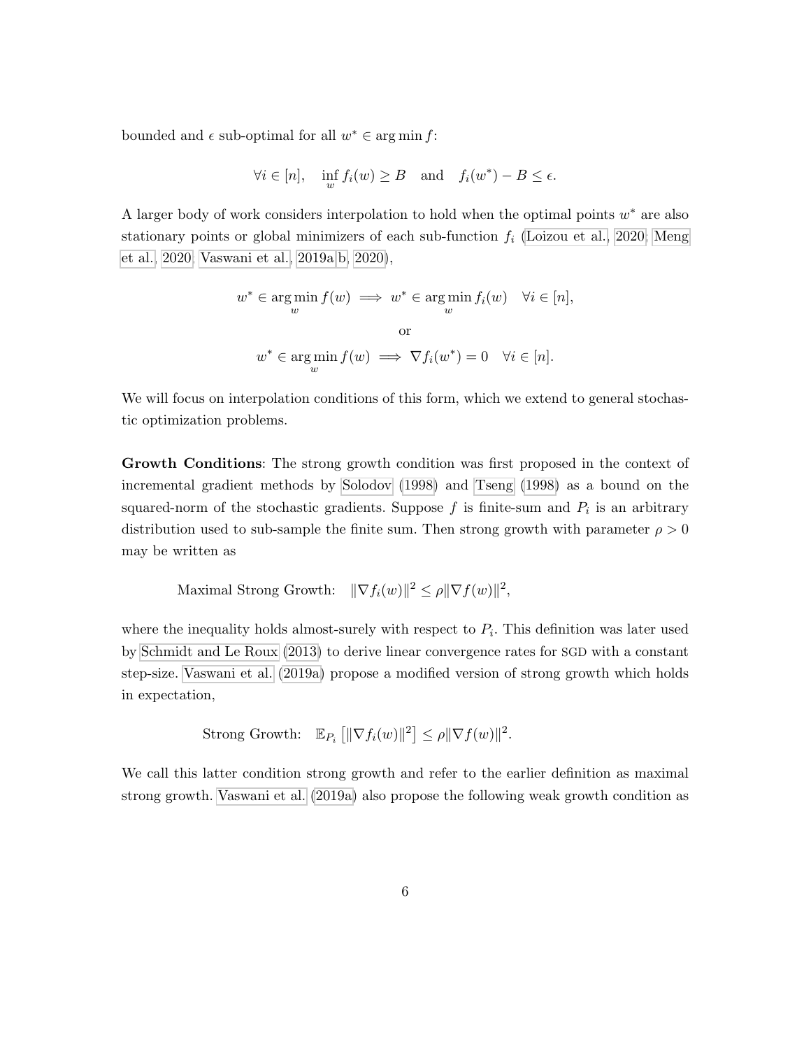bounded and $\epsilon$ sub-optimal for all $w^* \in \arg\min f$:

$$\forall i \in [n], \quad \inf_w f_i(w) \geq B \quad \text{and} \quad f_i(w^*) - B \leq \epsilon.$$

A larger body of work considers interpolation to hold when the optimal points $w^*$ are also stationary points or global minimizers of each sub-function $f_i$ (Loizou et al., 2020; Meng et al., 2020; Vaswani et al., 2019a,b, 2020),

$$w^* \in \arg\min_w f(w) \implies w^* \in \arg\min_w f_i(w) \quad \forall i \in [n],$$

$$\text{or}$$

$$w^* \in \arg\min_w f(w) \implies \nabla f_i(w^*) = 0 \quad \forall i \in [n].$$

We will focus on interpolation conditions of this form, which we extend to general stochastic optimization problems.

**Growth Conditions**: The strong growth condition was first proposed in the context of incremental gradient methods by Solodov (1998) and Tseng (1998) as a bound on the squared-norm of the stochastic gradients. Suppose $f$ is finite-sum and $P_i$ is an arbitrary distribution used to sub-sample the finite sum. Then strong growth with parameter $\rho > 0$ may be written as

$$\text{Maximal Strong Growth:} \quad \|\nabla f_i(w)\|^2 \leq \rho \|\nabla f(w)\|^2,$$

where the inequality holds almost-surely with respect to $P_i$. This definition was later used by Schmidt and Le Roux (2013) to derive linear convergence rates for SGD with a constant step-size. Vaswani et al. (2019a) propose a modified version of strong growth which holds in expectation,

$$\text{Strong Growth:} \quad \mathbb{E}_{P_i}\left[\|\nabla f_i(w)\|^2\right] \leq \rho \|\nabla f(w)\|^2.$$

We call this latter condition strong growth and refer to the earlier definition as maximal strong growth. Vaswani et al. (2019a) also propose the following weak growth condition as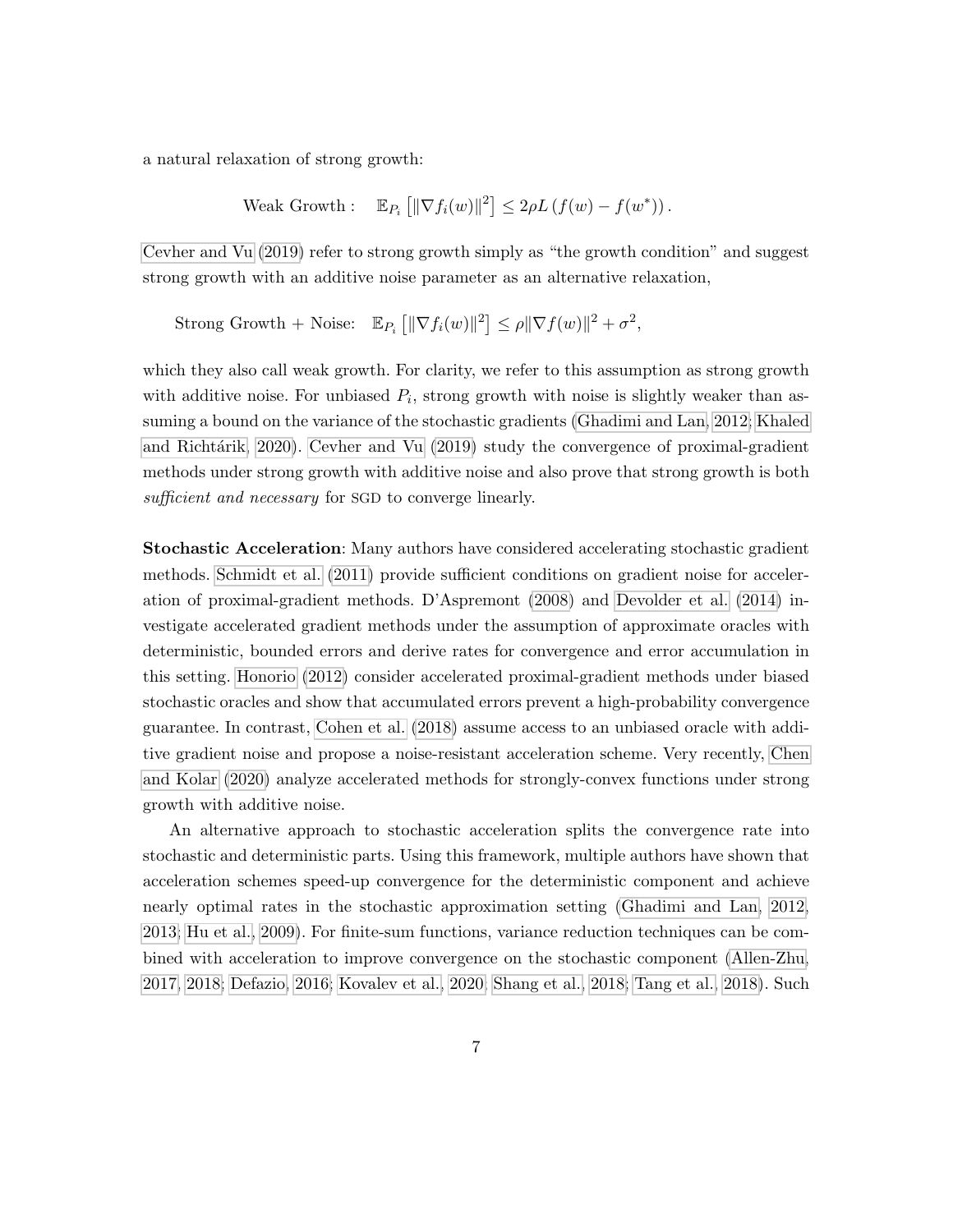a natural relaxation of strong growth:

$$\text{Weak Growth}: \quad \mathbb{E}_{P_i}\left[\|\nabla f_i(w)\|^2\right] \leq 2\rho L\left(f(w) - f(w^*)\right).$$

Cevher and Vu (2019) refer to strong growth simply as "the growth condition" and suggest strong growth with an additive noise parameter as an alternative relaxation,

$$\text{Strong Growth + Noise}: \quad \mathbb{E}_{P_i}\left[\|\nabla f_i(w)\|^2\right] \leq \rho\|\nabla f(w)\|^2 + \sigma^2,$$

which they also call weak growth. For clarity, we refer to this assumption as strong growth with additive noise. For unbiased $P_i$, strong growth with noise is slightly weaker than assuming a bound on the variance of the stochastic gradients (Ghadimi and Lan, 2012; Khaled and Richtárik, 2020). Cevher and Vu (2019) study the convergence of proximal-gradient methods under strong growth with additive noise and also prove that strong growth is both *sufficient and necessary* for SGD to converge linearly.

**Stochastic Acceleration**: Many authors have considered accelerating stochastic gradient methods. Schmidt et al. (2011) provide sufficient conditions on gradient noise for acceleration of proximal-gradient methods. D'Aspremont (2008) and Devolder et al. (2014) investigate accelerated gradient methods under the assumption of approximate oracles with deterministic, bounded errors and derive rates for convergence and error accumulation in this setting. Honorio (2012) consider accelerated proximal-gradient methods under biased stochastic oracles and show that accumulated errors prevent a high-probability convergence guarantee. In contrast, Cohen et al. (2018) assume access to an unbiased oracle with additive gradient noise and propose a noise-resistant acceleration scheme. Very recently, Chen and Kolar (2020) analyze accelerated methods for strongly-convex functions under strong growth with additive noise.

An alternative approach to stochastic acceleration splits the convergence rate into stochastic and deterministic parts. Using this framework, multiple authors have shown that acceleration schemes speed-up convergence for the deterministic component and achieve nearly optimal rates in the stochastic approximation setting (Ghadimi and Lan, 2012, 2013; Hu et al., 2009). For finite-sum functions, variance reduction techniques can be combined with acceleration to improve convergence on the stochastic component (Allen-Zhu, 2017, 2018; Defazio, 2016; Kovalev et al., 2020; Shang et al., 2018; Tang et al., 2018). Such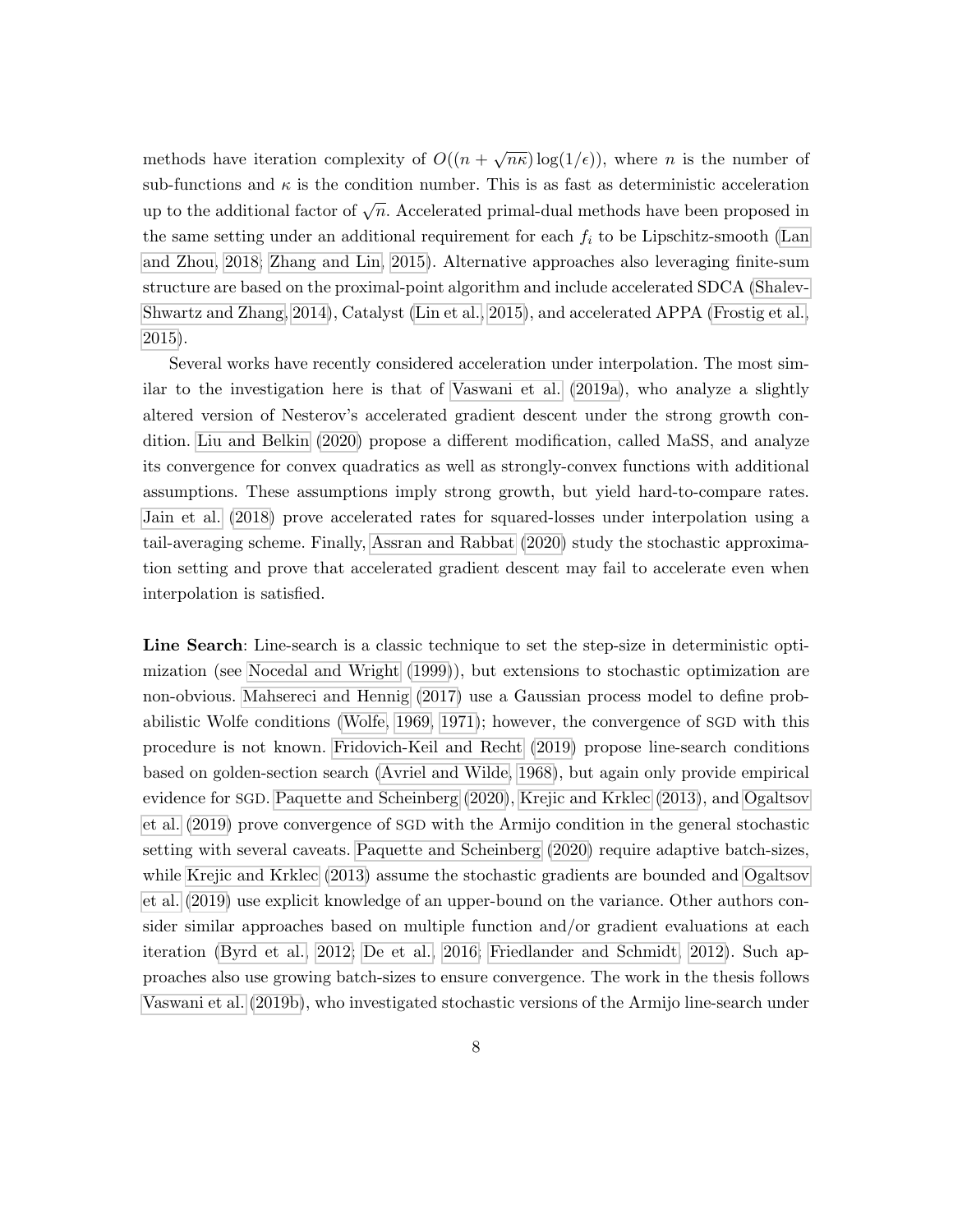methods have iteration complexity of $O((n + \sqrt{n\kappa}) \log(1/\epsilon))$, where $n$ is the number of sub-functions and $\kappa$ is the condition number. This is as fast as deterministic acceleration up to the additional factor of $\sqrt{n}$. Accelerated primal-dual methods have been proposed in the same setting under an additional requirement for each $f_i$ to be Lipschitz-smooth (Lan and Zhou, 2018; Zhang and Lin, 2015). Alternative approaches also leveraging finite-sum structure are based on the proximal-point algorithm and include accelerated SDCA (Shalev-Shwartz and Zhang, 2014), Catalyst (Lin et al., 2015), and accelerated APPA (Frostig et al., 2015).

Several works have recently considered acceleration under interpolation. The most similar to the investigation here is that of Vaswani et al. (2019a), who analyze a slightly altered version of Nesterov's accelerated gradient descent under the strong growth condition. Liu and Belkin (2020) propose a different modification, called MaSS, and analyze its convergence for convex quadratics as well as strongly-convex functions with additional assumptions. These assumptions imply strong growth, but yield hard-to-compare rates. Jain et al. (2018) prove accelerated rates for squared-losses under interpolation using a tail-averaging scheme. Finally, Assran and Rabbat (2020) study the stochastic approximation setting and prove that accelerated gradient descent may fail to accelerate even when interpolation is satisfied.

**Line Search**: Line-search is a classic technique to set the step-size in deterministic optimization (see Nocedal and Wright (1999)), but extensions to stochastic optimization are non-obvious. Mahsereci and Hennig (2017) use a Gaussian process model to define probabilistic Wolfe conditions (Wolfe, 1969, 1971); however, the convergence of SGD with this procedure is not known. Fridovich-Keil and Recht (2019) propose line-search conditions based on golden-section search (Avriel and Wilde, 1968), but again only provide empirical evidence for SGD. Paquette and Scheinberg (2020), Krejic and Krklec (2013), and Ogaltsov et al. (2019) prove convergence of SGD with the Armijo condition in the general stochastic setting with several caveats. Paquette and Scheinberg (2020) require adaptive batch-sizes, while Krejic and Krklec (2013) assume the stochastic gradients are bounded and Ogaltsov et al. (2019) use explicit knowledge of an upper-bound on the variance. Other authors consider similar approaches based on multiple function and/or gradient evaluations at each iteration (Byrd et al., 2012; De et al., 2016; Friedlander and Schmidt, 2012). Such approaches also use growing batch-sizes to ensure convergence. The work in the thesis follows Vaswani et al. (2019b), who investigated stochastic versions of the Armijo line-search under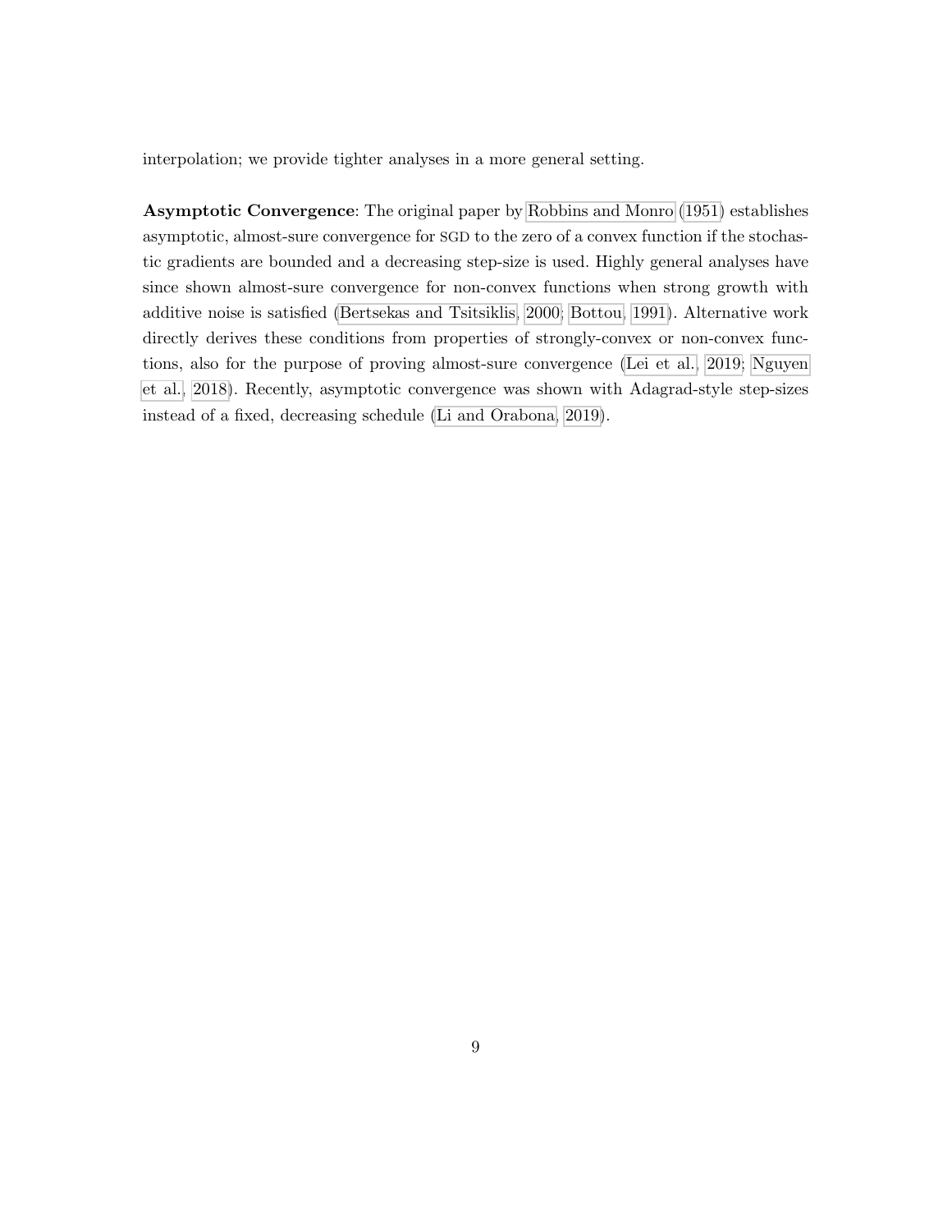interpolation; we provide tighter analyses in a more general setting.

**Asymptotic Convergence**: The original paper by Robbins and Monro (1951) establishes asymptotic, almost-sure convergence for SGD to the zero of a convex function if the stochastic gradients are bounded and a decreasing step-size is used. Highly general analyses have since shown almost-sure convergence for non-convex functions when strong growth with additive noise is satisfied (Bertsekas and Tsitsiklis, 2000; Bottou, 1991). Alternative work directly derives these conditions from properties of strongly-convex or non-convex functions, also for the purpose of proving almost-sure convergence (Lei et al., 2019; Nguyen et al., 2018). Recently, asymptotic convergence was shown with Adagrad-style step-sizes instead of a fixed, decreasing schedule (Li and Orabona, 2019).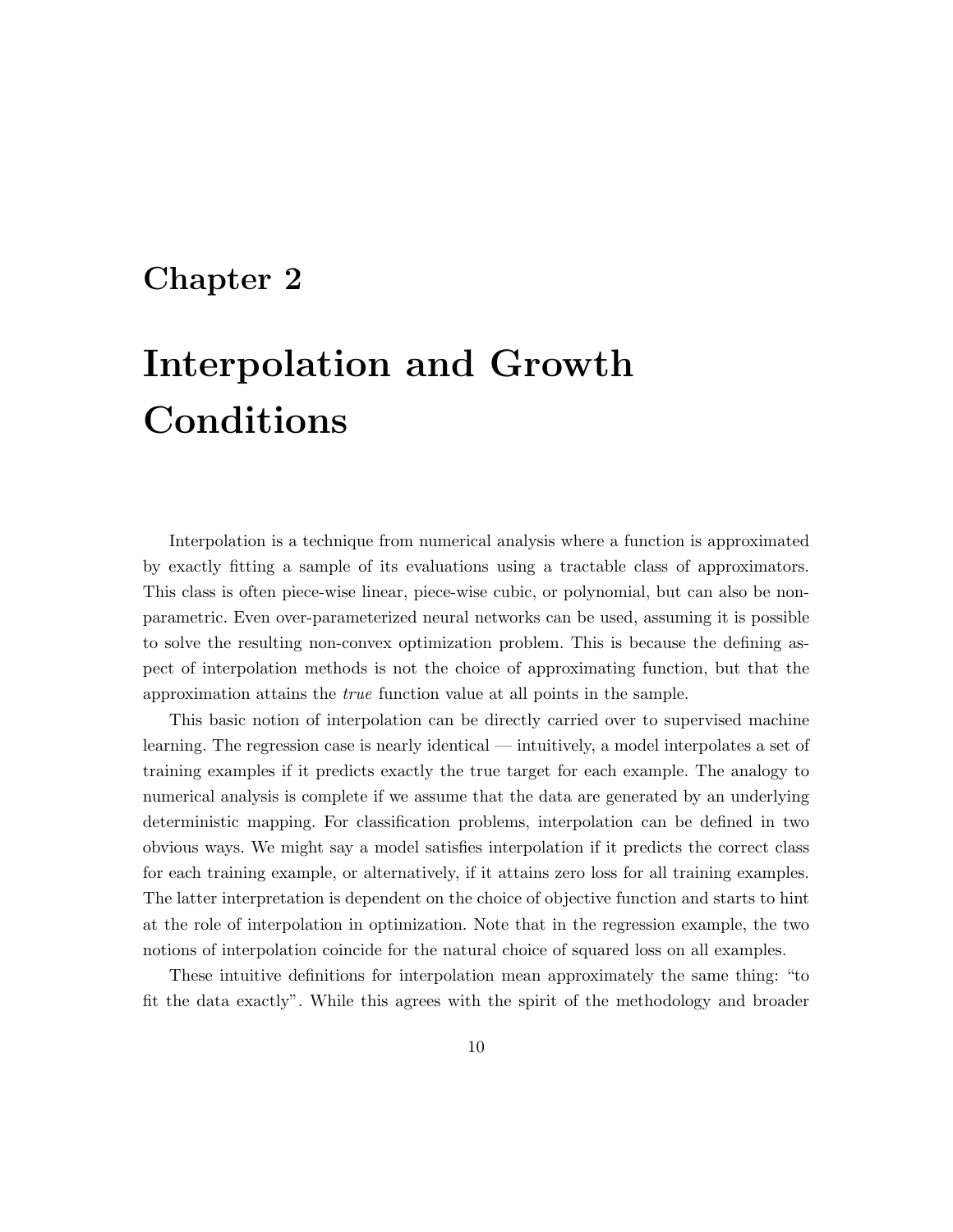# Chapter 2

# Interpolation and Growth Conditions

Interpolation is a technique from numerical analysis where a function is approximated by exactly fitting a sample of its evaluations using a tractable class of approximators. This class is often piece-wise linear, piece-wise cubic, or polynomial, but can also be non-parametric. Even over-parameterized neural networks can be used, assuming it is possible to solve the resulting non-convex optimization problem. This is because the defining aspect of interpolation methods is not the choice of approximating function, but that the approximation attains the *true* function value at all points in the sample.

This basic notion of interpolation can be directly carried over to supervised machine learning. The regression case is nearly identical — intuitively, a model interpolates a set of training examples if it predicts exactly the true target for each example. The analogy to numerical analysis is complete if we assume that the data are generated by an underlying deterministic mapping. For classification problems, interpolation can be defined in two obvious ways. We might say a model satisfies interpolation if it predicts the correct class for each training example, or alternatively, if it attains zero loss for all training examples. The latter interpretation is dependent on the choice of objective function and starts to hint at the role of interpolation in optimization. Note that in the regression example, the two notions of interpolation coincide for the natural choice of squared loss on all examples.

These intuitive definitions for interpolation mean approximately the same thing: "to fit the data exactly". While this agrees with the spirit of the methodology and broader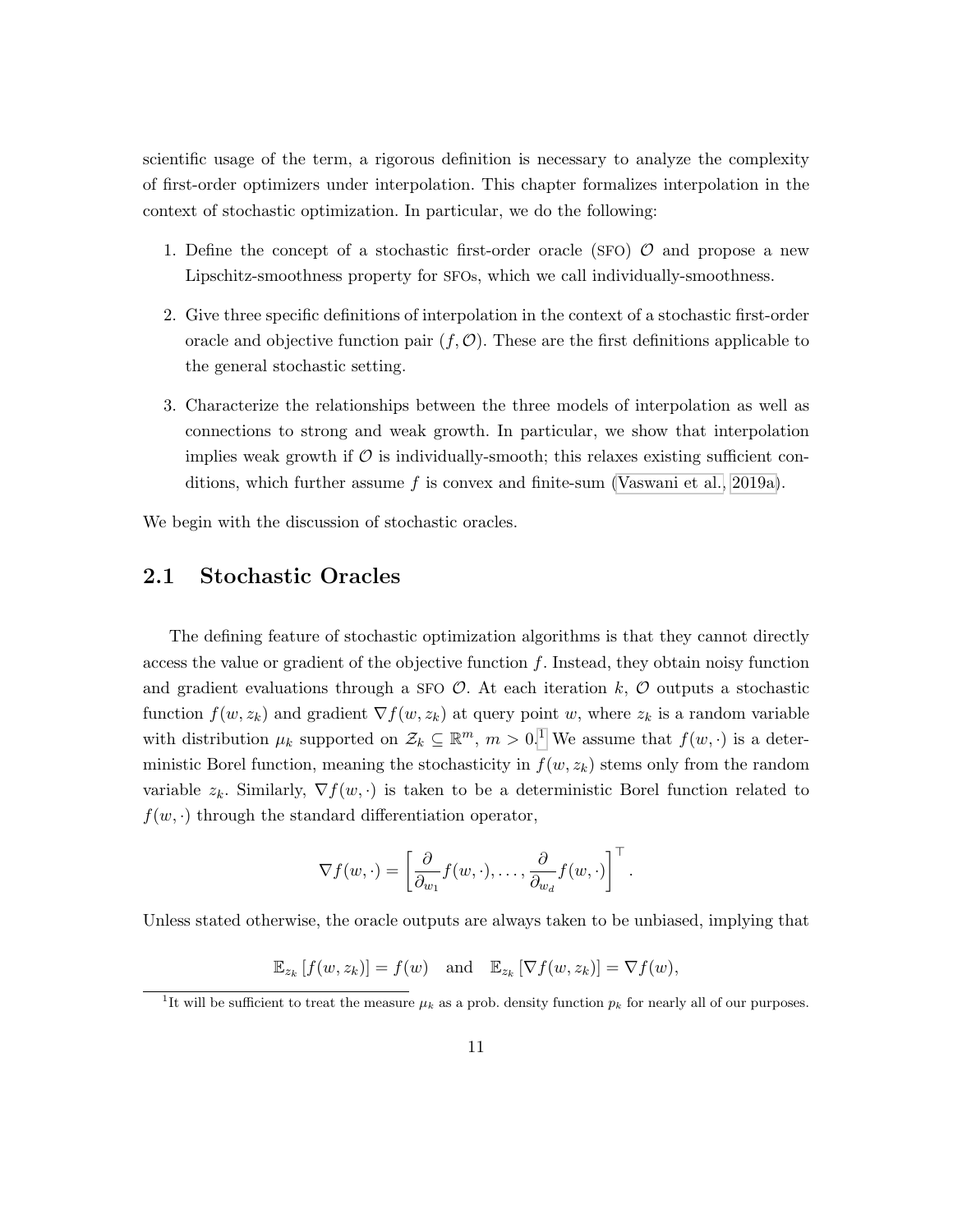scientific usage of the term, a rigorous definition is necessary to analyze the complexity of first-order optimizers under interpolation. This chapter formalizes interpolation in the context of stochastic optimization. In particular, we do the following:

1. Define the concept of a stochastic first-order oracle (SFO) $\mathcal{O}$ and propose a new Lipschitz-smoothness property for SFOs, which we call individually-smoothness.
2. Give three specific definitions of interpolation in the context of a stochastic first-order oracle and objective function pair $(f, \mathcal{O})$. These are the first definitions applicable to the general stochastic setting.
3. Characterize the relationships between the three models of interpolation as well as connections to strong and weak growth. In particular, we show that interpolation implies weak growth if $\mathcal{O}$ is individually-smooth; this relaxes existing sufficient conditions, which further assume $f$ is convex and finite-sum (Vaswani et al., 2019a).

We begin with the discussion of stochastic oracles.

## 2.1 Stochastic Oracles

The defining feature of stochastic optimization algorithms is that they cannot directly access the value or gradient of the objective function $f$. Instead, they obtain noisy function and gradient evaluations through a SFO $\mathcal{O}$. At each iteration $k$, $\mathcal{O}$ outputs a stochastic function $f(w, z_k)$ and gradient $\nabla f(w, z_k)$ at query point $w$, where $z_k$ is a random variable with distribution $\mu_k$ supported on $\mathcal{Z}_k \subseteq \mathbb{R}^m$, $m > 0$.[1] We assume that $f(w, \cdot)$ is a deterministic Borel function, meaning the stochasticity in $f(w, z_k)$ stems only from the random variable $z_k$. Similarly, $\nabla f(w, \cdot)$ is taken to be a deterministic Borel function related to $f(w, \cdot)$ through the standard differentiation operator,

$$\nabla f(w, \cdot) = \left[ \frac{\partial}{\partial_{w_1}} f(w, \cdot), \ldots, \frac{\partial}{\partial_{w_d}} f(w, \cdot) \right]^\top.$$

Unless stated otherwise, the oracle outputs are always taken to be unbiased, implying that

$$\mathbb{E}_{z_k} [f(w, z_k)] = f(w) \quad \text{and} \quad \mathbb{E}_{z_k} [\nabla f(w, z_k)] = \nabla f(w),$$

[1] It will be sufficient to treat the measure $\mu_k$ as a prob. density function $p_k$ for nearly all of our purposes.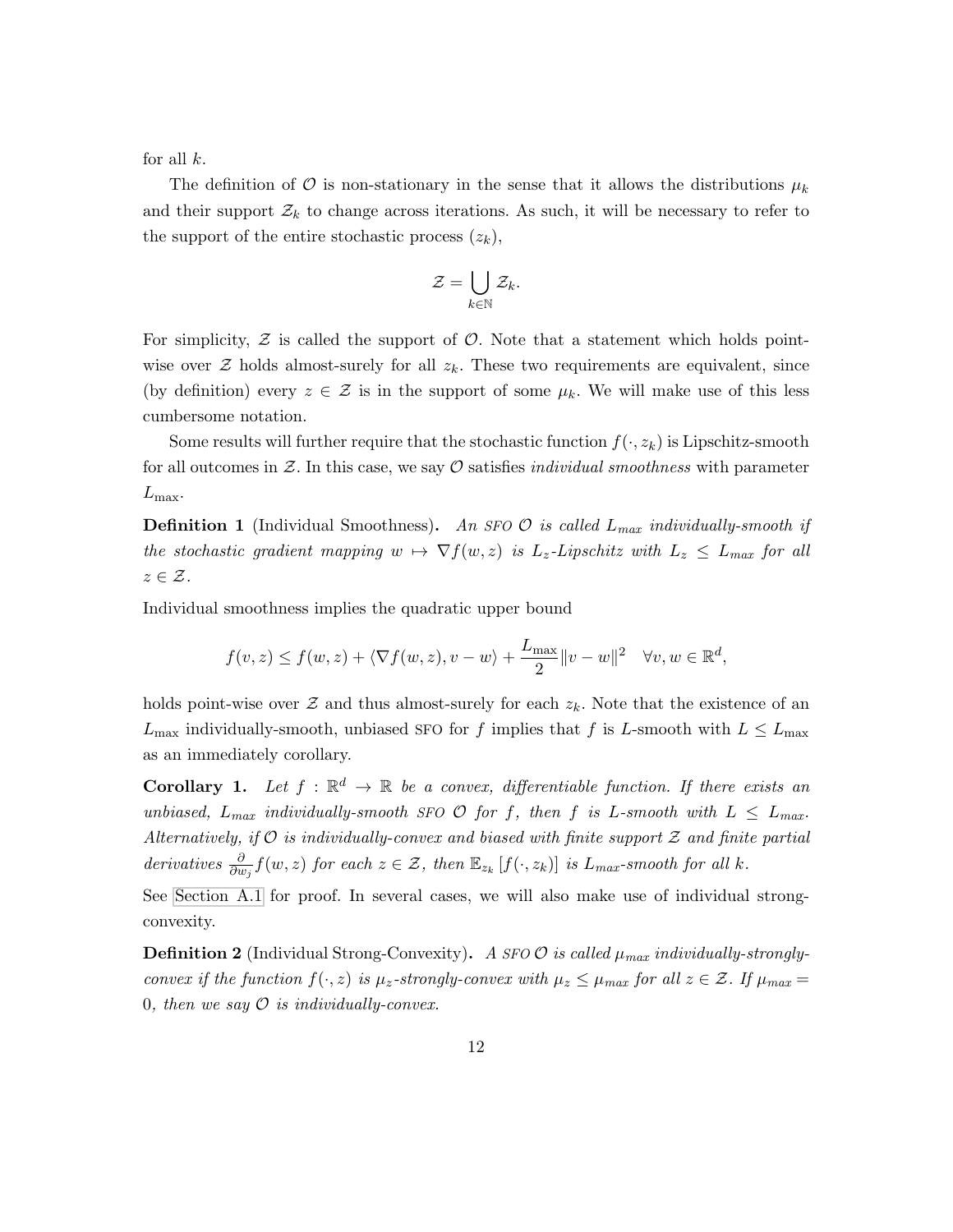for all $k$.

The definition of $\mathcal{O}$ is non-stationary in the sense that it allows the distributions $\mu_k$ and their support $\mathcal{Z}_k$ to change across iterations. As such, it will be necessary to refer to the support of the entire stochastic process $(z_k)$,

$$\mathcal{Z} = \bigcup_{k \in \mathbb{N}} \mathcal{Z}_k.$$

For simplicity, $\mathcal{Z}$ is called the support of $\mathcal{O}$. Note that a statement which holds point-wise over $\mathcal{Z}$ holds almost-surely for all $z_k$. These two requirements are equivalent, since (by definition) every $z \in \mathcal{Z}$ is in the support of some $\mu_k$. We will make use of this less cumbersome notation.

Some results will further require that the stochastic function $f(\cdot, z_k)$ is Lipschitz-smooth for all outcomes in $\mathcal{Z}$. In this case, we say $\mathcal{O}$ satisfies *individual smoothness* with parameter $L_{\max}$.

**Definition 1** (Individual Smoothness)**.** *An* SFO $\mathcal{O}$ *is called* $L_{max}$ *individually-smooth if the stochastic gradient mapping* $w \mapsto \nabla f(w, z)$ *is* $L_z$*-Lipschitz with* $L_z \leq L_{max}$ *for all* $z \in \mathcal{Z}$*.*

Individual smoothness implies the quadratic upper bound

$$f(v, z) \leq f(w, z) + \langle \nabla f(w, z), v - w \rangle + \frac{L_{\max}}{2} \|v - w\|^2 \quad \forall v, w \in \mathbb{R}^d,$$

holds point-wise over $\mathcal{Z}$ and thus almost-surely for each $z_k$. Note that the existence of an $L_{\max}$ individually-smooth, unbiased SFO for $f$ implies that $f$ is $L$-smooth with $L \leq L_{\max}$ as an immediately corollary.

**Corollary 1.** *Let* $f : \mathbb{R}^d \to \mathbb{R}$ *be a convex, differentiable function. If there exists an unbiased,* $L_{max}$ *individually-smooth* SFO $\mathcal{O}$ *for* $f$*, then* $f$ *is* $L$*-smooth with* $L \leq L_{max}$*. Alternatively, if* $\mathcal{O}$ *is individually-convex and biased with finite support* $\mathcal{Z}$ *and finite partial derivatives* $\frac{\partial}{\partial w_j} f(w, z)$ *for each* $z \in \mathcal{Z}$*, then* $\mathbb{E}_{z_k}[f(\cdot, z_k)]$ *is* $L_{max}$*-smooth for all* $k$*.*

See Section A.1 for proof. In several cases, we will also make use of individual strong-convexity.

**Definition 2** (Individual Strong-Convexity)**.** *A* SFO $\mathcal{O}$ *is called* $\mu_{max}$ *individually-strongly-convex if the function* $f(\cdot, z)$ *is* $\mu_z$*-strongly-convex with* $\mu_z \leq \mu_{max}$ *for all* $z \in \mathcal{Z}$*. If* $\mu_{max} = 0$*, then we say* $\mathcal{O}$ *is individually-convex.*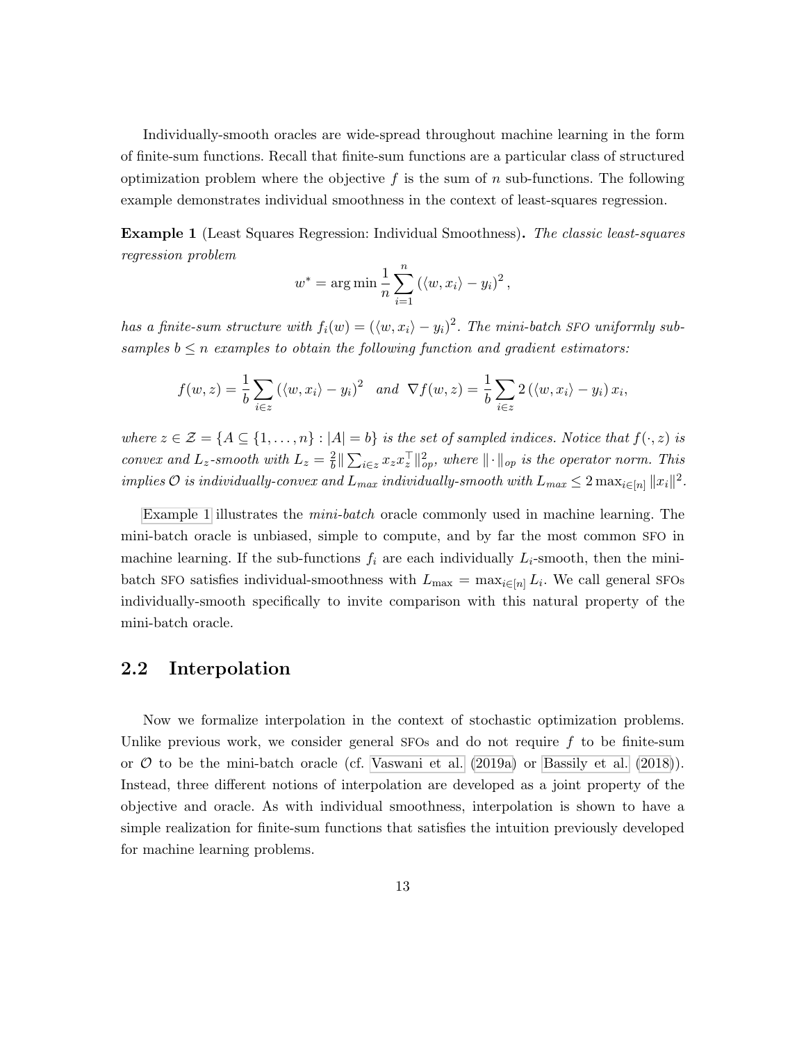Individually-smooth oracles are wide-spread throughout machine learning in the form of finite-sum functions. Recall that finite-sum functions are a particular class of structured optimization problem where the objective $f$ is the sum of $n$ sub-functions. The following example demonstrates individual smoothness in the context of least-squares regression.

**Example 1** (Least Squares Regression: Individual Smoothness)**.** *The classic least-squares regression problem*

$$w^* = \arg\min \frac{1}{n} \sum_{i=1}^{n} \left( \langle w, x_i \rangle - y_i \right)^2,$$

*has a finite-sum structure with $f_i(w) = (\langle w, x_i \rangle - y_i)^2$. The mini-batch SFO uniformly sub-samples $b \leq n$ examples to obtain the following function and gradient estimators:*

$$f(w, z) = \frac{1}{b} \sum_{i \in z} \left( \langle w, x_i \rangle - y_i \right)^2 \quad \text{and} \quad \nabla f(w, z) = \frac{1}{b} \sum_{i \in z} 2 \left( \langle w, x_i \rangle - y_i \right) x_i,$$

*where $z \in \mathcal{Z} = \{A \subseteq \{1, \ldots, n\} : |A| = b\}$ is the set of sampled indices. Notice that $f(\cdot, z)$ is convex and $L_z$-smooth with $L_z = \frac{2}{b} \| \sum_{i \in z} x_z x_z^\top \|_{op}^2$, where $\| \cdot \|_{op}$ is the operator norm. This implies $\mathcal{O}$ is individually-convex and $L_{max}$ individually-smooth with $L_{max} \leq 2 \max_{i \in [n]} \|x_i\|^2$.*

Example 1 illustrates the *mini-batch* oracle commonly used in machine learning. The mini-batch oracle is unbiased, simple to compute, and by far the most common SFO in machine learning. If the sub-functions $f_i$ are each individually $L_i$-smooth, then the mini-batch SFO satisfies individual-smoothness with $L_{\max} = \max_{i \in [n]} L_i$. We call general SFOs individually-smooth specifically to invite comparison with this natural property of the mini-batch oracle.

## 2.2 Interpolation

Now we formalize interpolation in the context of stochastic optimization problems. Unlike previous work, we consider general SFOs and do not require $f$ to be finite-sum or $\mathcal{O}$ to be the mini-batch oracle (cf. Vaswani et al. (2019a) or Bassily et al. (2018)). Instead, three different notions of interpolation are developed as a joint property of the objective and oracle. As with individual smoothness, interpolation is shown to have a simple realization for finite-sum functions that satisfies the intuition previously developed for machine learning problems.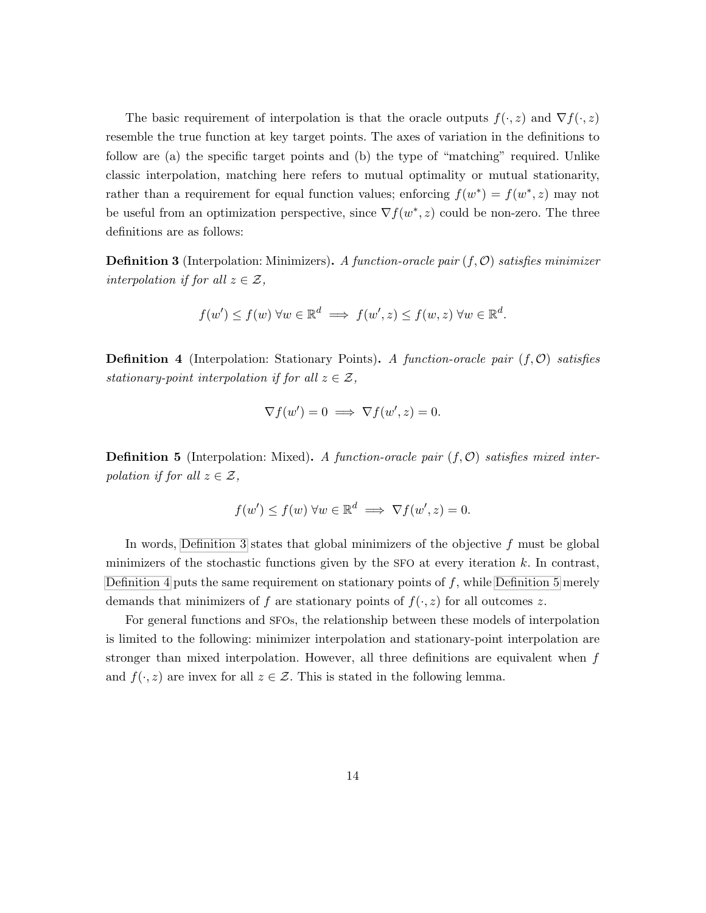The basic requirement of interpolation is that the oracle outputs $f(\cdot, z)$ and $\nabla f(\cdot, z)$ resemble the true function at key target points. The axes of variation in the definitions to follow are (a) the specific target points and (b) the type of "matching" required. Unlike classic interpolation, matching here refers to mutual optimality or mutual stationarity, rather than a requirement for equal function values; enforcing $f(w^*) = f(w^*, z)$ may not be useful from an optimization perspective, since $\nabla f(w^*, z)$ could be non-zero. The three definitions are as follows:

**Definition 3** (Interpolation: Minimizers). *A function-oracle pair $(f, \mathcal{O})$ satisfies minimizer interpolation if for all $z \in \mathcal{Z}$,*

$$f(w') \leq f(w) \; \forall w \in \mathbb{R}^d \implies f(w', z) \leq f(w, z) \; \forall w \in \mathbb{R}^d.$$

**Definition 4** (Interpolation: Stationary Points). *A function-oracle pair $(f, \mathcal{O})$ satisfies stationary-point interpolation if for all $z \in \mathcal{Z}$,*

$$\nabla f(w') = 0 \implies \nabla f(w', z) = 0.$$

**Definition 5** (Interpolation: Mixed). *A function-oracle pair $(f, \mathcal{O})$ satisfies mixed interpolation if for all $z \in \mathcal{Z}$,*

$$f(w') \leq f(w) \; \forall w \in \mathbb{R}^d \implies \nabla f(w', z) = 0.$$

In words, Definition 3 states that global minimizers of the objective $f$ must be global minimizers of the stochastic functions given by the SFO at every iteration $k$. In contrast, Definition 4 puts the same requirement on stationary points of $f$, while Definition 5 merely demands that minimizers of $f$ are stationary points of $f(\cdot, z)$ for all outcomes $z$.

For general functions and SFOs, the relationship between these models of interpolation is limited to the following: minimizer interpolation and stationary-point interpolation are stronger than mixed interpolation. However, all three definitions are equivalent when $f$ and $f(\cdot, z)$ are invex for all $z \in \mathcal{Z}$. This is stated in the following lemma.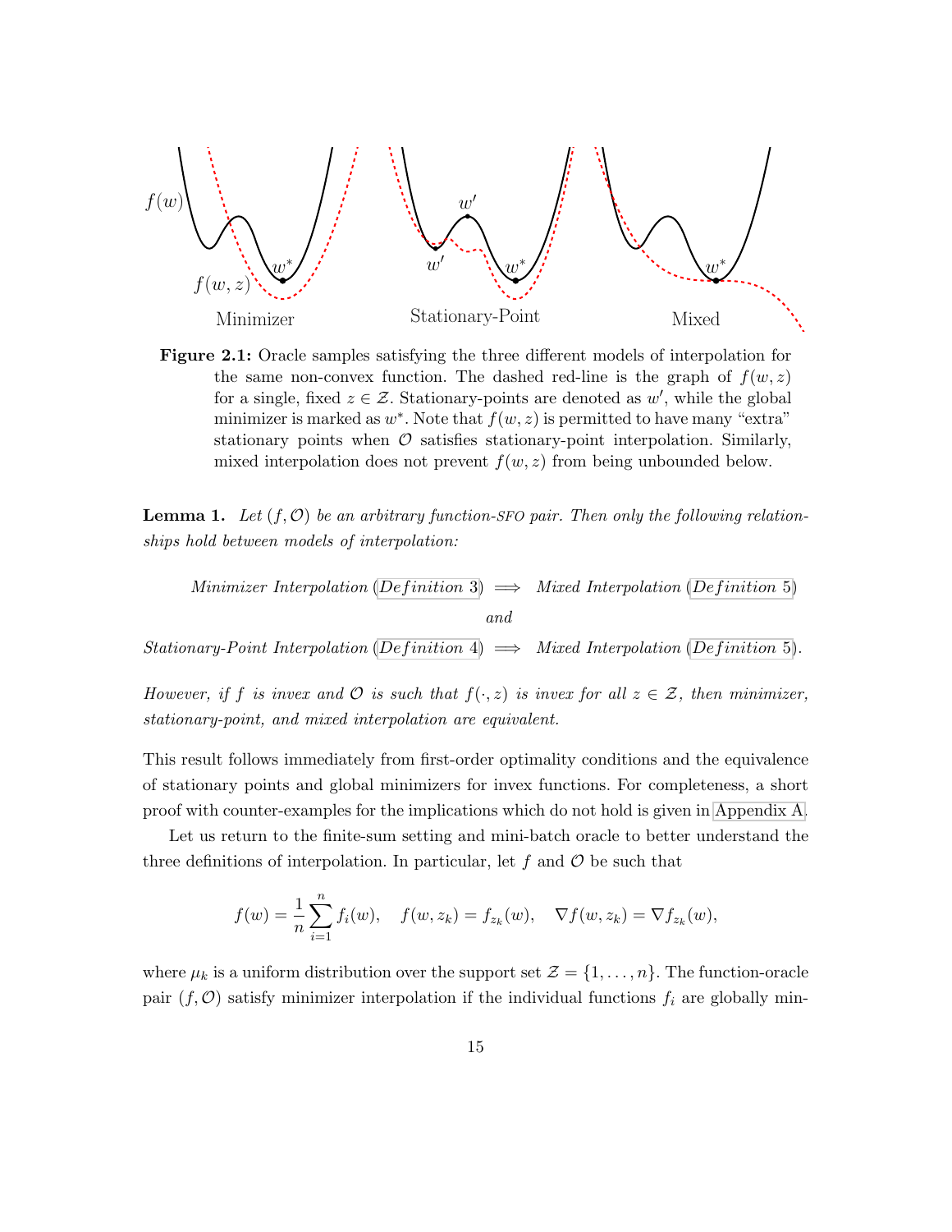Figure 2.1: Oracle samples satisfying the three different models of interpolation for the same non-convex function. The dashed red-line is the graph of $f(w, z)$ for a single, fixed $z \in \mathcal{Z}$. Stationary-points are denoted as $w'$, while the global minimizer is marked as $w^*$. Note that $f(w, z)$ is permitted to have many "extra" stationary points when $\mathcal{O}$ satisfies stationary-point interpolation. Similarly, mixed interpolation does not prevent $f(w, z)$ from being unbounded below.

**Lemma 1.** *Let $(f, \mathcal{O})$ be an arbitrary function-SFO pair. Then only the following relationships hold between models of interpolation:*

$$\textit{Minimizer Interpolation (Definition 3)} \implies \textit{Mixed Interpolation (Definition 5)}$$

*and*

$$\textit{Stationary-Point Interpolation (Definition 4)} \implies \textit{Mixed Interpolation (Definition 5)}.$$

*However, if $f$ is invex and $\mathcal{O}$ is such that $f(\cdot, z)$ is invex for all $z \in \mathcal{Z}$, then minimizer, stationary-point, and mixed interpolation are equivalent.*

This result follows immediately from first-order optimality conditions and the equivalence of stationary points and global minimizers for invex functions. For completeness, a short proof with counter-examples for the implications which do not hold is given in Appendix A.

Let us return to the finite-sum setting and mini-batch oracle to better understand the three definitions of interpolation. In particular, let $f$ and $\mathcal{O}$ be such that

$$f(w) = \frac{1}{n} \sum_{i=1}^{n} f_i(w), \quad f(w, z_k) = f_{z_k}(w), \quad \nabla f(w, z_k) = \nabla f_{z_k}(w),$$

where $\mu_k$ is a uniform distribution over the support set $\mathcal{Z} = \{1, \ldots, n\}$. The function-oracle pair $(f, \mathcal{O})$ satisfy minimizer interpolation if the individual functions $f_i$ are globally min-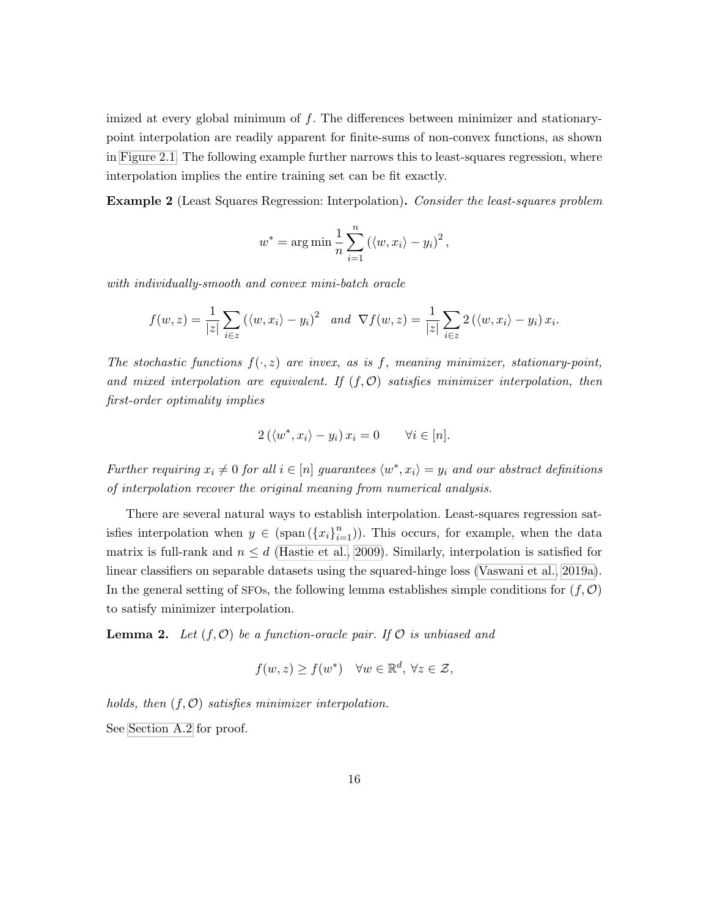imized at every global minimum of $f$. The differences between minimizer and stationary-point interpolation are readily apparent for finite-sums of non-convex functions, as shown in Figure 2.1. The following example further narrows this to least-squares regression, where interpolation implies the entire training set can be fit exactly.

**Example 2** (Least Squares Regression: Interpolation)**.** *Consider the least-squares problem*

$$w^* = \arg\min \frac{1}{n}\sum_{i=1}^{n}\left(\langle w, x_i\rangle - y_i\right)^2,$$

*with individually-smooth and convex mini-batch oracle*

$$f(w,z) = \frac{1}{|z|}\sum_{i\in z}\left(\langle w, x_i\rangle - y_i\right)^2 \quad \textit{and} \quad \nabla f(w,z) = \frac{1}{|z|}\sum_{i\in z} 2\left(\langle w, x_i\rangle - y_i\right)x_i.$$

*The stochastic functions $f(\cdot, z)$ are invex, as is $f$, meaning minimizer, stationary-point, and mixed interpolation are equivalent. If $(f, \mathcal{O})$ satisfies minimizer interpolation, then first-order optimality implies*

$$2\left(\langle w^*, x_i\rangle - y_i\right)x_i = 0 \qquad \forall i \in [n].$$

*Further requiring $x_i \neq 0$ for all $i \in [n]$ guarantees $\langle w^*, x_i\rangle = y_i$ and our abstract definitions of interpolation recover the original meaning from numerical analysis.*

There are several natural ways to establish interpolation. Least-squares regression satisfies interpolation when $y \in (\text{span}(\{x_i\}_{i=1}^n))$. This occurs, for example, when the data matrix is full-rank and $n \leq d$ (Hastie et al., 2009). Similarly, interpolation is satisfied for linear classifiers on separable datasets using the squared-hinge loss (Vaswani et al., 2019a). In the general setting of SFOs, the following lemma establishes simple conditions for $(f, \mathcal{O})$ to satisfy minimizer interpolation.

**Lemma 2.** *Let $(f, \mathcal{O})$ be a function-oracle pair. If $\mathcal{O}$ is unbiased and*

$$f(w, z) \geq f(w^*) \quad \forall w \in \mathbb{R}^d,\ \forall z \in \mathcal{Z},$$

*holds, then $(f, \mathcal{O})$ satisfies minimizer interpolation.*

See Section A.2 for proof.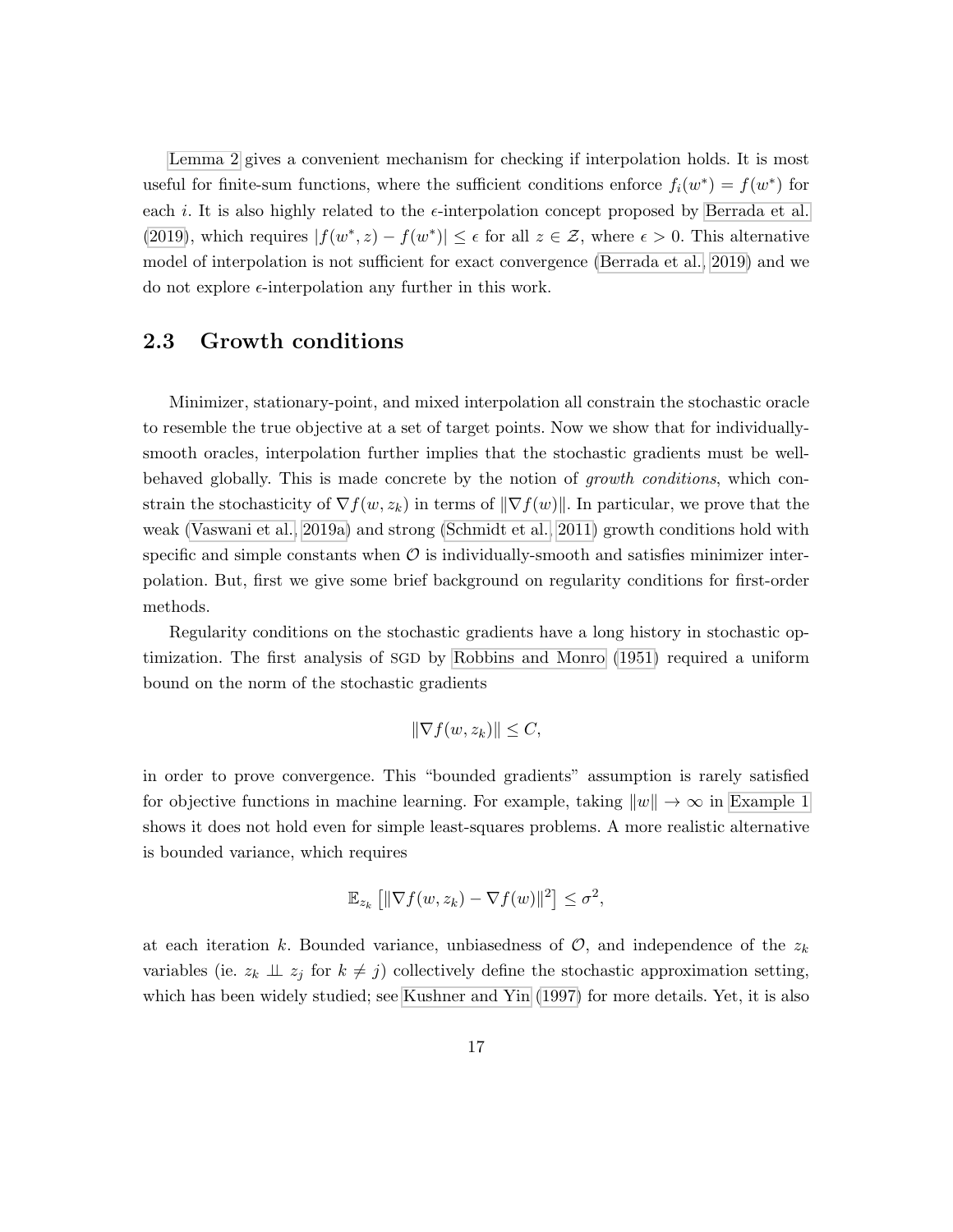Lemma 2 gives a convenient mechanism for checking if interpolation holds. It is most useful for finite-sum functions, where the sufficient conditions enforce $f_i(w^*) = f(w^*)$ for each $i$. It is also highly related to the $\epsilon$-interpolation concept proposed by Berrada et al. (2019), which requires $|f(w^*, z) - f(w^*)| \leq \epsilon$ for all $z \in \mathcal{Z}$, where $\epsilon > 0$. This alternative model of interpolation is not sufficient for exact convergence (Berrada et al., 2019) and we do not explore $\epsilon$-interpolation any further in this work.

## 2.3 Growth conditions

Minimizer, stationary-point, and mixed interpolation all constrain the stochastic oracle to resemble the true objective at a set of target points. Now we show that for individually-smooth oracles, interpolation further implies that the stochastic gradients must be well-behaved globally. This is made concrete by the notion of *growth conditions*, which constrain the stochasticity of $\nabla f(w, z_k)$ in terms of $\|\nabla f(w)\|$. In particular, we prove that the weak (Vaswani et al., 2019a) and strong (Schmidt et al., 2011) growth conditions hold with specific and simple constants when $\mathcal{O}$ is individually-smooth and satisfies minimizer interpolation. But, first we give some brief background on regularity conditions for first-order methods.

Regularity conditions on the stochastic gradients have a long history in stochastic optimization. The first analysis of SGD by Robbins and Monro (1951) required a uniform bound on the norm of the stochastic gradients

$$\|\nabla f(w, z_k)\| \leq C,$$

in order to prove convergence. This "bounded gradients" assumption is rarely satisfied for objective functions in machine learning. For example, taking $\|w\| \to \infty$ in Example 1 shows it does not hold even for simple least-squares problems. A more realistic alternative is bounded variance, which requires

$$\mathbb{E}_{z_k}\left[\|\nabla f(w, z_k) - \nabla f(w)\|^2\right] \leq \sigma^2,$$

at each iteration $k$. Bounded variance, unbiasedness of $\mathcal{O}$, and independence of the $z_k$ variables (ie. $z_k \perp\!\!\!\perp z_j$ for $k \neq j$) collectively define the stochastic approximation setting, which has been widely studied; see Kushner and Yin (1997) for more details. Yet, it is also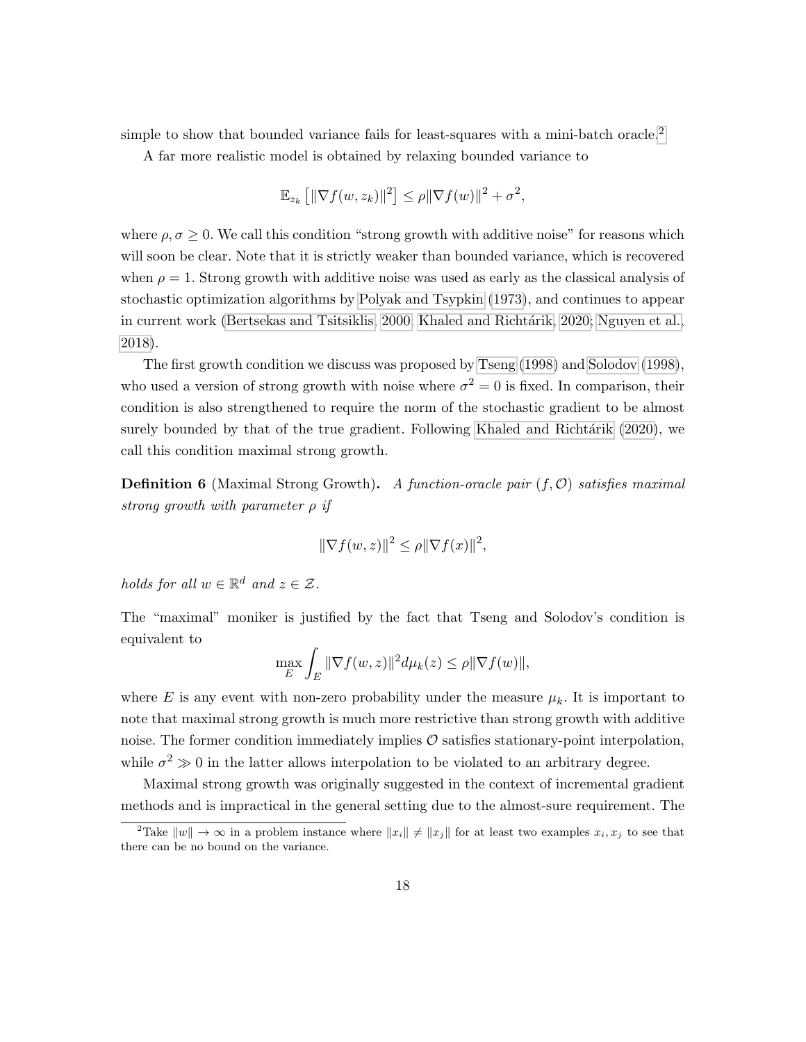simple to show that bounded variance fails for least-squares with a mini-batch oracle.[2]

A far more realistic model is obtained by relaxing bounded variance to

$$\mathbb{E}_{z_k}\left[\|\nabla f(w, z_k)\|^2\right] \leq \rho\|\nabla f(w)\|^2 + \sigma^2,$$

where $\rho, \sigma \geq 0$. We call this condition "strong growth with additive noise" for reasons which will soon be clear. Note that it is strictly weaker than bounded variance, which is recovered when $\rho = 1$. Strong growth with additive noise was used as early as the classical analysis of stochastic optimization algorithms by Polyak and Tsypkin (1973), and continues to appear in current work (Bertsekas and Tsitsiklis, 2000; Khaled and Richtárik, 2020; Nguyen et al., 2018).

The first growth condition we discuss was proposed by Tseng (1998) and Solodov (1998), who used a version of strong growth with noise where $\sigma^2 = 0$ is fixed. In comparison, their condition is also strengthened to require the norm of the stochastic gradient to be almost surely bounded by that of the true gradient. Following Khaled and Richtárik (2020), we call this condition maximal strong growth.

**Definition 6** (Maximal Strong Growth)**.** *A function-oracle pair $(f, \mathcal{O})$ satisfies maximal strong growth with parameter $\rho$ if*

$$\|\nabla f(w, z)\|^2 \leq \rho\|\nabla f(x)\|^2,$$

*holds for all $w \in \mathbb{R}^d$ and $z \in \mathcal{Z}$.*

The "maximal" moniker is justified by the fact that Tseng and Solodov's condition is equivalent to

$$\max_{E} \int_{E} \|\nabla f(w, z)\|^2 d\mu_k(z) \leq \rho\|\nabla f(w)\|,$$

where $E$ is any event with non-zero probability under the measure $\mu_k$. It is important to note that maximal strong growth is much more restrictive than strong growth with additive noise. The former condition immediately implies $\mathcal{O}$ satisfies stationary-point interpolation, while $\sigma^2 \gg 0$ in the latter allows interpolation to be violated to an arbitrary degree.

Maximal strong growth was originally suggested in the context of incremental gradient methods and is impractical in the general setting due to the almost-sure requirement. The

[2] Take $\|w\| \to \infty$ in a problem instance where $\|x_i\| \neq \|x_j\|$ for at least two examples $x_i, x_j$ to see that there can be no bound on the variance.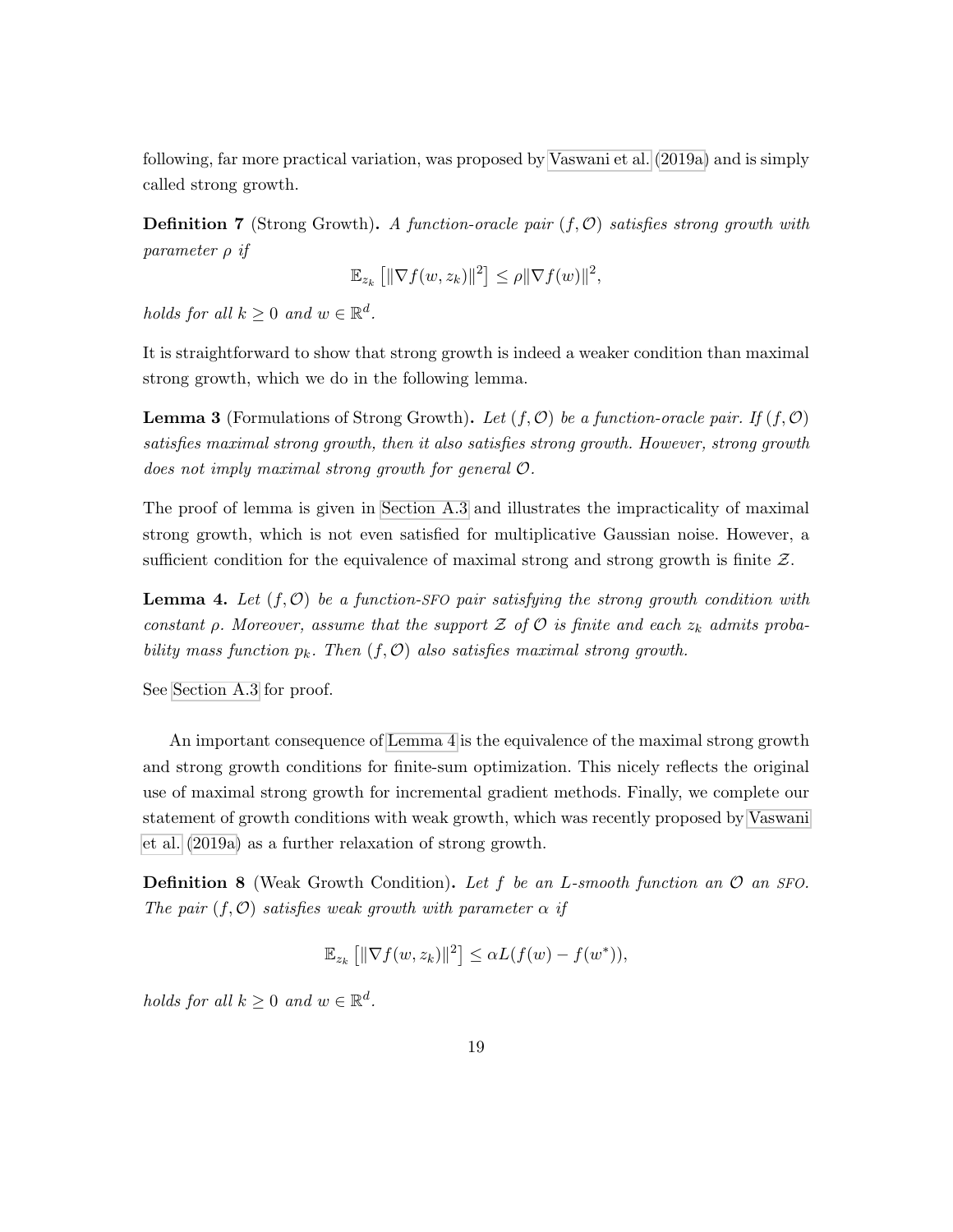following, far more practical variation, was proposed by Vaswani et al. (2019a) and is simply called strong growth.

**Definition 7** (Strong Growth)**.** *A function-oracle pair $(f, \mathcal{O})$ satisfies strong growth with parameter $\rho$ if*

$$\mathbb{E}_{z_k}\left[\|\nabla f(w, z_k)\|^2\right] \leq \rho \|\nabla f(w)\|^2,$$

*holds for all $k \geq 0$ and $w \in \mathbb{R}^d$.*

It is straightforward to show that strong growth is indeed a weaker condition than maximal strong growth, which we do in the following lemma.

**Lemma 3** (Formulations of Strong Growth)**.** *Let $(f, \mathcal{O})$ be a function-oracle pair. If $(f, \mathcal{O})$ satisfies maximal strong growth, then it also satisfies strong growth. However, strong growth does not imply maximal strong growth for general $\mathcal{O}$.*

The proof of lemma is given in Section A.3 and illustrates the impracticality of maximal strong growth, which is not even satisfied for multiplicative Gaussian noise. However, a sufficient condition for the equivalence of maximal strong and strong growth is finite $\mathcal{Z}$.

**Lemma 4.** *Let $(f, \mathcal{O})$ be a function-SFO pair satisfying the strong growth condition with constant $\rho$. Moreover, assume that the support $\mathcal{Z}$ of $\mathcal{O}$ is finite and each $z_k$ admits probability mass function $p_k$. Then $(f, \mathcal{O})$ also satisfies maximal strong growth.*

See Section A.3 for proof.

An important consequence of Lemma 4 is the equivalence of the maximal strong growth and strong growth conditions for finite-sum optimization. This nicely reflects the original use of maximal strong growth for incremental gradient methods. Finally, we complete our statement of growth conditions with weak growth, which was recently proposed by Vaswani et al. (2019a) as a further relaxation of strong growth.

**Definition 8** (Weak Growth Condition)**.** *Let $f$ be an $L$-smooth function an $\mathcal{O}$ an SFO. The pair $(f, \mathcal{O})$ satisfies weak growth with parameter $\alpha$ if*

$$\mathbb{E}_{z_k}\left[\|\nabla f(w, z_k)\|^2\right] \leq \alpha L(f(w) - f(w^*)),$$

*holds for all $k \geq 0$ and $w \in \mathbb{R}^d$.*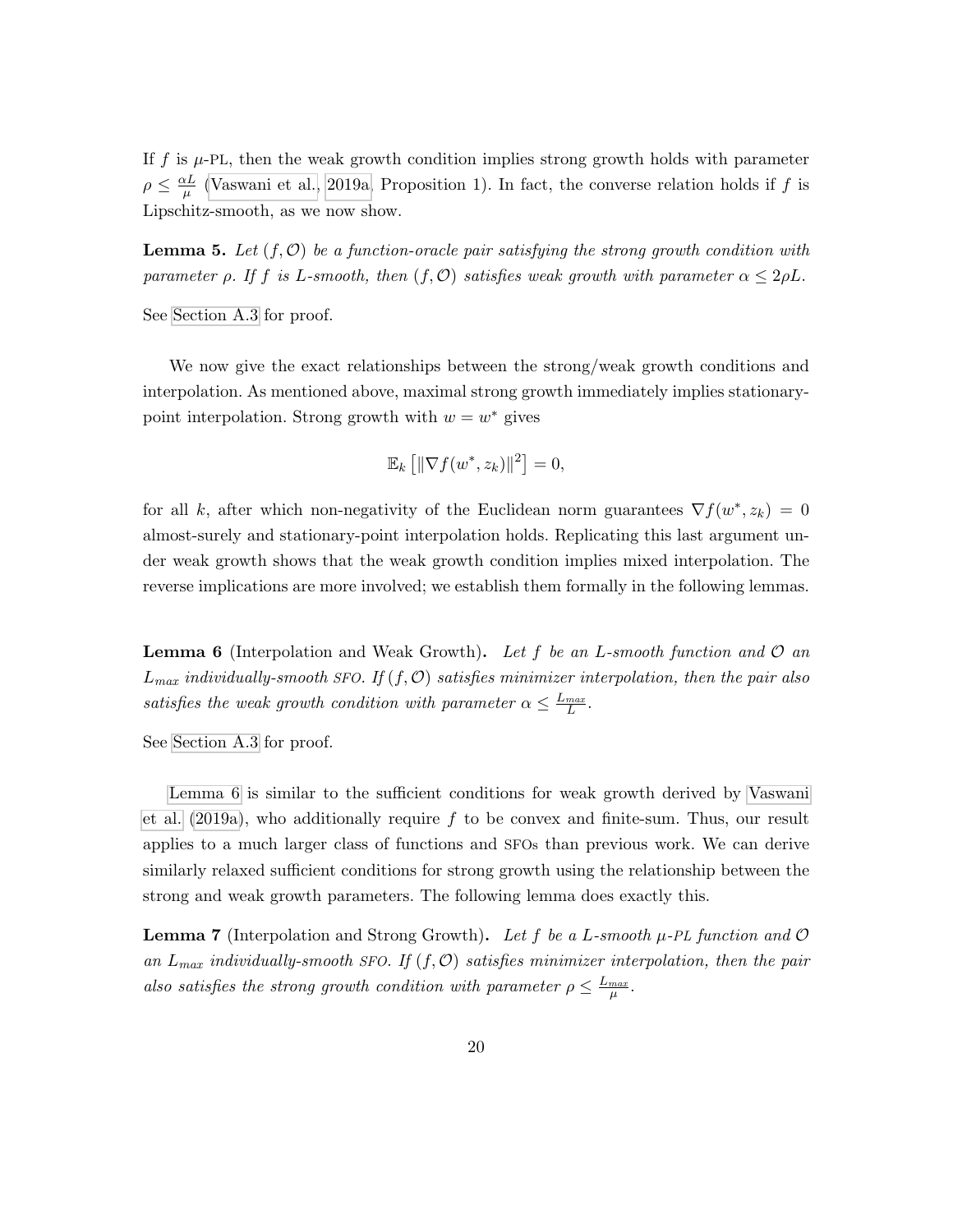If $f$ is $\mu$-PL, then the weak growth condition implies strong growth holds with parameter $\rho \leq \frac{\alpha L}{\mu}$ (Vaswani et al., 2019a, Proposition 1). In fact, the converse relation holds if $f$ is Lipschitz-smooth, as we now show.

**Lemma 5.** *Let $(f, \mathcal{O})$ be a function-oracle pair satisfying the strong growth condition with parameter $\rho$. If $f$ is $L$-smooth, then $(f, \mathcal{O})$ satisfies weak growth with parameter $\alpha \leq 2\rho L$.*

See Section A.3 for proof.

We now give the exact relationships between the strong/weak growth conditions and interpolation. As mentioned above, maximal strong growth immediately implies stationary-point interpolation. Strong growth with $w = w^*$ gives

$$\mathbb{E}_k \left[ \|\nabla f(w^*, z_k)\|^2 \right] = 0,$$

for all $k$, after which non-negativity of the Euclidean norm guarantees $\nabla f(w^*, z_k) = 0$ almost-surely and stationary-point interpolation holds. Replicating this last argument under weak growth shows that the weak growth condition implies mixed interpolation. The reverse implications are more involved; we establish them formally in the following lemmas.

**Lemma 6** (Interpolation and Weak Growth)**.** *Let $f$ be an $L$-smooth function and $\mathcal{O}$ an $L_{max}$ individually-smooth* SFO. *If $(f, \mathcal{O})$ satisfies minimizer interpolation, then the pair also satisfies the weak growth condition with parameter $\alpha \leq \frac{L_{max}}{L}$.*

See Section A.3 for proof.

Lemma 6 is similar to the sufficient conditions for weak growth derived by Vaswani et al. (2019a), who additionally require $f$ to be convex and finite-sum. Thus, our result applies to a much larger class of functions and SFOs than previous work. We can derive similarly relaxed sufficient conditions for strong growth using the relationship between the strong and weak growth parameters. The following lemma does exactly this.

**Lemma 7** (Interpolation and Strong Growth)**.** *Let $f$ be a $L$-smooth $\mu$-PL function and $\mathcal{O}$ an $L_{max}$ individually-smooth* SFO. *If $(f, \mathcal{O})$ satisfies minimizer interpolation, then the pair also satisfies the strong growth condition with parameter $\rho \leq \frac{L_{max}}{\mu}$.*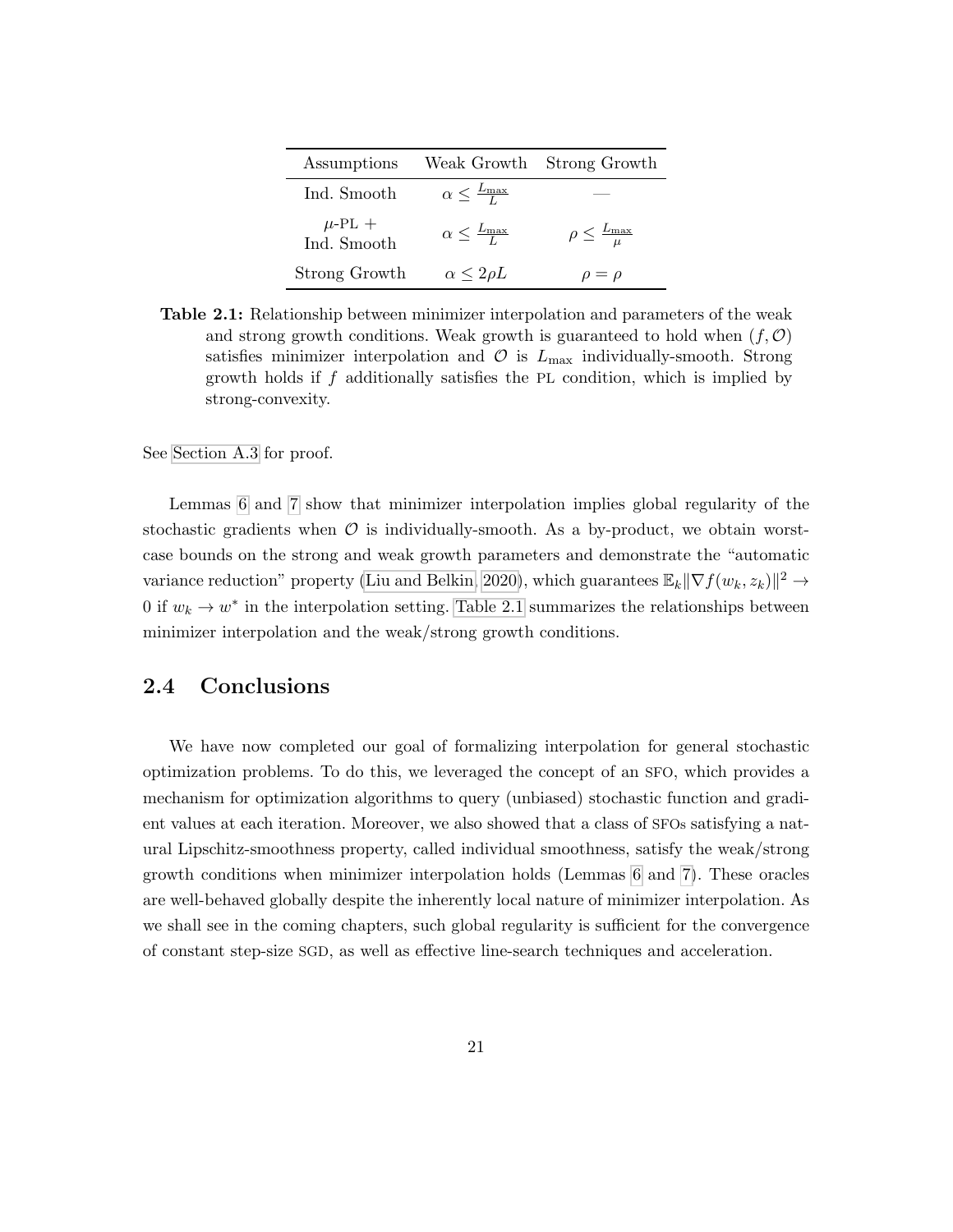| Assumptions | Weak Growth | Strong Growth |
| --- | --- | --- |
| Ind. Smooth | $\alpha \leq \frac{L_{\max}}{L}$ | — |
| $\mu$-PL + Ind. Smooth | $\alpha \leq \frac{L_{\max}}{L}$ | $\rho \leq \frac{L_{\max}}{\mu}$ |
| Strong Growth | $\alpha \leq 2\rho L$ | $\rho = \rho$ |

**Table 2.1:** Relationship between minimizer interpolation and parameters of the weak and strong growth conditions. Weak growth is guaranteed to hold when $(f, \mathcal{O})$ satisfies minimizer interpolation and $\mathcal{O}$ is $L_{\max}$ individually-smooth. Strong growth holds if $f$ additionally satisfies the PL condition, which is implied by strong-convexity.

See Section A.3 for proof.

Lemmas 6 and 7 show that minimizer interpolation implies global regularity of the stochastic gradients when $\mathcal{O}$ is individually-smooth. As a by-product, we obtain worst-case bounds on the strong and weak growth parameters and demonstrate the "automatic variance reduction" property (Liu and Belkin, 2020), which guarantees $\mathbb{E}_k \|\nabla f(w_k, z_k)\|^2 \to 0$ if $w_k \to w^*$ in the interpolation setting. Table 2.1 summarizes the relationships between minimizer interpolation and the weak/strong growth conditions.

## 2.4 Conclusions

We have now completed our goal of formalizing interpolation for general stochastic optimization problems. To do this, we leveraged the concept of an SFO, which provides a mechanism for optimization algorithms to query (unbiased) stochastic function and gradient values at each iteration. Moreover, we also showed that a class of SFOs satisfying a natural Lipschitz-smoothness property, called individual smoothness, satisfy the weak/strong growth conditions when minimizer interpolation holds (Lemmas 6 and 7). These oracles are well-behaved globally despite the inherently local nature of minimizer interpolation. As we shall see in the coming chapters, such global regularity is sufficient for the convergence of constant step-size SGD, as well as effective line-search techniques and acceleration.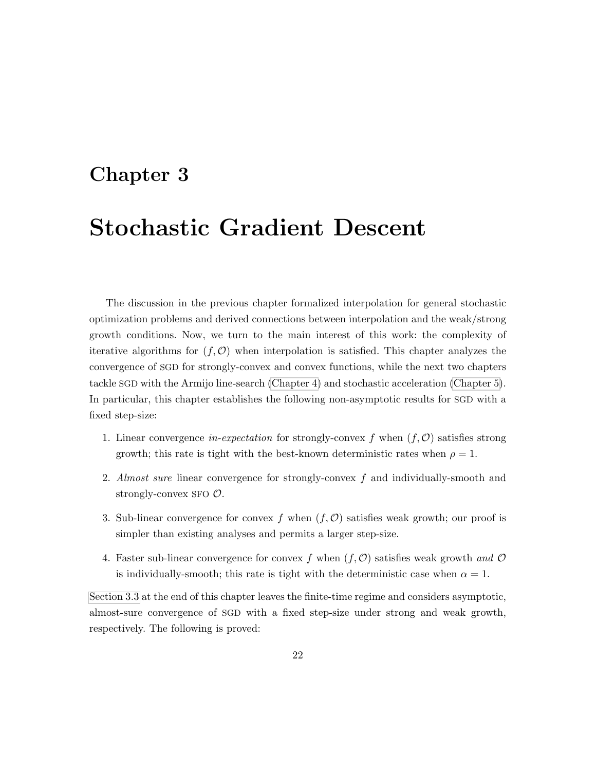# Chapter 3

# Stochastic Gradient Descent

The discussion in the previous chapter formalized interpolation for general stochastic optimization problems and derived connections between interpolation and the weak/strong growth conditions. Now, we turn to the main interest of this work: the complexity of iterative algorithms for $(f, \mathcal{O})$ when interpolation is satisfied. This chapter analyzes the convergence of SGD for strongly-convex and convex functions, while the next two chapters tackle SGD with the Armijo line-search (Chapter 4) and stochastic acceleration (Chapter 5). In particular, this chapter establishes the following non-asymptotic results for SGD with a fixed step-size:

1. Linear convergence *in-expectation* for strongly-convex $f$ when $(f, \mathcal{O})$ satisfies strong growth; this rate is tight with the best-known deterministic rates when $\rho = 1$.
2. *Almost sure* linear convergence for strongly-convex $f$ and individually-smooth and strongly-convex SFO $\mathcal{O}$.
3. Sub-linear convergence for convex $f$ when $(f, \mathcal{O})$ satisfies weak growth; our proof is simpler than existing analyses and permits a larger step-size.
4. Faster sub-linear convergence for convex $f$ when $(f, \mathcal{O})$ satisfies weak growth *and* $\mathcal{O}$ is individually-smooth; this rate is tight with the deterministic case when $\alpha = 1$.

Section 3.3 at the end of this chapter leaves the finite-time regime and considers asymptotic, almost-sure convergence of SGD with a fixed step-size under strong and weak growth, respectively. The following is proved: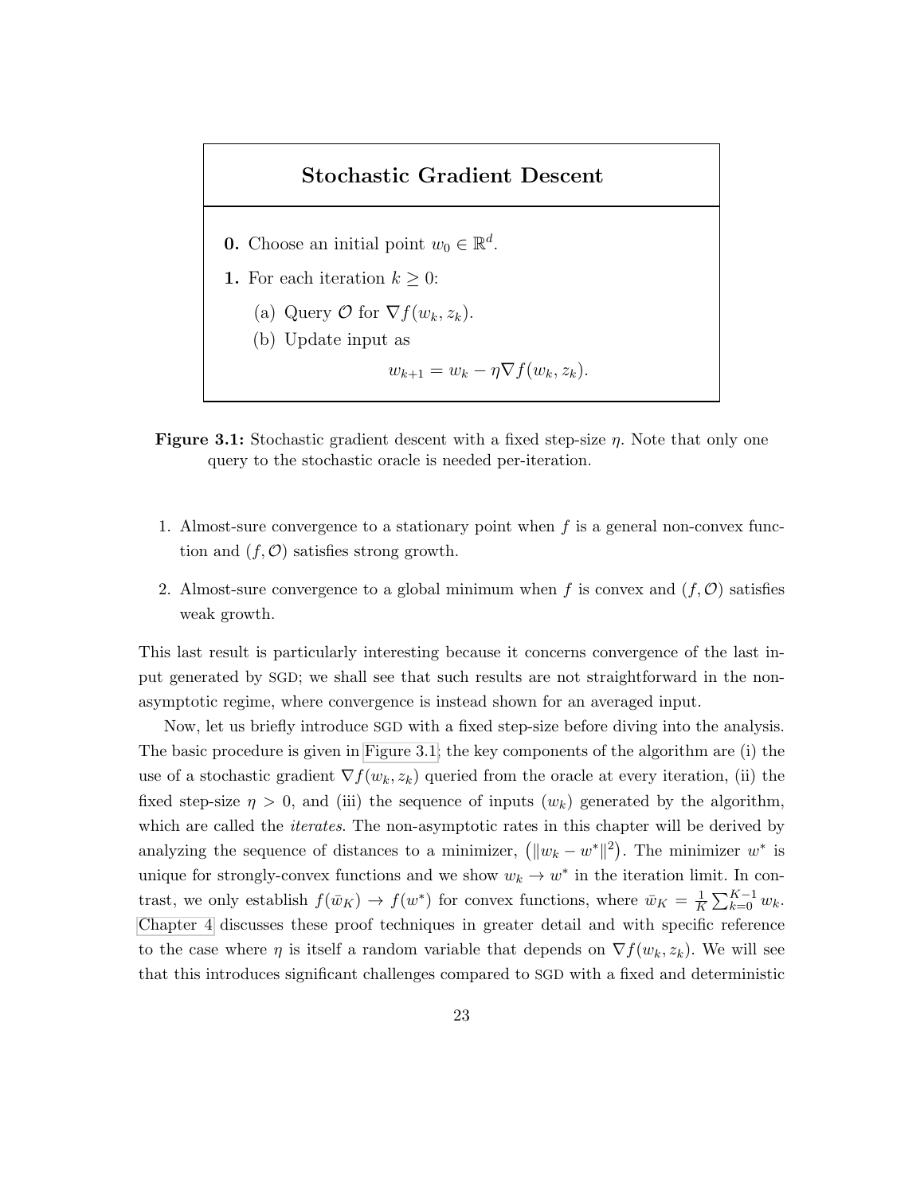**Stochastic Gradient Descent**

**0.** Choose an initial point $w_0 \in \mathbb{R}^d$.

**1.** For each iteration $k \geq 0$:

(a) Query $\mathcal{O}$ for $\nabla f(w_k, z_k)$.

(b) Update input as

$$w_{k+1} = w_k - \eta \nabla f(w_k, z_k).$$

**Figure 3.1:** Stochastic gradient descent with a fixed step-size $\eta$. Note that only one query to the stochastic oracle is needed per-iteration.

1. Almost-sure convergence to a stationary point when $f$ is a general non-convex function and $(f, \mathcal{O})$ satisfies strong growth.

2. Almost-sure convergence to a global minimum when $f$ is convex and $(f, \mathcal{O})$ satisfies weak growth.

This last result is particularly interesting because it concerns convergence of the last input generated by SGD; we shall see that such results are not straightforward in the non-asymptotic regime, where convergence is instead shown for an averaged input.

Now, let us briefly introduce SGD with a fixed step-size before diving into the analysis. The basic procedure is given in Figure 3.1; the key components of the algorithm are (i) the use of a stochastic gradient $\nabla f(w_k, z_k)$ queried from the oracle at every iteration, (ii) the fixed step-size $\eta > 0$, and (iii) the sequence of inputs $(w_k)$ generated by the algorithm, which are called the *iterates*. The non-asymptotic rates in this chapter will be derived by analyzing the sequence of distances to a minimizer, $\left(\|w_k - w^*\|^2\right)$. The minimizer $w^*$ is unique for strongly-convex functions and we show $w_k \to w^*$ in the iteration limit. In contrast, we only establish $f(\bar{w}_K) \to f(w^*)$ for convex functions, where $\bar{w}_K = \frac{1}{K}\sum_{k=0}^{K-1} w_k$. Chapter 4 discusses these proof techniques in greater detail and with specific reference to the case where $\eta$ is itself a random variable that depends on $\nabla f(w_k, z_k)$. We will see that this introduces significant challenges compared to SGD with a fixed and deterministic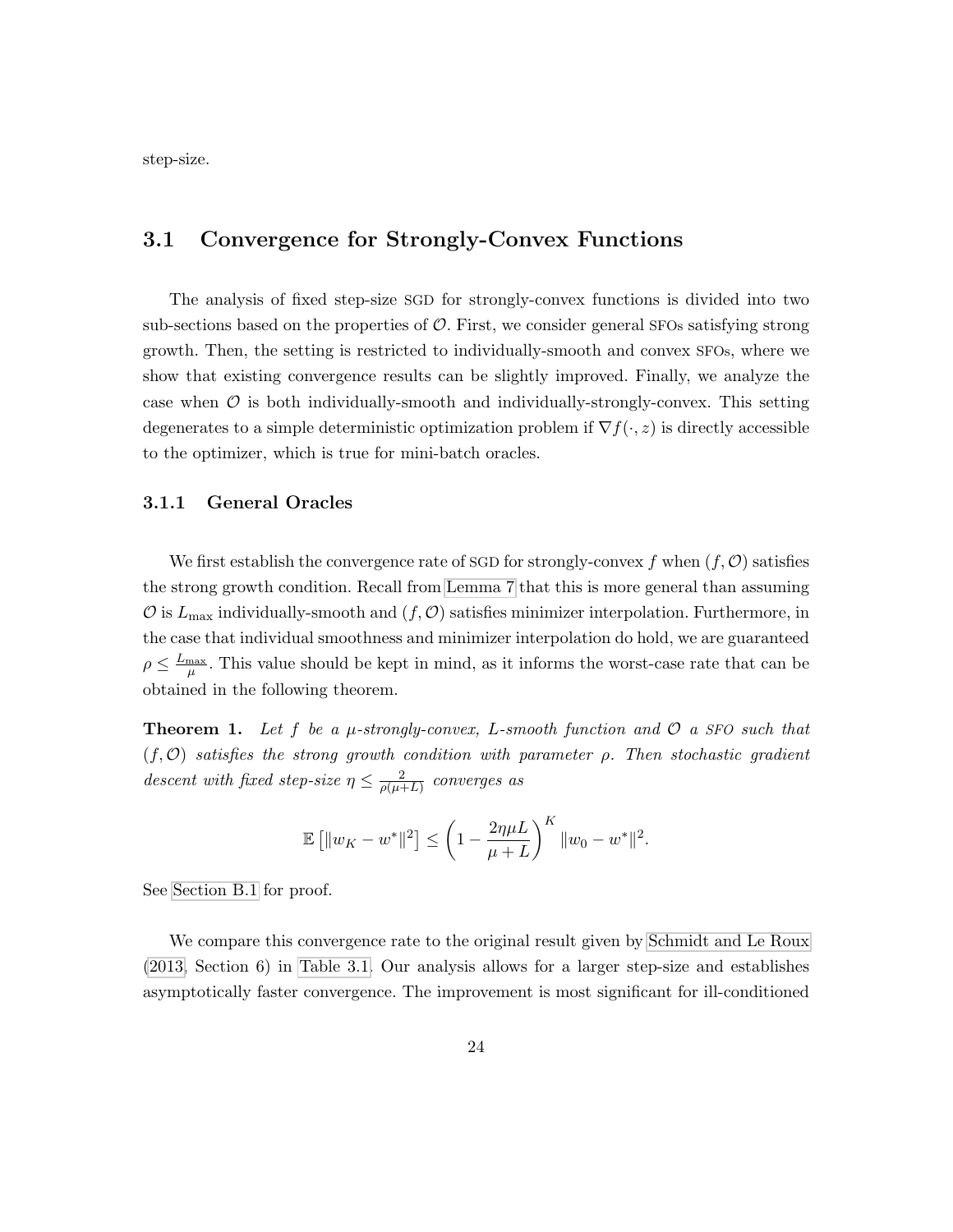step-size.

## 3.1 Convergence for Strongly-Convex Functions

The analysis of fixed step-size SGD for strongly-convex functions is divided into two sub-sections based on the properties of $\mathcal{O}$. First, we consider general SFOs satisfying strong growth. Then, the setting is restricted to individually-smooth and convex SFOs, where we show that existing convergence results can be slightly improved. Finally, we analyze the case when $\mathcal{O}$ is both individually-smooth and individually-strongly-convex. This setting degenerates to a simple deterministic optimization problem if $\nabla f(\cdot, z)$ is directly accessible to the optimizer, which is true for mini-batch oracles.

### 3.1.1 General Oracles

We first establish the convergence rate of SGD for strongly-convex $f$ when $(f, \mathcal{O})$ satisfies the strong growth condition. Recall from Lemma 7 that this is more general than assuming $\mathcal{O}$ is $L_{\max}$ individually-smooth and $(f, \mathcal{O})$ satisfies minimizer interpolation. Furthermore, in the case that individual smoothness and minimizer interpolation do hold, we are guaranteed $\rho \leq \frac{L_{\max}}{\mu}$. This value should be kept in mind, as it informs the worst-case rate that can be obtained in the following theorem.

**Theorem 1.** *Let $f$ be a $\mu$-strongly-convex, $L$-smooth function and $\mathcal{O}$ a SFO such that $(f, \mathcal{O})$ satisfies the strong growth condition with parameter $\rho$. Then stochastic gradient descent with fixed step-size $\eta \leq \frac{2}{\rho(\mu+L)}$ converges as*

$$\mathbb{E}\left[\|w_K - w^*\|^2\right] \leq \left(1 - \frac{2\eta\mu L}{\mu + L}\right)^K \|w_0 - w^*\|^2.$$

See Section B.1 for proof.

We compare this convergence rate to the original result given by Schmidt and Le Roux (2013, Section 6) in Table 3.1. Our analysis allows for a larger step-size and establishes asymptotically faster convergence. The improvement is most significant for ill-conditioned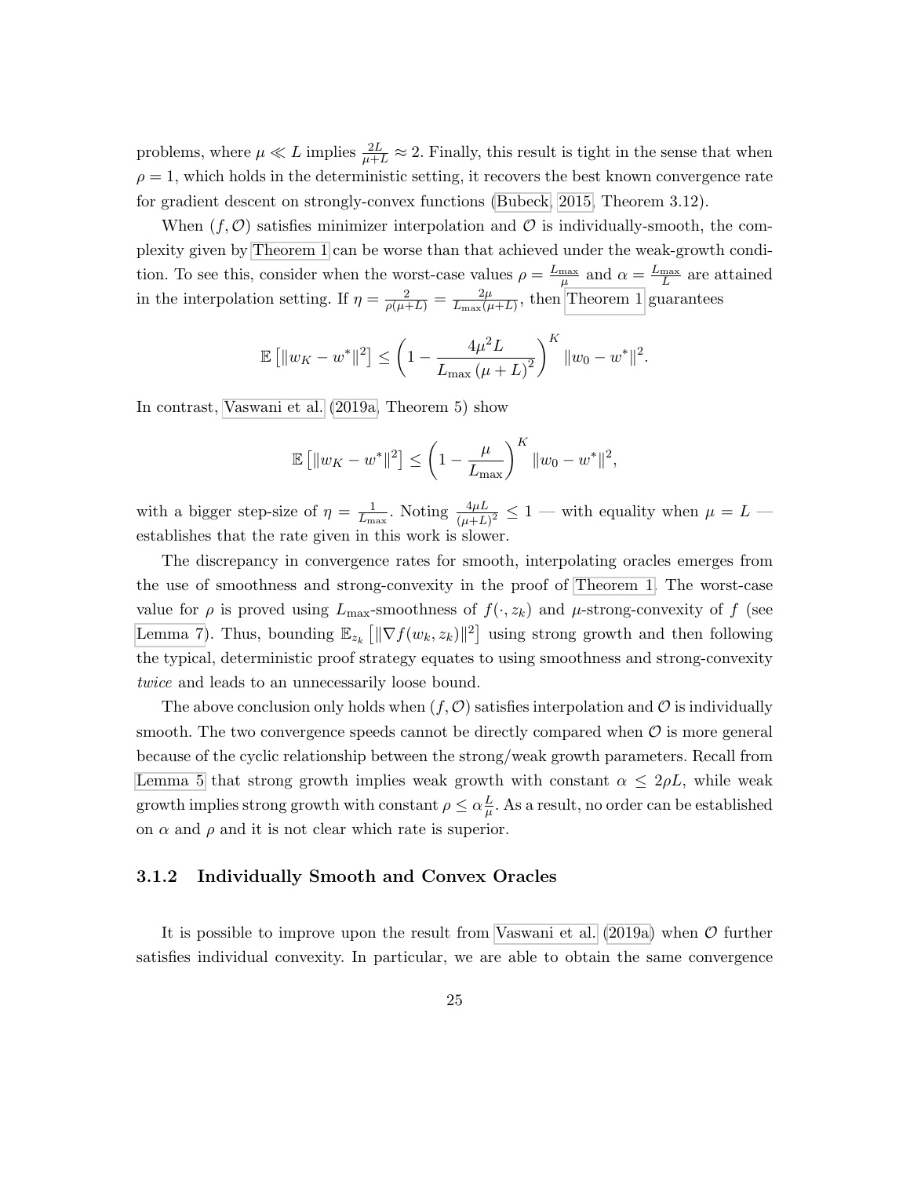problems, where $\mu \ll L$ implies $\frac{2L}{\mu+L} \approx 2$. Finally, this result is tight in the sense that when $\rho = 1$, which holds in the deterministic setting, it recovers the best known convergence rate for gradient descent on strongly-convex functions (Bubeck, 2015, Theorem 3.12).

When $(f, \mathcal{O})$ satisfies minimizer interpolation and $\mathcal{O}$ is individually-smooth, the complexity given by Theorem 1 can be worse than that achieved under the weak-growth condition. To see this, consider when the worst-case values $\rho = \frac{L_{\max}}{\mu}$ and $\alpha = \frac{L_{\max}}{L}$ are attained in the interpolation setting. If $\eta = \frac{2}{\rho(\mu+L)} = \frac{2\mu}{L_{\max}(\mu+L)}$, then Theorem 1 guarantees

$$\mathbb{E}\left[\|w_K - w^*\|^2\right] \leq \left(1 - \frac{4\mu^2 L}{L_{\max}\left(\mu + L\right)^2}\right)^K \|w_0 - w^*\|^2.$$

In contrast, Vaswani et al. (2019a, Theorem 5) show

$$\mathbb{E}\left[\|w_K - w^*\|^2\right] \leq \left(1 - \frac{\mu}{L_{\max}}\right)^K \|w_0 - w^*\|^2,$$

with a bigger step-size of $\eta = \frac{1}{L_{\max}}$. Noting $\frac{4\mu L}{(\mu+L)^2} \leq 1$ — with equality when $\mu = L$ — establishes that the rate given in this work is slower.

The discrepancy in convergence rates for smooth, interpolating oracles emerges from the use of smoothness and strong-convexity in the proof of Theorem 1. The worst-case value for $\rho$ is proved using $L_{\max}$-smoothness of $f(\cdot, z_k)$ and $\mu$-strong-convexity of $f$ (see Lemma 7). Thus, bounding $\mathbb{E}_{z_k}\left[\|\nabla f(w_k, z_k)\|^2\right]$ using strong growth and then following the typical, deterministic proof strategy equates to using smoothness and strong-convexity *twice* and leads to an unnecessarily loose bound.

The above conclusion only holds when $(f, \mathcal{O})$ satisfies interpolation and $\mathcal{O}$ is individually smooth. The two convergence speeds cannot be directly compared when $\mathcal{O}$ is more general because of the cyclic relationship between the strong/weak growth parameters. Recall from Lemma 5 that strong growth implies weak growth with constant $\alpha \leq 2\rho L$, while weak growth implies strong growth with constant $\rho \leq \alpha \frac{L}{\mu}$. As a result, no order can be established on $\alpha$ and $\rho$ and it is not clear which rate is superior.

### 3.1.2 Individually Smooth and Convex Oracles

It is possible to improve upon the result from Vaswani et al. (2019a) when $\mathcal{O}$ further satisfies individual convexity. In particular, we are able to obtain the same convergence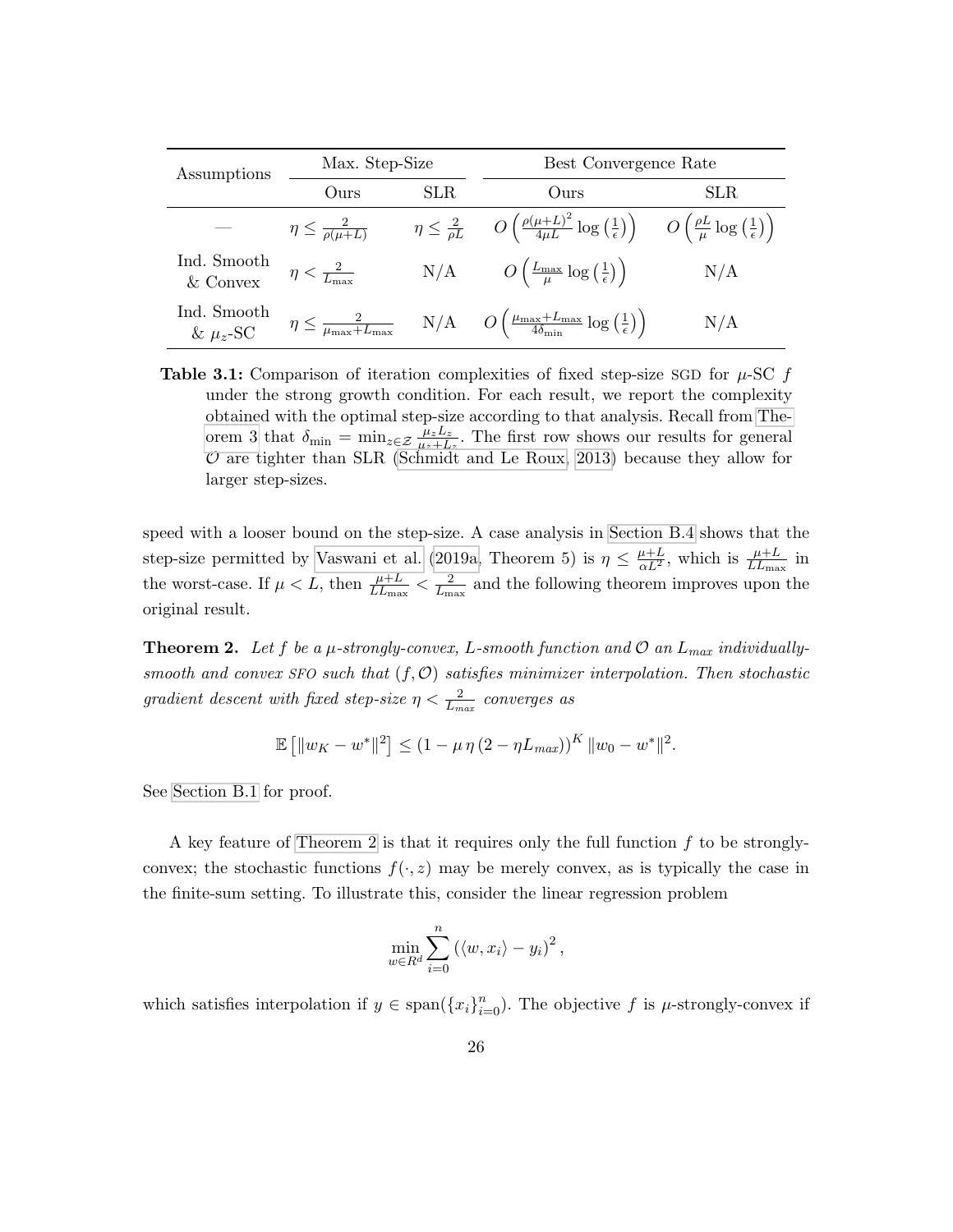| Assumptions | Max. Step-Size | | Best Convergence Rate | |
|---|---|---|---|---|
| | Ours | SLR | Ours | SLR |
| — | $\eta \leq \frac{2}{\rho(\mu+L)}$ | $\eta \leq \frac{2}{\rho L}$ | $O\left(\frac{\rho(\mu+L)^2}{4\mu L}\log\left(\frac{1}{\epsilon}\right)\right)$ | $O\left(\frac{\rho L}{\mu}\log\left(\frac{1}{\epsilon}\right)\right)$ |
| Ind. Smooth & Convex | $\eta < \frac{2}{L_{\max}}$ | N/A | $O\left(\frac{L_{\max}}{\mu}\log\left(\frac{1}{\epsilon}\right)\right)$ | N/A |
| Ind. Smooth & $\mu_z$-SC | $\eta \leq \frac{2}{\mu_{\max}+L_{\max}}$ | N/A | $O\left(\frac{\mu_{\max}+L_{\max}}{4\delta_{\min}}\log\left(\frac{1}{\epsilon}\right)\right)$ | N/A |

**Table 3.1:** Comparison of iteration complexities of fixed step-size SGD for $\mu$-SC $f$ under the strong growth condition. For each result, we report the complexity obtained with the optimal step-size according to that analysis. Recall from Theorem 3 that $\delta_{\min} = \min_{z\in\mathcal{Z}} \frac{\mu_z L_z}{\mu_z + L_z}$. The first row shows our results for general $\mathcal{O}$ are tighter than SLR (Schmidt and Le Roux, 2013) because they allow for larger step-sizes.

speed with a looser bound on the step-size. A case analysis in Section B.4 shows that the step-size permitted by Vaswani et al. (2019a, Theorem 5) is $\eta \leq \frac{\mu+L}{\alpha L^2}$, which is $\frac{\mu+L}{L L_{\max}}$ in the worst-case. If $\mu < L$, then $\frac{\mu+L}{L L_{\max}} < \frac{2}{L_{\max}}$ and the following theorem improves upon the original result.

**Theorem 2.** *Let $f$ be a $\mu$-strongly-convex, $L$-smooth function and $\mathcal{O}$ an $L_{max}$ individually-smooth and convex SFO such that $(f, \mathcal{O})$ satisfies minimizer interpolation. Then stochastic gradient descent with fixed step-size $\eta < \frac{2}{L_{max}}$ converges as*

$$\mathbb{E}\left[\|w_K - w^*\|^2\right] \leq (1 - \mu\,\eta\,(2 - \eta L_{max}))^K \|w_0 - w^*\|^2.$$

See Section B.1 for proof.

A key feature of Theorem 2 is that it requires only the full function $f$ to be strongly-convex; the stochastic functions $f(\cdot, z)$ may be merely convex, as is typically the case in the finite-sum setting. To illustrate this, consider the linear regression problem

$$\min_{w\in R^d} \sum_{i=0}^{n} \left(\langle w, x_i\rangle - y_i\right)^2,$$

which satisfies interpolation if $y \in \operatorname{span}(\{x_i\}_{i=0}^n)$. The objective $f$ is $\mu$-strongly-convex if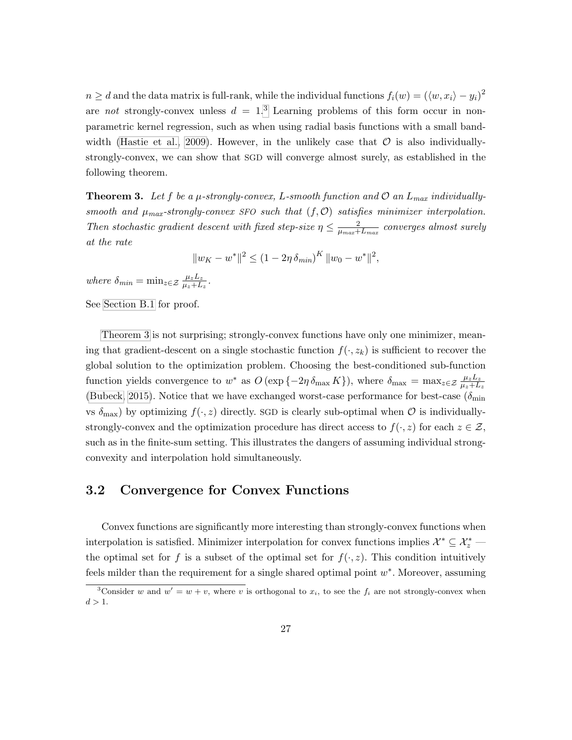$n \geq d$ and the data matrix is full-rank, while the individual functions $f_i(w) = (\langle w, x_i \rangle - y_i)^2$ are *not* strongly-convex unless $d = 1$.[3] Learning problems of this form occur in non-parametric kernel regression, such as when using radial basis functions with a small bandwidth (Hastie et al., 2009). However, in the unlikely case that $\mathcal{O}$ is also individually-strongly-convex, we can show that SGD will converge almost surely, as established in the following theorem.

**Theorem 3.** *Let $f$ be a $\mu$-strongly-convex, $L$-smooth function and $\mathcal{O}$ an $L_{max}$ individually-smooth and $\mu_{max}$-strongly-convex SFO such that $(f, \mathcal{O})$ satisfies minimizer interpolation. Then stochastic gradient descent with fixed step-size $\eta \leq \frac{2}{\mu_{max} + L_{max}}$ converges almost surely at the rate*

$$\|w_K - w^*\|^2 \leq (1 - 2\eta\, \delta_{min})^K \, \|w_0 - w^*\|^2,$$

*where $\delta_{min} = \min_{z \in \mathcal{Z}} \frac{\mu_z L_z}{\mu_z + L_z}$.*

See Section B.1 for proof.

Theorem 3 is not surprising; strongly-convex functions have only one minimizer, meaning that gradient-descent on a single stochastic function $f(\cdot, z_k)$ is sufficient to recover the global solution to the optimization problem. Choosing the best-conditioned sub-function function yields convergence to $w^*$ as $O\left(\exp\left\{-2\eta\, \delta_{\max} K\right\}\right)$, where $\delta_{\max} = \max_{z \in \mathcal{Z}} \frac{\mu_z L_z}{\mu_z + L_z}$ (Bubeck, 2015). Notice that we have exchanged worst-case performance for best-case ($\delta_{\min}$ vs $\delta_{\max}$) by optimizing $f(\cdot, z)$ directly. SGD is clearly sub-optimal when $\mathcal{O}$ is individually-strongly-convex and the optimization procedure has direct access to $f(\cdot, z)$ for each $z \in \mathcal{Z}$, such as in the finite-sum setting. This illustrates the dangers of assuming individual strong-convexity and interpolation hold simultaneously.

## 3.2 Convergence for Convex Functions

Convex functions are significantly more interesting than strongly-convex functions when interpolation is satisfied. Minimizer interpolation for convex functions implies $\mathcal{X}^* \subseteq \mathcal{X}^*_z$ — the optimal set for $f$ is a subset of the optimal set for $f(\cdot, z)$. This condition intuitively feels milder than the requirement for a single shared optimal point $w^*$. Moreover, assuming

[3] Consider $w$ and $w' = w + v$, where $v$ is orthogonal to $x_i$, to see the $f_i$ are not strongly-convex when $d > 1$.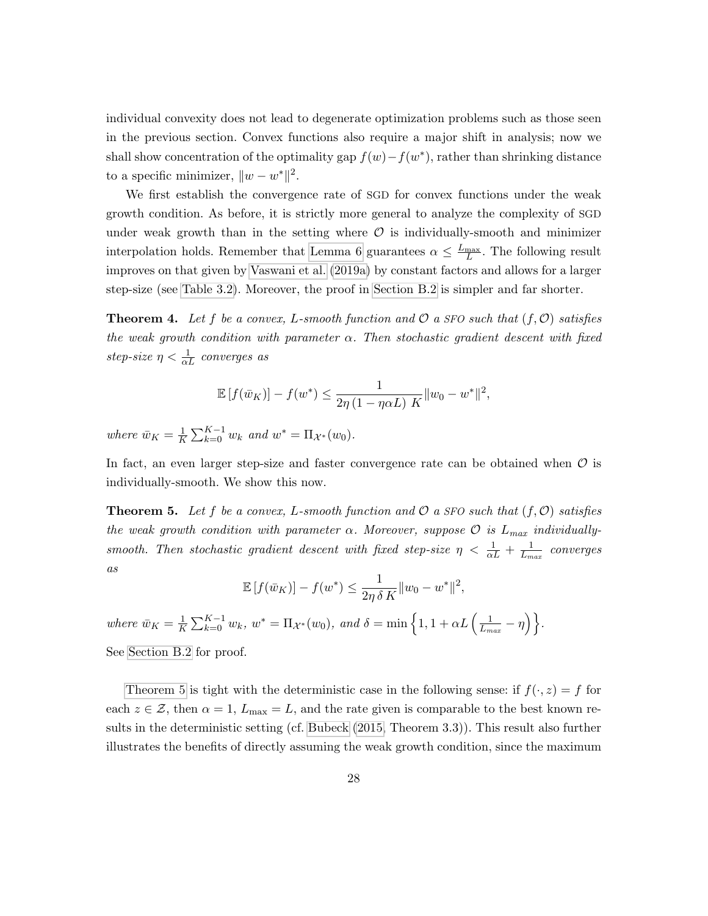individual convexity does not lead to degenerate optimization problems such as those seen in the previous section. Convex functions also require a major shift in analysis; now we shall show concentration of the optimality gap $f(w) - f(w^*)$, rather than shrinking distance to a specific minimizer, $\|w - w^*\|^2$.

We first establish the convergence rate of SGD for convex functions under the weak growth condition. As before, it is strictly more general to analyze the complexity of SGD under weak growth than in the setting where $\mathcal{O}$ is individually-smooth and minimizer interpolation holds. Remember that Lemma 6 guarantees $\alpha \leq \frac{L_{\max}}{L}$. The following result improves on that given by Vaswani et al. (2019a) by constant factors and allows for a larger step-size (see Table 3.2). Moreover, the proof in Section B.2 is simpler and far shorter.

**Theorem 4.** *Let $f$ be a convex, $L$-smooth function and $\mathcal{O}$ a SFO such that $(f, \mathcal{O})$ satisfies the weak growth condition with parameter $\alpha$. Then stochastic gradient descent with fixed step-size $\eta < \frac{1}{\alpha L}$ converges as*

$$\mathbb{E}\left[f(\bar{w}_K)\right] - f(w^*) \leq \frac{1}{2\eta\left(1 - \eta\alpha L\right) K}\|w_0 - w^*\|^2,$$

*where $\bar{w}_K = \frac{1}{K}\sum_{k=0}^{K-1} w_k$ and $w^* = \Pi_{\mathcal{X}^*}(w_0)$.*

In fact, an even larger step-size and faster convergence rate can be obtained when $\mathcal{O}$ is individually-smooth. We show this now.

**Theorem 5.** *Let $f$ be a convex, $L$-smooth function and $\mathcal{O}$ a SFO such that $(f, \mathcal{O})$ satisfies the weak growth condition with parameter $\alpha$. Moreover, suppose $\mathcal{O}$ is $L_{max}$ individually-smooth. Then stochastic gradient descent with fixed step-size $\eta < \frac{1}{\alpha L} + \frac{1}{L_{max}}$ converges as*

$$\mathbb{E}\left[f(\bar{w}_K)\right] - f(w^*) \leq \frac{1}{2\eta\,\delta\,K}\|w_0 - w^*\|^2,$$

*where $\bar{w}_K = \frac{1}{K}\sum_{k=0}^{K-1} w_k$, $w^* = \Pi_{\mathcal{X}^*}(w_0)$, and $\delta = \min\left\{1, 1 + \alpha L\left(\frac{1}{L_{max}} - \eta\right)\right\}$.*

See Section B.2 for proof.

Theorem 5 is tight with the deterministic case in the following sense: if $f(\cdot, z) = f$ for each $z \in \mathcal{Z}$, then $\alpha = 1$, $L_{\max} = L$, and the rate given is comparable to the best known results in the deterministic setting (cf. Bubeck (2015, Theorem 3.3)). This result also further illustrates the benefits of directly assuming the weak growth condition, since the maximum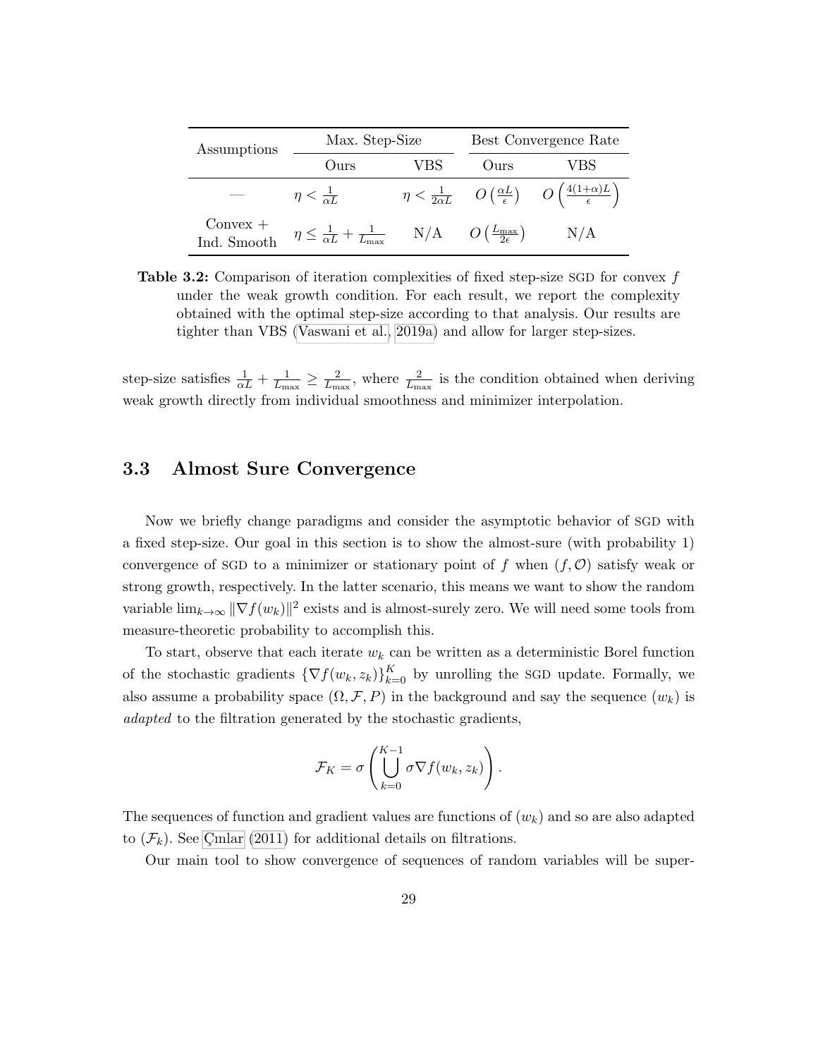| Assumptions | Max. Step-Size | | Best Convergence Rate | |
|---|---|---|---|---|
| | Ours | VBS | Ours | VBS |
| — | $\eta < \frac{1}{\alpha L}$ | $\eta < \frac{1}{2\alpha L}$ | $O\left(\frac{\alpha L}{\epsilon}\right)$ | $O\left(\frac{4(1+\alpha)L}{\epsilon}\right)$ |
| Convex + Ind. Smooth | $\eta \leq \frac{1}{\alpha L} + \frac{1}{L_{\max}}$ | N/A | $O\left(\frac{L_{\max}}{2\epsilon}\right)$ | N/A |

**Table 3.2:** Comparison of iteration complexities of fixed step-size SGD for convex $f$ under the weak growth condition. For each result, we report the complexity obtained with the optimal step-size according to that analysis. Our results are tighter than VBS (Vaswani et al., 2019a) and allow for larger step-sizes.

step-size satisfies $\frac{1}{\alpha L} + \frac{1}{L_{\max}} \geq \frac{2}{L_{\max}}$, where $\frac{2}{L_{\max}}$ is the condition obtained when deriving weak growth directly from individual smoothness and minimizer interpolation.

## 3.3 Almost Sure Convergence

Now we briefly change paradigms and consider the asymptotic behavior of SGD with a fixed step-size. Our goal in this section is to show the almost-sure (with probability 1) convergence of SGD to a minimizer or stationary point of $f$ when $(f, \mathcal{O})$ satisfy weak or strong growth, respectively. In the latter scenario, this means we want to show the random variable $\lim_{k\to\infty} \|\nabla f(w_k)\|^2$ exists and is almost-surely zero. We will need some tools from measure-theoretic probability to accomplish this.

To start, observe that each iterate $w_k$ can be written as a deterministic Borel function of the stochastic gradients $\{\nabla f(w_k, z_k)\}_{k=0}^{K}$ by unrolling the SGD update. Formally, we also assume a probability space $(\Omega, \mathcal{F}, P)$ in the background and say the sequence $(w_k)$ is *adapted* to the filtration generated by the stochastic gradients,

$$\mathcal{F}_K = \sigma\left(\bigcup_{k=0}^{K-1} \sigma \nabla f(w_k, z_k)\right).$$

The sequences of function and gradient values are functions of $(w_k)$ and so are also adapted to $(\mathcal{F}_k)$. See Çınlar (2011) for additional details on filtrations.

Our main tool to show convergence of sequences of random variables will be super-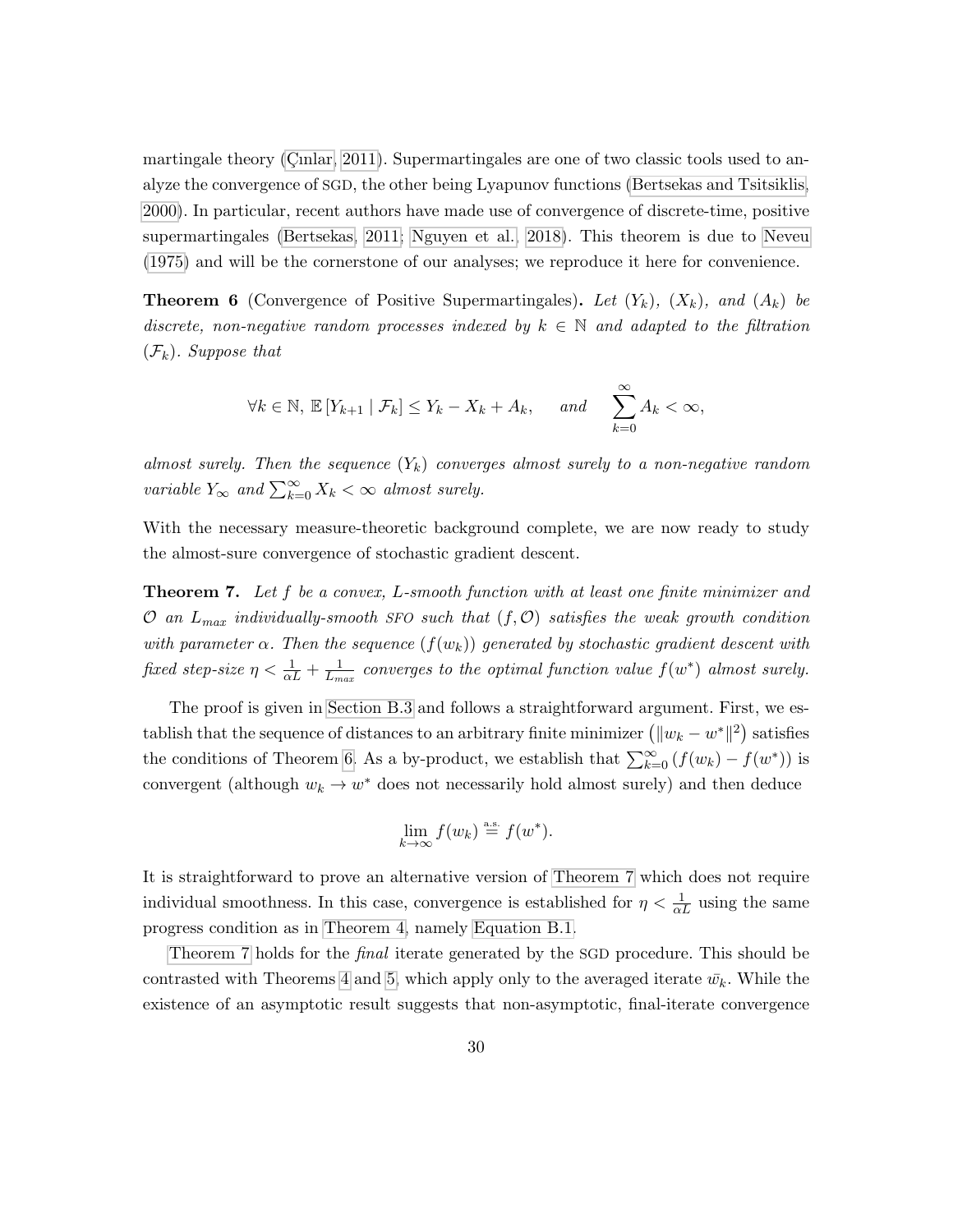martingale theory (Çınlar, 2011). Supermartingales are one of two classic tools used to analyze the convergence of SGD, the other being Lyapunov functions (Bertsekas and Tsitsiklis, 2000). In particular, recent authors have made use of convergence of discrete-time, positive supermartingales (Bertsekas, 2011; Nguyen et al., 2018). This theorem is due to Neveu (1975) and will be the cornerstone of our analyses; we reproduce it here for convenience.

**Theorem 6** (Convergence of Positive Supermartingales)**.** *Let $(Y_k)$, $(X_k)$, and $(A_k)$ be discrete, non-negative random processes indexed by $k \in \mathbb{N}$ and adapted to the filtration $(\mathcal{F}_k)$. Suppose that*

$$\forall k \in \mathbb{N},\ \mathbb{E}\left[Y_{k+1} \mid \mathcal{F}_k\right] \leq Y_k - X_k + A_k, \quad \text{and} \quad \sum_{k=0}^{\infty} A_k < \infty,$$

*almost surely. Then the sequence $(Y_k)$ converges almost surely to a non-negative random variable $Y_\infty$ and $\sum_{k=0}^{\infty} X_k < \infty$ almost surely.*

With the necessary measure-theoretic background complete, we are now ready to study the almost-sure convergence of stochastic gradient descent.

**Theorem 7.** *Let $f$ be a convex, $L$-smooth function with at least one finite minimizer and $\mathcal{O}$ an $L_{max}$ individually-smooth SFO such that $(f, \mathcal{O})$ satisfies the weak growth condition with parameter $\alpha$. Then the sequence $(f(w_k))$ generated by stochastic gradient descent with fixed step-size $\eta < \frac{1}{\alpha L} + \frac{1}{L_{max}}$ converges to the optimal function value $f(w^*)$ almost surely.*

The proof is given in Section B.3 and follows a straightforward argument. First, we establish that the sequence of distances to an arbitrary finite minimizer $\left(\|w_k - w^*\|^2\right)$ satisfies the conditions of Theorem 6. As a by-product, we establish that $\sum_{k=0}^{\infty} (f(w_k) - f(w^*))$ is convergent (although $w_k \to w^*$ does not necessarily hold almost surely) and then deduce

$$\lim_{k \to \infty} f(w_k) \overset{\text{a.s.}}{=} f(w^*).$$

It is straightforward to prove an alternative version of Theorem 7 which does not require individual smoothness. In this case, convergence is established for $\eta < \frac{1}{\alpha L}$ using the same progress condition as in Theorem 4, namely Equation B.1.

Theorem 7 holds for the *final* iterate generated by the SGD procedure. This should be contrasted with Theorems 4 and 5, which apply only to the averaged iterate $\bar{w}_k$. While the existence of an asymptotic result suggests that non-asymptotic, final-iterate convergence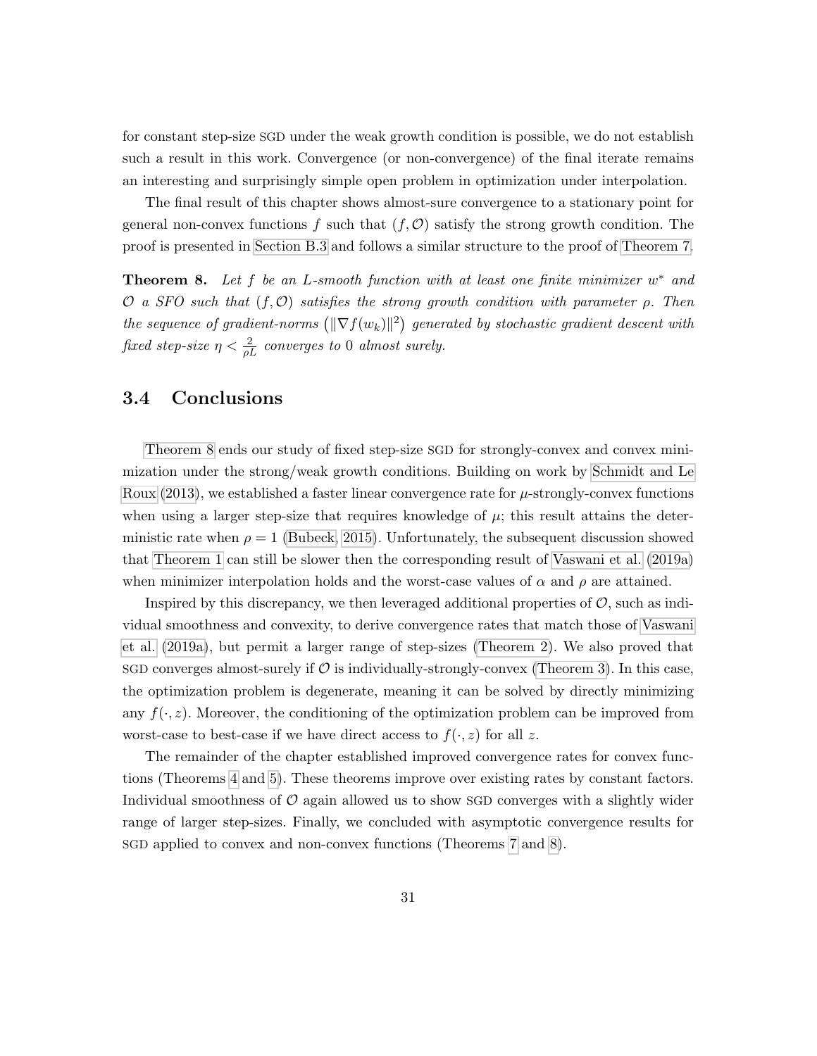for constant step-size SGD under the weak growth condition is possible, we do not establish such a result in this work. Convergence (or non-convergence) of the final iterate remains an interesting and surprisingly simple open problem in optimization under interpolation.

The final result of this chapter shows almost-sure convergence to a stationary point for general non-convex functions $f$ such that $(f, \mathcal{O})$ satisfy the strong growth condition. The proof is presented in Section B.3 and follows a similar structure to the proof of Theorem 7.

**Theorem 8.** *Let $f$ be an $L$-smooth function with at least one finite minimizer $w^*$ and $\mathcal{O}$ a SFO such that $(f, \mathcal{O})$ satisfies the strong growth condition with parameter $\rho$. Then the sequence of gradient-norms $\left(\|\nabla f(w_k)\|^2\right)$ generated by stochastic gradient descent with fixed step-size $\eta < \frac{2}{\rho L}$ converges to $0$ almost surely.*

## 3.4 Conclusions

Theorem 8 ends our study of fixed step-size SGD for strongly-convex and convex minimization under the strong/weak growth conditions. Building on work by Schmidt and Le Roux (2013), we established a faster linear convergence rate for $\mu$-strongly-convex functions when using a larger step-size that requires knowledge of $\mu$; this result attains the deterministic rate when $\rho = 1$ (Bubeck, 2015). Unfortunately, the subsequent discussion showed that Theorem 1 can still be slower then the corresponding result of Vaswani et al. (2019a) when minimizer interpolation holds and the worst-case values of $\alpha$ and $\rho$ are attained.

Inspired by this discrepancy, we then leveraged additional properties of $\mathcal{O}$, such as individual smoothness and convexity, to derive convergence rates that match those of Vaswani et al. (2019a), but permit a larger range of step-sizes (Theorem 2). We also proved that SGD converges almost-surely if $\mathcal{O}$ is individually-strongly-convex (Theorem 3). In this case, the optimization problem is degenerate, meaning it can be solved by directly minimizing any $f(\cdot, z)$. Moreover, the conditioning of the optimization problem can be improved from worst-case to best-case if we have direct access to $f(\cdot, z)$ for all $z$.

The remainder of the chapter established improved convergence rates for convex functions (Theorems 4 and 5). These theorems improve over existing rates by constant factors. Individual smoothness of $\mathcal{O}$ again allowed us to show SGD converges with a slightly wider range of larger step-sizes. Finally, we concluded with asymptotic convergence results for SGD applied to convex and non-convex functions (Theorems 7 and 8).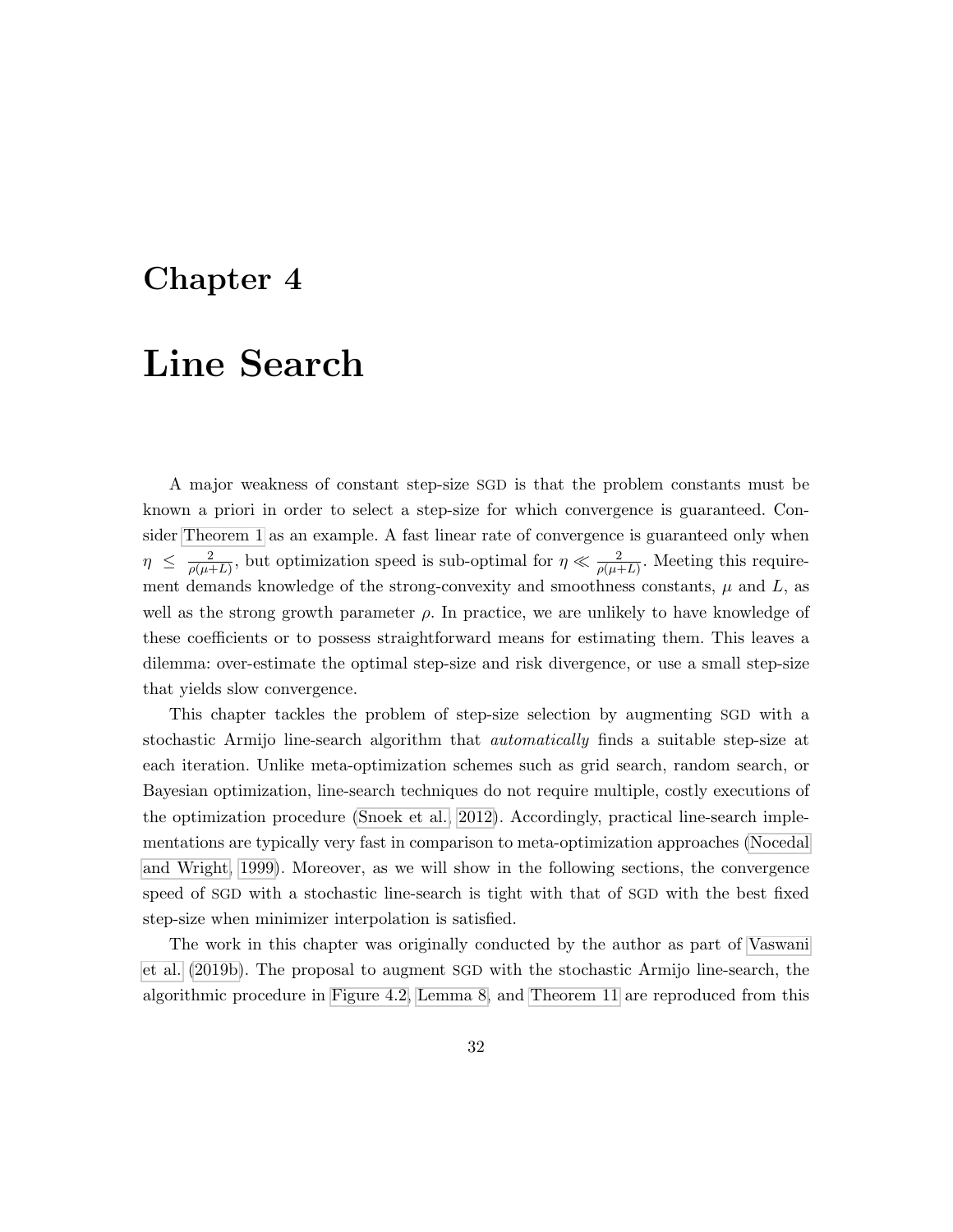# Chapter 4

# Line Search

A major weakness of constant step-size SGD is that the problem constants must be known a priori in order to select a step-size for which convergence is guaranteed. Consider Theorem 1 as an example. A fast linear rate of convergence is guaranteed only when $\eta \leq \frac{2}{\rho(\mu+L)}$, but optimization speed is sub-optimal for $\eta \ll \frac{2}{\rho(\mu+L)}$. Meeting this requirement demands knowledge of the strong-convexity and smoothness constants, $\mu$ and $L$, as well as the strong growth parameter $\rho$. In practice, we are unlikely to have knowledge of these coefficients or to possess straightforward means for estimating them. This leaves a dilemma: over-estimate the optimal step-size and risk divergence, or use a small step-size that yields slow convergence.

This chapter tackles the problem of step-size selection by augmenting SGD with a stochastic Armijo line-search algorithm that *automatically* finds a suitable step-size at each iteration. Unlike meta-optimization schemes such as grid search, random search, or Bayesian optimization, line-search techniques do not require multiple, costly executions of the optimization procedure (Snoek et al., 2012). Accordingly, practical line-search implementations are typically very fast in comparison to meta-optimization approaches (Nocedal and Wright, 1999). Moreover, as we will show in the following sections, the convergence speed of SGD with a stochastic line-search is tight with that of SGD with the best fixed step-size when minimizer interpolation is satisfied.

The work in this chapter was originally conducted by the author as part of Vaswani et al. (2019b). The proposal to augment SGD with the stochastic Armijo line-search, the algorithmic procedure in Figure 4.2, Lemma 8, and Theorem 11 are reproduced from this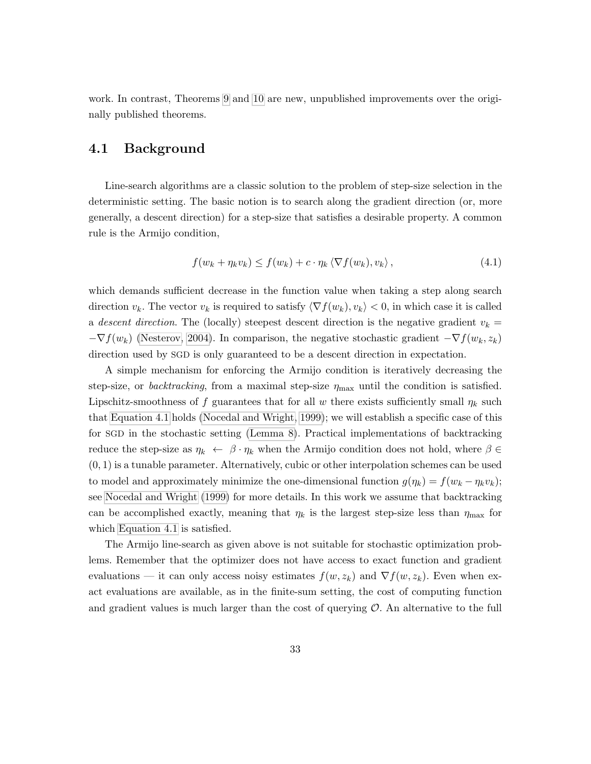work. In contrast, Theorems 9 and 10 are new, unpublished improvements over the originally published theorems.

## 4.1 Background

Line-search algorithms are a classic solution to the problem of step-size selection in the deterministic setting. The basic notion is to search along the gradient direction (or, more generally, a descent direction) for a step-size that satisfies a desirable property. A common rule is the Armijo condition,

$$f(w_k + \eta_k v_k) \leq f(w_k) + c \cdot \eta_k \langle \nabla f(w_k), v_k \rangle, \tag{4.1}$$

which demands sufficient decrease in the function value when taking a step along search direction $v_k$. The vector $v_k$ is required to satisfy $\langle \nabla f(w_k), v_k \rangle < 0$, in which case it is called a *descent direction*. The (locally) steepest descent direction is the negative gradient $v_k = -\nabla f(w_k)$ (Nesterov, 2004). In comparison, the negative stochastic gradient $-\nabla f(w_k, z_k)$ direction used by SGD is only guaranteed to be a descent direction in expectation.

A simple mechanism for enforcing the Armijo condition is iteratively decreasing the step-size, or *backtracking*, from a maximal step-size $\eta_{\max}$ until the condition is satisfied. Lipschitz-smoothness of $f$ guarantees that for all $w$ there exists sufficiently small $\eta_k$ such that Equation 4.1 holds (Nocedal and Wright, 1999); we will establish a specific case of this for SGD in the stochastic setting (Lemma 8). Practical implementations of backtracking reduce the step-size as $\eta_k \leftarrow \beta \cdot \eta_k$ when the Armijo condition does not hold, where $\beta \in (0, 1)$ is a tunable parameter. Alternatively, cubic or other interpolation schemes can be used to model and approximately minimize the one-dimensional function $g(\eta_k) = f(w_k - \eta_k v_k)$; see Nocedal and Wright (1999) for more details. In this work we assume that backtracking can be accomplished exactly, meaning that $\eta_k$ is the largest step-size less than $\eta_{\max}$ for which Equation 4.1 is satisfied.

The Armijo line-search as given above is not suitable for stochastic optimization problems. Remember that the optimizer does not have access to exact function and gradient evaluations — it can only access noisy estimates $f(w, z_k)$ and $\nabla f(w, z_k)$. Even when exact evaluations are available, as in the finite-sum setting, the cost of computing function and gradient values is much larger than the cost of querying $\mathcal{O}$. An alternative to the full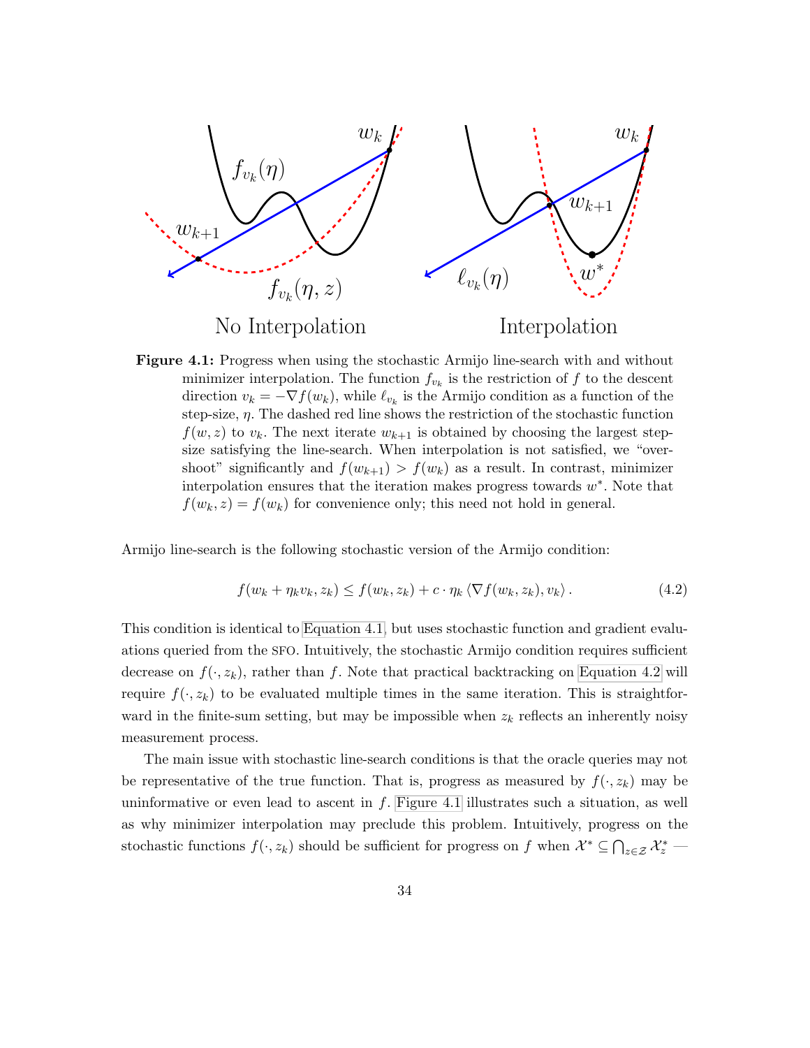**Figure 4.1:** Progress when using the stochastic Armijo line-search with and without minimizer interpolation. The function $f_{v_k}$ is the restriction of $f$ to the descent direction $v_k = -\nabla f(w_k)$, while $\ell_{v_k}$ is the Armijo condition as a function of the step-size, $\eta$. The dashed red line shows the restriction of the stochastic function $f(w, z)$ to $v_k$. The next iterate $w_{k+1}$ is obtained by choosing the largest step-size satisfying the line-search. When interpolation is not satisfied, we "overshoot" significantly and $f(w_{k+1}) > f(w_k)$ as a result. In contrast, minimizer interpolation ensures that the iteration makes progress towards $w^*$. Note that $f(w_k, z) = f(w_k)$ for convenience only; this need not hold in general.

Armijo line-search is the following stochastic version of the Armijo condition:

$$f(w_k + \eta_k v_k, z_k) \leq f(w_k, z_k) + c \cdot \eta_k \langle \nabla f(w_k, z_k), v_k \rangle . \tag{4.2}$$

This condition is identical to Equation 4.1, but uses stochastic function and gradient evaluations queried from the SFO. Intuitively, the stochastic Armijo condition requires sufficient decrease on $f(\cdot, z_k)$, rather than $f$. Note that practical backtracking on Equation 4.2 will require $f(\cdot, z_k)$ to be evaluated multiple times in the same iteration. This is straightforward in the finite-sum setting, but may be impossible when $z_k$ reflects an inherently noisy measurement process.

The main issue with stochastic line-search conditions is that the oracle queries may not be representative of the true function. That is, progress as measured by $f(\cdot, z_k)$ may be uninformative or even lead to ascent in $f$. Figure 4.1 illustrates such a situation, as well as why minimizer interpolation may preclude this problem. Intuitively, progress on the stochastic functions $f(\cdot, z_k)$ should be sufficient for progress on $f$ when $\mathcal{X}^* \subseteq \bigcap_{z \in \mathcal{Z}} \mathcal{X}^*_z$ —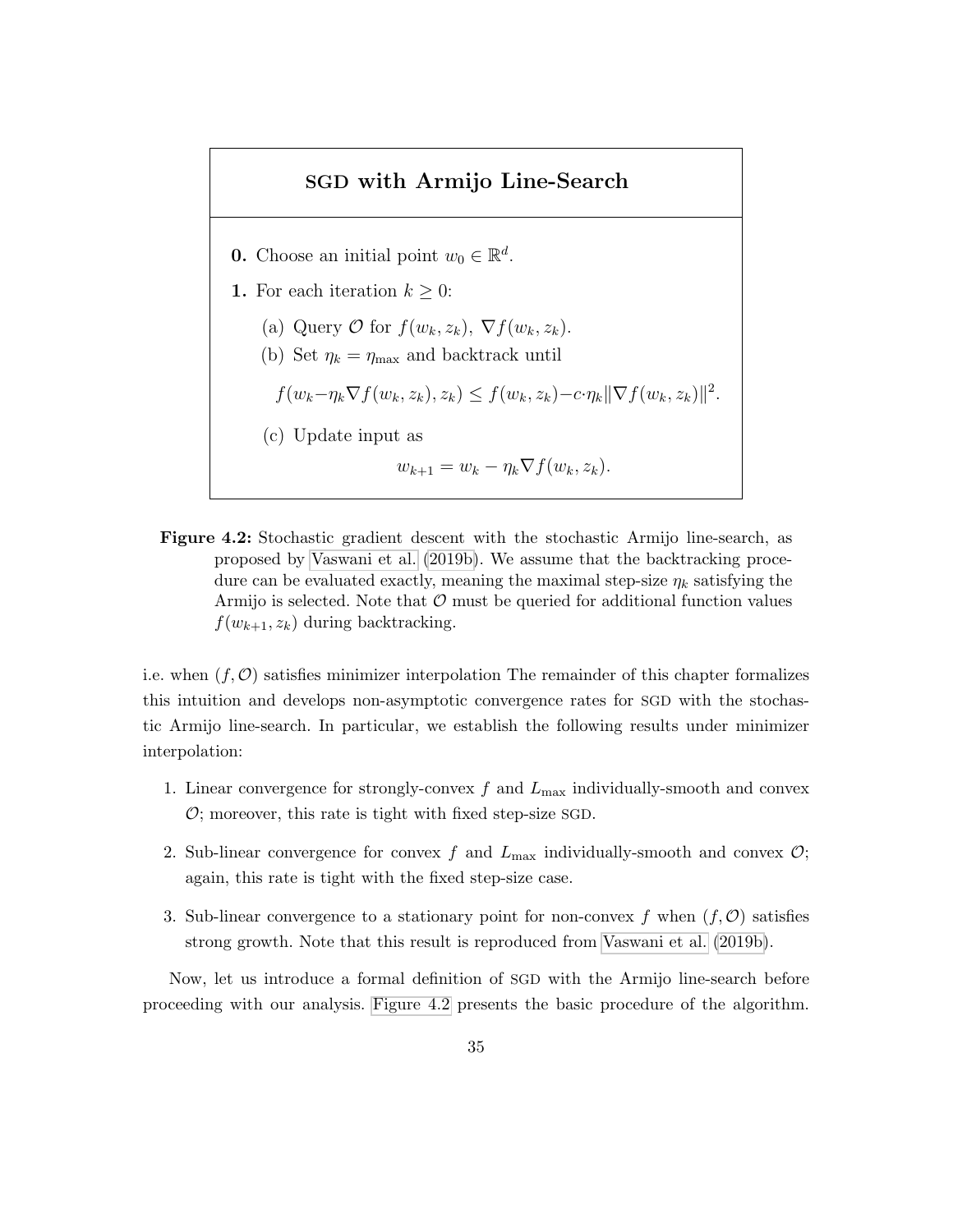**SGD with Armijo Line-Search**

**0.** Choose an initial point $w_0 \in \mathbb{R}^d$.

**1.** For each iteration $k \geq 0$:

(a) Query $\mathcal{O}$ for $f(w_k, z_k), \; \nabla f(w_k, z_k)$.

(b) Set $\eta_k = \eta_{\max}$ and backtrack until

$$f(w_k - \eta_k \nabla f(w_k, z_k), z_k) \leq f(w_k, z_k) - c \cdot \eta_k \|\nabla f(w_k, z_k)\|^2.$$

(c) Update input as

$$w_{k+1} = w_k - \eta_k \nabla f(w_k, z_k).$$

**Figure 4.2:** Stochastic gradient descent with the stochastic Armijo line-search, as proposed by Vaswani et al. (2019b). We assume that the backtracking procedure can be evaluated exactly, meaning the maximal step-size $\eta_k$ satisfying the Armijo is selected. Note that $\mathcal{O}$ must be queried for additional function values $f(w_{k+1}, z_k)$ during backtracking.

i.e. when $(f, \mathcal{O})$ satisfies minimizer interpolation The remainder of this chapter formalizes this intuition and develops non-asymptotic convergence rates for SGD with the stochastic Armijo line-search. In particular, we establish the following results under minimizer interpolation:

1. Linear convergence for strongly-convex $f$ and $L_{\max}$ individually-smooth and convex $\mathcal{O}$; moreover, this rate is tight with fixed step-size SGD.
2. Sub-linear convergence for convex $f$ and $L_{\max}$ individually-smooth and convex $\mathcal{O}$; again, this rate is tight with the fixed step-size case.
3. Sub-linear convergence to a stationary point for non-convex $f$ when $(f, \mathcal{O})$ satisfies strong growth. Note that this result is reproduced from Vaswani et al. (2019b).

Now, let us introduce a formal definition of SGD with the Armijo line-search before proceeding with our analysis. Figure 4.2 presents the basic procedure of the algorithm.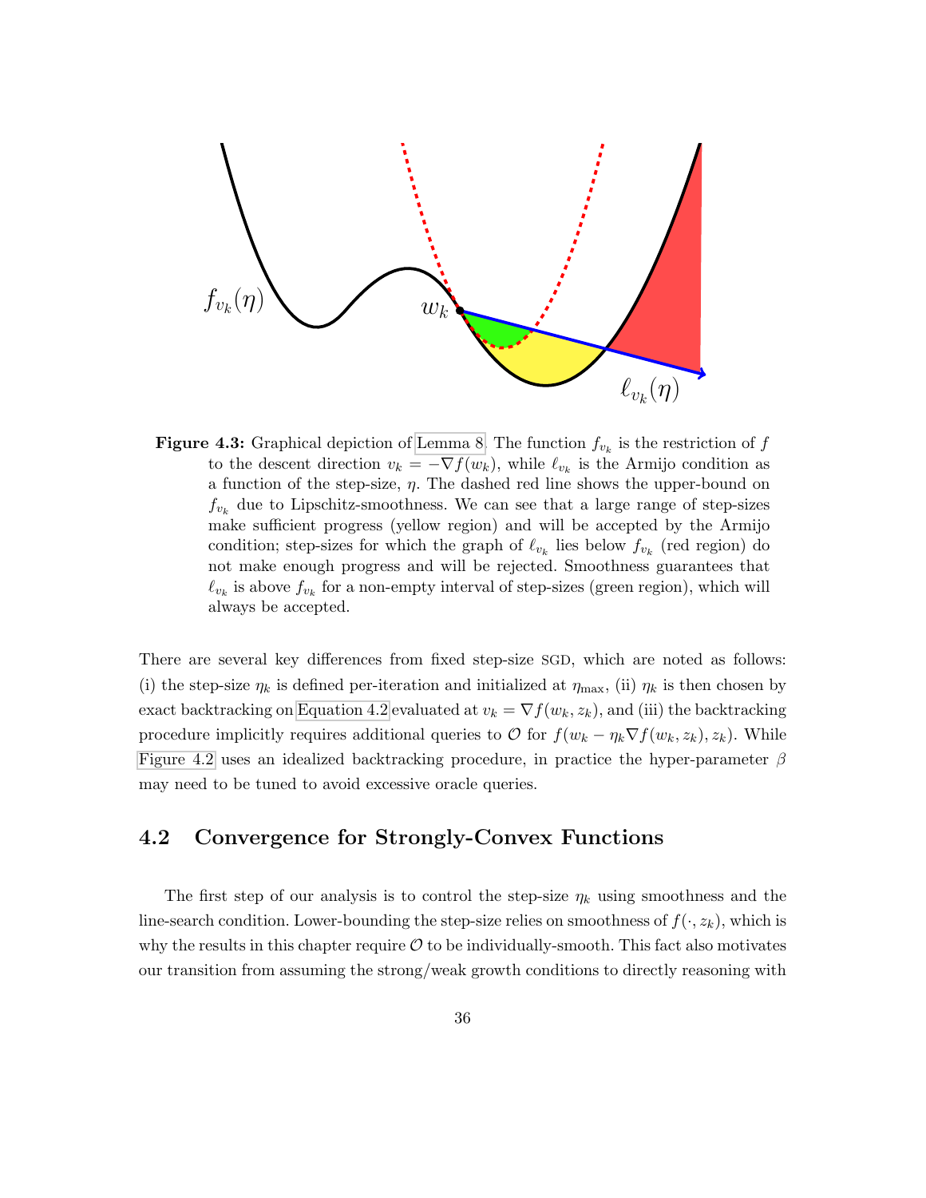**Figure 4.3:** Graphical depiction of Lemma 8. The function $f_{v_k}$ is the restriction of $f$ to the descent direction $v_k = -\nabla f(w_k)$, while $\ell_{v_k}$ is the Armijo condition as a function of the step-size, $\eta$. The dashed red line shows the upper-bound on $f_{v_k}$ due to Lipschitz-smoothness. We can see that a large range of step-sizes make sufficient progress (yellow region) and will be accepted by the Armijo condition; step-sizes for which the graph of $\ell_{v_k}$ lies below $f_{v_k}$ (red region) do not make enough progress and will be rejected. Smoothness guarantees that $\ell_{v_k}$ is above $f_{v_k}$ for a non-empty interval of step-sizes (green region), which will always be accepted.

There are several key differences from fixed step-size SGD, which are noted as follows: (i) the step-size $\eta_k$ is defined per-iteration and initialized at $\eta_{\max}$, (ii) $\eta_k$ is then chosen by exact backtracking on Equation 4.2 evaluated at $v_k = \nabla f(w_k, z_k)$, and (iii) the backtracking procedure implicitly requires additional queries to $\mathcal{O}$ for $f(w_k - \eta_k \nabla f(w_k, z_k), z_k)$. While Figure 4.2 uses an idealized backtracking procedure, in practice the hyper-parameter $\beta$ may need to be tuned to avoid excessive oracle queries.

## 4.2 Convergence for Strongly-Convex Functions

The first step of our analysis is to control the step-size $\eta_k$ using smoothness and the line-search condition. Lower-bounding the step-size relies on smoothness of $f(\cdot, z_k)$, which is why the results in this chapter require $\mathcal{O}$ to be individually-smooth. This fact also motivates our transition from assuming the strong/weak growth conditions to directly reasoning with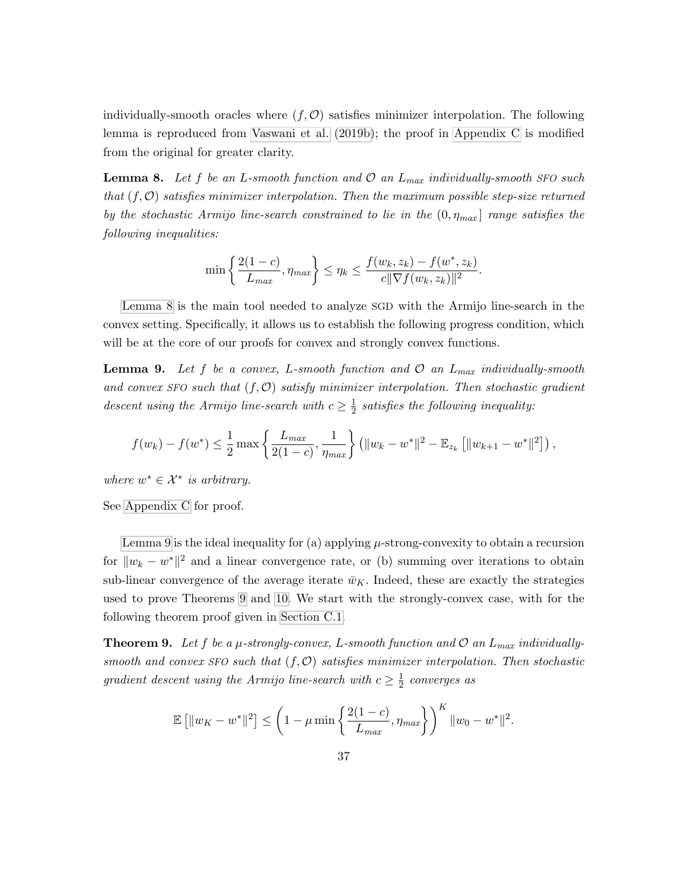individually-smooth oracles where $(f, \mathcal{O})$ satisfies minimizer interpolation. The following lemma is reproduced from Vaswani et al. (2019b); the proof in Appendix C is modified from the original for greater clarity.

**Lemma 8.** *Let $f$ be an $L$-smooth function and $\mathcal{O}$ an $L_{max}$ individually-smooth SFO such that $(f, \mathcal{O})$ satisfies minimizer interpolation. Then the maximum possible step-size returned by the stochastic Armijo line-search constrained to lie in the $(0, \eta_{max}]$ range satisfies the following inequalities:*

$$\min\left\{\frac{2(1-c)}{L_{max}}, \eta_{max}\right\} \leq \eta_k \leq \frac{f(w_k, z_k) - f(w^*, z_k)}{c\|\nabla f(w_k, z_k)\|^2}.$$

Lemma 8 is the main tool needed to analyze SGD with the Armijo line-search in the convex setting. Specifically, it allows us to establish the following progress condition, which will be at the core of our proofs for convex and strongly convex functions.

**Lemma 9.** *Let $f$ be a convex, $L$-smooth function and $\mathcal{O}$ an $L_{max}$ individually-smooth and convex SFO such that $(f, \mathcal{O})$ satisfy minimizer interpolation. Then stochastic gradient descent using the Armijo line-search with $c \geq \frac{1}{2}$ satisfies the following inequality:*

$$f(w_k) - f(w^*) \leq \frac{1}{2}\max\left\{\frac{L_{max}}{2(1-c)}, \frac{1}{\eta_{max}}\right\}\left(\|w_k - w^*\|^2 - \mathbb{E}_{z_k}\left[\|w_{k+1} - w^*\|^2\right]\right),$$

*where $w^* \in \mathcal{X}^*$ is arbitrary.*

See Appendix C for proof.

Lemma 9 is the ideal inequality for (a) applying $\mu$-strong-convexity to obtain a recursion for $\|w_k - w^*\|^2$ and a linear convergence rate, or (b) summing over iterations to obtain sub-linear convergence of the average iterate $\bar{w}_K$. Indeed, these are exactly the strategies used to prove Theorems 9 and 10. We start with the strongly-convex case, with for the following theorem proof given in Section C.1.

**Theorem 9.** *Let $f$ be a $\mu$-strongly-convex, $L$-smooth function and $\mathcal{O}$ an $L_{max}$ individually-smooth and convex SFO such that $(f, \mathcal{O})$ satisfies minimizer interpolation. Then stochastic gradient descent using the Armijo line-search with $c \geq \frac{1}{2}$ converges as*

$$\mathbb{E}\left[\|w_K - w^*\|^2\right] \leq \left(1 - \mu\min\left\{\frac{2(1-c)}{L_{max}}, \eta_{max}\right\}\right)^K \|w_0 - w^*\|^2.$$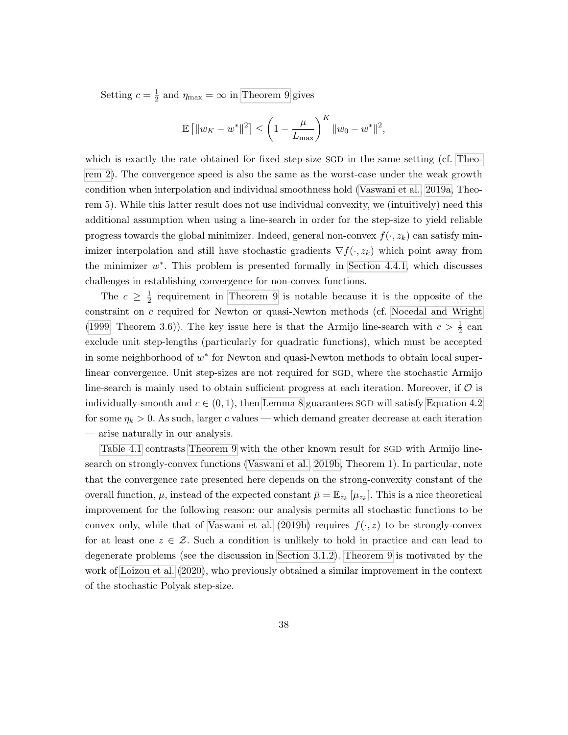Setting $c = \frac{1}{2}$ and $\eta_{\max} = \infty$ in Theorem 9 gives

$$\mathbb{E}\left[\|w_K - w^*\|^2\right] \leq \left(1 - \frac{\mu}{L_{\max}}\right)^K \|w_0 - w^*\|^2,$$

which is exactly the rate obtained for fixed step-size SGD in the same setting (cf. Theorem 2). The convergence speed is also the same as the worst-case under the weak growth condition when interpolation and individual smoothness hold (Vaswani et al., 2019a, Theorem 5). While this latter result does not use individual convexity, we (intuitively) need this additional assumption when using a line-search in order for the step-size to yield reliable progress towards the global minimizer. Indeed, general non-convex $f(\cdot, z_k)$ can satisfy minimizer interpolation and still have stochastic gradients $\nabla f(\cdot, z_k)$ which point away from the minimizer $w^*$. This problem is presented formally in Section 4.4.1, which discusses challenges in establishing convergence for non-convex functions.

The $c \geq \frac{1}{2}$ requirement in Theorem 9 is notable because it is the opposite of the constraint on $c$ required for Newton or quasi-Newton methods (cf. Nocedal and Wright (1999, Theorem 3.6)). The key issue here is that the Armijo line-search with $c > \frac{1}{2}$ can exclude unit step-lengths (particularly for quadratic functions), which must be accepted in some neighborhood of $w^*$ for Newton and quasi-Newton methods to obtain local super-linear convergence. Unit step-sizes are not required for SGD, where the stochastic Armijo line-search is mainly used to obtain sufficient progress at each iteration. Moreover, if $\mathcal{O}$ is individually-smooth and $c \in (0, 1)$, then Lemma 8 guarantees SGD will satisfy Equation 4.2 for some $\eta_k > 0$. As such, larger $c$ values — which demand greater decrease at each iteration — arise naturally in our analysis.

Table 4.1 contrasts Theorem 9 with the other known result for SGD with Armijo line-search on strongly-convex functions (Vaswani et al., 2019b, Theorem 1). In particular, note that the convergence rate presented here depends on the strong-convexity constant of the overall function, $\mu$, instead of the expected constant $\bar{\mu} = \mathbb{E}_{z_k}[\mu_{z_k}]$. This is a nice theoretical improvement for the following reason: our analysis permits all stochastic functions to be convex only, while that of Vaswani et al. (2019b) requires $f(\cdot, z)$ to be strongly-convex for at least one $z \in \mathcal{Z}$. Such a condition is unlikely to hold in practice and can lead to degenerate problems (see the discussion in Section 3.1.2). Theorem 9 is motivated by the work of Loizou et al. (2020), who previously obtained a similar improvement in the context of the stochastic Polyak step-size.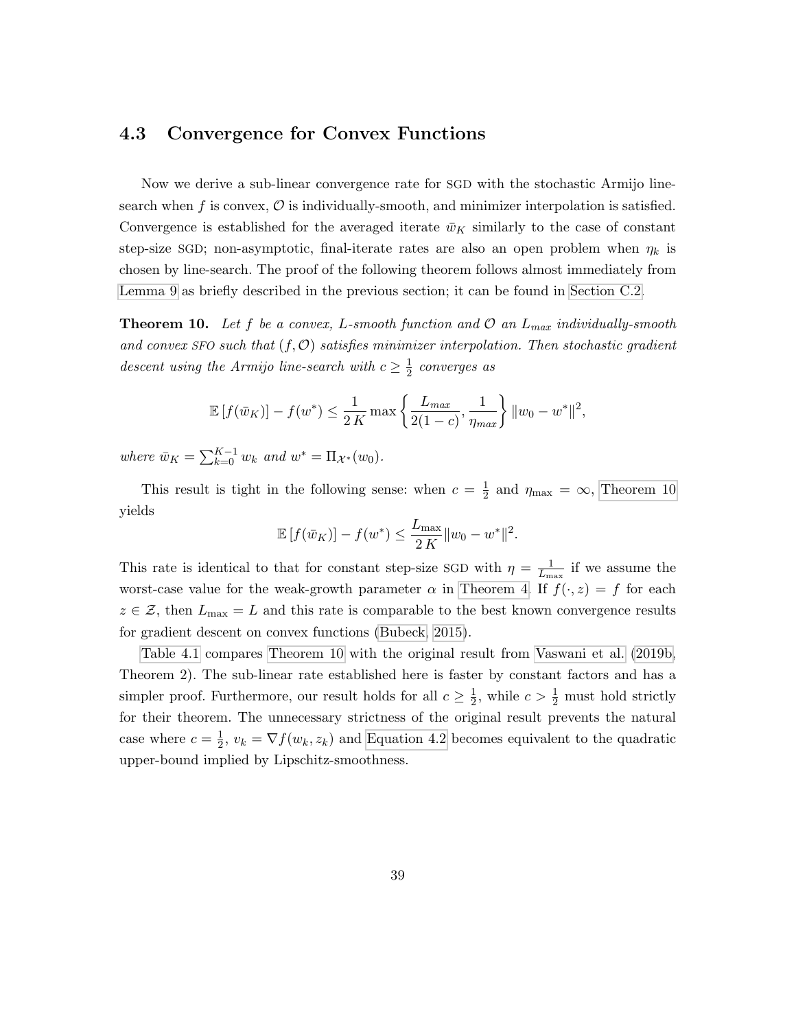### 4.3 Convergence for Convex Functions

Now we derive a sub-linear convergence rate for SGD with the stochastic Armijo line-search when $f$ is convex, $\mathcal{O}$ is individually-smooth, and minimizer interpolation is satisfied. Convergence is established for the averaged iterate $\bar{w}_K$ similarly to the case of constant step-size SGD; non-asymptotic, final-iterate rates are also an open problem when $\eta_k$ is chosen by line-search. The proof of the following theorem follows almost immediately from Lemma 9 as briefly described in the previous section; it can be found in Section C.2.

**Theorem 10.** *Let $f$ be a convex, $L$-smooth function and $\mathcal{O}$ an $L_{max}$ individually-smooth and convex SFO such that $(f, \mathcal{O})$ satisfies minimizer interpolation. Then stochastic gradient descent using the Armijo line-search with $c \geq \frac{1}{2}$ converges as*

$$\mathbb{E}\left[f(\bar{w}_K)\right] - f(w^*) \leq \frac{1}{2\,K} \max\left\{\frac{L_{max}}{2(1-c)}, \frac{1}{\eta_{max}}\right\} \|w_0 - w^*\|^2,$$

*where $\bar{w}_K = \sum_{k=0}^{K-1} w_k$ and $w^* = \Pi_{\mathcal{X}^*}(w_0)$.*

This result is tight in the following sense: when $c = \frac{1}{2}$ and $\eta_{\max} = \infty$, Theorem 10 yields

$$\mathbb{E}\left[f(\bar{w}_K)\right] - f(w^*) \leq \frac{L_{\max}}{2\,K}\|w_0 - w^*\|^2.$$

This rate is identical to that for constant step-size SGD with $\eta = \frac{1}{L_{\max}}$ if we assume the worst-case value for the weak-growth parameter $\alpha$ in Theorem 4. If $f(\cdot, z) = f$ for each $z \in \mathcal{Z}$, then $L_{\max} = L$ and this rate is comparable to the best known convergence results for gradient descent on convex functions (Bubeck, 2015).

Table 4.1 compares Theorem 10 with the original result from Vaswani et al. (2019b, Theorem 2). The sub-linear rate established here is faster by constant factors and has a simpler proof. Furthermore, our result holds for all $c \geq \frac{1}{2}$, while $c > \frac{1}{2}$ must hold strictly for their theorem. The unnecessary strictness of the original result prevents the natural case where $c = \frac{1}{2}$, $v_k = \nabla f(w_k, z_k)$ and Equation 4.2 becomes equivalent to the quadratic upper-bound implied by Lipschitz-smoothness.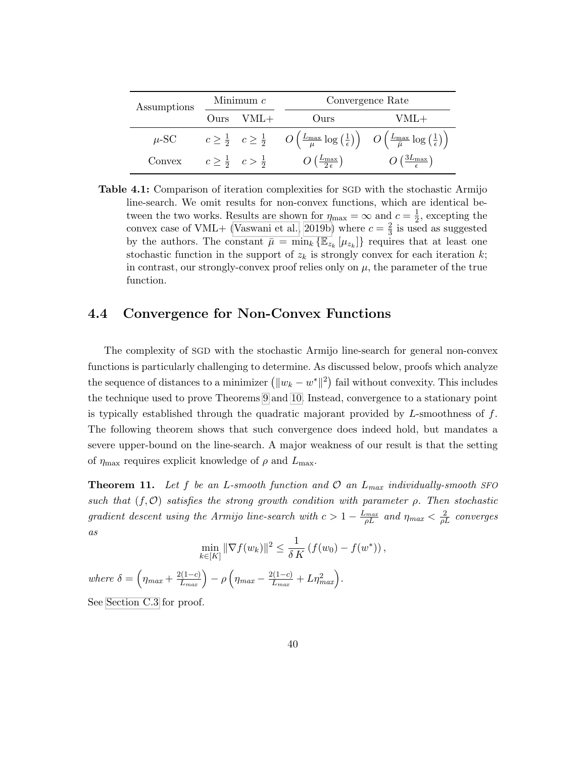| Assumptions | Minimum $c$ | | Convergence Rate | |
|---|---|---|---|---|
| | Ours | VML+ | Ours | VML+ |
| $\mu$-SC | $c \geq \frac{1}{2}$ | $c \geq \frac{1}{2}$ | $O\left(\frac{L_{\max}}{\mu} \log\left(\frac{1}{\epsilon}\right)\right)$ | $O\left(\frac{L_{\max}}{\bar{\mu}} \log\left(\frac{1}{\epsilon}\right)\right)$ |
| Convex | $c \geq \frac{1}{2}$ | $c > \frac{1}{2}$ | $O\left(\frac{L_{\max}}{2\,\epsilon}\right)$ | $O\left(\frac{3L_{\max}}{\epsilon}\right)$ |

**Table 4.1:** Comparison of iteration complexities for SGD with the stochastic Armijo line-search. We omit results for non-convex functions, which are identical between the two works. Results are shown for $\eta_{\max} = \infty$ and $c = \frac{1}{2}$, excepting the convex case of VML+ (Vaswani et al., 2019b) where $c = \frac{2}{3}$ is used as suggested by the authors. The constant $\bar{\mu} = \min_k \{\mathbb{E}_{z_k}[\mu_{z_k}]\}$ requires that at least one stochastic function in the support of $z_k$ is strongly convex for each iteration $k$; in contrast, our strongly-convex proof relies only on $\mu$, the parameter of the true function.

## 4.4 Convergence for Non-Convex Functions

The complexity of SGD with the stochastic Armijo line-search for general non-convex functions is particularly challenging to determine. As discussed below, proofs which analyze the sequence of distances to a minimizer $\left(\|w_k - w^*\|^2\right)$ fail without convexity. This includes the technique used to prove Theorems 9 and 10. Instead, convergence to a stationary point is typically established through the quadratic majorant provided by $L$-smoothness of $f$. The following theorem shows that such convergence does indeed hold, but mandates a severe upper-bound on the line-search. A major weakness of our result is that the setting of $\eta_{\max}$ requires explicit knowledge of $\rho$ and $L_{\max}$.

**Theorem 11.** *Let $f$ be an $L$-smooth function and $\mathcal{O}$ an $L_{max}$ individually-smooth SFO such that $(f, \mathcal{O})$ satisfies the strong growth condition with parameter $\rho$. Then stochastic gradient descent using the Armijo line-search with $c > 1 - \frac{L_{max}}{\rho L}$ and $\eta_{max} < \frac{2}{\rho L}$ converges as*

$$\min_{k \in [K]} \|\nabla f(w_k)\|^2 \leq \frac{1}{\delta\, K} \left(f(w_0) - f(w^*)\right),$$

*where $\delta = \left(\eta_{max} + \frac{2(1-c)}{L_{max}}\right) - \rho\left(\eta_{max} - \frac{2(1-c)}{L_{max}} + L\eta_{max}^2\right)$.*

See Section C.3 for proof.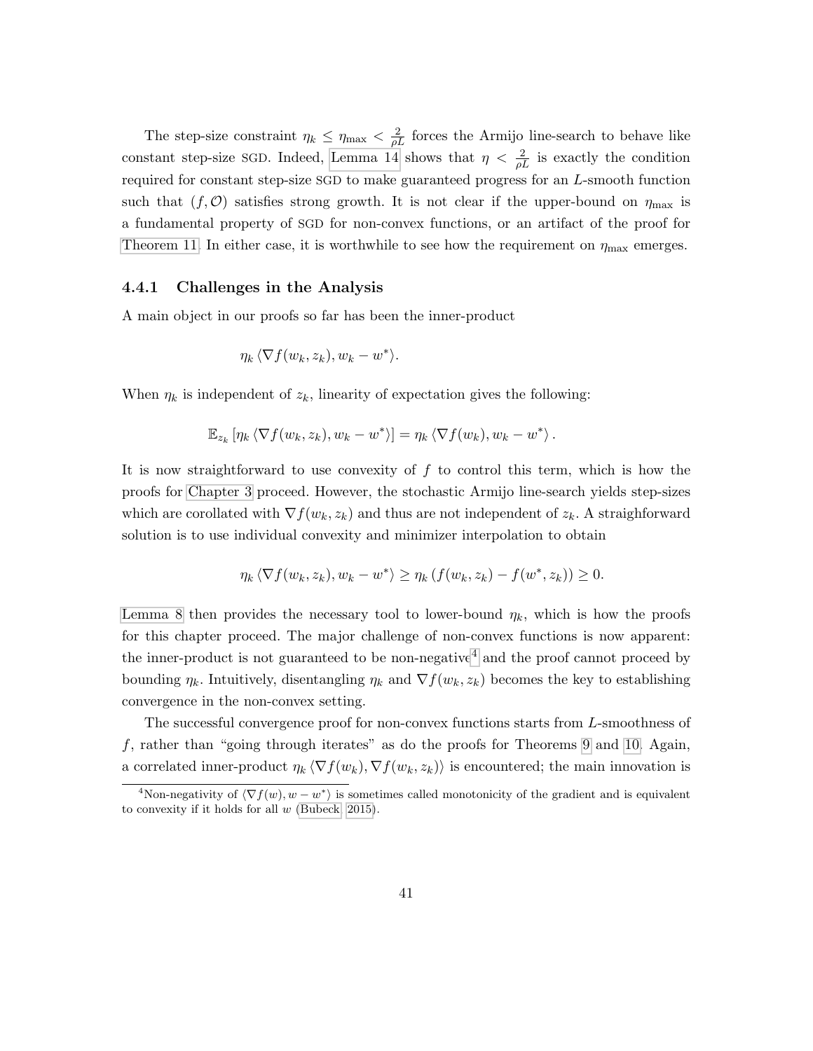The step-size constraint $\eta_k \leq \eta_{\max} < \frac{2}{\rho L}$ forces the Armijo line-search to behave like constant step-size SGD. Indeed, Lemma 14 shows that $\eta < \frac{2}{\rho L}$ is exactly the condition required for constant step-size SGD to make guaranteed progress for an $L$-smooth function such that $(f, \mathcal{O})$ satisfies strong growth. It is not clear if the upper-bound on $\eta_{\max}$ is a fundamental property of SGD for non-convex functions, or an artifact of the proof for Theorem 11. In either case, it is worthwhile to see how the requirement on $\eta_{\max}$ emerges.

### 4.4.1 Challenges in the Analysis

A main object in our proofs so far has been the inner-product

$$\eta_k \langle \nabla f(w_k, z_k), w_k - w^* \rangle.$$

When $\eta_k$ is independent of $z_k$, linearity of expectation gives the following:

$$\mathbb{E}_{z_k} \left[ \eta_k \langle \nabla f(w_k, z_k), w_k - w^* \rangle \right] = \eta_k \langle \nabla f(w_k), w_k - w^* \rangle .$$

It is now straightforward to use convexity of $f$ to control this term, which is how the proofs for Chapter 3 proceed. However, the stochastic Armijo line-search yields step-sizes which are corollated with $\nabla f(w_k, z_k)$ and thus are not independent of $z_k$. A straighforward solution is to use individual convexity and minimizer interpolation to obtain

$$\eta_k \langle \nabla f(w_k, z_k), w_k - w^* \rangle \geq \eta_k \left( f(w_k, z_k) - f(w^*, z_k) \right) \geq 0.$$

Lemma 8 then provides the necessary tool to lower-bound $\eta_k$, which is how the proofs for this chapter proceed. The major challenge of non-convex functions is now apparent: the inner-product is not guaranteed to be non-negative[4] and the proof cannot proceed by bounding $\eta_k$. Intuitively, disentangling $\eta_k$ and $\nabla f(w_k, z_k)$ becomes the key to establishing convergence in the non-convex setting.

The successful convergence proof for non-convex functions starts from $L$-smoothness of $f$, rather than "going through iterates" as do the proofs for Theorems 9 and 10. Again, a correlated inner-product $\eta_k \langle \nabla f(w_k), \nabla f(w_k, z_k) \rangle$ is encountered; the main innovation is

[4] Non-negativity of $\langle \nabla f(w), w - w^* \rangle$ is sometimes called monotonicity of the gradient and is equivalent to convexity if it holds for all $w$ (Bubeck 2015).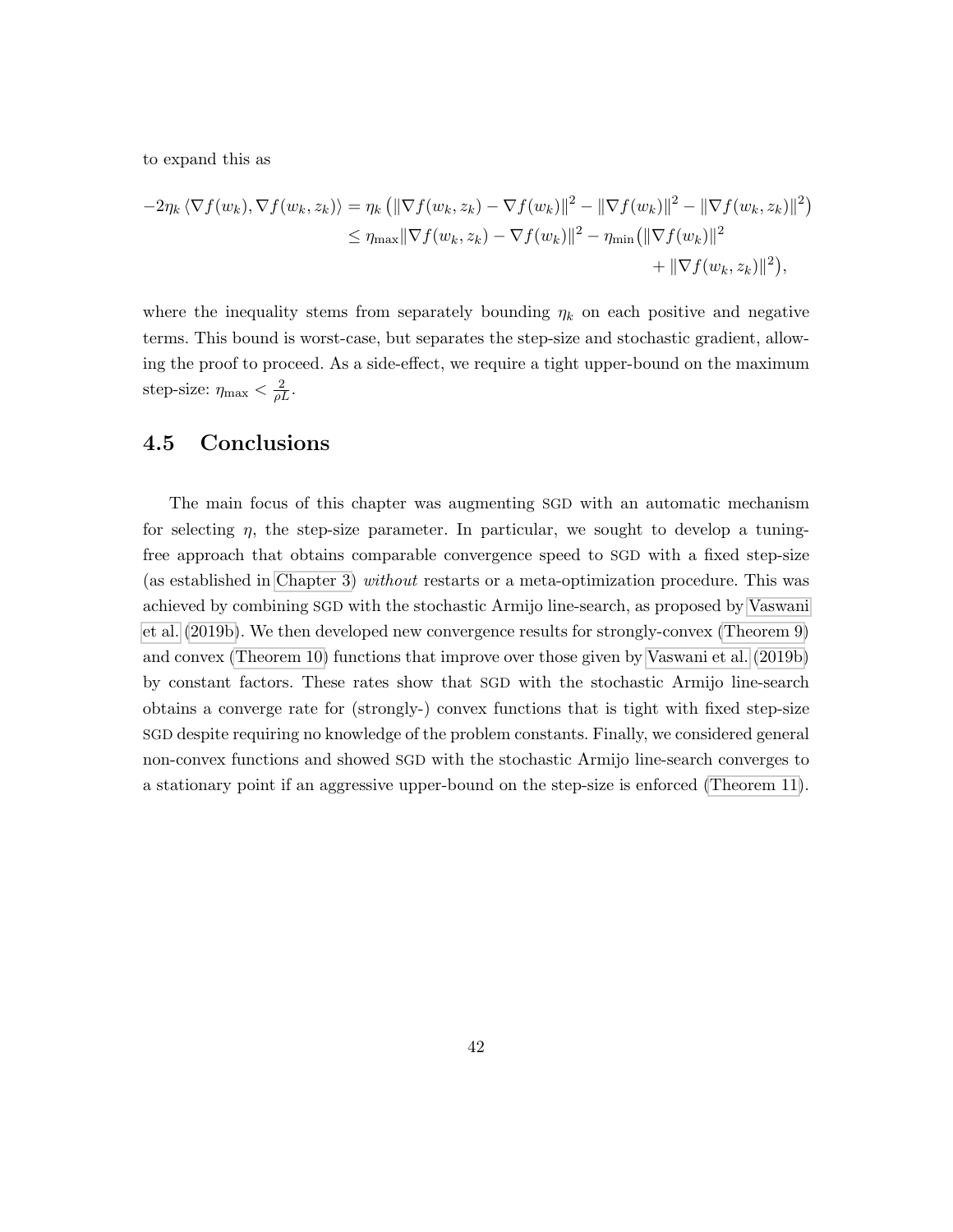to expand this as

$$
\begin{aligned}
-2\eta_k \langle \nabla f(w_k), \nabla f(w_k, z_k) \rangle &= \eta_k \left( \|\nabla f(w_k, z_k) - \nabla f(w_k)\|^2 - \|\nabla f(w_k)\|^2 - \|\nabla f(w_k, z_k)\|^2 \right) \\
&\leq \eta_{\max} \|\nabla f(w_k, z_k) - \nabla f(w_k)\|^2 - \eta_{\min} \big( \|\nabla f(w_k)\|^2 \\
&\qquad + \|\nabla f(w_k, z_k)\|^2 \big),
\end{aligned}
$$

where the inequality stems from separately bounding $\eta_k$ on each positive and negative terms. This bound is worst-case, but separates the step-size and stochastic gradient, allowing the proof to proceed. As a side-effect, we require a tight upper-bound on the maximum step-size: $\eta_{\max} < \frac{2}{\rho L}$.

## 4.5 Conclusions

The main focus of this chapter was augmenting SGD with an automatic mechanism for selecting $\eta$, the step-size parameter. In particular, we sought to develop a tuning-free approach that obtains comparable convergence speed to SGD with a fixed step-size (as established in Chapter 3) *without* restarts or a meta-optimization procedure. This was achieved by combining SGD with the stochastic Armijo line-search, as proposed by Vaswani et al. (2019b). We then developed new convergence results for strongly-convex (Theorem 9) and convex (Theorem 10) functions that improve over those given by Vaswani et al. (2019b) by constant factors. These rates show that SGD with the stochastic Armijo line-search obtains a converge rate for (strongly-) convex functions that is tight with fixed step-size SGD despite requiring no knowledge of the problem constants. Finally, we considered general non-convex functions and showed SGD with the stochastic Armijo line-search converges to a stationary point if an aggressive upper-bound on the step-size is enforced (Theorem 11).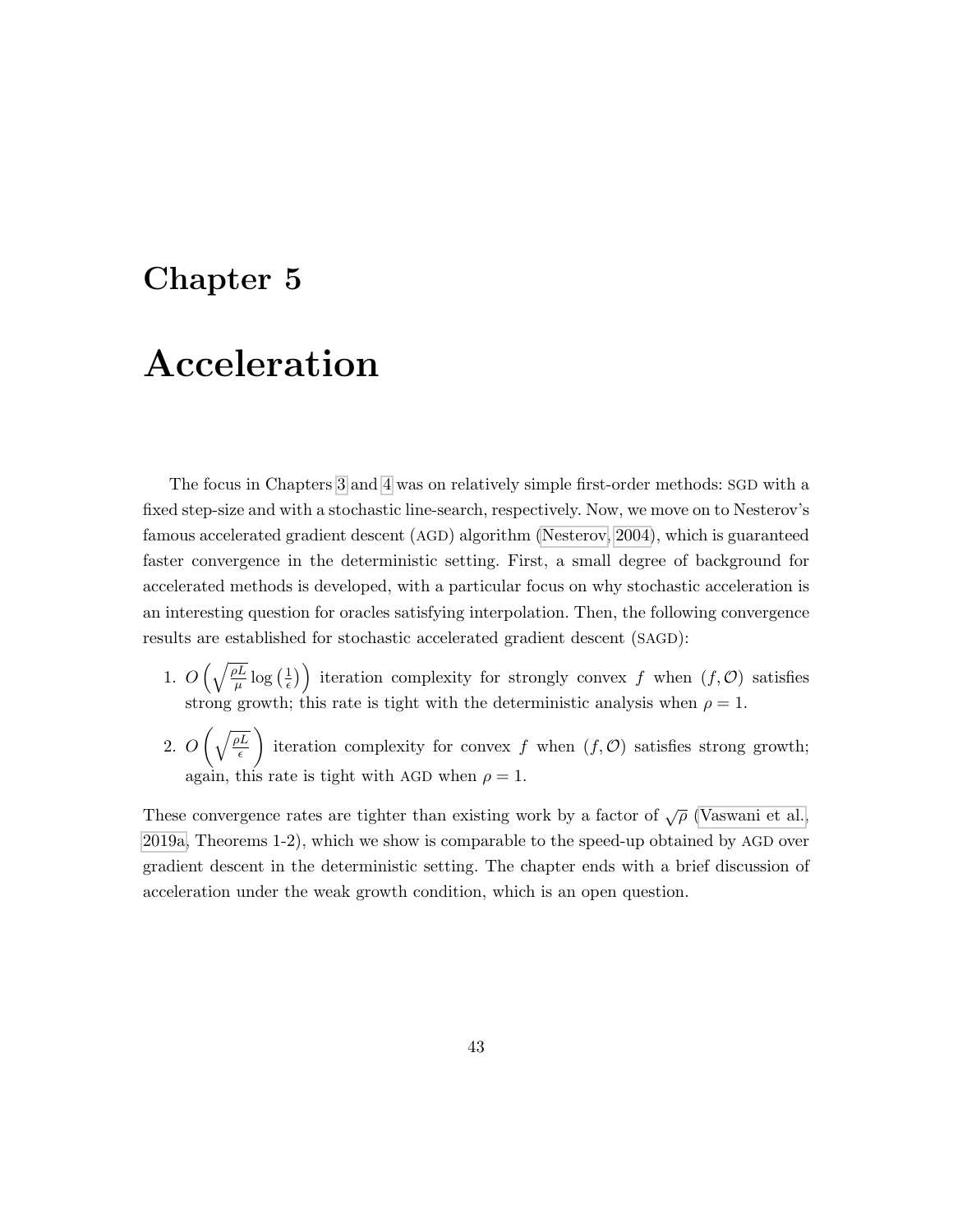# Chapter 5

# Acceleration

The focus in Chapters 3 and 4 was on relatively simple first-order methods: SGD with a fixed step-size and with a stochastic line-search, respectively. Now, we move on to Nesterov's famous accelerated gradient descent (AGD) algorithm (Nesterov, 2004), which is guaranteed faster convergence in the deterministic setting. First, a small degree of background for accelerated methods is developed, with a particular focus on why stochastic acceleration is an interesting question for oracles satisfying interpolation. Then, the following convergence results are established for stochastic accelerated gradient descent (SAGD):

1. $O\left(\sqrt{\frac{\rho L}{\mu}} \log\left(\frac{1}{\epsilon}\right)\right)$ iteration complexity for strongly convex $f$ when $(f, \mathcal{O})$ satisfies strong growth; this rate is tight with the deterministic analysis when $\rho = 1$.

2. $O\left(\sqrt{\frac{\rho L}{\epsilon}}\right)$ iteration complexity for convex $f$ when $(f, \mathcal{O})$ satisfies strong growth; again, this rate is tight with AGD when $\rho = 1$.

These convergence rates are tighter than existing work by a factor of $\sqrt{\rho}$ (Vaswani et al., 2019a, Theorems 1-2), which we show is comparable to the speed-up obtained by AGD over gradient descent in the deterministic setting. The chapter ends with a brief discussion of acceleration under the weak growth condition, which is an open question.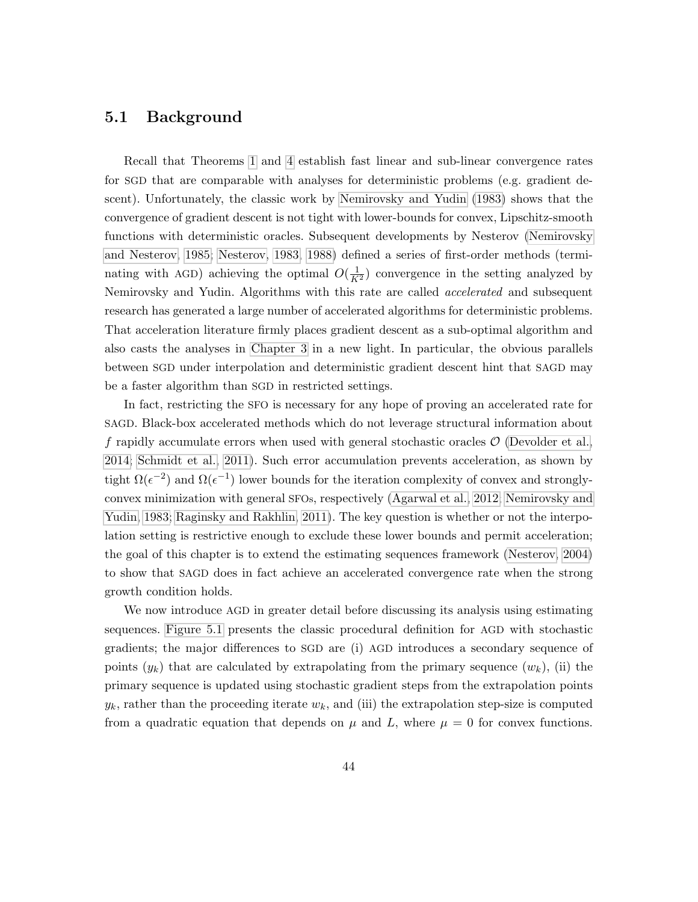## 5.1 Background

Recall that Theorems 1 and 4 establish fast linear and sub-linear convergence rates for SGD that are comparable with analyses for deterministic problems (e.g. gradient descent). Unfortunately, the classic work by Nemirovsky and Yudin (1983) shows that the convergence of gradient descent is not tight with lower-bounds for convex, Lipschitz-smooth functions with deterministic oracles. Subsequent developments by Nesterov (Nemirovsky and Nesterov, 1985; Nesterov, 1983, 1988) defined a series of first-order methods (terminating with AGD) achieving the optimal $O(\frac{1}{K^2})$ convergence in the setting analyzed by Nemirovsky and Yudin. Algorithms with this rate are called *accelerated* and subsequent research has generated a large number of accelerated algorithms for deterministic problems. That acceleration literature firmly places gradient descent as a sub-optimal algorithm and also casts the analyses in Chapter 3 in a new light. In particular, the obvious parallels between SGD under interpolation and deterministic gradient descent hint that SAGD may be a faster algorithm than SGD in restricted settings.

In fact, restricting the SFO is necessary for any hope of proving an accelerated rate for SAGD. Black-box accelerated methods which do not leverage structural information about $f$ rapidly accumulate errors when used with general stochastic oracles $\mathcal{O}$ (Devolder et al., 2014; Schmidt et al., 2011). Such error accumulation prevents acceleration, as shown by tight $\Omega(\epsilon^{-2})$ and $\Omega(\epsilon^{-1})$ lower bounds for the iteration complexity of convex and strongly-convex minimization with general SFOs, respectively (Agarwal et al., 2012; Nemirovsky and Yudin, 1983; Raginsky and Rakhlin, 2011). The key question is whether or not the interpolation setting is restrictive enough to exclude these lower bounds and permit acceleration; the goal of this chapter is to extend the estimating sequences framework (Nesterov, 2004) to show that SAGD does in fact achieve an accelerated convergence rate when the strong growth condition holds.

We now introduce AGD in greater detail before discussing its analysis using estimating sequences. Figure 5.1 presents the classic procedural definition for AGD with stochastic gradients; the major differences to SGD are (i) AGD introduces a secondary sequence of points $(y_k)$ that are calculated by extrapolating from the primary sequence $(w_k)$, (ii) the primary sequence is updated using stochastic gradient steps from the extrapolation points $y_k$, rather than the proceeding iterate $w_k$, and (iii) the extrapolation step-size is computed from a quadratic equation that depends on $\mu$ and $L$, where $\mu = 0$ for convex functions.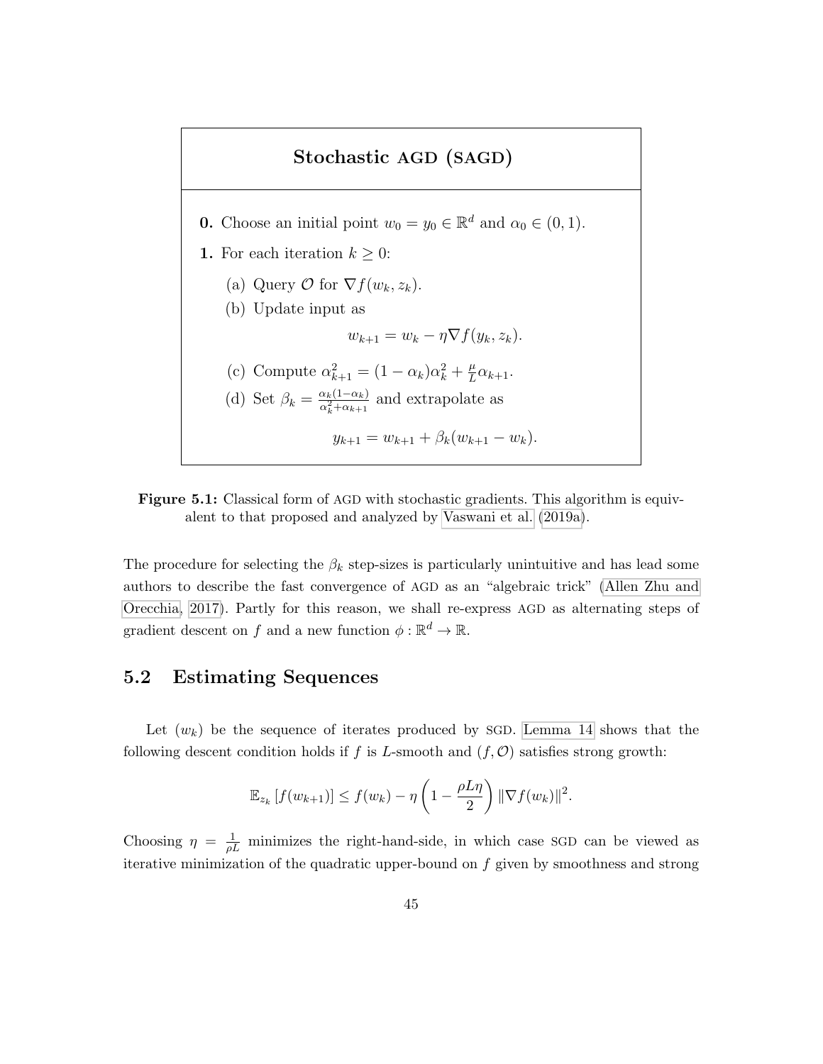**Stochastic AGD (SAGD)**

**0.** Choose an initial point $w_0 = y_0 \in \mathbb{R}^d$ and $\alpha_0 \in (0, 1)$.

**1.** For each iteration $k \geq 0$:

(a) Query $\mathcal{O}$ for $\nabla f(w_k, z_k)$.

(b) Update input as

$$w_{k+1} = w_k - \eta \nabla f(y_k, z_k).$$

(c) Compute $\alpha_{k+1}^2 = (1 - \alpha_k)\alpha_k^2 + \frac{\mu}{L}\alpha_{k+1}$.

(d) Set $\beta_k = \frac{\alpha_k(1-\alpha_k)}{\alpha_k^2 + \alpha_{k+1}}$ and extrapolate as

$$y_{k+1} = w_{k+1} + \beta_k(w_{k+1} - w_k).$$

**Figure 5.1:** Classical form of AGD with stochastic gradients. This algorithm is equivalent to that proposed and analyzed by Vaswani et al. (2019a).

The procedure for selecting the $\beta_k$ step-sizes is particularly unintuitive and has lead some authors to describe the fast convergence of AGD as an "algebraic trick" (Allen Zhu and Orecchia, 2017). Partly for this reason, we shall re-express AGD as alternating steps of gradient descent on $f$ and a new function $\phi : \mathbb{R}^d \to \mathbb{R}$.

## 5.2 Estimating Sequences

Let $(w_k)$ be the sequence of iterates produced by SGD. Lemma 14 shows that the following descent condition holds if $f$ is $L$-smooth and $(f, \mathcal{O})$ satisfies strong growth:

$$\mathbb{E}_{z_k}\left[f(w_{k+1})\right] \leq f(w_k) - \eta\left(1 - \frac{\rho L \eta}{2}\right)\|\nabla f(w_k)\|^2.$$

Choosing $\eta = \frac{1}{\rho L}$ minimizes the right-hand-side, in which case SGD can be viewed as iterative minimization of the quadratic upper-bound on $f$ given by smoothness and strong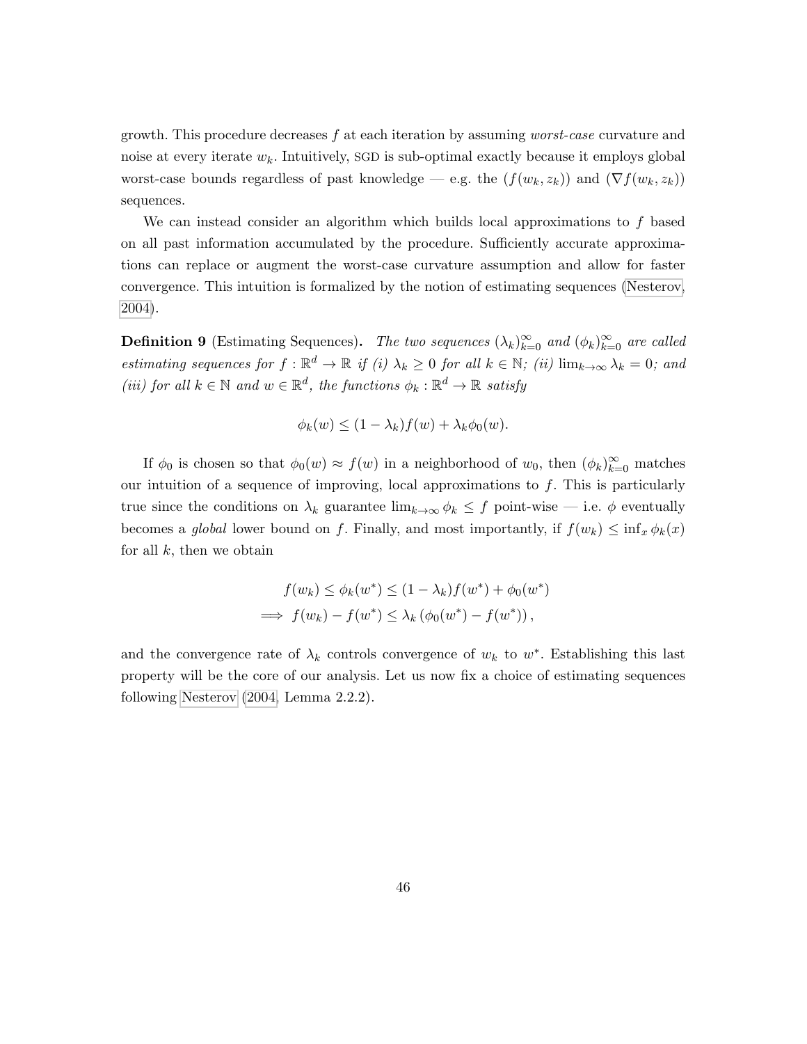growth. This procedure decreases $f$ at each iteration by assuming *worst-case* curvature and noise at every iterate $w_k$. Intuitively, SGD is sub-optimal exactly because it employs global worst-case bounds regardless of past knowledge — e.g. the $(f(w_k, z_k))$ and $(\nabla f(w_k, z_k))$ sequences.

We can instead consider an algorithm which builds local approximations to $f$ based on all past information accumulated by the procedure. Sufficiently accurate approximations can replace or augment the worst-case curvature assumption and allow for faster convergence. This intuition is formalized by the notion of estimating sequences (Nesterov, 2004).

**Definition 9** (Estimating Sequences)**.** *The two sequences $(\lambda_k)_{k=0}^{\infty}$ and $(\phi_k)_{k=0}^{\infty}$ are called estimating sequences for $f : \mathbb{R}^d \to \mathbb{R}$ if (i) $\lambda_k \geq 0$ for all $k \in \mathbb{N}$; (ii) $\lim_{k\to\infty} \lambda_k = 0$; and (iii) for all $k \in \mathbb{N}$ and $w \in \mathbb{R}^d$, the functions $\phi_k : \mathbb{R}^d \to \mathbb{R}$ satisfy*

$$\phi_k(w) \leq (1 - \lambda_k) f(w) + \lambda_k \phi_0(w).$$

If $\phi_0$ is chosen so that $\phi_0(w) \approx f(w)$ in a neighborhood of $w_0$, then $(\phi_k)_{k=0}^{\infty}$ matches our intuition of a sequence of improving, local approximations to $f$. This is particularly true since the conditions on $\lambda_k$ guarantee $\lim_{k\to\infty} \phi_k \leq f$ point-wise — i.e. $\phi$ eventually becomes a *global* lower bound on $f$. Finally, and most importantly, if $f(w_k) \leq \inf_x \phi_k(x)$ for all $k$, then we obtain

$$\begin{aligned}
f(w_k) &\leq \phi_k(w^*) \leq (1 - \lambda_k) f(w^*) + \phi_0(w^*) \\
\implies f(w_k) - f(w^*) &\leq \lambda_k \left(\phi_0(w^*) - f(w^*)\right),
\end{aligned}$$

and the convergence rate of $\lambda_k$ controls convergence of $w_k$ to $w^*$. Establishing this last property will be the core of our analysis. Let us now fix a choice of estimating sequences following Nesterov (2004, Lemma 2.2.2).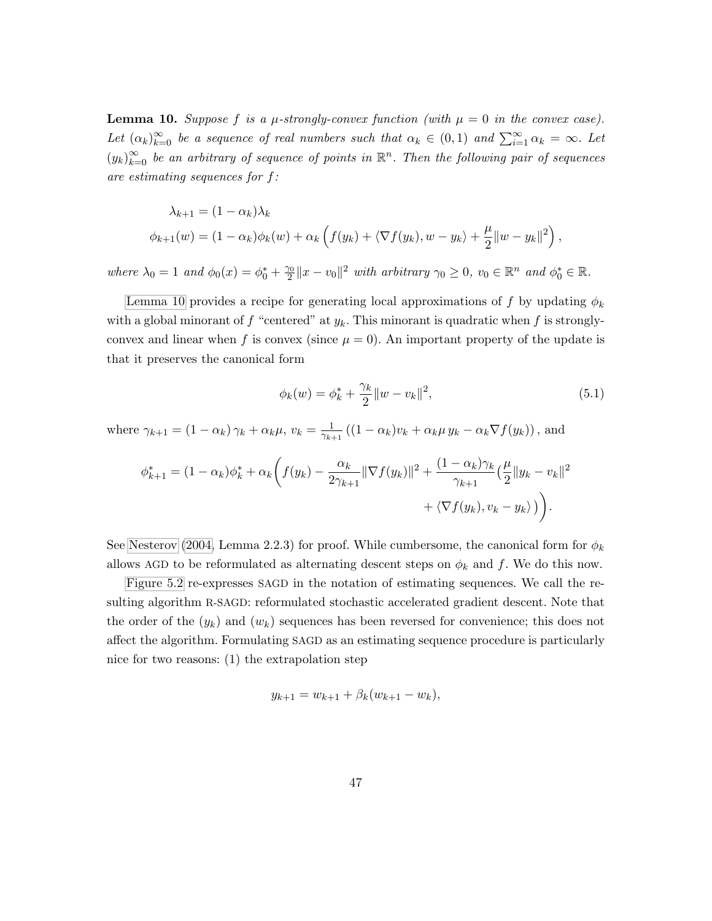**Lemma 10.** *Suppose $f$ is a $\mu$-strongly-convex function (with $\mu = 0$ in the convex case). Let $(\alpha_k)_{k=0}^{\infty}$ be a sequence of real numbers such that $\alpha_k \in (0, 1)$ and $\sum_{i=1}^{\infty} \alpha_k = \infty$. Let $(y_k)_{k=0}^{\infty}$ be an arbitrary of sequence of points in $\mathbb{R}^n$. Then the following pair of sequences are estimating sequences for $f$:*

$$
\begin{aligned}
\lambda_{k+1} &= (1 - \alpha_k)\lambda_k \\
\phi_{k+1}(w) &= (1 - \alpha_k)\phi_k(w) + \alpha_k \left( f(y_k) + \langle \nabla f(y_k), w - y_k \rangle + \frac{\mu}{2}\|w - y_k\|^2 \right),
\end{aligned}
$$

*where $\lambda_0 = 1$ and $\phi_0(x) = \phi_0^* + \frac{\gamma_0}{2}\|x - v_0\|^2$ with arbitrary $\gamma_0 \geq 0$, $v_0 \in \mathbb{R}^n$ and $\phi_0^* \in \mathbb{R}$.*

Lemma 10 provides a recipe for generating local approximations of $f$ by updating $\phi_k$ with a global minorant of $f$ "centered" at $y_k$. This minorant is quadratic when $f$ is strongly-convex and linear when $f$ is convex (since $\mu = 0$). An important property of the update is that it preserves the canonical form

$$
\phi_k(w) = \phi_k^* + \frac{\gamma_k}{2}\|w - v_k\|^2, \tag{5.1}
$$

where $\gamma_{k+1} = (1 - \alpha_k)\gamma_k + \alpha_k \mu$, $v_k = \frac{1}{\gamma_{k+1}}\left((1 - \alpha_k)v_k + \alpha_k \mu\, y_k - \alpha_k \nabla f(y_k)\right)$, and

$$
\begin{aligned}
\phi_{k+1}^* = (1 - \alpha_k)\phi_k^* + \alpha_k \Bigg( f(y_k) - \frac{\alpha_k}{2\gamma_{k+1}}\|\nabla f(y_k)\|^2 + \frac{(1 - \alpha_k)\gamma_k}{\gamma_{k+1}} \big( \frac{\mu}{2}\|y_k - v_k\|^2 \\
+ \langle \nabla f(y_k), v_k - y_k \rangle \big) \Bigg).
\end{aligned}
$$

See Nesterov (2004, Lemma 2.2.3) for proof. While cumbersome, the canonical form for $\phi_k$ allows AGD to be reformulated as alternating descent steps on $\phi_k$ and $f$. We do this now.

Figure 5.2 re-expresses SAGD in the notation of estimating sequences. We call the resulting algorithm R-SAGD: reformulated stochastic accelerated gradient descent. Note that the order of the $(y_k)$ and $(w_k)$ sequences has been reversed for convenience; this does not affect the algorithm. Formulating SAGD as an estimating sequence procedure is particularly nice for two reasons: (1) the extrapolation step

$$
y_{k+1} = w_{k+1} + \beta_k(w_{k+1} - w_k),
$$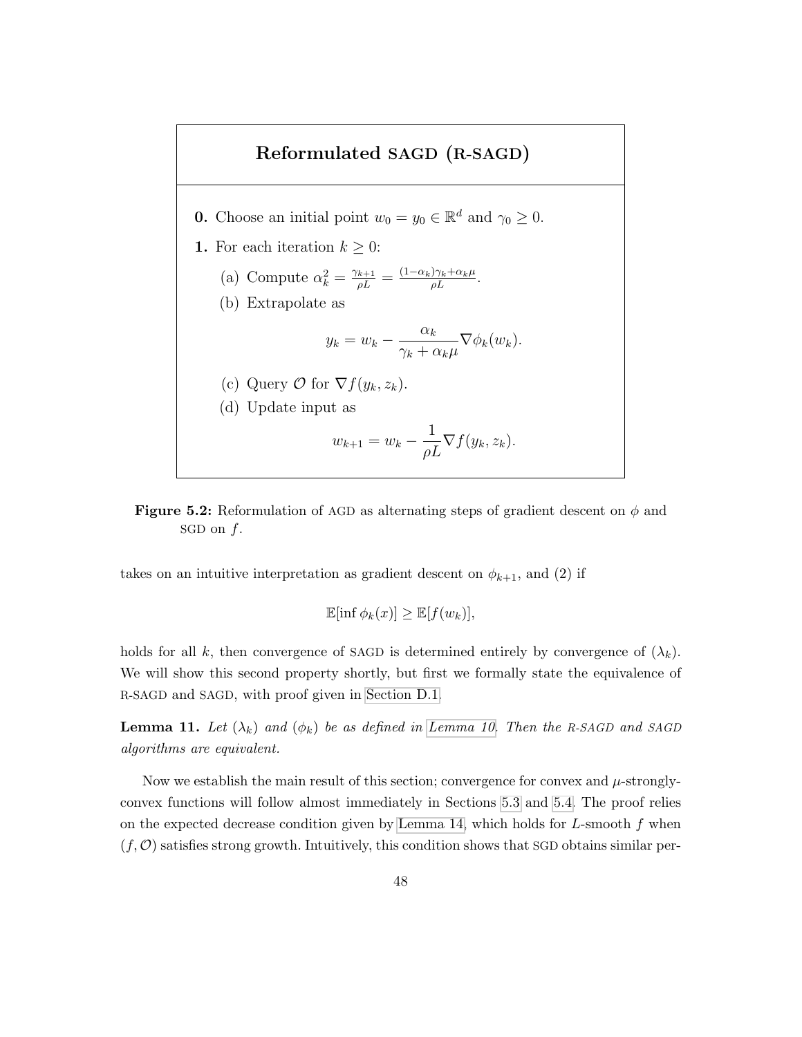**Reformulated SAGD (R-SAGD)**

**0.** Choose an initial point $w_0 = y_0 \in \mathbb{R}^d$ and $\gamma_0 \geq 0$.

**1.** For each iteration $k \geq 0$:

(a) Compute $\alpha_k^2 = \frac{\gamma_{k+1}}{\rho L} = \frac{(1-\alpha_k)\gamma_k + \alpha_k \mu}{\rho L}$.

(b) Extrapolate as

$$y_k = w_k - \frac{\alpha_k}{\gamma_k + \alpha_k \mu} \nabla \phi_k(w_k).$$

(c) Query $\mathcal{O}$ for $\nabla f(y_k, z_k)$.

(d) Update input as

$$w_{k+1} = w_k - \frac{1}{\rho L} \nabla f(y_k, z_k).$$

**Figure 5.2:** Reformulation of AGD as alternating steps of gradient descent on $\phi$ and SGD on $f$.

takes on an intuitive interpretation as gradient descent on $\phi_{k+1}$, and (2) if

$$\mathbb{E}[\inf \phi_k(x)] \geq \mathbb{E}[f(w_k)],$$

holds for all $k$, then convergence of SAGD is determined entirely by convergence of $(\lambda_k)$. We will show this second property shortly, but first we formally state the equivalence of R-SAGD and SAGD, with proof given in Section D.1.

**Lemma 11.** *Let $(\lambda_k)$ and $(\phi_k)$ be as defined in Lemma 10. Then the R-SAGD and SAGD algorithms are equivalent.*

Now we establish the main result of this section; convergence for convex and $\mu$-strongly-convex functions will follow almost immediately in Sections 5.3 and 5.4. The proof relies on the expected decrease condition given by Lemma 14, which holds for $L$-smooth $f$ when $(f, \mathcal{O})$ satisfies strong growth. Intuitively, this condition shows that SGD obtains similar per-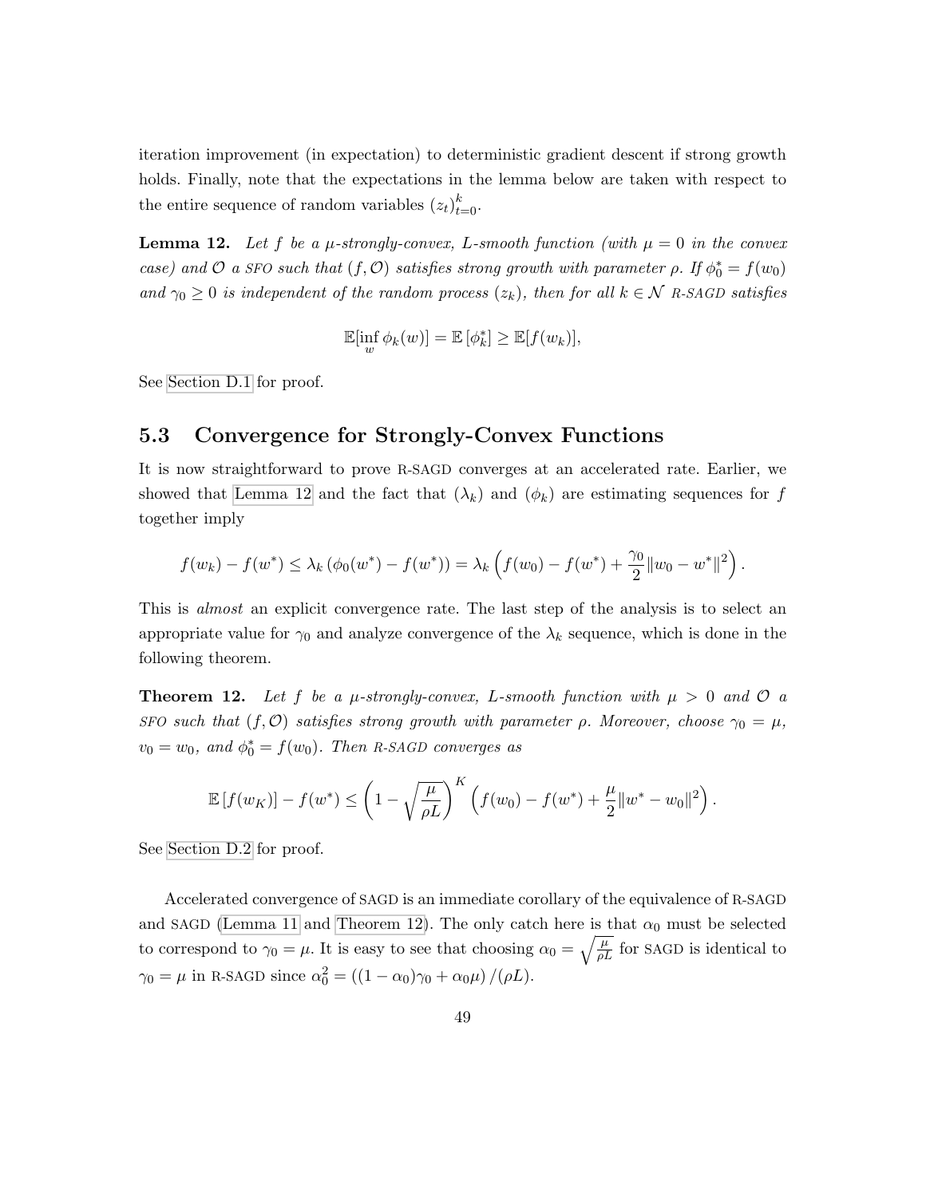iteration improvement (in expectation) to deterministic gradient descent if strong growth holds. Finally, note that the expectations in the lemma below are taken with respect to the entire sequence of random variables $(z_t)_{t=0}^k$.

**Lemma 12.** *Let $f$ be a $\mu$-strongly-convex, $L$-smooth function (with $\mu = 0$ in the convex case) and $\mathcal{O}$ a* SFO *such that $(f, \mathcal{O})$ satisfies strong growth with parameter $\rho$. If $\phi_0^* = f(w_0)$ and $\gamma_0 \geq 0$ is independent of the random process $(z_k)$, then for all $k \in \mathcal{N}$ R-SAGD satisfies*

$$\mathbb{E}[\inf_w \phi_k(w)] = \mathbb{E}[\phi_k^*] \geq \mathbb{E}[f(w_k)],$$

See Section D.1 for proof.

## 5.3 Convergence for Strongly-Convex Functions

It is now straightforward to prove R-SAGD converges at an accelerated rate. Earlier, we showed that Lemma 12 and the fact that $(\lambda_k)$ and $(\phi_k)$ are estimating sequences for $f$ together imply

$$f(w_k) - f(w^*) \leq \lambda_k (\phi_0(w^*) - f(w^*)) = \lambda_k \left( f(w_0) - f(w^*) + \frac{\gamma_0}{2} \|w_0 - w^*\|^2 \right).$$

This is *almost* an explicit convergence rate. The last step of the analysis is to select an appropriate value for $\gamma_0$ and analyze convergence of the $\lambda_k$ sequence, which is done in the following theorem.

**Theorem 12.** *Let $f$ be a $\mu$-strongly-convex, $L$-smooth function with $\mu > 0$ and $\mathcal{O}$ a* SFO *such that $(f, \mathcal{O})$ satisfies strong growth with parameter $\rho$. Moreover, choose $\gamma_0 = \mu$, $v_0 = w_0$, and $\phi_0^* = f(w_0)$. Then R-SAGD converges as*

$$\mathbb{E}[f(w_K)] - f(w^*) \leq \left(1 - \sqrt{\frac{\mu}{\rho L}}\right)^K \left( f(w_0) - f(w^*) + \frac{\mu}{2} \|w^* - w_0\|^2 \right).$$

See Section D.2 for proof.

Accelerated convergence of SAGD is an immediate corollary of the equivalence of R-SAGD and SAGD (Lemma 11 and Theorem 12). The only catch here is that $\alpha_0$ must be selected to correspond to $\gamma_0 = \mu$. It is easy to see that choosing $\alpha_0 = \sqrt{\frac{\mu}{\rho L}}$ for SAGD is identical to $\gamma_0 = \mu$ in R-SAGD since $\alpha_0^2 = ((1 - \alpha_0)\gamma_0 + \alpha_0 \mu) / (\rho L)$.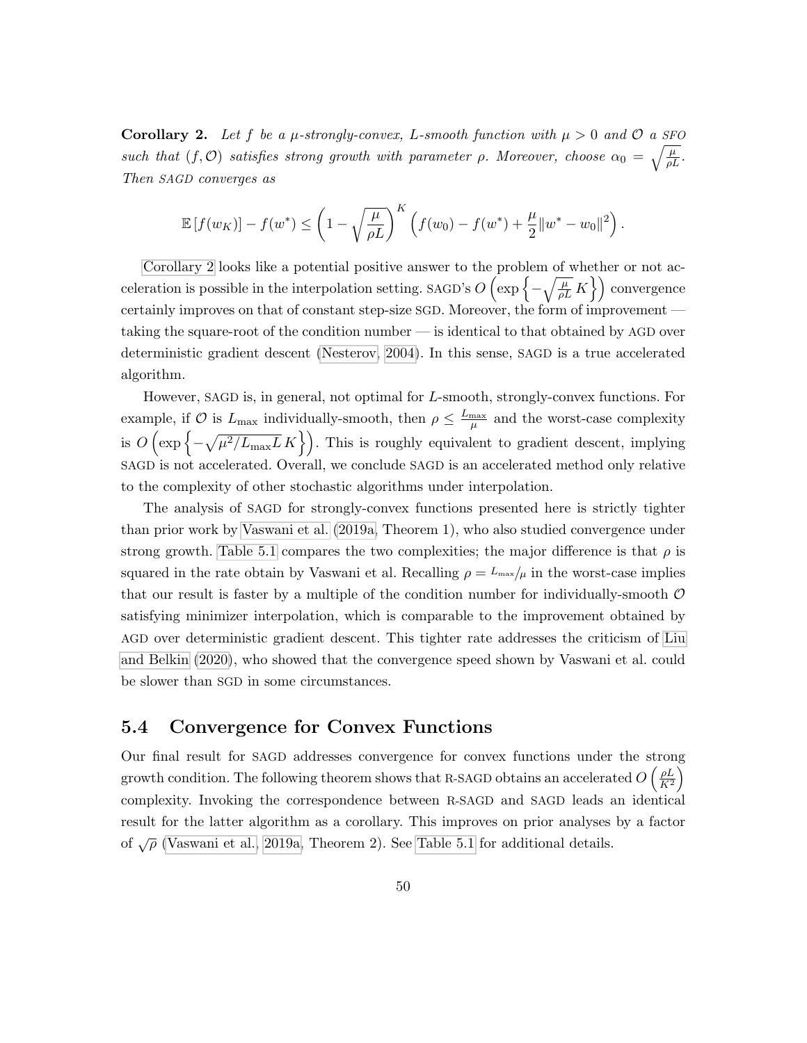**Corollary 2.** *Let $f$ be a $\mu$-strongly-convex, $L$-smooth function with $\mu > 0$ and $\mathcal{O}$ a SFO such that $(f, \mathcal{O})$ satisfies strong growth with parameter $\rho$. Moreover, choose $\alpha_0 = \sqrt{\frac{\mu}{\rho L}}$. Then SAGD converges as*

$$\mathbb{E}\left[f(w_K)\right] - f(w^*) \leq \left(1 - \sqrt{\frac{\mu}{\rho L}}\right)^K \left(f(w_0) - f(w^*) + \frac{\mu}{2}\|w^* - w_0\|^2\right).$$

Corollary 2 looks like a potential positive answer to the problem of whether or not acceleration is possible in the interpolation setting. SAGD's $O\left(\exp\left\{-\sqrt{\frac{\mu}{\rho L}}\, K\right\}\right)$ convergence certainly improves on that of constant step-size SGD. Moreover, the form of improvement — taking the square-root of the condition number — is identical to that obtained by AGD over deterministic gradient descent (Nesterov, 2004). In this sense, SAGD is a true accelerated algorithm.

However, SAGD is, in general, not optimal for $L$-smooth, strongly-convex functions. For example, if $\mathcal{O}$ is $L_{\max}$ individually-smooth, then $\rho \leq \frac{L_{\max}}{\mu}$ and the worst-case complexity is $O\left(\exp\left\{-\sqrt{\mu^2/L_{\max}L}\, K\right\}\right)$. This is roughly equivalent to gradient descent, implying SAGD is not accelerated. Overall, we conclude SAGD is an accelerated method only relative to the complexity of other stochastic algorithms under interpolation.

The analysis of SAGD for strongly-convex functions presented here is strictly tighter than prior work by Vaswani et al. (2019a, Theorem 1), who also studied convergence under strong growth. Table 5.1 compares the two complexities; the major difference is that $\rho$ is squared in the rate obtain by Vaswani et al. Recalling $\rho = L_{\max}/\mu$ in the worst-case implies that our result is faster by a multiple of the condition number for individually-smooth $\mathcal{O}$ satisfying minimizer interpolation, which is comparable to the improvement obtained by AGD over deterministic gradient descent. This tighter rate addresses the criticism of Liu and Belkin (2020), who showed that the convergence speed shown by Vaswani et al. could be slower than SGD in some circumstances.

## 5.4 Convergence for Convex Functions

Our final result for SAGD addresses convergence for convex functions under the strong growth condition. The following theorem shows that R-SAGD obtains an accelerated $O\left(\frac{\rho L}{K^2}\right)$ complexity. Invoking the correspondence between R-SAGD and SAGD leads an identical result for the latter algorithm as a corollary. This improves on prior analyses by a factor of $\sqrt{\rho}$ (Vaswani et al., 2019a, Theorem 2). See Table 5.1 for additional details.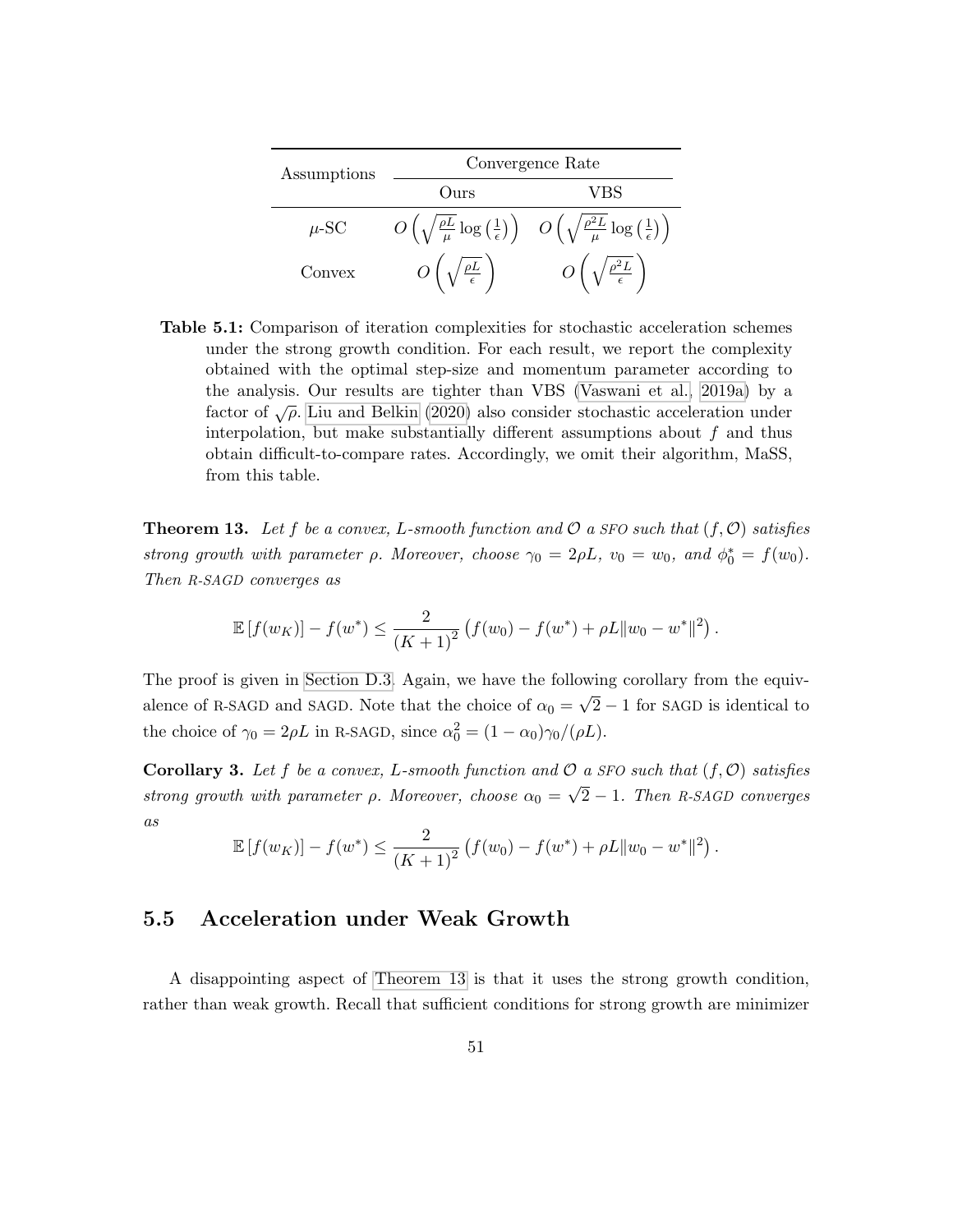| Assumptions | Convergence Rate | |
|---|---|---|
| | Ours | VBS |
| $\mu$-SC | $O\left(\sqrt{\frac{\rho L}{\mu}} \log\left(\frac{1}{\epsilon}\right)\right)$ | $O\left(\sqrt{\frac{\rho^2 L}{\mu}} \log\left(\frac{1}{\epsilon}\right)\right)$ |
| Convex | $O\left(\sqrt{\frac{\rho L}{\epsilon}}\right)$ | $O\left(\sqrt{\frac{\rho^2 L}{\epsilon}}\right)$ |

**Table 5.1:** Comparison of iteration complexities for stochastic acceleration schemes under the strong growth condition. For each result, we report the complexity obtained with the optimal step-size and momentum parameter according to the analysis. Our results are tighter than VBS (Vaswani et al., 2019a) by a factor of $\sqrt{\rho}$. Liu and Belkin (2020) also consider stochastic acceleration under interpolation, but make substantially different assumptions about $f$ and thus obtain difficult-to-compare rates. Accordingly, we omit their algorithm, MaSS, from this table.

**Theorem 13.** *Let $f$ be a convex, $L$-smooth function and $\mathcal{O}$ a SFO such that $(f, \mathcal{O})$ satisfies strong growth with parameter $\rho$. Moreover, choose $\gamma_0 = 2\rho L$, $v_0 = w_0$, and $\phi_0^* = f(w_0)$. Then R-SAGD converges as*

$$\mathbb{E}\left[f(w_K)\right] - f(w^*) \leq \frac{2}{(K+1)^2}\left(f(w_0) - f(w^*) + \rho L \|w_0 - w^*\|^2\right).$$

The proof is given in Section D.3. Again, we have the following corollary from the equivalence of R-SAGD and SAGD. Note that the choice of $\alpha_0 = \sqrt{2} - 1$ for SAGD is identical to the choice of $\gamma_0 = 2\rho L$ in R-SAGD, since $\alpha_0^2 = (1 - \alpha_0)\gamma_0/(\rho L)$.

**Corollary 3.** *Let $f$ be a convex, $L$-smooth function and $\mathcal{O}$ a SFO such that $(f, \mathcal{O})$ satisfies strong growth with parameter $\rho$. Moreover, choose $\alpha_0 = \sqrt{2} - 1$. Then R-SAGD converges as*

$$\mathbb{E}\left[f(w_K)\right] - f(w^*) \leq \frac{2}{(K+1)^2}\left(f(w_0) - f(w^*) + \rho L \|w_0 - w^*\|^2\right).$$

## 5.5 Acceleration under Weak Growth

A disappointing aspect of Theorem 13 is that it uses the strong growth condition, rather than weak growth. Recall that sufficient conditions for strong growth are minimizer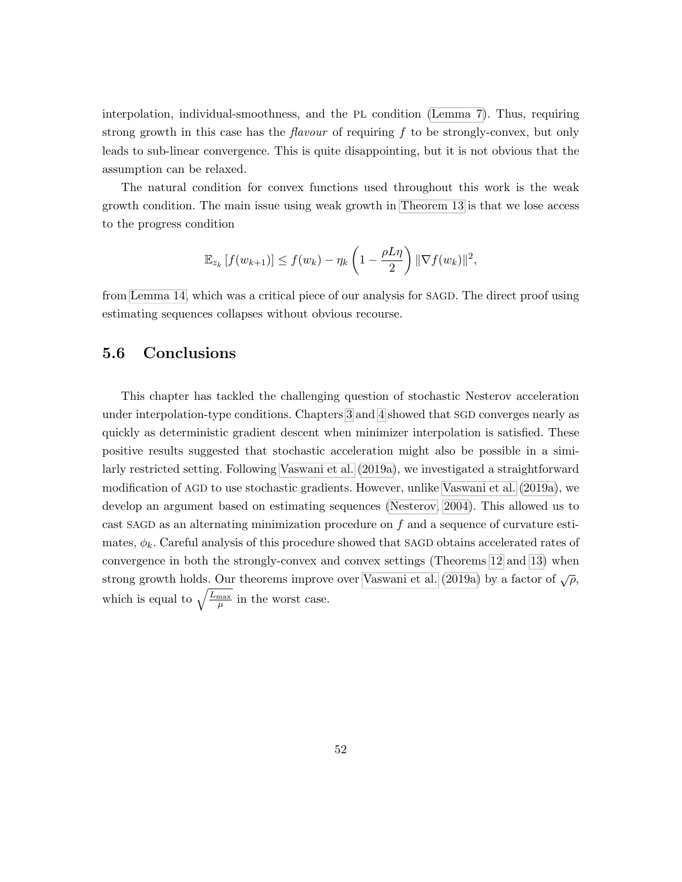interpolation, individual-smoothness, and the PL condition (Lemma 7). Thus, requiring strong growth in this case has the *flavour* of requiring $f$ to be strongly-convex, but only leads to sub-linear convergence. This is quite disappointing, but it is not obvious that the assumption can be relaxed.

The natural condition for convex functions used throughout this work is the weak growth condition. The main issue using weak growth in Theorem 13 is that we lose access to the progress condition

$$\mathbb{E}_{z_k}\left[f(w_{k+1})\right] \leq f(w_k) - \eta_k \left(1 - \frac{\rho L \eta}{2}\right) \|\nabla f(w_k)\|^2,$$

from Lemma 14, which was a critical piece of our analysis for SAGD. The direct proof using estimating sequences collapses without obvious recourse.

## 5.6 Conclusions

This chapter has tackled the challenging question of stochastic Nesterov acceleration under interpolation-type conditions. Chapters 3 and 4 showed that SGD converges nearly as quickly as deterministic gradient descent when minimizer interpolation is satisfied. These positive results suggested that stochastic acceleration might also be possible in a similarly restricted setting. Following Vaswani et al. (2019a), we investigated a straightforward modification of AGD to use stochastic gradients. However, unlike Vaswani et al. (2019a), we develop an argument based on estimating sequences (Nesterov, 2004). This allowed us to cast SAGD as an alternating minimization procedure on $f$ and a sequence of curvature estimates, $\phi_k$. Careful analysis of this procedure showed that SAGD obtains accelerated rates of convergence in both the strongly-convex and convex settings (Theorems 12 and 13) when strong growth holds. Our theorems improve over Vaswani et al. (2019a) by a factor of $\sqrt{\rho}$, which is equal to $\sqrt{\frac{L_{\max}}{\mu}}$ in the worst case.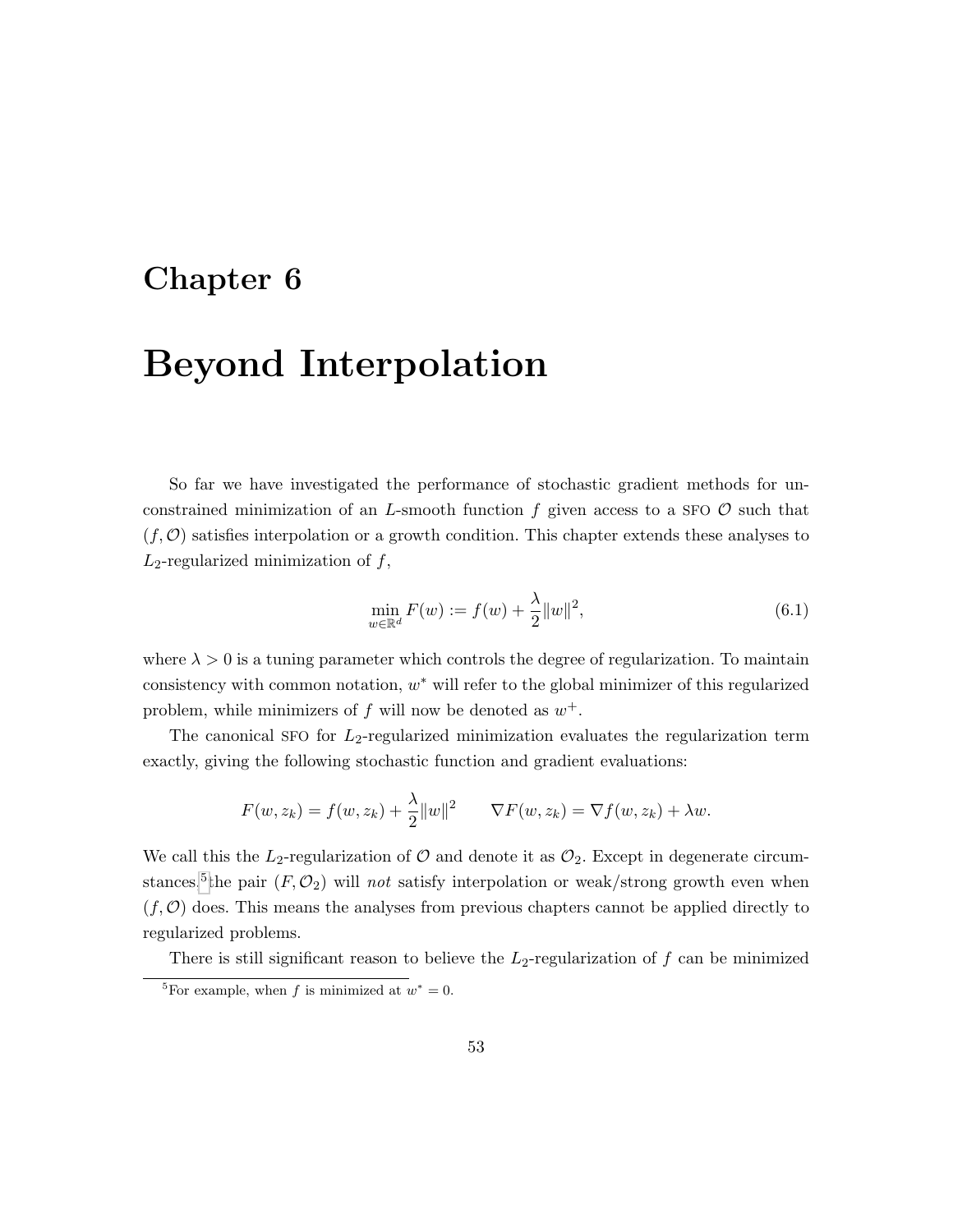# Chapter 6

# Beyond Interpolation

So far we have investigated the performance of stochastic gradient methods for unconstrained minimization of an $L$-smooth function $f$ given access to a SFO $\mathcal{O}$ such that $(f, \mathcal{O})$ satisfies interpolation or a growth condition. This chapter extends these analyses to $L_2$-regularized minimization of $f$,

$$\min_{w \in \mathbb{R}^d} F(w) := f(w) + \frac{\lambda}{2}\|w\|^2, \tag{6.1}$$

where $\lambda > 0$ is a tuning parameter which controls the degree of regularization. To maintain consistency with common notation, $w^*$ will refer to the global minimizer of this regularized problem, while minimizers of $f$ will now be denoted as $w^+$.

The canonical SFO for $L_2$-regularized minimization evaluates the regularization term exactly, giving the following stochastic function and gradient evaluations:

$$F(w, z_k) = f(w, z_k) + \frac{\lambda}{2}\|w\|^2 \qquad \nabla F(w, z_k) = \nabla f(w, z_k) + \lambda w.$$

We call this the $L_2$-regularization of $\mathcal{O}$ and denote it as $\mathcal{O}_2$. Except in degenerate circumstances,[5] the pair $(F, \mathcal{O}_2)$ will *not* satisfy interpolation or weak/strong growth even when $(f, \mathcal{O})$ does. This means the analyses from previous chapters cannot be applied directly to regularized problems.

There is still significant reason to believe the $L_2$-regularization of $f$ can be minimized

[5] For example, when $f$ is minimized at $w^* = 0$.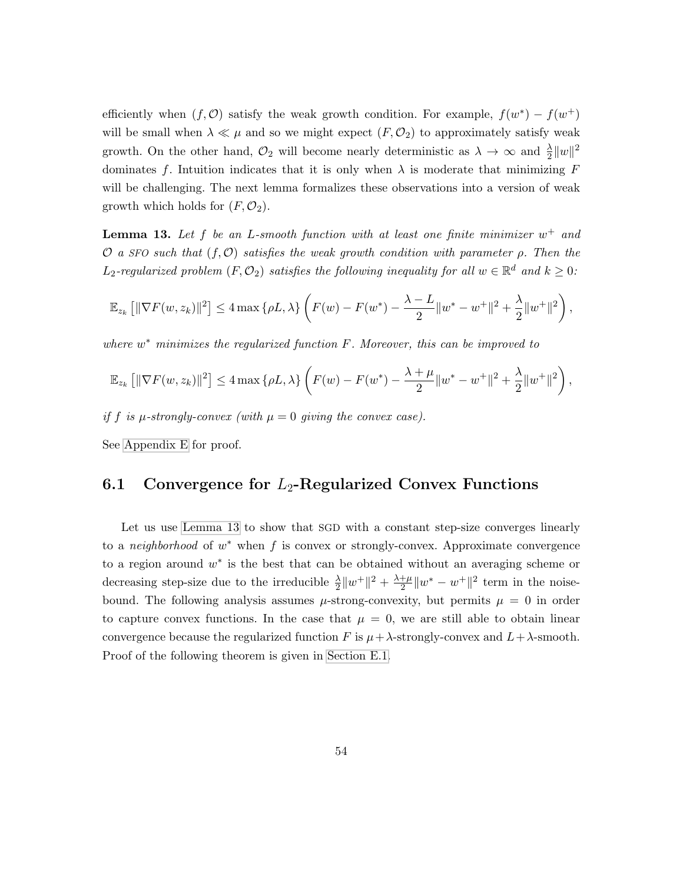efficiently when $(f, \mathcal{O})$ satisfy the weak growth condition. For example, $f(w^*) - f(w^+)$ will be small when $\lambda \ll \mu$ and so we might expect $(F, \mathcal{O}_2)$ to approximately satisfy weak growth. On the other hand, $\mathcal{O}_2$ will become nearly deterministic as $\lambda \to \infty$ and $\frac{\lambda}{2}\|w\|^2$ dominates $f$. Intuition indicates that it is only when $\lambda$ is moderate that minimizing $F$ will be challenging. The next lemma formalizes these observations into a version of weak growth which holds for $(F, \mathcal{O}_2)$.

**Lemma 13.** *Let $f$ be an $L$-smooth function with at least one finite minimizer $w^+$ and $\mathcal{O}$ a SFO such that $(f, \mathcal{O})$ satisfies the weak growth condition with parameter $\rho$. Then the $L_2$-regularized problem $(F, \mathcal{O}_2)$ satisfies the following inequality for all $w \in \mathbb{R}^d$ and $k \geq 0$:*

$$\mathbb{E}_{z_k}\left[\|\nabla F(w, z_k)\|^2\right] \leq 4 \max\{\rho L, \lambda\} \left(F(w) - F(w^*) - \frac{\lambda - L}{2}\|w^* - w^+\|^2 + \frac{\lambda}{2}\|w^+\|^2\right),$$

*where $w^*$ minimizes the regularized function $F$. Moreover, this can be improved to*

$$\mathbb{E}_{z_k}\left[\|\nabla F(w, z_k)\|^2\right] \leq 4 \max\{\rho L, \lambda\} \left(F(w) - F(w^*) - \frac{\lambda + \mu}{2}\|w^* - w^+\|^2 + \frac{\lambda}{2}\|w^+\|^2\right),$$

*if $f$ is $\mu$-strongly-convex (with $\mu = 0$ giving the convex case).*

See Appendix E for proof.

## 6.1 Convergence for $L_2$-Regularized Convex Functions

Let us use Lemma 13 to show that SGD with a constant step-size converges linearly to a *neighborhood* of $w^*$ when $f$ is convex or strongly-convex. Approximate convergence to a region around $w^*$ is the best that can be obtained without an averaging scheme or decreasing step-size due to the irreducible $\frac{\lambda}{2}\|w^+\|^2 + \frac{\lambda+\mu}{2}\|w^* - w^+\|^2$ term in the noise-bound. The following analysis assumes $\mu$-strong-convexity, but permits $\mu = 0$ in order to capture convex functions. In the case that $\mu = 0$, we are still able to obtain linear convergence because the regularized function $F$ is $\mu+\lambda$-strongly-convex and $L+\lambda$-smooth. Proof of the following theorem is given in Section E.1.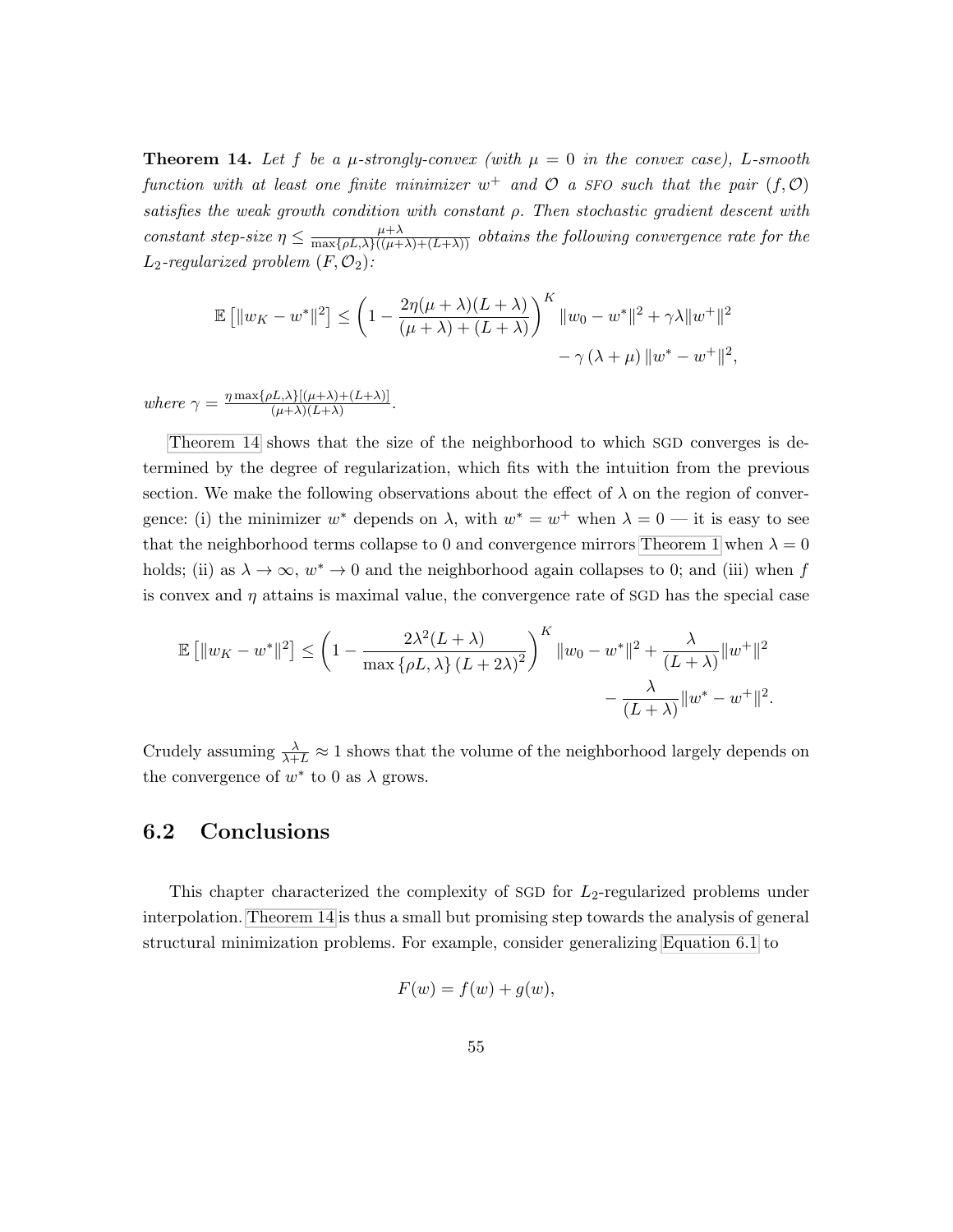**Theorem 14.** *Let $f$ be a $\mu$-strongly-convex (with $\mu = 0$ in the convex case), $L$-smooth function with at least one finite minimizer $w^+$ and $\mathcal{O}$ a* SFO *such that the pair $(f, \mathcal{O})$ satisfies the weak growth condition with constant $\rho$. Then stochastic gradient descent with constant step-size $\eta \leq \frac{\mu+\lambda}{\max\{\rho L, \lambda\}((\mu+\lambda)+(L+\lambda))}$ obtains the following convergence rate for the $L_2$-regularized problem $(F, \mathcal{O}_2)$:*

$$\mathbb{E}\left[\|w_K - w^*\|^2\right] \leq \left(1 - \frac{2\eta(\mu+\lambda)(L+\lambda)}{(\mu+\lambda)+(L+\lambda)}\right)^K \|w_0 - w^*\|^2 + \gamma\lambda\|w^+\|^2 - \gamma\left(\lambda+\mu\right)\|w^* - w^+\|^2,$$

*where $\gamma = \frac{\eta \max\{\rho L, \lambda\}[(\mu+\lambda)+(L+\lambda)]}{(\mu+\lambda)(L+\lambda)}$.*

Theorem 14 shows that the size of the neighborhood to which SGD converges is determined by the degree of regularization, which fits with the intuition from the previous section. We make the following observations about the effect of $\lambda$ on the region of convergence: (i) the minimizer $w^*$ depends on $\lambda$, with $w^* = w^+$ when $\lambda = 0$ — it is easy to see that the neighborhood terms collapse to 0 and convergence mirrors Theorem 1 when $\lambda = 0$ holds; (ii) as $\lambda \to \infty$, $w^* \to 0$ and the neighborhood again collapses to 0; and (iii) when $f$ is convex and $\eta$ attains is maximal value, the convergence rate of SGD has the special case

$$\mathbb{E}\left[\|w_K - w^*\|^2\right] \leq \left(1 - \frac{2\lambda^2(L+\lambda)}{\max\{\rho L, \lambda\}(L+2\lambda)^2}\right)^K \|w_0 - w^*\|^2 + \frac{\lambda}{(L+\lambda)}\|w^+\|^2 - \frac{\lambda}{(L+\lambda)}\|w^* - w^+\|^2.$$

Crudely assuming $\frac{\lambda}{\lambda+L} \approx 1$ shows that the volume of the neighborhood largely depends on the convergence of $w^*$ to 0 as $\lambda$ grows.

## 6.2 Conclusions

This chapter characterized the complexity of SGD for $L_2$-regularized problems under interpolation. Theorem 14 is thus a small but promising step towards the analysis of general structural minimization problems. For example, consider generalizing Equation 6.1 to

$$F(w) = f(w) + g(w),$$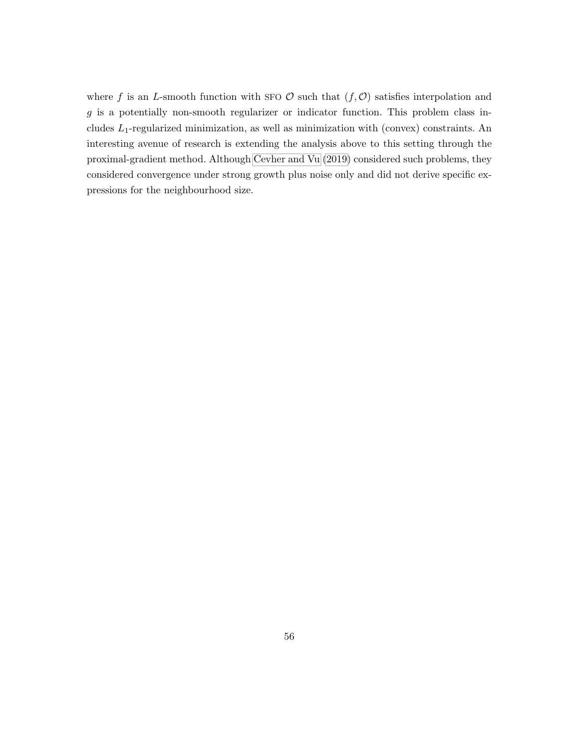where $f$ is an $L$-smooth function with SFO $\mathcal{O}$ such that $(f, \mathcal{O})$ satisfies interpolation and $g$ is a potentially non-smooth regularizer or indicator function. This problem class includes $L_1$-regularized minimization, as well as minimization with (convex) constraints. An interesting avenue of research is extending the analysis above to this setting through the proximal-gradient method. Although Cevher and Vu (2019) considered such problems, they considered convergence under strong growth plus noise only and did not derive specific expressions for the neighbourhood size.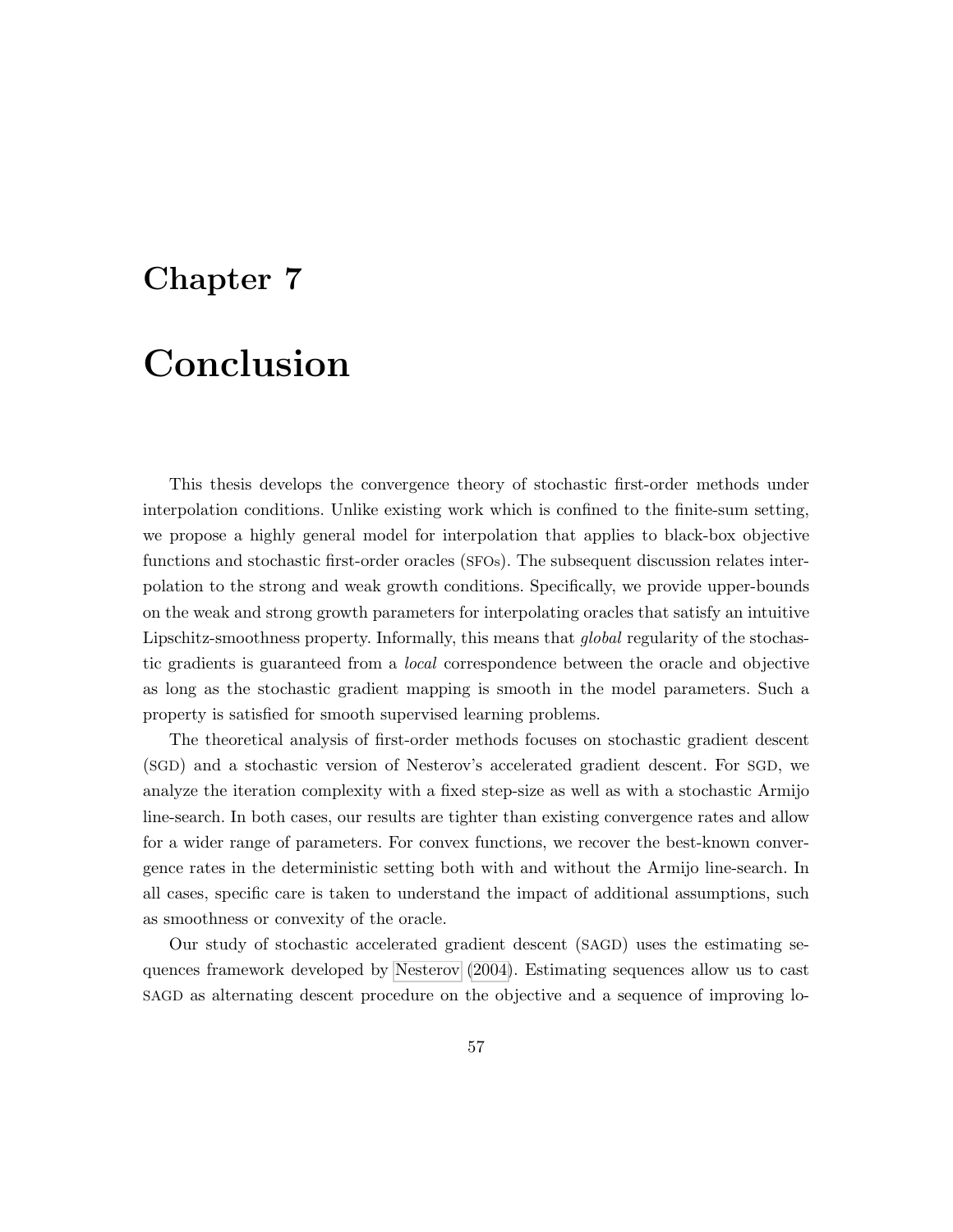# Chapter 7

# Conclusion

This thesis develops the convergence theory of stochastic first-order methods under interpolation conditions. Unlike existing work which is confined to the finite-sum setting, we propose a highly general model for interpolation that applies to black-box objective functions and stochastic first-order oracles (SFOs). The subsequent discussion relates interpolation to the strong and weak growth conditions. Specifically, we provide upper-bounds on the weak and strong growth parameters for interpolating oracles that satisfy an intuitive Lipschitz-smoothness property. Informally, this means that *global* regularity of the stochastic gradients is guaranteed from a *local* correspondence between the oracle and objective as long as the stochastic gradient mapping is smooth in the model parameters. Such a property is satisfied for smooth supervised learning problems.

The theoretical analysis of first-order methods focuses on stochastic gradient descent (SGD) and a stochastic version of Nesterov's accelerated gradient descent. For SGD, we analyze the iteration complexity with a fixed step-size as well as with a stochastic Armijo line-search. In both cases, our results are tighter than existing convergence rates and allow for a wider range of parameters. For convex functions, we recover the best-known convergence rates in the deterministic setting both with and without the Armijo line-search. In all cases, specific care is taken to understand the impact of additional assumptions, such as smoothness or convexity of the oracle.

Our study of stochastic accelerated gradient descent (SAGD) uses the estimating sequences framework developed by Nesterov (2004). Estimating sequences allow us to cast SAGD as alternating descent procedure on the objective and a sequence of improving lo-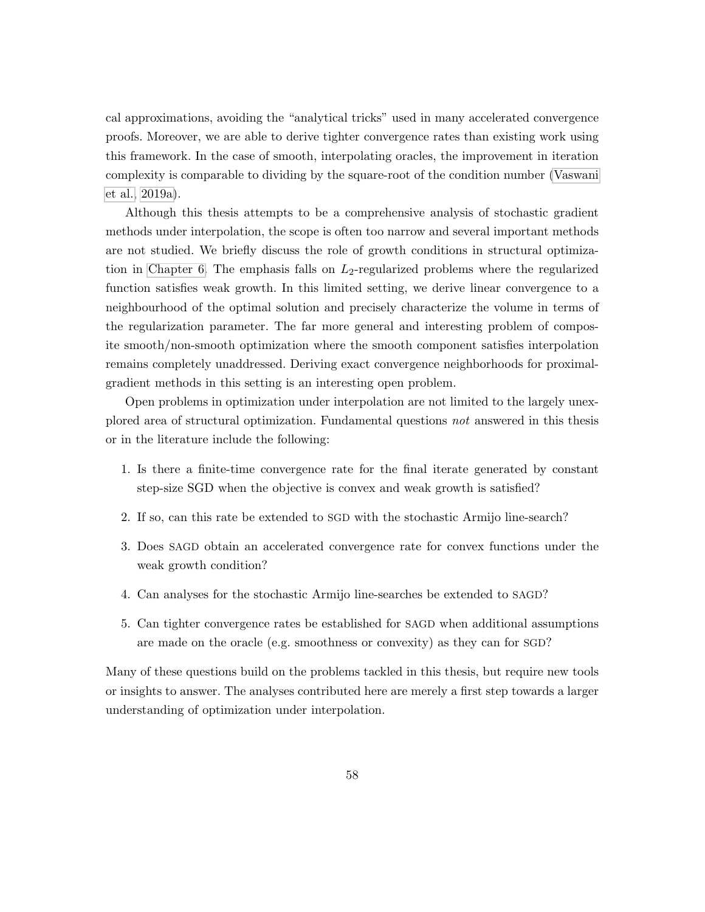cal approximations, avoiding the "analytical tricks" used in many accelerated convergence proofs. Moreover, we are able to derive tighter convergence rates than existing work using this framework. In the case of smooth, interpolating oracles, the improvement in iteration complexity is comparable to dividing by the square-root of the condition number (Vaswani et al., 2019a).

Although this thesis attempts to be a comprehensive analysis of stochastic gradient methods under interpolation, the scope is often too narrow and several important methods are not studied. We briefly discuss the role of growth conditions in structural optimization in Chapter 6. The emphasis falls on $L_2$-regularized problems where the regularized function satisfies weak growth. In this limited setting, we derive linear convergence to a neighbourhood of the optimal solution and precisely characterize the volume in terms of the regularization parameter. The far more general and interesting problem of composite smooth/non-smooth optimization where the smooth component satisfies interpolation remains completely unaddressed. Deriving exact convergence neighborhoods for proximal-gradient methods in this setting is an interesting open problem.

Open problems in optimization under interpolation are not limited to the largely unexplored area of structural optimization. Fundamental questions *not* answered in this thesis or in the literature include the following:

1. Is there a finite-time convergence rate for the final iterate generated by constant step-size SGD when the objective is convex and weak growth is satisfied?
2. If so, can this rate be extended to SGD with the stochastic Armijo line-search?
3. Does SAGD obtain an accelerated convergence rate for convex functions under the weak growth condition?
4. Can analyses for the stochastic Armijo line-searches be extended to SAGD?
5. Can tighter convergence rates be established for SAGD when additional assumptions are made on the oracle (e.g. smoothness or convexity) as they can for SGD?

Many of these questions build on the problems tackled in this thesis, but require new tools or insights to answer. The analyses contributed here are merely a first step towards a larger understanding of optimization under interpolation.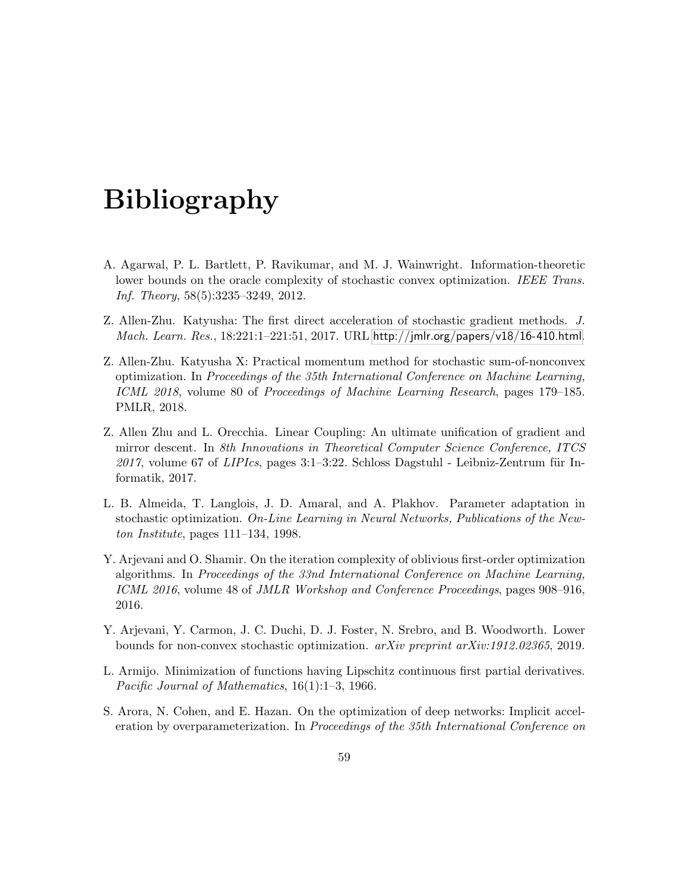# Bibliography

A. Agarwal, P. L. Bartlett, P. Ravikumar, and M. J. Wainwright. Information-theoretic lower bounds on the oracle complexity of stochastic convex optimization. *IEEE Trans. Inf. Theory*, 58(5):3235–3249, 2012.

Z. Allen-Zhu. Katyusha: The first direct acceleration of stochastic gradient methods. *J. Mach. Learn. Res.*, 18:221:1–221:51, 2017. URL http://jmlr.org/papers/v18/16-410.html.

Z. Allen-Zhu. Katyusha X: Practical momentum method for stochastic sum-of-nonconvex optimization. In *Proceedings of the 35th International Conference on Machine Learning, ICML 2018*, volume 80 of *Proceedings of Machine Learning Research*, pages 179–185. PMLR, 2018.

Z. Allen Zhu and L. Orecchia. Linear Coupling: An ultimate unification of gradient and mirror descent. In *8th Innovations in Theoretical Computer Science Conference, ITCS 2017*, volume 67 of *LIPIcs*, pages 3:1–3:22. Schloss Dagstuhl - Leibniz-Zentrum für Informatik, 2017.

L. B. Almeida, T. Langlois, J. D. Amaral, and A. Plakhov. Parameter adaptation in stochastic optimization. *On-Line Learning in Neural Networks, Publications of the Newton Institute*, pages 111–134, 1998.

Y. Arjevani and O. Shamir. On the iteration complexity of oblivious first-order optimization algorithms. In *Proceedings of the 33nd International Conference on Machine Learning, ICML 2016*, volume 48 of *JMLR Workshop and Conference Proceedings*, pages 908–916, 2016.

Y. Arjevani, Y. Carmon, J. C. Duchi, D. J. Foster, N. Srebro, and B. Woodworth. Lower bounds for non-convex stochastic optimization. *arXiv preprint arXiv:1912.02365*, 2019.

L. Armijo. Minimization of functions having Lipschitz continuous first partial derivatives. *Pacific Journal of Mathematics*, 16(1):1–3, 1966.

S. Arora, N. Cohen, and E. Hazan. On the optimization of deep networks: Implicit acceleration by overparameterization. In *Proceedings of the 35th International Conference on*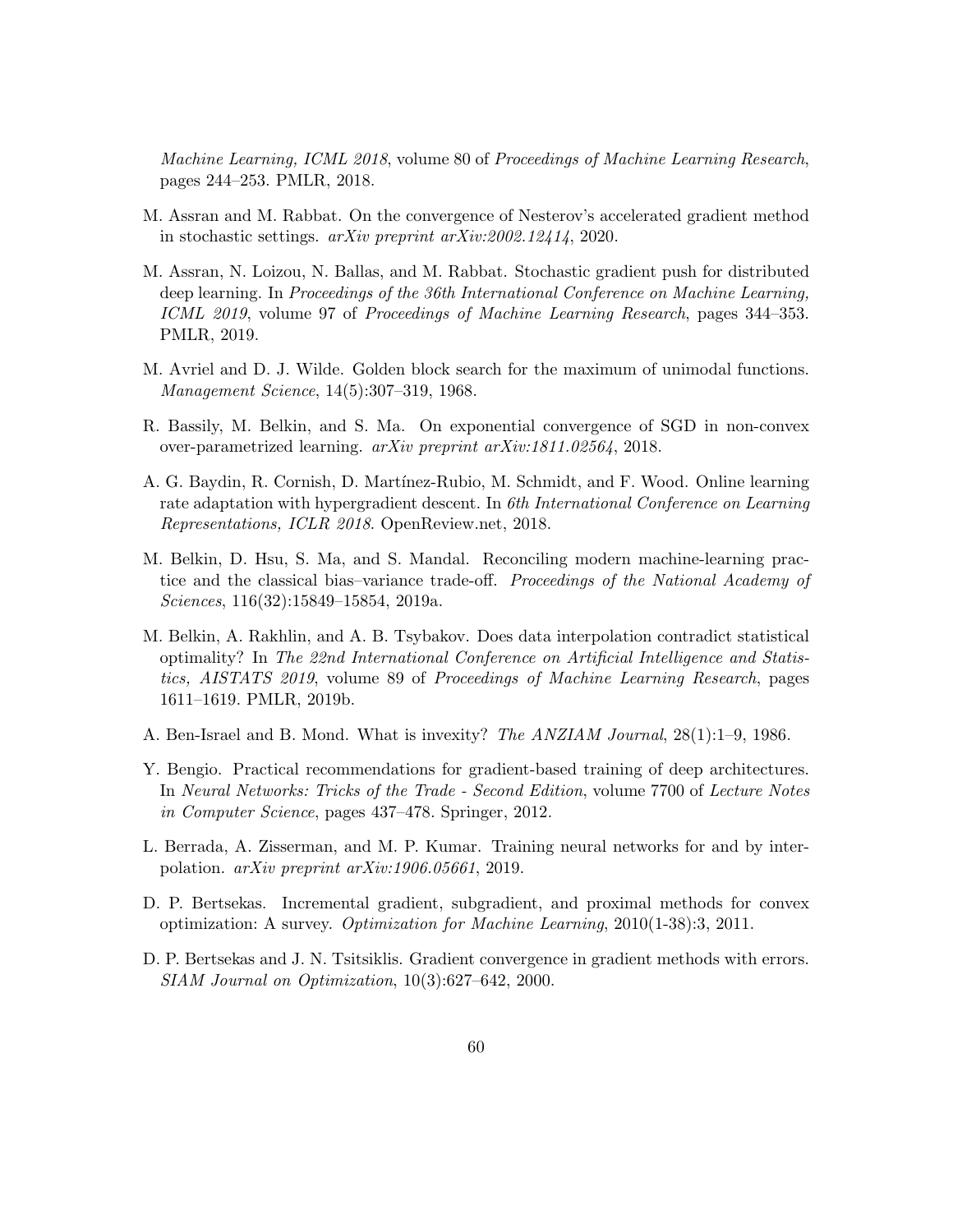*Machine Learning, ICML 2018*, volume 80 of *Proceedings of Machine Learning Research*, pages 244–253. PMLR, 2018.

M. Assran and M. Rabbat. On the convergence of Nesterov's accelerated gradient method in stochastic settings. *arXiv preprint arXiv:2002.12414*, 2020.

M. Assran, N. Loizou, N. Ballas, and M. Rabbat. Stochastic gradient push for distributed deep learning. In *Proceedings of the 36th International Conference on Machine Learning, ICML 2019*, volume 97 of *Proceedings of Machine Learning Research*, pages 344–353. PMLR, 2019.

M. Avriel and D. J. Wilde. Golden block search for the maximum of unimodal functions. *Management Science*, 14(5):307–319, 1968.

R. Bassily, M. Belkin, and S. Ma. On exponential convergence of SGD in non-convex over-parametrized learning. *arXiv preprint arXiv:1811.02564*, 2018.

A. G. Baydin, R. Cornish, D. Martínez-Rubio, M. Schmidt, and F. Wood. Online learning rate adaptation with hypergradient descent. In *6th International Conference on Learning Representations, ICLR 2018*. OpenReview.net, 2018.

M. Belkin, D. Hsu, S. Ma, and S. Mandal. Reconciling modern machine-learning practice and the classical bias–variance trade-off. *Proceedings of the National Academy of Sciences*, 116(32):15849–15854, 2019a.

M. Belkin, A. Rakhlin, and A. B. Tsybakov. Does data interpolation contradict statistical optimality? In *The 22nd International Conference on Artificial Intelligence and Statistics, AISTATS 2019*, volume 89 of *Proceedings of Machine Learning Research*, pages 1611–1619. PMLR, 2019b.

A. Ben-Israel and B. Mond. What is invexity? *The ANZIAM Journal*, 28(1):1–9, 1986.

Y. Bengio. Practical recommendations for gradient-based training of deep architectures. In *Neural Networks: Tricks of the Trade - Second Edition*, volume 7700 of *Lecture Notes in Computer Science*, pages 437–478. Springer, 2012.

L. Berrada, A. Zisserman, and M. P. Kumar. Training neural networks for and by interpolation. *arXiv preprint arXiv:1906.05661*, 2019.

D. P. Bertsekas. Incremental gradient, subgradient, and proximal methods for convex optimization: A survey. *Optimization for Machine Learning*, 2010(1-38):3, 2011.

D. P. Bertsekas and J. N. Tsitsiklis. Gradient convergence in gradient methods with errors. *SIAM Journal on Optimization*, 10(3):627–642, 2000.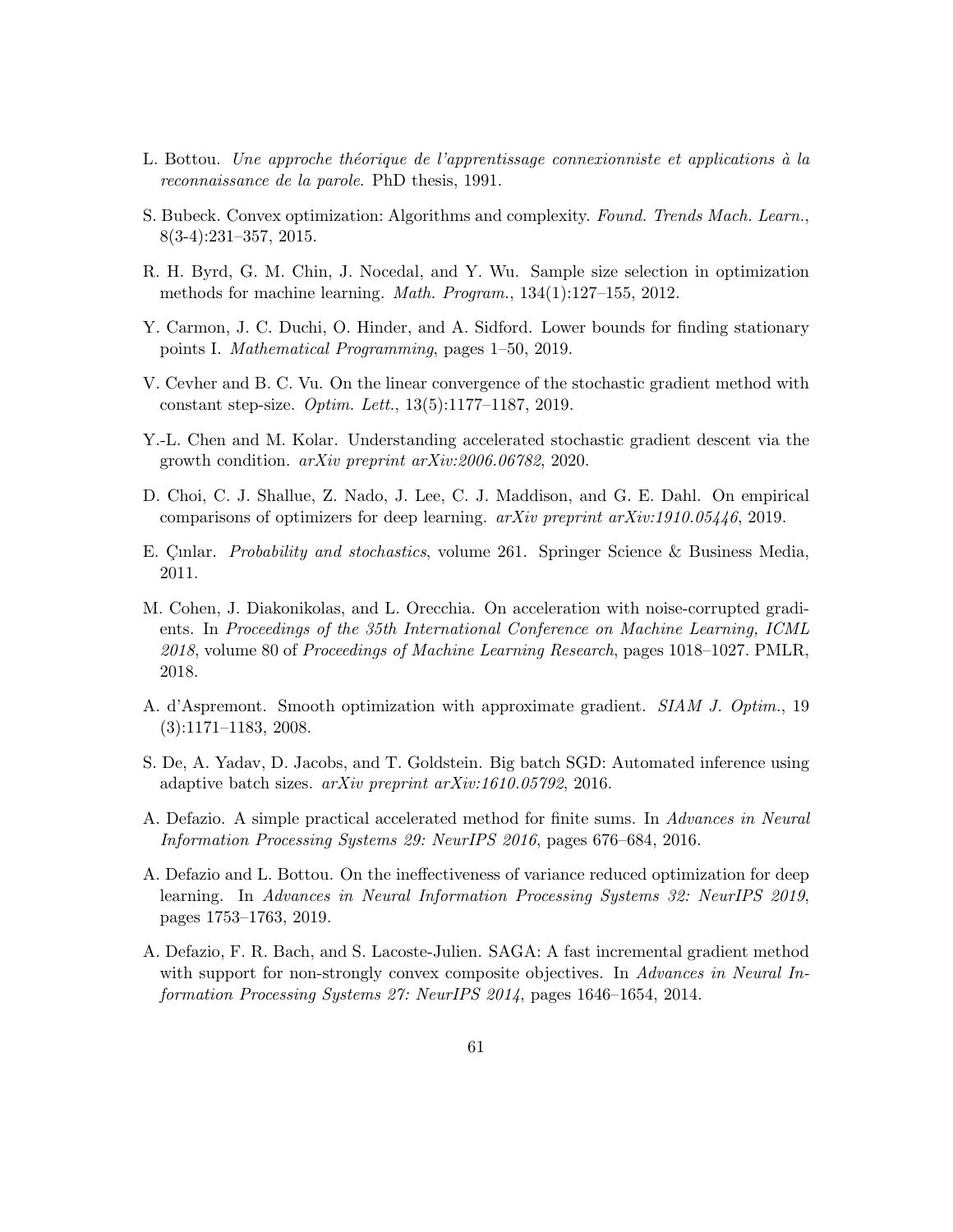L. Bottou. *Une approche théorique de l'apprentissage connexionniste et applications à la reconnaissance de la parole*. PhD thesis, 1991.

S. Bubeck. Convex optimization: Algorithms and complexity. *Found. Trends Mach. Learn.*, 8(3-4):231–357, 2015.

R. H. Byrd, G. M. Chin, J. Nocedal, and Y. Wu. Sample size selection in optimization methods for machine learning. *Math. Program.*, 134(1):127–155, 2012.

Y. Carmon, J. C. Duchi, O. Hinder, and A. Sidford. Lower bounds for finding stationary points I. *Mathematical Programming*, pages 1–50, 2019.

V. Cevher and B. C. Vu. On the linear convergence of the stochastic gradient method with constant step-size. *Optim. Lett.*, 13(5):1177–1187, 2019.

Y.-L. Chen and M. Kolar. Understanding accelerated stochastic gradient descent via the growth condition. *arXiv preprint arXiv:2006.06782*, 2020.

D. Choi, C. J. Shallue, Z. Nado, J. Lee, C. J. Maddison, and G. E. Dahl. On empirical comparisons of optimizers for deep learning. *arXiv preprint arXiv:1910.05446*, 2019.

E. Çınlar. *Probability and stochastics*, volume 261. Springer Science & Business Media, 2011.

M. Cohen, J. Diakonikolas, and L. Orecchia. On acceleration with noise-corrupted gradients. In *Proceedings of the 35th International Conference on Machine Learning, ICML 2018*, volume 80 of *Proceedings of Machine Learning Research*, pages 1018–1027. PMLR, 2018.

A. d'Aspremont. Smooth optimization with approximate gradient. *SIAM J. Optim.*, 19 (3):1171–1183, 2008.

S. De, A. Yadav, D. Jacobs, and T. Goldstein. Big batch SGD: Automated inference using adaptive batch sizes. *arXiv preprint arXiv:1610.05792*, 2016.

A. Defazio. A simple practical accelerated method for finite sums. In *Advances in Neural Information Processing Systems 29: NeurIPS 2016*, pages 676–684, 2016.

A. Defazio and L. Bottou. On the ineffectiveness of variance reduced optimization for deep learning. In *Advances in Neural Information Processing Systems 32: NeurIPS 2019*, pages 1753–1763, 2019.

A. Defazio, F. R. Bach, and S. Lacoste-Julien. SAGA: A fast incremental gradient method with support for non-strongly convex composite objectives. In *Advances in Neural Information Processing Systems 27: NeurIPS 2014*, pages 1646–1654, 2014.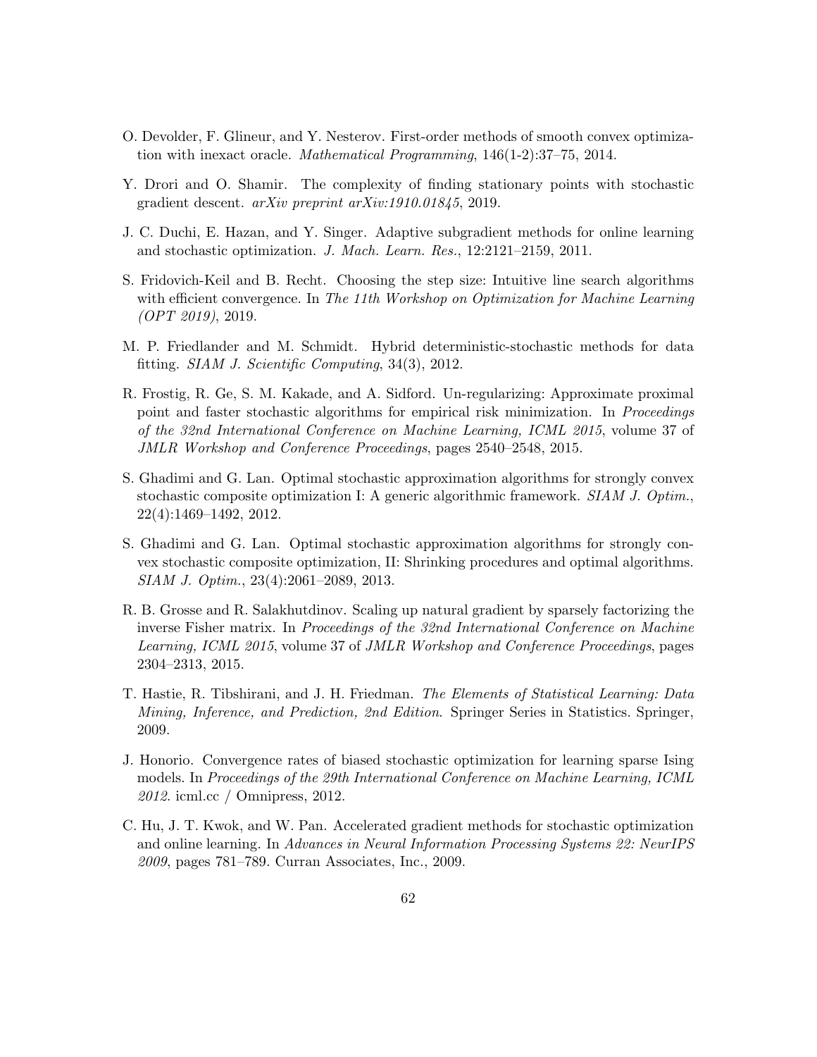O. Devolder, F. Glineur, and Y. Nesterov. First-order methods of smooth convex optimization with inexact oracle. *Mathematical Programming*, 146(1-2):37–75, 2014.

Y. Drori and O. Shamir. The complexity of finding stationary points with stochastic gradient descent. *arXiv preprint arXiv:1910.01845*, 2019.

J. C. Duchi, E. Hazan, and Y. Singer. Adaptive subgradient methods for online learning and stochastic optimization. *J. Mach. Learn. Res.*, 12:2121–2159, 2011.

S. Fridovich-Keil and B. Recht. Choosing the step size: Intuitive line search algorithms with efficient convergence. In *The 11th Workshop on Optimization for Machine Learning (OPT 2019)*, 2019.

M. P. Friedlander and M. Schmidt. Hybrid deterministic-stochastic methods for data fitting. *SIAM J. Scientific Computing*, 34(3), 2012.

R. Frostig, R. Ge, S. M. Kakade, and A. Sidford. Un-regularizing: Approximate proximal point and faster stochastic algorithms for empirical risk minimization. In *Proceedings of the 32nd International Conference on Machine Learning, ICML 2015*, volume 37 of *JMLR Workshop and Conference Proceedings*, pages 2540–2548, 2015.

S. Ghadimi and G. Lan. Optimal stochastic approximation algorithms for strongly convex stochastic composite optimization I: A generic algorithmic framework. *SIAM J. Optim.*, 22(4):1469–1492, 2012.

S. Ghadimi and G. Lan. Optimal stochastic approximation algorithms for strongly convex stochastic composite optimization, II: Shrinking procedures and optimal algorithms. *SIAM J. Optim.*, 23(4):2061–2089, 2013.

R. B. Grosse and R. Salakhutdinov. Scaling up natural gradient by sparsely factorizing the inverse Fisher matrix. In *Proceedings of the 32nd International Conference on Machine Learning, ICML 2015*, volume 37 of *JMLR Workshop and Conference Proceedings*, pages 2304–2313, 2015.

T. Hastie, R. Tibshirani, and J. H. Friedman. *The Elements of Statistical Learning: Data Mining, Inference, and Prediction, 2nd Edition*. Springer Series in Statistics. Springer, 2009.

J. Honorio. Convergence rates of biased stochastic optimization for learning sparse Ising models. In *Proceedings of the 29th International Conference on Machine Learning, ICML 2012*. icml.cc / Omnipress, 2012.

C. Hu, J. T. Kwok, and W. Pan. Accelerated gradient methods for stochastic optimization and online learning. In *Advances in Neural Information Processing Systems 22: NeurIPS 2009*, pages 781–789. Curran Associates, Inc., 2009.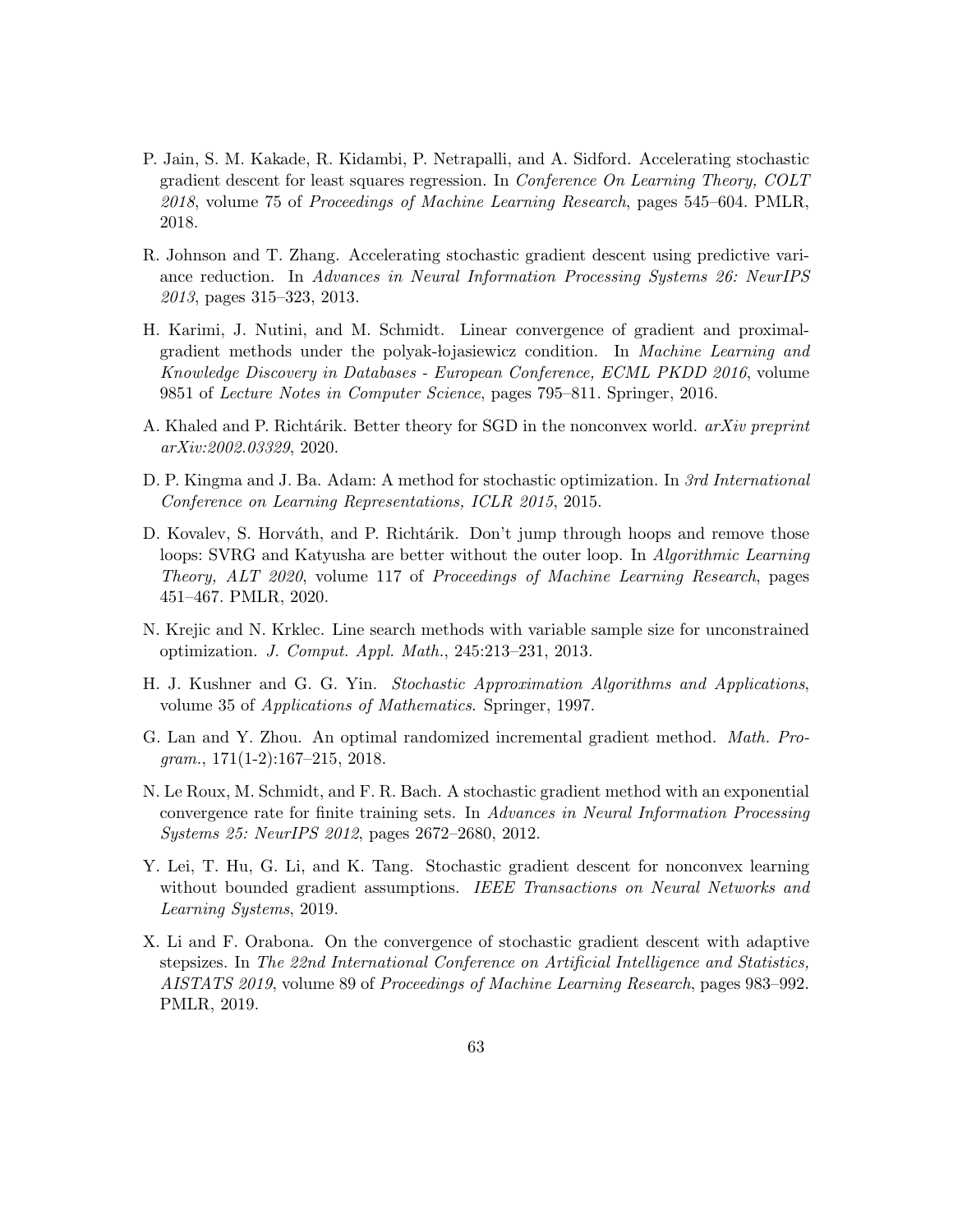P. Jain, S. M. Kakade, R. Kidambi, P. Netrapalli, and A. Sidford. Accelerating stochastic gradient descent for least squares regression. In *Conference On Learning Theory, COLT 2018*, volume 75 of *Proceedings of Machine Learning Research*, pages 545–604. PMLR, 2018.

R. Johnson and T. Zhang. Accelerating stochastic gradient descent using predictive variance reduction. In *Advances in Neural Information Processing Systems 26: NeurIPS 2013*, pages 315–323, 2013.

H. Karimi, J. Nutini, and M. Schmidt. Linear convergence of gradient and proximal-gradient methods under the polyak-łojasiewicz condition. In *Machine Learning and Knowledge Discovery in Databases - European Conference, ECML PKDD 2016*, volume 9851 of *Lecture Notes in Computer Science*, pages 795–811. Springer, 2016.

A. Khaled and P. Richtárik. Better theory for SGD in the nonconvex world. *arXiv preprint arXiv:2002.03329*, 2020.

D. P. Kingma and J. Ba. Adam: A method for stochastic optimization. In *3rd International Conference on Learning Representations, ICLR 2015*, 2015.

D. Kovalev, S. Horváth, and P. Richtárik. Don't jump through hoops and remove those loops: SVRG and Katyusha are better without the outer loop. In *Algorithmic Learning Theory, ALT 2020*, volume 117 of *Proceedings of Machine Learning Research*, pages 451–467. PMLR, 2020.

N. Krejic and N. Krklec. Line search methods with variable sample size for unconstrained optimization. *J. Comput. Appl. Math.*, 245:213–231, 2013.

H. J. Kushner and G. G. Yin. *Stochastic Approximation Algorithms and Applications*, volume 35 of *Applications of Mathematics*. Springer, 1997.

G. Lan and Y. Zhou. An optimal randomized incremental gradient method. *Math. Program.*, 171(1-2):167–215, 2018.

N. Le Roux, M. Schmidt, and F. R. Bach. A stochastic gradient method with an exponential convergence rate for finite training sets. In *Advances in Neural Information Processing Systems 25: NeurIPS 2012*, pages 2672–2680, 2012.

Y. Lei, T. Hu, G. Li, and K. Tang. Stochastic gradient descent for nonconvex learning without bounded gradient assumptions. *IEEE Transactions on Neural Networks and Learning Systems*, 2019.

X. Li and F. Orabona. On the convergence of stochastic gradient descent with adaptive stepsizes. In *The 22nd International Conference on Artificial Intelligence and Statistics, AISTATS 2019*, volume 89 of *Proceedings of Machine Learning Research*, pages 983–992. PMLR, 2019.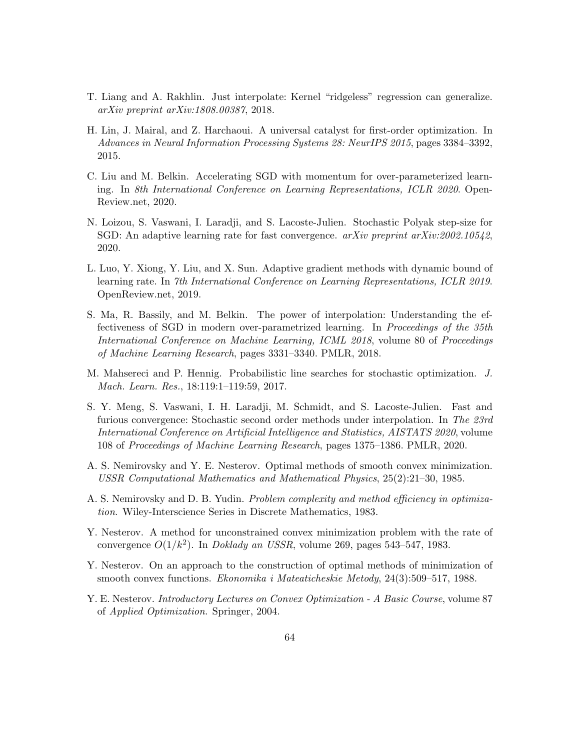T. Liang and A. Rakhlin. Just interpolate: Kernel "ridgeless" regression can generalize. *arXiv preprint arXiv:1808.00387*, 2018.

H. Lin, J. Mairal, and Z. Harchaoui. A universal catalyst for first-order optimization. In *Advances in Neural Information Processing Systems 28: NeurIPS 2015*, pages 3384–3392, 2015.

C. Liu and M. Belkin. Accelerating SGD with momentum for over-parameterized learning. In *8th International Conference on Learning Representations, ICLR 2020*. OpenReview.net, 2020.

N. Loizou, S. Vaswani, I. Laradji, and S. Lacoste-Julien. Stochastic Polyak step-size for SGD: An adaptive learning rate for fast convergence. *arXiv preprint arXiv:2002.10542*, 2020.

L. Luo, Y. Xiong, Y. Liu, and X. Sun. Adaptive gradient methods with dynamic bound of learning rate. In *7th International Conference on Learning Representations, ICLR 2019*. OpenReview.net, 2019.

S. Ma, R. Bassily, and M. Belkin. The power of interpolation: Understanding the effectiveness of SGD in modern over-parametrized learning. In *Proceedings of the 35th International Conference on Machine Learning, ICML 2018*, volume 80 of *Proceedings of Machine Learning Research*, pages 3331–3340. PMLR, 2018.

M. Mahsereci and P. Hennig. Probabilistic line searches for stochastic optimization. *J. Mach. Learn. Res.*, 18:119:1–119:59, 2017.

S. Y. Meng, S. Vaswani, I. H. Laradji, M. Schmidt, and S. Lacoste-Julien. Fast and furious convergence: Stochastic second order methods under interpolation. In *The 23rd International Conference on Artificial Intelligence and Statistics, AISTATS 2020*, volume 108 of *Proceedings of Machine Learning Research*, pages 1375–1386. PMLR, 2020.

A. S. Nemirovsky and Y. E. Nesterov. Optimal methods of smooth convex minimization. *USSR Computational Mathematics and Mathematical Physics*, 25(2):21–30, 1985.

A. S. Nemirovsky and D. B. Yudin. *Problem complexity and method efficiency in optimization*. Wiley-Interscience Series in Discrete Mathematics, 1983.

Y. Nesterov. A method for unconstrained convex minimization problem with the rate of convergence $O(1/k^2)$. In *Doklady an USSR*, volume 269, pages 543–547, 1983.

Y. Nesterov. On an approach to the construction of optimal methods of minimization of smooth convex functions. *Ekonomika i Mateaticheskie Metody*, 24(3):509–517, 1988.

Y. E. Nesterov. *Introductory Lectures on Convex Optimization - A Basic Course*, volume 87 of *Applied Optimization*. Springer, 2004.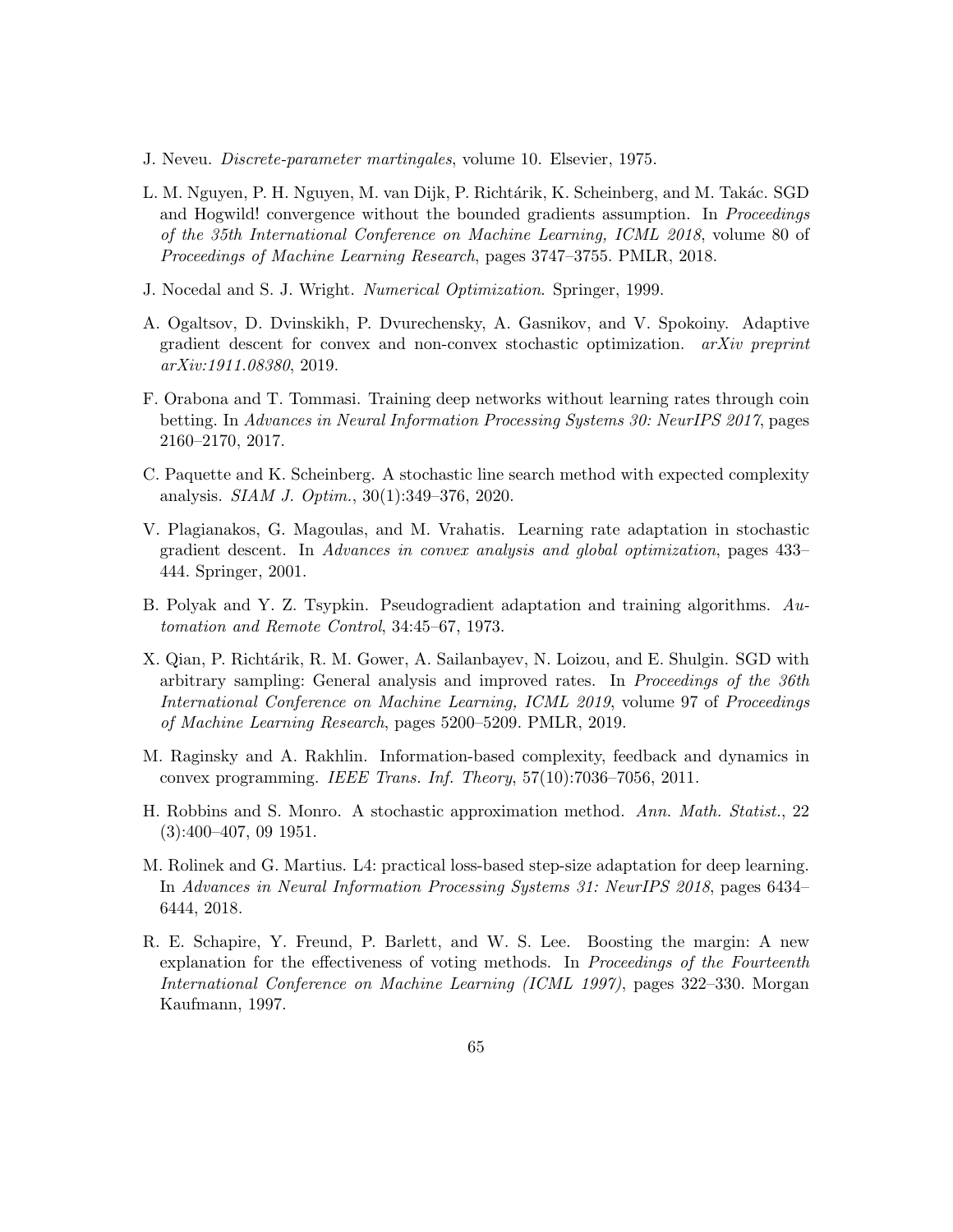J. Neveu. *Discrete-parameter martingales*, volume 10. Elsevier, 1975.

L. M. Nguyen, P. H. Nguyen, M. van Dijk, P. Richtárik, K. Scheinberg, and M. Takác. SGD and Hogwild! convergence without the bounded gradients assumption. In *Proceedings of the 35th International Conference on Machine Learning, ICML 2018*, volume 80 of *Proceedings of Machine Learning Research*, pages 3747–3755. PMLR, 2018.

J. Nocedal and S. J. Wright. *Numerical Optimization*. Springer, 1999.

A. Ogaltsov, D. Dvinskikh, P. Dvurechensky, A. Gasnikov, and V. Spokoiny. Adaptive gradient descent for convex and non-convex stochastic optimization. *arXiv preprint arXiv:1911.08380*, 2019.

F. Orabona and T. Tommasi. Training deep networks without learning rates through coin betting. In *Advances in Neural Information Processing Systems 30: NeurIPS 2017*, pages 2160–2170, 2017.

C. Paquette and K. Scheinberg. A stochastic line search method with expected complexity analysis. *SIAM J. Optim.*, 30(1):349–376, 2020.

V. Plagianakos, G. Magoulas, and M. Vrahatis. Learning rate adaptation in stochastic gradient descent. In *Advances in convex analysis and global optimization*, pages 433–444. Springer, 2001.

B. Polyak and Y. Z. Tsypkin. Pseudogradient adaptation and training algorithms. *Automation and Remote Control*, 34:45–67, 1973.

X. Qian, P. Richtárik, R. M. Gower, A. Sailanbayev, N. Loizou, and E. Shulgin. SGD with arbitrary sampling: General analysis and improved rates. In *Proceedings of the 36th International Conference on Machine Learning, ICML 2019*, volume 97 of *Proceedings of Machine Learning Research*, pages 5200–5209. PMLR, 2019.

M. Raginsky and A. Rakhlin. Information-based complexity, feedback and dynamics in convex programming. *IEEE Trans. Inf. Theory*, 57(10):7036–7056, 2011.

H. Robbins and S. Monro. A stochastic approximation method. *Ann. Math. Statist.*, 22 (3):400–407, 09 1951.

M. Rolinek and G. Martius. L4: practical loss-based step-size adaptation for deep learning. In *Advances in Neural Information Processing Systems 31: NeurIPS 2018*, pages 6434–6444, 2018.

R. E. Schapire, Y. Freund, P. Barlett, and W. S. Lee. Boosting the margin: A new explanation for the effectiveness of voting methods. In *Proceedings of the Fourteenth International Conference on Machine Learning (ICML 1997)*, pages 322–330. Morgan Kaufmann, 1997.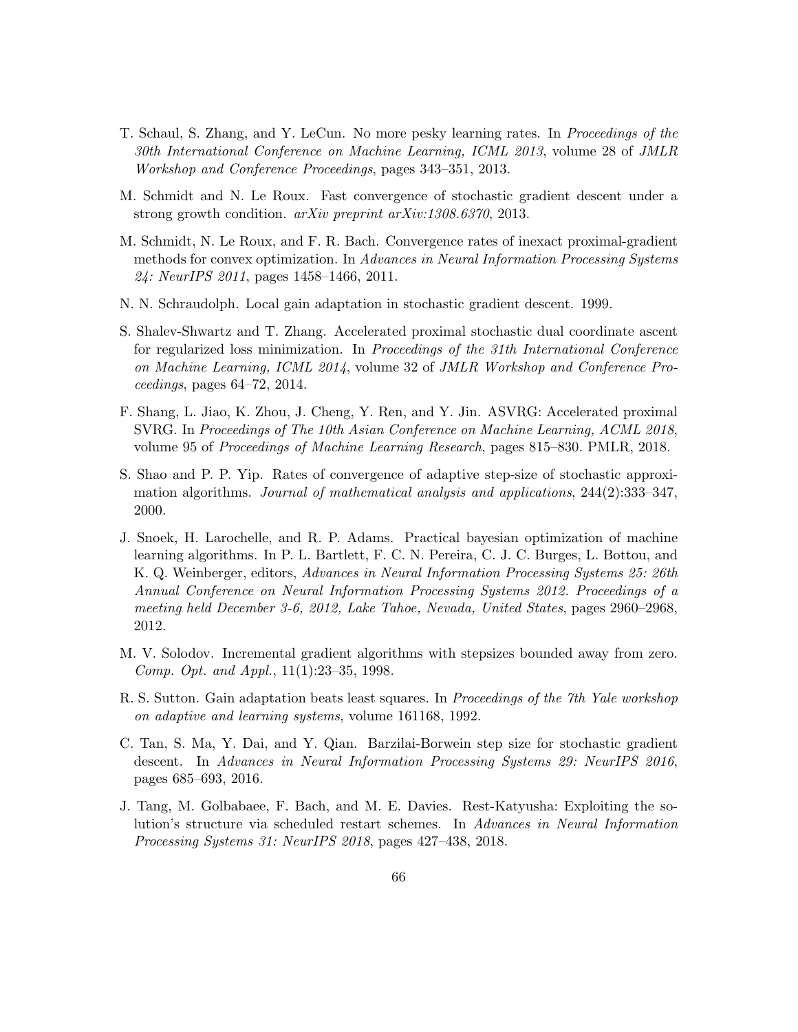T. Schaul, S. Zhang, and Y. LeCun. No more pesky learning rates. In *Proceedings of the 30th International Conference on Machine Learning, ICML 2013*, volume 28 of *JMLR Workshop and Conference Proceedings*, pages 343–351, 2013.

M. Schmidt and N. Le Roux. Fast convergence of stochastic gradient descent under a strong growth condition. *arXiv preprint arXiv:1308.6370*, 2013.

M. Schmidt, N. Le Roux, and F. R. Bach. Convergence rates of inexact proximal-gradient methods for convex optimization. In *Advances in Neural Information Processing Systems 24: NeurIPS 2011*, pages 1458–1466, 2011.

N. N. Schraudolph. Local gain adaptation in stochastic gradient descent. 1999.

S. Shalev-Shwartz and T. Zhang. Accelerated proximal stochastic dual coordinate ascent for regularized loss minimization. In *Proceedings of the 31th International Conference on Machine Learning, ICML 2014*, volume 32 of *JMLR Workshop and Conference Proceedings*, pages 64–72, 2014.

F. Shang, L. Jiao, K. Zhou, J. Cheng, Y. Ren, and Y. Jin. ASVRG: Accelerated proximal SVRG. In *Proceedings of The 10th Asian Conference on Machine Learning, ACML 2018*, volume 95 of *Proceedings of Machine Learning Research*, pages 815–830. PMLR, 2018.

S. Shao and P. P. Yip. Rates of convergence of adaptive step-size of stochastic approximation algorithms. *Journal of mathematical analysis and applications*, 244(2):333–347, 2000.

J. Snoek, H. Larochelle, and R. P. Adams. Practical bayesian optimization of machine learning algorithms. In P. L. Bartlett, F. C. N. Pereira, C. J. C. Burges, L. Bottou, and K. Q. Weinberger, editors, *Advances in Neural Information Processing Systems 25: 26th Annual Conference on Neural Information Processing Systems 2012. Proceedings of a meeting held December 3-6, 2012, Lake Tahoe, Nevada, United States*, pages 2960–2968, 2012.

M. V. Solodov. Incremental gradient algorithms with stepsizes bounded away from zero. *Comp. Opt. and Appl.*, 11(1):23–35, 1998.

R. S. Sutton. Gain adaptation beats least squares. In *Proceedings of the 7th Yale workshop on adaptive and learning systems*, volume 161168, 1992.

C. Tan, S. Ma, Y. Dai, and Y. Qian. Barzilai-Borwein step size for stochastic gradient descent. In *Advances in Neural Information Processing Systems 29: NeurIPS 2016*, pages 685–693, 2016.

J. Tang, M. Golbabaee, F. Bach, and M. E. Davies. Rest-Katyusha: Exploiting the solution's structure via scheduled restart schemes. In *Advances in Neural Information Processing Systems 31: NeurIPS 2018*, pages 427–438, 2018.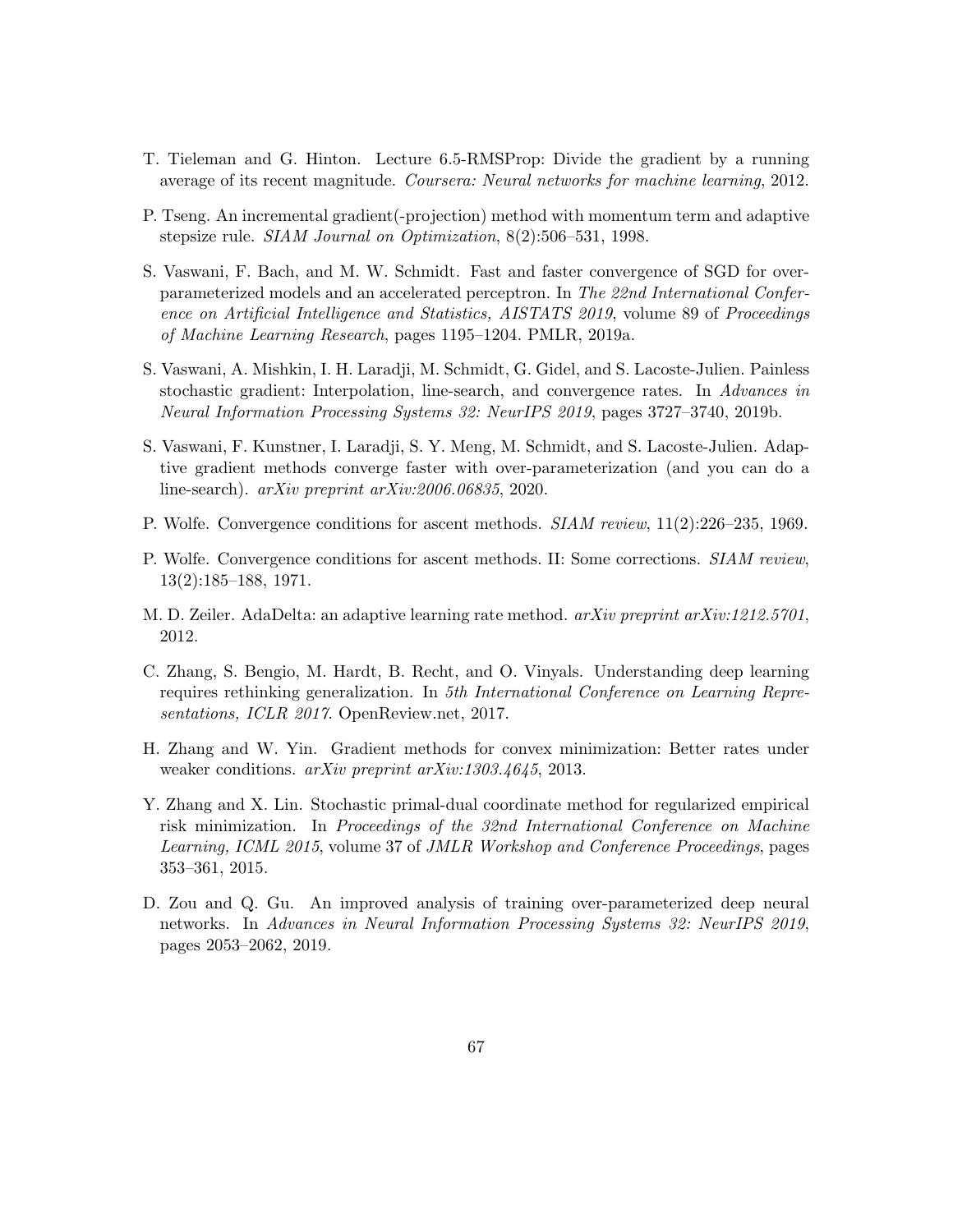T. Tieleman and G. Hinton. Lecture 6.5-RMSProp: Divide the gradient by a running average of its recent magnitude. *Coursera: Neural networks for machine learning*, 2012.

P. Tseng. An incremental gradient(-projection) method with momentum term and adaptive stepsize rule. *SIAM Journal on Optimization*, 8(2):506–531, 1998.

S. Vaswani, F. Bach, and M. W. Schmidt. Fast and faster convergence of SGD for over-parameterized models and an accelerated perceptron. In *The 22nd International Conference on Artificial Intelligence and Statistics, AISTATS 2019*, volume 89 of *Proceedings of Machine Learning Research*, pages 1195–1204. PMLR, 2019a.

S. Vaswani, A. Mishkin, I. H. Laradji, M. Schmidt, G. Gidel, and S. Lacoste-Julien. Painless stochastic gradient: Interpolation, line-search, and convergence rates. In *Advances in Neural Information Processing Systems 32: NeurIPS 2019*, pages 3727–3740, 2019b.

S. Vaswani, F. Kunstner, I. Laradji, S. Y. Meng, M. Schmidt, and S. Lacoste-Julien. Adaptive gradient methods converge faster with over-parameterization (and you can do a line-search). *arXiv preprint arXiv:2006.06835*, 2020.

P. Wolfe. Convergence conditions for ascent methods. *SIAM review*, 11(2):226–235, 1969.

P. Wolfe. Convergence conditions for ascent methods. II: Some corrections. *SIAM review*, 13(2):185–188, 1971.

M. D. Zeiler. AdaDelta: an adaptive learning rate method. *arXiv preprint arXiv:1212.5701*, 2012.

C. Zhang, S. Bengio, M. Hardt, B. Recht, and O. Vinyals. Understanding deep learning requires rethinking generalization. In *5th International Conference on Learning Representations, ICLR 2017*. OpenReview.net, 2017.

H. Zhang and W. Yin. Gradient methods for convex minimization: Better rates under weaker conditions. *arXiv preprint arXiv:1303.4645*, 2013.

Y. Zhang and X. Lin. Stochastic primal-dual coordinate method for regularized empirical risk minimization. In *Proceedings of the 32nd International Conference on Machine Learning, ICML 2015*, volume 37 of *JMLR Workshop and Conference Proceedings*, pages 353–361, 2015.

D. Zou and Q. Gu. An improved analysis of training over-parameterized deep neural networks. In *Advances in Neural Information Processing Systems 32: NeurIPS 2019*, pages 2053–2062, 2019.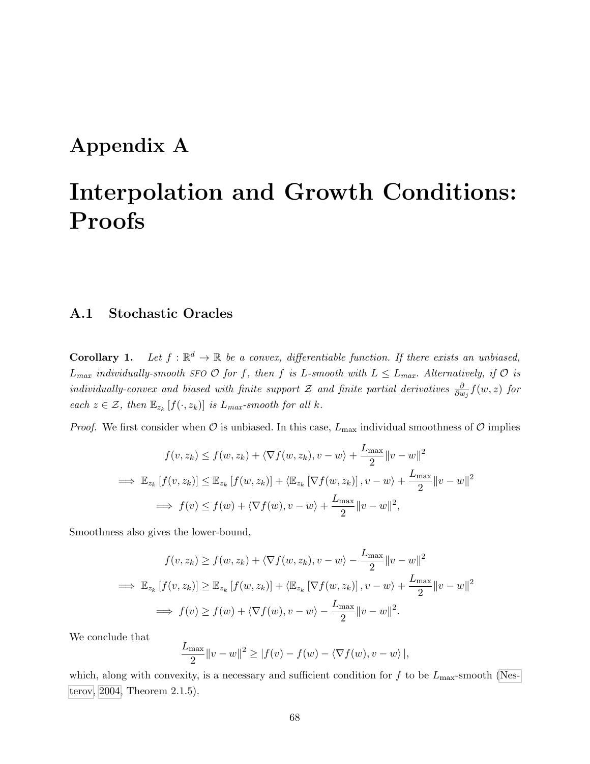# Appendix A

# Interpolation and Growth Conditions: Proofs

## A.1 Stochastic Oracles

**Corollary 1.** *Let $f : \mathbb{R}^d \to \mathbb{R}$ be a convex, differentiable function. If there exists an unbiased, $L_{max}$ individually-smooth SFO $\mathcal{O}$ for $f$, then $f$ is $L$-smooth with $L \leq L_{max}$. Alternatively, if $\mathcal{O}$ is individually-convex and biased with finite support $\mathcal{Z}$ and finite partial derivatives $\frac{\partial}{\partial w_j} f(w, z)$ for each $z \in \mathcal{Z}$, then $\mathbb{E}_{z_k}[f(\cdot, z_k)]$ is $L_{max}$-smooth for all $k$.*

*Proof.* We first consider when $\mathcal{O}$ is unbiased. In this case, $L_{\max}$ individual smoothness of $\mathcal{O}$ implies

$$
\begin{aligned}
f(v, z_k) &\leq f(w, z_k) + \langle \nabla f(w, z_k), v - w \rangle + \frac{L_{\max}}{2} \|v - w\|^2 \\
\implies \mathbb{E}_{z_k}[f(v, z_k)] &\leq \mathbb{E}_{z_k}[f(w, z_k)] + \langle \mathbb{E}_{z_k}[\nabla f(w, z_k)], v - w \rangle + \frac{L_{\max}}{2} \|v - w\|^2 \\
\implies f(v) &\leq f(w) + \langle \nabla f(w), v - w \rangle + \frac{L_{\max}}{2} \|v - w\|^2,
\end{aligned}
$$

Smoothness also gives the lower-bound,

$$
\begin{aligned}
f(v, z_k) &\geq f(w, z_k) + \langle \nabla f(w, z_k), v - w \rangle - \frac{L_{\max}}{2} \|v - w\|^2 \\
\implies \mathbb{E}_{z_k}[f(v, z_k)] &\geq \mathbb{E}_{z_k}[f(w, z_k)] + \langle \mathbb{E}_{z_k}[\nabla f(w, z_k)], v - w \rangle + \frac{L_{\max}}{2} \|v - w\|^2 \\
\implies f(v) &\geq f(w) + \langle \nabla f(w), v - w \rangle - \frac{L_{\max}}{2} \|v - w\|^2.
\end{aligned}
$$

We conclude that

$$
\frac{L_{\max}}{2} \|v - w\|^2 \geq |f(v) - f(w) - \langle \nabla f(w), v - w \rangle|,
$$

which, along with convexity, is a necessary and sufficient condition for $f$ to be $L_{\max}$-smooth (Nesterov, 2004, Theorem 2.1.5).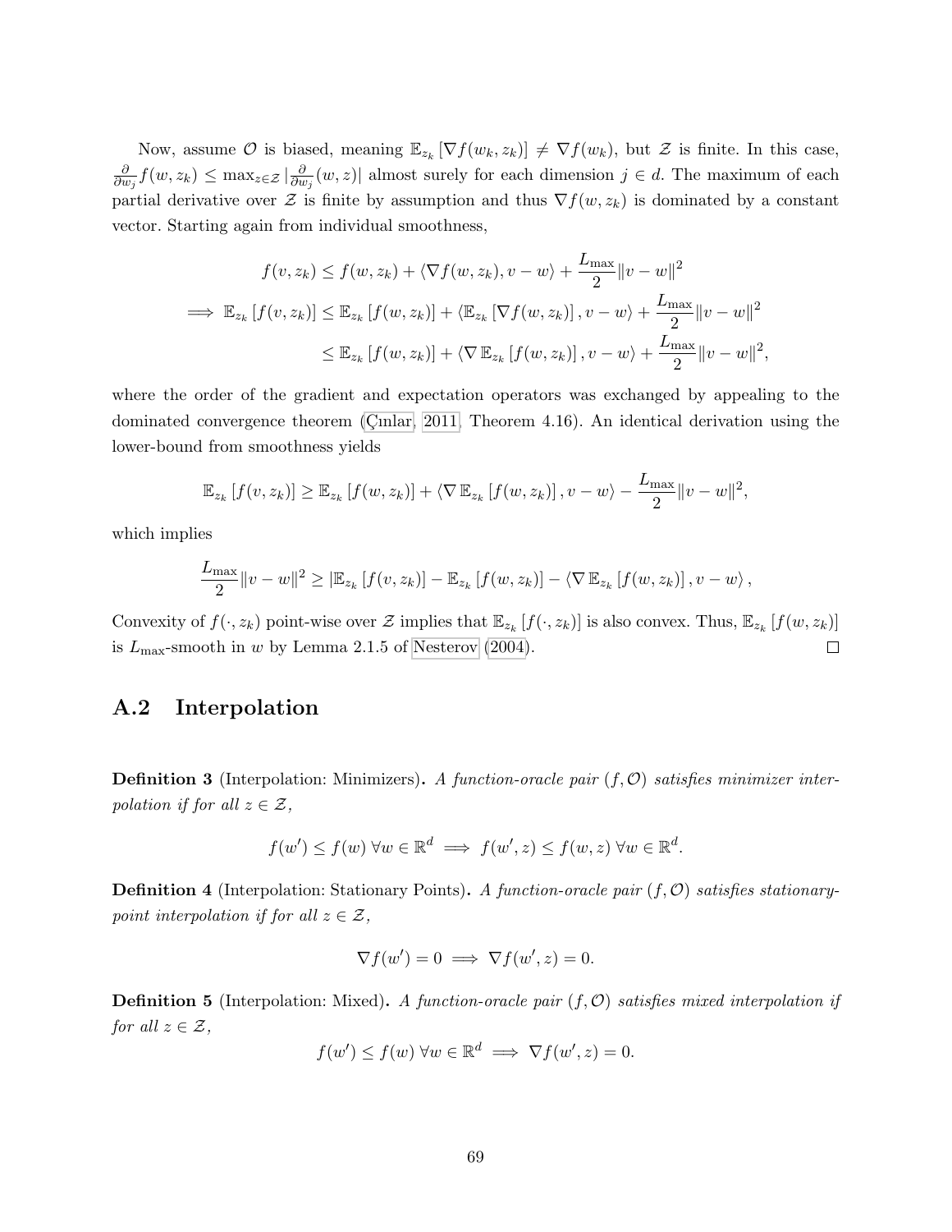Now, assume $\mathcal{O}$ is biased, meaning $\mathbb{E}_{z_k}[\nabla f(w_k, z_k)] \neq \nabla f(w_k)$, but $\mathcal{Z}$ is finite. In this case, $\frac{\partial}{\partial w_j} f(w, z_k) \leq \max_{z \in \mathcal{Z}} |\frac{\partial}{\partial w_j}(w, z)|$ almost surely for each dimension $j \in d$. The maximum of each partial derivative over $\mathcal{Z}$ is finite by assumption and thus $\nabla f(w, z_k)$ is dominated by a constant vector. Starting again from individual smoothness,

$$
\begin{aligned}
f(v, z_k) &\leq f(w, z_k) + \langle \nabla f(w, z_k), v - w \rangle + \frac{L_{\max}}{2} \|v - w\|^2 \\
\implies \mathbb{E}_{z_k}[f(v, z_k)] &\leq \mathbb{E}_{z_k}[f(w, z_k)] + \langle \mathbb{E}_{z_k}[\nabla f(w, z_k)], v - w \rangle + \frac{L_{\max}}{2} \|v - w\|^2 \\
&\leq \mathbb{E}_{z_k}[f(w, z_k)] + \langle \nabla \mathbb{E}_{z_k}[f(w, z_k)], v - w \rangle + \frac{L_{\max}}{2} \|v - w\|^2,
\end{aligned}
$$

where the order of the gradient and expectation operators was exchanged by appealing to the dominated convergence theorem (Çınlar, 2011, Theorem 4.16). An identical derivation using the lower-bound from smoothness yields

$$
\mathbb{E}_{z_k}[f(v, z_k)] \geq \mathbb{E}_{z_k}[f(w, z_k)] + \langle \nabla \mathbb{E}_{z_k}[f(w, z_k)], v - w \rangle - \frac{L_{\max}}{2} \|v - w\|^2,
$$

which implies

$$
\frac{L_{\max}}{2} \|v - w\|^2 \geq |\mathbb{E}_{z_k}[f(v, z_k)] - \mathbb{E}_{z_k}[f(w, z_k)] - \langle \nabla \mathbb{E}_{z_k}[f(w, z_k)], v - w \rangle,
$$

Convexity of $f(\cdot, z_k)$ point-wise over $\mathcal{Z}$ implies that $\mathbb{E}_{z_k}[f(\cdot, z_k)]$ is also convex. Thus, $\mathbb{E}_{z_k}[f(w, z_k)]$ is $L_{\max}$-smooth in $w$ by Lemma 2.1.5 of Nesterov (2004). ◻

## A.2 Interpolation

**Definition 3** (Interpolation: Minimizers)**.** *A function-oracle pair $(f, \mathcal{O})$ satisfies minimizer interpolation if for all $z \in \mathcal{Z}$,*

$$
f(w') \leq f(w) \; \forall w \in \mathbb{R}^d \implies f(w', z) \leq f(w, z) \; \forall w \in \mathbb{R}^d.
$$

**Definition 4** (Interpolation: Stationary Points)**.** *A function-oracle pair $(f, \mathcal{O})$ satisfies stationary-point interpolation if for all $z \in \mathcal{Z}$,*

$$
\nabla f(w') = 0 \implies \nabla f(w', z) = 0.
$$

**Definition 5** (Interpolation: Mixed)**.** *A function-oracle pair $(f, \mathcal{O})$ satisfies mixed interpolation if for all $z \in \mathcal{Z}$,*

$$
f(w') \leq f(w) \; \forall w \in \mathbb{R}^d \implies \nabla f(w', z) = 0.
$$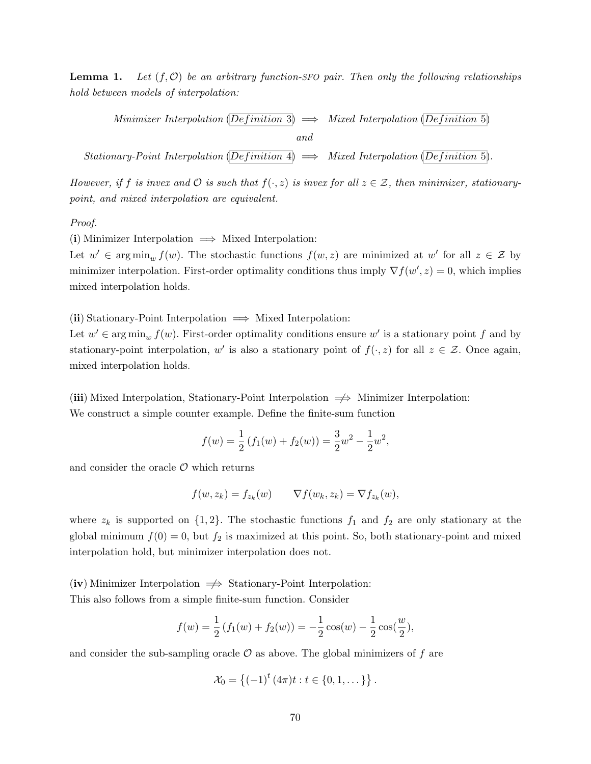**Lemma 1.** *Let $(f, \mathcal{O})$ be an arbitrary function-SFO pair. Then only the following relationships hold between models of interpolation:*

$$\textit{Minimizer Interpolation (Definition 3)} \implies \textit{Mixed Interpolation (Definition 5)}$$

$$\textit{and}$$

$$\textit{Stationary-Point Interpolation (Definition 4)} \implies \textit{Mixed Interpolation (Definition 5)}.$$

*However, if $f$ is invex and $\mathcal{O}$ is such that $f(\cdot, z)$ is invex for all $z \in \mathcal{Z}$, then minimizer, stationary-point, and mixed interpolation are equivalent.*

*Proof.*

**(i)** Minimizer Interpolation $\implies$ Mixed Interpolation:
Let $w' \in \arg\min_w f(w)$. The stochastic functions $f(w, z)$ are minimized at $w'$ for all $z \in \mathcal{Z}$ by minimizer interpolation. First-order optimality conditions thus imply $\nabla f(w', z) = 0$, which implies mixed interpolation holds.

**(ii)** Stationary-Point Interpolation $\implies$ Mixed Interpolation:
Let $w' \in \arg\min_w f(w)$. First-order optimality conditions ensure $w'$ is a stationary point $f$ and by stationary-point interpolation, $w'$ is also a stationary point of $f(\cdot, z)$ for all $z \in \mathcal{Z}$. Once again, mixed interpolation holds.

**(iii)** Mixed Interpolation, Stationary-Point Interpolation $\not\Rightarrow$ Minimizer Interpolation:
We construct a simple counter example. Define the finite-sum function

$$f(w) = \frac{1}{2}\left(f_1(w) + f_2(w)\right) = \frac{3}{2}w^2 - \frac{1}{2}w^2,$$

and consider the oracle $\mathcal{O}$ which returns

$$f(w, z_k) = f_{z_k}(w) \qquad \nabla f(w_k, z_k) = \nabla f_{z_k}(w),$$

where $z_k$ is supported on $\{1, 2\}$. The stochastic functions $f_1$ and $f_2$ are only stationary at the global minimum $f(0) = 0$, but $f_2$ is maximized at this point. So, both stationary-point and mixed interpolation hold, but minimizer interpolation does not.

**(iv)** Minimizer Interpolation $\not\Rightarrow$ Stationary-Point Interpolation:
This also follows from a simple finite-sum function. Consider

$$f(w) = \frac{1}{2}\left(f_1(w) + f_2(w)\right) = -\frac{1}{2}\cos(w) - \frac{1}{2}\cos(\frac{w}{2}),$$

and consider the sub-sampling oracle $\mathcal{O}$ as above. The global minimizers of $f$ are

$$\mathcal{X}_0 = \left\{(-1)^t (4\pi)t : t \in \{0, 1, \dots\}\right\}.$$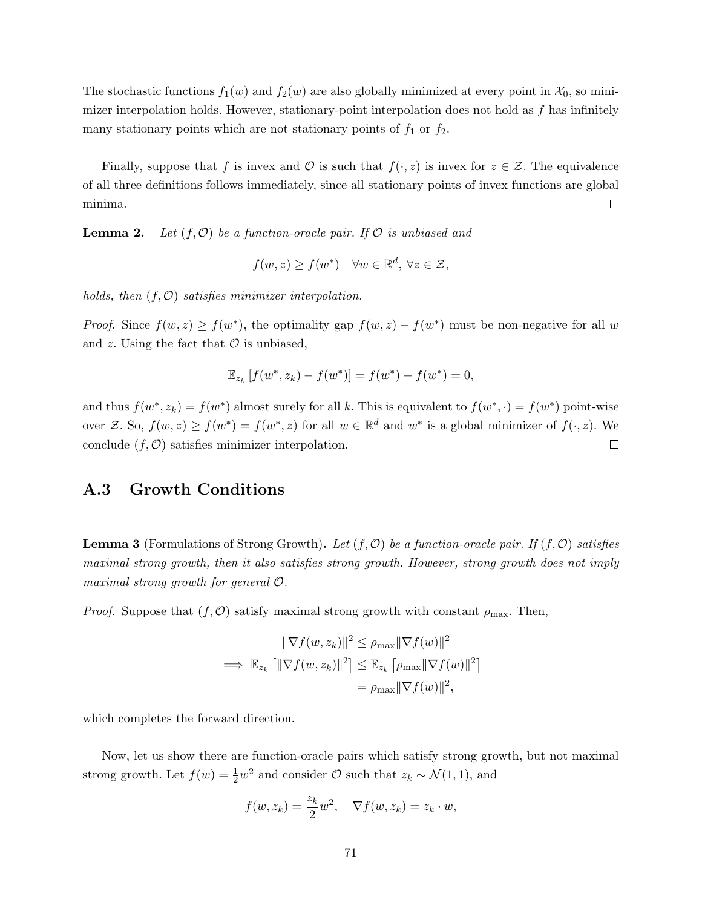The stochastic functions $f_1(w)$ and $f_2(w)$ are also globally minimized at every point in $\mathcal{X}_0$, so minimizer interpolation holds. However, stationary-point interpolation does not hold as $f$ has infinitely many stationary points which are not stationary points of $f_1$ or $f_2$.

Finally, suppose that $f$ is invex and $\mathcal{O}$ is such that $f(\cdot, z)$ is invex for $z \in \mathcal{Z}$. The equivalence of all three definitions follows immediately, since all stationary points of invex functions are global minima. □

**Lemma 2.** *Let $(f, \mathcal{O})$ be a function-oracle pair. If $\mathcal{O}$ is unbiased and*

$$f(w, z) \geq f(w^*) \quad \forall w \in \mathbb{R}^d,\ \forall z \in \mathcal{Z},$$

*holds, then $(f, \mathcal{O})$ satisfies minimizer interpolation.*

*Proof.* Since $f(w, z) \geq f(w^*)$, the optimality gap $f(w, z) - f(w^*)$ must be non-negative for all $w$ and $z$. Using the fact that $\mathcal{O}$ is unbiased,

$$\mathbb{E}_{z_k}\left[f(w^*, z_k) - f(w^*)\right] = f(w^*) - f(w^*) = 0,$$

and thus $f(w^*, z_k) = f(w^*)$ almost surely for all $k$. This is equivalent to $f(w^*, \cdot) = f(w^*)$ point-wise over $\mathcal{Z}$. So, $f(w, z) \geq f(w^*) = f(w^*, z)$ for all $w \in \mathbb{R}^d$ and $w^*$ is a global minimizer of $f(\cdot, z)$. We conclude $(f, \mathcal{O})$ satisfies minimizer interpolation. □

## A.3 Growth Conditions

**Lemma 3** (Formulations of Strong Growth)**.** *Let $(f, \mathcal{O})$ be a function-oracle pair. If $(f, \mathcal{O})$ satisfies maximal strong growth, then it also satisfies strong growth. However, strong growth does not imply maximal strong growth for general $\mathcal{O}$.*

*Proof.* Suppose that $(f, \mathcal{O})$ satisfy maximal strong growth with constant $\rho_{\max}$. Then,

$$\begin{aligned}
&\|\nabla f(w, z_k)\|^2 \leq \rho_{\max} \|\nabla f(w)\|^2 \\
\implies\ &\mathbb{E}_{z_k}\left[\|\nabla f(w, z_k)\|^2\right] \leq \mathbb{E}_{z_k}\left[\rho_{\max} \|\nabla f(w)\|^2\right] \\
&= \rho_{\max} \|\nabla f(w)\|^2,
\end{aligned}$$

which completes the forward direction.

Now, let us show there are function-oracle pairs which satisfy strong growth, but not maximal strong growth. Let $f(w) = \frac{1}{2}w^2$ and consider $\mathcal{O}$ such that $z_k \sim \mathcal{N}(1, 1)$, and

$$f(w, z_k) = \frac{z_k}{2} w^2, \quad \nabla f(w, z_k) = z_k \cdot w,$$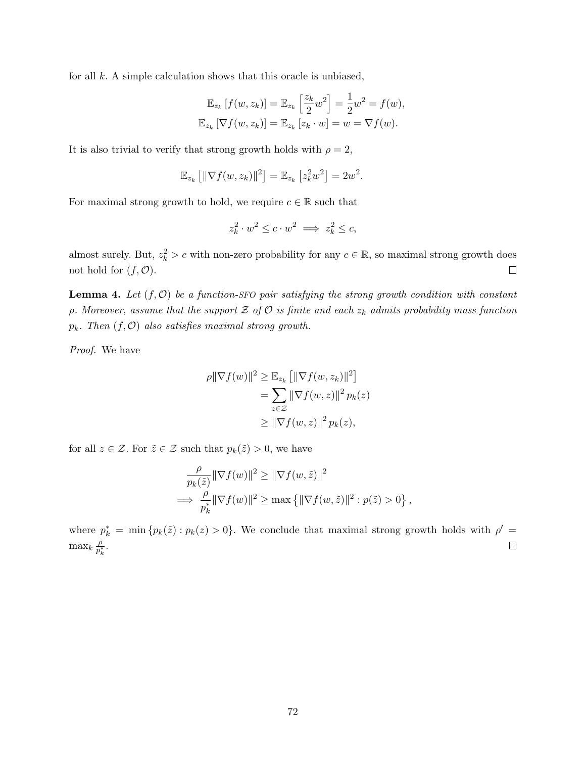for all $k$. A simple calculation shows that this oracle is unbiased,

$$\mathbb{E}_{z_k}\left[f(w, z_k)\right] = \mathbb{E}_{z_k}\left[\frac{z_k}{2} w^2\right] = \frac{1}{2} w^2 = f(w),$$
$$\mathbb{E}_{z_k}\left[\nabla f(w, z_k)\right] = \mathbb{E}_{z_k}\left[z_k \cdot w\right] = w = \nabla f(w).$$

It is also trivial to verify that strong growth holds with $\rho = 2$,

$$\mathbb{E}_{z_k}\left[\|\nabla f(w, z_k)\|^2\right] = \mathbb{E}_{z_k}\left[z_k^2 w^2\right] = 2w^2.$$

For maximal strong growth to hold, we require $c \in \mathbb{R}$ such that

$$z_k^2 \cdot w^2 \leq c \cdot w^2 \implies z_k^2 \leq c,$$

almost surely. But, $z_k^2 > c$ with non-zero probability for any $c \in \mathbb{R}$, so maximal strong growth does not hold for $(f, \mathcal{O})$. $\square$

**Lemma 4.** *Let $(f, \mathcal{O})$ be a function-SFO pair satisfying the strong growth condition with constant $\rho$. Moreover, assume that the support $\mathcal{Z}$ of $\mathcal{O}$ is finite and each $z_k$ admits probability mass function $p_k$. Then $(f, \mathcal{O})$ also satisfies maximal strong growth.*

*Proof.* We have

$$\begin{aligned}
\rho\|\nabla f(w)\|^2 &\geq \mathbb{E}_{z_k}\left[\|\nabla f(w, z_k)\|^2\right] \\
&= \sum_{z \in \mathcal{Z}} \|\nabla f(w, z)\|^2 \, p_k(z) \\
&\geq \|\nabla f(w, z)\|^2 \, p_k(z),
\end{aligned}$$

for all $z \in \mathcal{Z}$. For $\tilde{z} \in \mathcal{Z}$ such that $p_k(\tilde{z}) > 0$, we have

$$\begin{aligned}
&\frac{\rho}{p_k(\tilde{z})}\|\nabla f(w)\|^2 \geq \|\nabla f(w, \tilde{z})\|^2 \\
\implies &\frac{\rho}{p_k^*}\|\nabla f(w)\|^2 \geq \max\left\{\|\nabla f(w, \tilde{z})\|^2 : p(\tilde{z}) > 0\right\},
\end{aligned}$$

where $p_k^* = \min\left\{p_k(\tilde{z}) : p_k(z) > 0\right\}$. We conclude that maximal strong growth holds with $\rho' = \max_k \frac{\rho}{p_k^*}$. $\square$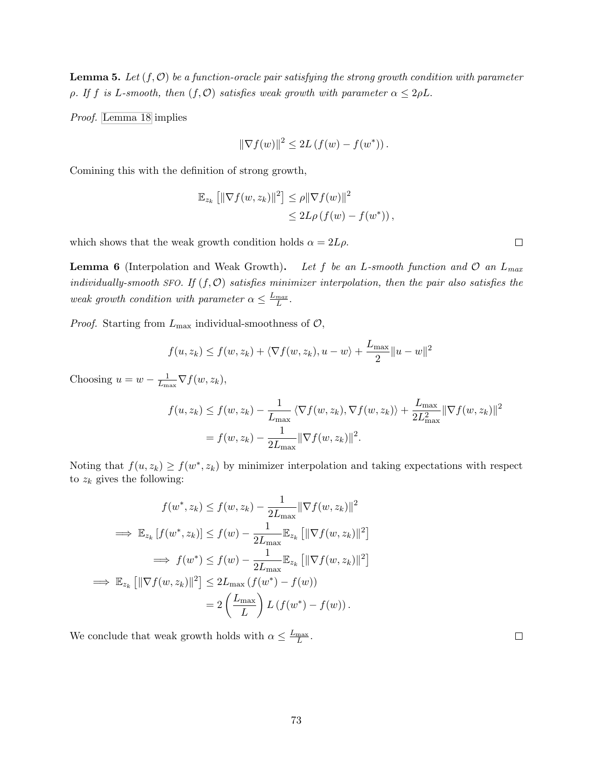**Lemma 5.** *Let $(f, \mathcal{O})$ be a function-oracle pair satisfying the strong growth condition with parameter $\rho$. If $f$ is $L$-smooth, then $(f, \mathcal{O})$ satisfies weak growth with parameter $\alpha \leq 2\rho L$.*

*Proof.* Lemma 18 implies

$$\|\nabla f(w)\|^2 \leq 2L\left(f(w) - f(w^*)\right).$$

Comining this with the definition of strong growth,

$$\begin{aligned}
\mathbb{E}_{z_k}\left[\|\nabla f(w, z_k)\|^2\right] &\leq \rho \|\nabla f(w)\|^2 \\
&\leq 2L\rho\left(f(w) - f(w^*)\right),
\end{aligned}$$

which shows that the weak growth condition holds $\alpha = 2L\rho$. $\square$

**Lemma 6** (Interpolation and Weak Growth)**.** *Let $f$ be an $L$-smooth function and $\mathcal{O}$ an $L_{max}$ individually-smooth SFO. If $(f, \mathcal{O})$ satisfies minimizer interpolation, then the pair also satisfies the weak growth condition with parameter $\alpha \leq \frac{L_{max}}{L}$.*

*Proof.* Starting from $L_{\max}$ individual-smoothness of $\mathcal{O}$,

$$f(u, z_k) \leq f(w, z_k) + \langle \nabla f(w, z_k), u - w \rangle + \frac{L_{\max}}{2}\|u - w\|^2$$

Choosing $u = w - \frac{1}{L_{\max}} \nabla f(w, z_k)$,

$$\begin{aligned}
f(u, z_k) &\leq f(w, z_k) - \frac{1}{L_{\max}} \langle \nabla f(w, z_k), \nabla f(w, z_k) \rangle + \frac{L_{\max}}{2L_{\max}^2}\|\nabla f(w, z_k)\|^2 \\
&= f(w, z_k) - \frac{1}{2L_{\max}}\|\nabla f(w, z_k)\|^2.
\end{aligned}$$

Noting that $f(u, z_k) \geq f(w^*, z_k)$ by minimizer interpolation and taking expectations with respect to $z_k$ gives the following:

$$\begin{aligned}
f(w^*, z_k) &\leq f(w, z_k) - \frac{1}{2L_{\max}}\|\nabla f(w, z_k)\|^2 \\
\implies \mathbb{E}_{z_k}\left[f(w^*, z_k)\right] &\leq f(w) - \frac{1}{2L_{\max}} \mathbb{E}_{z_k}\left[\|\nabla f(w, z_k)\|^2\right] \\
\implies f(w^*) &\leq f(w) - \frac{1}{2L_{\max}} \mathbb{E}_{z_k}\left[\|\nabla f(w, z_k)\|^2\right] \\
\implies \mathbb{E}_{z_k}\left[\|\nabla f(w, z_k)\|^2\right] &\leq 2L_{\max}\left(f(w^*) - f(w)\right) \\
&= 2\left(\frac{L_{\max}}{L}\right) L\left(f(w^*) - f(w)\right).
\end{aligned}$$

We conclude that weak growth holds with $\alpha \leq \frac{L_{\max}}{L}$. $\square$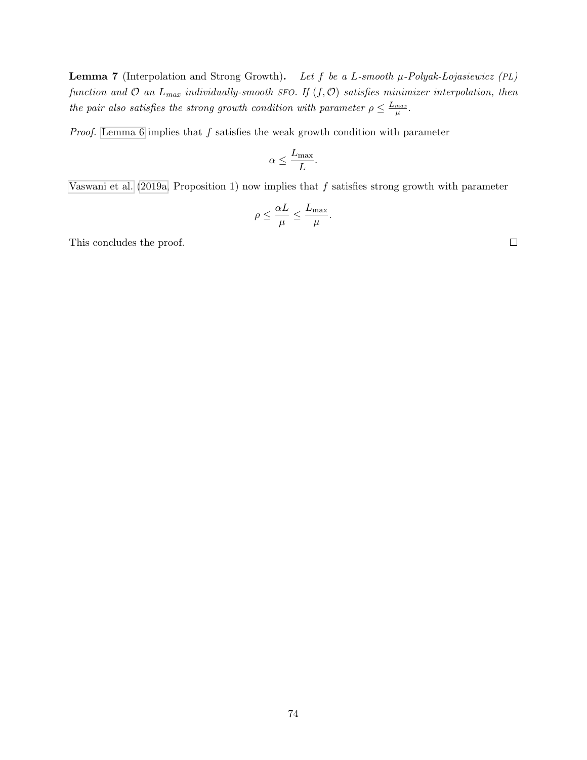**Lemma 7** (Interpolation and Strong Growth)**.** *Let $f$ be a $L$-smooth $\mu$-Polyak-Lojasiewicz (PL) function and $\mathcal{O}$ an $L_{max}$ individually-smooth SFO. If $(f, \mathcal{O})$ satisfies minimizer interpolation, then the pair also satisfies the strong growth condition with parameter $\rho \leq \frac{L_{max}}{\mu}$.*

*Proof.* Lemma 6 implies that $f$ satisfies the weak growth condition with parameter

$$\alpha \leq \frac{L_{\max}}{L}.$$

Vaswani et al. (2019a, Proposition 1) now implies that $f$ satisfies strong growth with parameter

$$\rho \leq \frac{\alpha L}{\mu} \leq \frac{L_{\max}}{\mu}.$$

This concludes the proof. □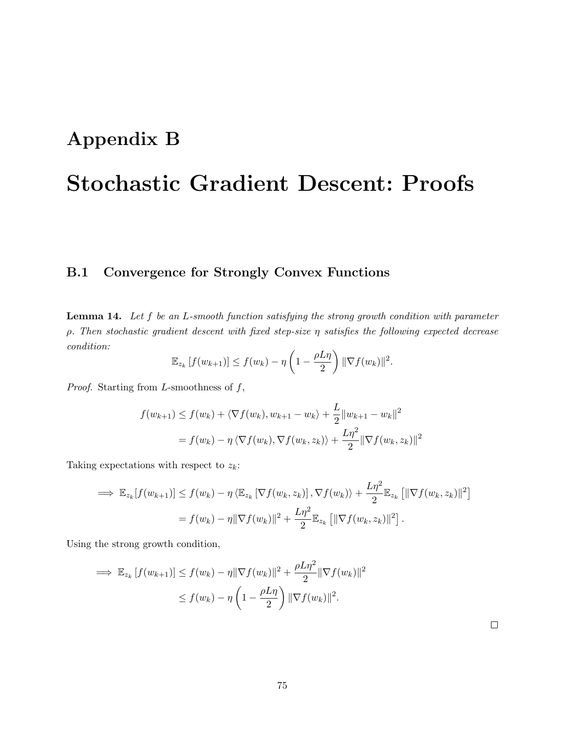# Appendix B

# Stochastic Gradient Descent: Proofs

## B.1 Convergence for Strongly Convex Functions

**Lemma 14.** *Let $f$ be an $L$-smooth function satisfying the strong growth condition with parameter $\rho$. Then stochastic gradient descent with fixed step-size $\eta$ satisfies the following expected decrease condition:*

$$\mathbb{E}_{z_k}\left[f(w_{k+1})\right] \leq f(w_k) - \eta \left(1 - \frac{\rho L \eta}{2}\right) \|\nabla f(w_k)\|^2.$$

*Proof.* Starting from $L$-smoothness of $f$,

$$\begin{aligned}
f(w_{k+1}) &\leq f(w_k) + \langle \nabla f(w_k), w_{k+1} - w_k \rangle + \frac{L}{2}\|w_{k+1} - w_k\|^2 \\
&= f(w_k) - \eta \langle \nabla f(w_k), \nabla f(w_k, z_k) \rangle + \frac{L\eta^2}{2}\|\nabla f(w_k, z_k)\|^2
\end{aligned}$$

Taking expectations with respect to $z_k$:

$$\begin{aligned}
\implies \mathbb{E}_{z_k}[f(w_{k+1})] &\leq f(w_k) - \eta \langle \mathbb{E}_{z_k}\left[\nabla f(w_k, z_k)\right], \nabla f(w_k) \rangle + \frac{L\eta^2}{2}\mathbb{E}_{z_k}\left[\|\nabla f(w_k, z_k)\|^2\right] \\
&= f(w_k) - \eta\|\nabla f(w_k)\|^2 + \frac{L\eta^2}{2}\mathbb{E}_{z_k}\left[\|\nabla f(w_k, z_k)\|^2\right].
\end{aligned}$$

Using the strong growth condition,

$$\begin{aligned}
\implies \mathbb{E}_{z_k}\left[f(w_{k+1})\right] &\leq f(w_k) - \eta\|\nabla f(w_k)\|^2 + \frac{\rho L\eta^2}{2}\|\nabla f(w_k)\|^2 \\
&\leq f(w_k) - \eta\left(1 - \frac{\rho L \eta}{2}\right)\|\nabla f(w_k)\|^2.
\end{aligned}$$

□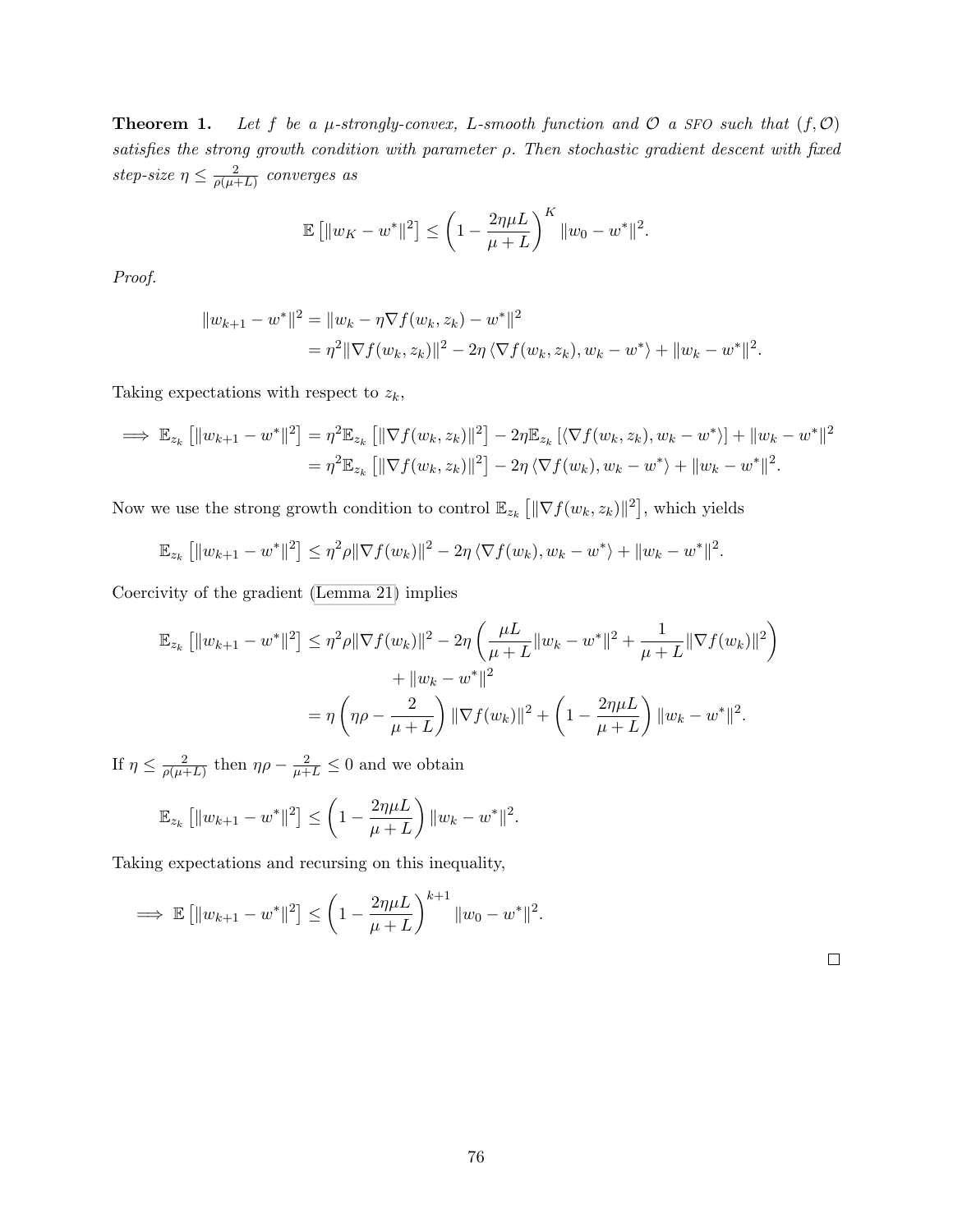**Theorem 1.** *Let $f$ be a $\mu$-strongly-convex, $L$-smooth function and $\mathcal{O}$ a SFO such that $(f, \mathcal{O})$ satisfies the strong growth condition with parameter $\rho$. Then stochastic gradient descent with fixed step-size $\eta \leq \frac{2}{\rho(\mu+L)}$ converges as*

$$\mathbb{E}\left[\|w_K - w^*\|^2\right] \leq \left(1 - \frac{2\eta\mu L}{\mu + L}\right)^K \|w_0 - w^*\|^2.$$

*Proof.*

$$\begin{aligned}
\|w_{k+1} - w^*\|^2 &= \|w_k - \eta \nabla f(w_k, z_k) - w^*\|^2 \\
&= \eta^2 \|\nabla f(w_k, z_k)\|^2 - 2\eta \langle \nabla f(w_k, z_k), w_k - w^* \rangle + \|w_k - w^*\|^2.
\end{aligned}$$

Taking expectations with respect to $z_k$,

$$\begin{aligned}
\implies \mathbb{E}_{z_k}\left[\|w_{k+1} - w^*\|^2\right] &= \eta^2 \mathbb{E}_{z_k}\left[\|\nabla f(w_k, z_k)\|^2\right] - 2\eta \mathbb{E}_{z_k}\left[\langle \nabla f(w_k, z_k), w_k - w^* \rangle\right] + \|w_k - w^*\|^2 \\
&= \eta^2 \mathbb{E}_{z_k}\left[\|\nabla f(w_k, z_k)\|^2\right] - 2\eta \langle \nabla f(w_k), w_k - w^* \rangle + \|w_k - w^*\|^2.
\end{aligned}$$

Now we use the strong growth condition to control $\mathbb{E}_{z_k}\left[\|\nabla f(w_k, z_k)\|^2\right]$, which yields

$$\mathbb{E}_{z_k}\left[\|w_{k+1} - w^*\|^2\right] \leq \eta^2 \rho \|\nabla f(w_k)\|^2 - 2\eta \langle \nabla f(w_k), w_k - w^* \rangle + \|w_k - w^*\|^2.$$

Coercivity of the gradient (Lemma 21) implies

$$\begin{aligned}
\mathbb{E}_{z_k}\left[\|w_{k+1} - w^*\|^2\right] &\leq \eta^2 \rho \|\nabla f(w_k)\|^2 - 2\eta \left(\frac{\mu L}{\mu + L}\|w_k - w^*\|^2 + \frac{1}{\mu + L}\|\nabla f(w_k)\|^2\right) \\
&\qquad + \|w_k - w^*\|^2 \\
&= \eta \left(\eta\rho - \frac{2}{\mu + L}\right) \|\nabla f(w_k)\|^2 + \left(1 - \frac{2\eta\mu L}{\mu + L}\right) \|w_k - w^*\|^2.
\end{aligned}$$

If $\eta \leq \frac{2}{\rho(\mu+L)}$ then $\eta\rho - \frac{2}{\mu+L} \leq 0$ and we obtain

$$\mathbb{E}_{z_k}\left[\|w_{k+1} - w^*\|^2\right] \leq \left(1 - \frac{2\eta\mu L}{\mu + L}\right) \|w_k - w^*\|^2.$$

Taking expectations and recursing on this inequality,

$$\implies \mathbb{E}\left[\|w_{k+1} - w^*\|^2\right] \leq \left(1 - \frac{2\eta\mu L}{\mu + L}\right)^{k+1} \|w_0 - w^*\|^2.$$

$\square$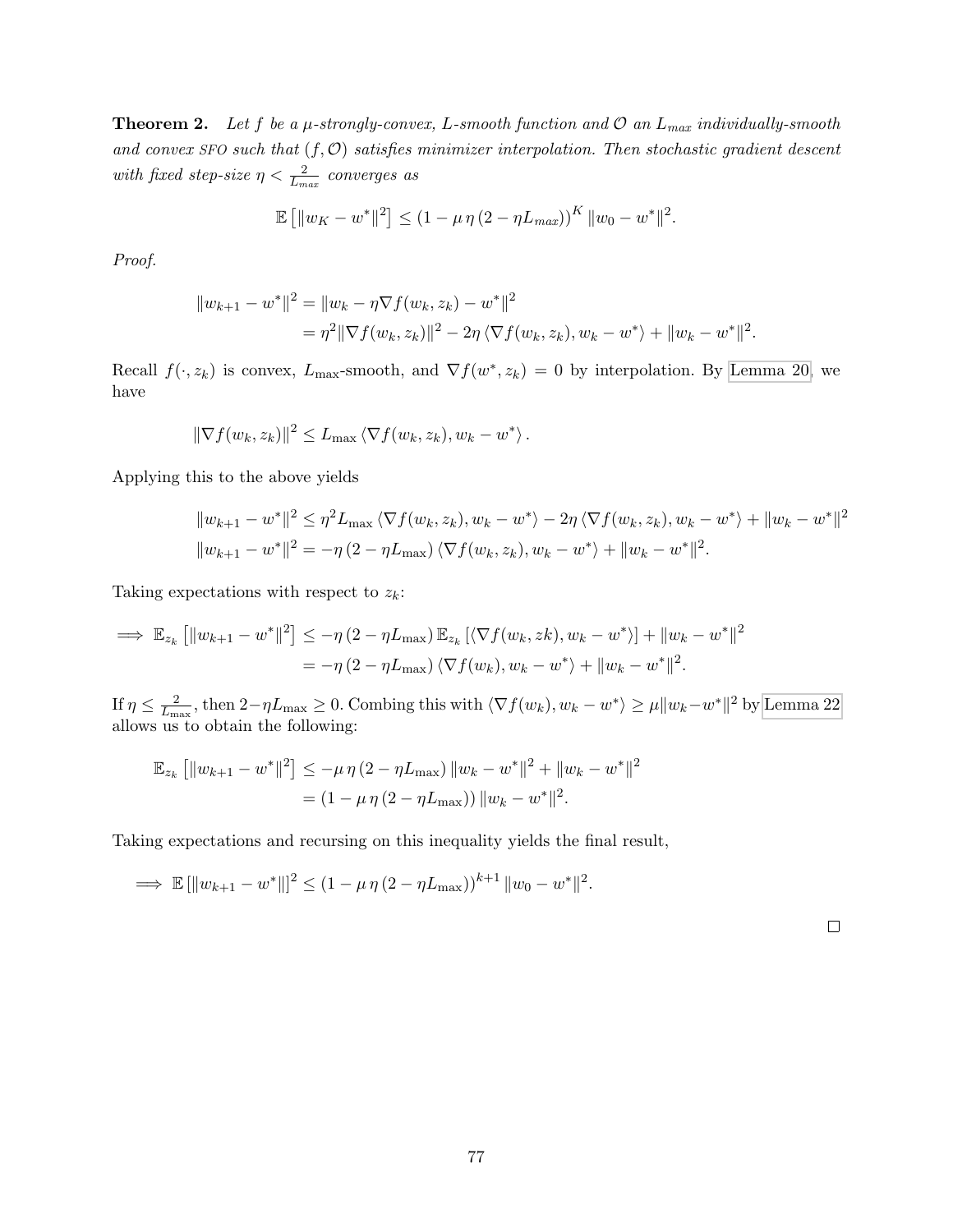**Theorem 2.** *Let $f$ be a $\mu$-strongly-convex, $L$-smooth function and $\mathcal{O}$ an $L_{max}$ individually-smooth and convex SFO such that $(f, \mathcal{O})$ satisfies minimizer interpolation. Then stochastic gradient descent with fixed step-size $\eta < \frac{2}{L_{max}}$ converges as*

$$\mathbb{E}\left[\|w_K - w^*\|^2\right] \leq \left(1 - \mu\,\eta\,(2 - \eta L_{max})\right)^K \|w_0 - w^*\|^2.$$

*Proof.*

$$\begin{aligned}
\|w_{k+1} - w^*\|^2 &= \|w_k - \eta \nabla f(w_k, z_k) - w^*\|^2 \\
&= \eta^2 \|\nabla f(w_k, z_k)\|^2 - 2\eta \langle \nabla f(w_k, z_k), w_k - w^* \rangle + \|w_k - w^*\|^2.
\end{aligned}$$

Recall $f(\cdot, z_k)$ is convex, $L_{\max}$-smooth, and $\nabla f(w^*, z_k) = 0$ by interpolation. By Lemma 20, we have

$$\|\nabla f(w_k, z_k)\|^2 \leq L_{\max} \langle \nabla f(w_k, z_k), w_k - w^* \rangle.$$

Applying this to the above yields

$$\begin{aligned}
\|w_{k+1} - w^*\|^2 &\leq \eta^2 L_{\max} \langle \nabla f(w_k, z_k), w_k - w^* \rangle - 2\eta \langle \nabla f(w_k, z_k), w_k - w^* \rangle + \|w_k - w^*\|^2 \\
\|w_{k+1} - w^*\|^2 &= -\eta\,(2 - \eta L_{\max}) \langle \nabla f(w_k, z_k), w_k - w^* \rangle + \|w_k - w^*\|^2.
\end{aligned}$$

Taking expectations with respect to $z_k$:

$$\begin{aligned}
\implies \mathbb{E}_{z_k}\left[\|w_{k+1} - w^*\|^2\right] &\leq -\eta\,(2 - \eta L_{\max})\, \mathbb{E}_{z_k}\left[\langle \nabla f(w_k, zk), w_k - w^* \rangle\right] + \|w_k - w^*\|^2 \\
&= -\eta\,(2 - \eta L_{\max}) \langle \nabla f(w_k), w_k - w^* \rangle + \|w_k - w^*\|^2.
\end{aligned}$$

If $\eta \leq \frac{2}{L_{\max}}$, then $2 - \eta L_{\max} \geq 0$. Combing this with $\langle \nabla f(w_k), w_k - w^* \rangle \geq \mu \|w_k - w^*\|^2$ by Lemma 22 allows us to obtain the following:

$$\begin{aligned}
\mathbb{E}_{z_k}\left[\|w_{k+1} - w^*\|^2\right] &\leq -\mu\,\eta\,(2 - \eta L_{\max}) \|w_k - w^*\|^2 + \|w_k - w^*\|^2 \\
&= (1 - \mu\,\eta\,(2 - \eta L_{\max})) \|w_k - w^*\|^2.
\end{aligned}$$

Taking expectations and recursing on this inequality yields the final result,

$$\implies \mathbb{E}\left[\|w_{k+1} - w^*\|\right]^2 \leq (1 - \mu\,\eta\,(2 - \eta L_{\max}))^{k+1} \|w_0 - w^*\|^2.$$

□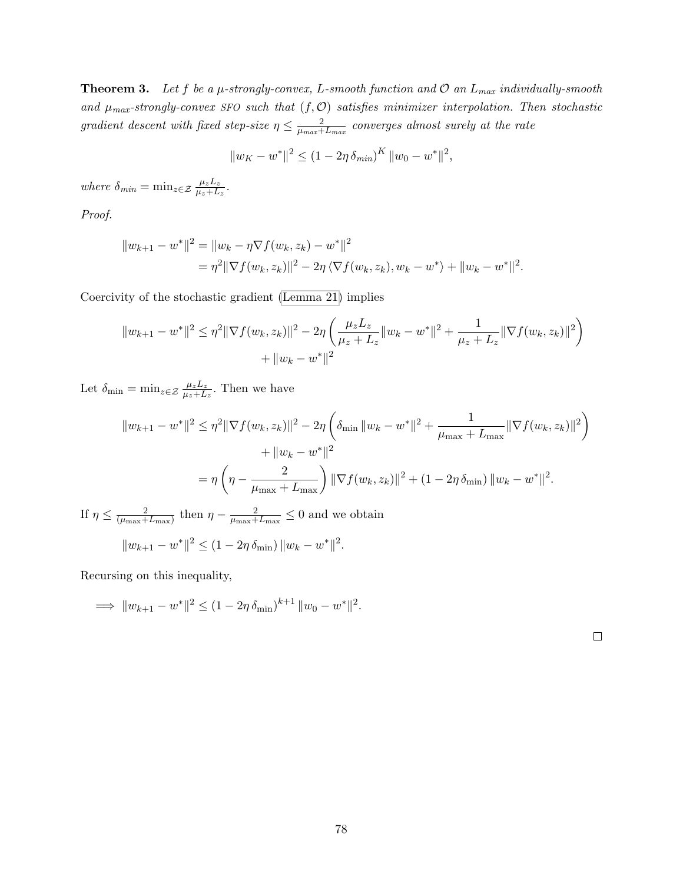**Theorem 3.** *Let $f$ be a $\mu$-strongly-convex, $L$-smooth function and $\mathcal{O}$ an $L_{max}$ individually-smooth and $\mu_{max}$-strongly-convex* SFO *such that $(f, \mathcal{O})$ satisfies minimizer interpolation. Then stochastic gradient descent with fixed step-size $\eta \leq \frac{2}{\mu_{max}+L_{max}}$ converges almost surely at the rate*

$$\|w_K - w^*\|^2 \leq (1 - 2\eta\, \delta_{min})^K \|w_0 - w^*\|^2,$$

*where $\delta_{min} = \min_{z \in \mathcal{Z}} \frac{\mu_z L_z}{\mu_z + L_z}$.*

*Proof.*

$$\begin{aligned}
\|w_{k+1} - w^*\|^2 &= \|w_k - \eta \nabla f(w_k, z_k) - w^*\|^2 \\
&= \eta^2 \|\nabla f(w_k, z_k)\|^2 - 2\eta \langle \nabla f(w_k, z_k), w_k - w^* \rangle + \|w_k - w^*\|^2.
\end{aligned}$$

Coercivity of the stochastic gradient (Lemma 21) implies

$$\begin{aligned}
\|w_{k+1} - w^*\|^2 \leq \eta^2 \|\nabla f(w_k, z_k)\|^2 - 2\eta \left( \frac{\mu_z L_z}{\mu_z + L_z} \|w_k - w^*\|^2 + \frac{1}{\mu_z + L_z} \|\nabla f(w_k, z_k)\|^2 \right) \\
+ \|w_k - w^*\|^2
\end{aligned}$$

Let $\delta_{\min} = \min_{z \in \mathcal{Z}} \frac{\mu_z L_z}{\mu_z + L_z}$. Then we have

$$\begin{aligned}
\|w_{k+1} - w^*\|^2 &\leq \eta^2 \|\nabla f(w_k, z_k)\|^2 - 2\eta \left( \delta_{\min} \|w_k - w^*\|^2 + \frac{1}{\mu_{\max} + L_{\max}} \|\nabla f(w_k, z_k)\|^2 \right) \\
&\quad + \|w_k - w^*\|^2 \\
&= \eta \left( \eta - \frac{2}{\mu_{\max} + L_{\max}} \right) \|\nabla f(w_k, z_k)\|^2 + (1 - 2\eta\, \delta_{\min}) \|w_k - w^*\|^2.
\end{aligned}$$

If $\eta \leq \frac{2}{(\mu_{\max} + L_{\max})}$ then $\eta - \frac{2}{\mu_{\max} + L_{\max}} \leq 0$ and we obtain

$$\|w_{k+1} - w^*\|^2 \leq (1 - 2\eta\, \delta_{\min}) \|w_k - w^*\|^2.$$

Recursing on this inequality,

$$\implies \|w_{k+1} - w^*\|^2 \leq (1 - 2\eta\, \delta_{\min})^{k+1} \|w_0 - w^*\|^2.$$

$\square$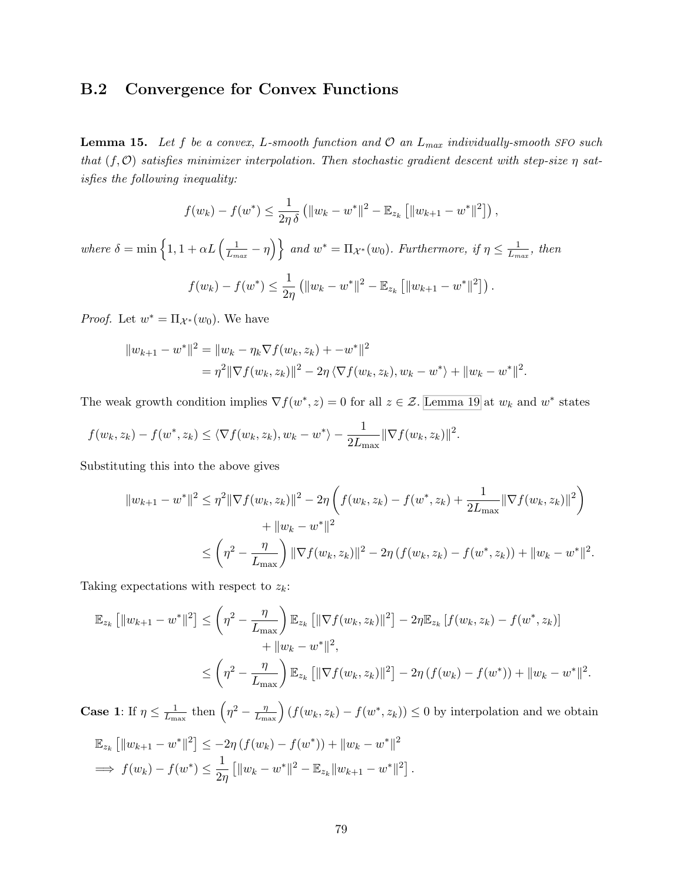## B.2 Convergence for Convex Functions

**Lemma 15.** *Let $f$ be a convex, $L$-smooth function and $\mathcal{O}$ an $L_{max}$ individually-smooth* SFO *such that $(f, \mathcal{O})$ satisfies minimizer interpolation. Then stochastic gradient descent with step-size $\eta$ satisfies the following inequality:*

$$f(w_k) - f(w^*) \leq \frac{1}{2\eta\,\delta}\left(\|w_k - w^*\|^2 - \mathbb{E}_{z_k}\left[\|w_{k+1} - w^*\|^2\right]\right),$$

*where $\delta = \min\left\{1, 1 + \alpha L\left(\frac{1}{L_{max}} - \eta\right)\right\}$ and $w^* = \Pi_{\mathcal{X}^*}(w_0)$. Furthermore, if $\eta \leq \frac{1}{L_{max}}$, then*

$$f(w_k) - f(w^*) \leq \frac{1}{2\eta}\left(\|w_k - w^*\|^2 - \mathbb{E}_{z_k}\left[\|w_{k+1} - w^*\|^2\right]\right).$$

*Proof.* Let $w^* = \Pi_{\mathcal{X}^*}(w_0)$. We have

$$\begin{aligned}
\|w_{k+1} - w^*\|^2 &= \|w_k - \eta_k \nabla f(w_k, z_k) + -w^*\|^2 \\
&= \eta^2 \|\nabla f(w_k, z_k)\|^2 - 2\eta\left\langle \nabla f(w_k, z_k), w_k - w^*\right\rangle + \|w_k - w^*\|^2.
\end{aligned}$$

The weak growth condition implies $\nabla f(w^*, z) = 0$ for all $z \in \mathcal{Z}$. Lemma 19 at $w_k$ and $w^*$ states

$$f(w_k, z_k) - f(w^*, z_k) \leq \left\langle \nabla f(w_k, z_k), w_k - w^*\right\rangle - \frac{1}{2L_{\max}}\|\nabla f(w_k, z_k)\|^2.$$

Substituting this into the above gives

$$\begin{aligned}
\|w_{k+1} - w^*\|^2 &\leq \eta^2 \|\nabla f(w_k, z_k)\|^2 - 2\eta\left(f(w_k, z_k) - f(w^*, z_k) + \frac{1}{2L_{\max}}\|\nabla f(w_k, z_k)\|^2\right) \\
&\qquad + \|w_k - w^*\|^2 \\
&\leq \left(\eta^2 - \frac{\eta}{L_{\max}}\right)\|\nabla f(w_k, z_k)\|^2 - 2\eta\left(f(w_k, z_k) - f(w^*, z_k)\right) + \|w_k - w^*\|^2.
\end{aligned}$$

Taking expectations with respect to $z_k$:

$$\begin{aligned}
\mathbb{E}_{z_k}\left[\|w_{k+1} - w^*\|^2\right] &\leq \left(\eta^2 - \frac{\eta}{L_{\max}}\right)\mathbb{E}_{z_k}\left[\|\nabla f(w_k, z_k)\|^2\right] - 2\eta\mathbb{E}_{z_k}\left[f(w_k, z_k) - f(w^*, z_k)\right] \\
&\qquad + \|w_k - w^*\|^2, \\
&\leq \left(\eta^2 - \frac{\eta}{L_{\max}}\right)\mathbb{E}_{z_k}\left[\|\nabla f(w_k, z_k)\|^2\right] - 2\eta\left(f(w_k) - f(w^*)\right) + \|w_k - w^*\|^2.
\end{aligned}$$

**Case 1**: If $\eta \leq \frac{1}{L_{\max}}$ then $\left(\eta^2 - \frac{\eta}{L_{\max}}\right)\left(f(w_k, z_k) - f(w^*, z_k)\right) \leq 0$ by interpolation and we obtain

$$\begin{aligned}
&\mathbb{E}_{z_k}\left[\|w_{k+1} - w^*\|^2\right] \leq -2\eta\left(f(w_k) - f(w^*)\right) + \|w_k - w^*\|^2 \\
\implies\ &f(w_k) - f(w^*) \leq \frac{1}{2\eta}\left[\|w_k - w^*\|^2 - \mathbb{E}_{z_k}\|w_{k+1} - w^*\|^2\right].
\end{aligned}$$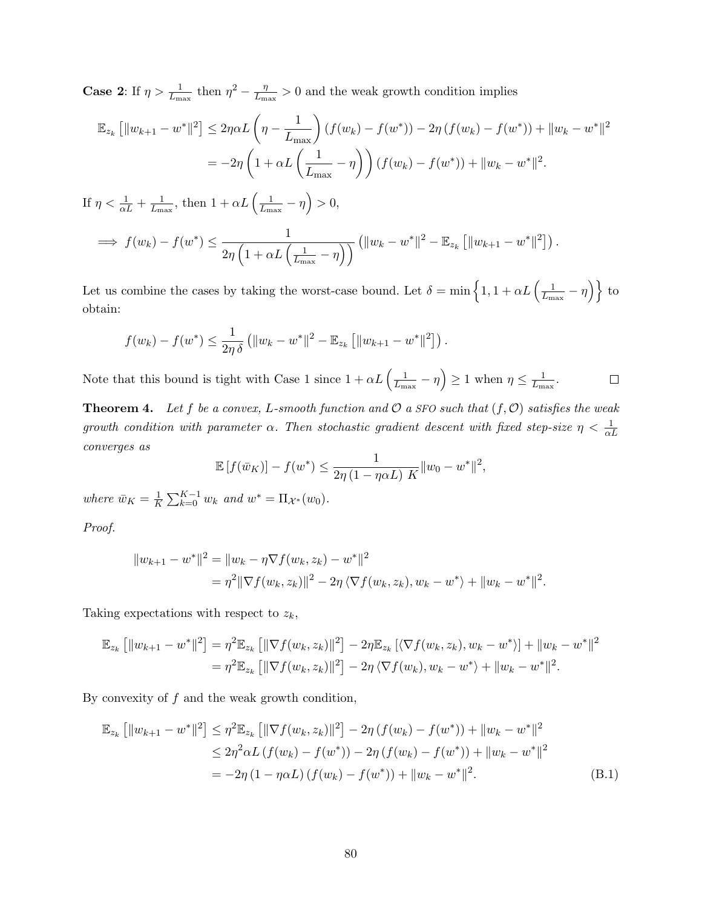**Case 2**: If $\eta > \frac{1}{L_{\max}}$ then $\eta^2 - \frac{\eta}{L_{\max}} > 0$ and the weak growth condition implies

$$
\begin{aligned}
\mathbb{E}_{z_k}\left[\|w_{k+1} - w^*\|^2\right] &\leq 2\eta\alpha L\left(\eta - \frac{1}{L_{\max}}\right)(f(w_k) - f(w^*)) - 2\eta\,(f(w_k) - f(w^*)) + \|w_k - w^*\|^2 \\
&= -2\eta\left(1 + \alpha L\left(\frac{1}{L_{\max}} - \eta\right)\right)(f(w_k) - f(w^*)) + \|w_k - w^*\|^2.
\end{aligned}
$$

If $\eta < \frac{1}{\alpha L} + \frac{1}{L_{\max}}$, then $1 + \alpha L\left(\frac{1}{L_{\max}} - \eta\right) > 0$,

$$
\implies f(w_k) - f(w^*) \leq \frac{1}{2\eta\left(1 + \alpha L\left(\frac{1}{L_{\max}} - \eta\right)\right)}\left(\|w_k - w^*\|^2 - \mathbb{E}_{z_k}\left[\|w_{k+1} - w^*\|^2\right]\right).
$$

Let us combine the cases by taking the worst-case bound. Let $\delta = \min\left\{1, 1 + \alpha L\left(\frac{1}{L_{\max}} - \eta\right)\right\}$ to obtain:

$$
f(w_k) - f(w^*) \leq \frac{1}{2\eta\,\delta}\left(\|w_k - w^*\|^2 - \mathbb{E}_{z_k}\left[\|w_{k+1} - w^*\|^2\right]\right).
$$

Note that this bound is tight with Case 1 since $1 + \alpha L\left(\frac{1}{L_{\max}} - \eta\right) \geq 1$ when $\eta \leq \frac{1}{L_{\max}}$. □

**Theorem 4.** *Let $f$ be a convex, $L$-smooth function and $\mathcal{O}$ a SFO such that $(f, \mathcal{O})$ satisfies the weak growth condition with parameter $\alpha$. Then stochastic gradient descent with fixed step-size $\eta < \frac{1}{\alpha L}$ converges as*

$$
\mathbb{E}\left[f(\bar{w}_K)\right] - f(w^*) \leq \frac{1}{2\eta\,(1 - \eta\alpha L)\;K}\|w_0 - w^*\|^2,
$$

*where $\bar{w}_K = \frac{1}{K}\sum_{k=0}^{K-1} w_k$ and $w^* = \Pi_{\mathcal{X}^*}(w_0)$.*

*Proof.*

$$
\begin{aligned}
\|w_{k+1} - w^*\|^2 &= \|w_k - \eta\nabla f(w_k, z_k) - w^*\|^2 \\
&= \eta^2\|\nabla f(w_k, z_k)\|^2 - 2\eta\left\langle \nabla f(w_k, z_k), w_k - w^*\right\rangle + \|w_k - w^*\|^2.
\end{aligned}
$$

Taking expectations with respect to $z_k$,

$$
\begin{aligned}
\mathbb{E}_{z_k}\left[\|w_{k+1} - w^*\|^2\right] &= \eta^2\mathbb{E}_{z_k}\left[\|\nabla f(w_k, z_k)\|^2\right] - 2\eta\mathbb{E}_{z_k}\left[\left\langle \nabla f(w_k, z_k), w_k - w^*\right\rangle\right] + \|w_k - w^*\|^2 \\
&= \eta^2\mathbb{E}_{z_k}\left[\|\nabla f(w_k, z_k)\|^2\right] - 2\eta\left\langle \nabla f(w_k), w_k - w^*\right\rangle + \|w_k - w^*\|^2.
\end{aligned}
$$

By convexity of $f$ and the weak growth condition,

$$
\begin{aligned}
\mathbb{E}_{z_k}\left[\|w_{k+1} - w^*\|^2\right] &\leq \eta^2\mathbb{E}_{z_k}\left[\|\nabla f(w_k, z_k)\|^2\right] - 2\eta\,(f(w_k) - f(w^*)) + \|w_k - w^*\|^2 \\
&\leq 2\eta^2\alpha L\,(f(w_k) - f(w^*)) - 2\eta\,(f(w_k) - f(w^*)) + \|w_k - w^*\|^2 \\
&= -2\eta\,(1 - \eta\alpha L)\,(f(w_k) - f(w^*)) + \|w_k - w^*\|^2. \qquad \text{(B.1)}
\end{aligned}
$$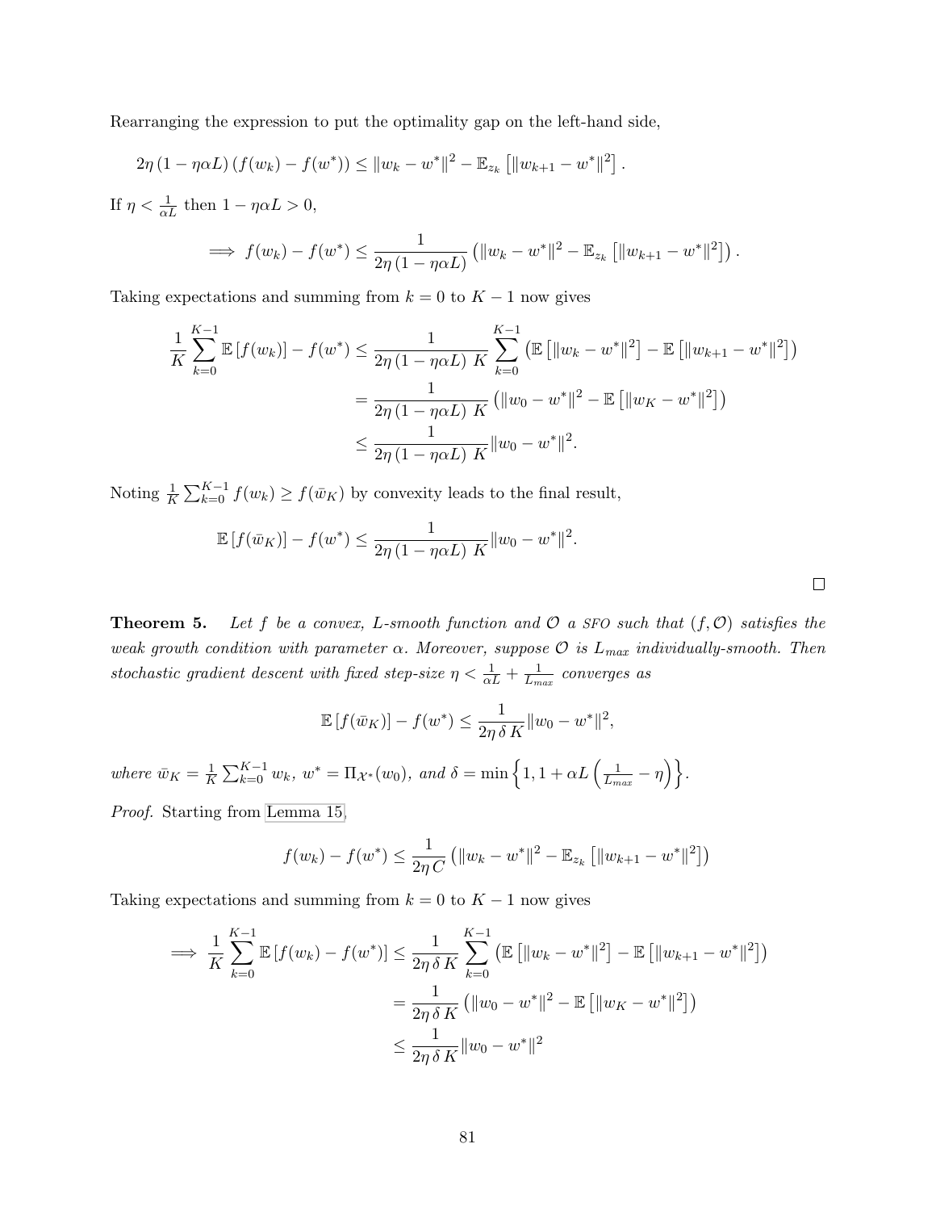Rearranging the expression to put the optimality gap on the left-hand side,

$$2\eta\left(1-\eta\alpha L\right)\left(f(w_k)-f(w^*)\right) \leq \|w_k - w^*\|^2 - \mathbb{E}_{z_k}\left[\|w_{k+1}-w^*\|^2\right].$$

If $\eta < \frac{1}{\alpha L}$ then $1 - \eta\alpha L > 0$,

$$\implies f(w_k) - f(w^*) \leq \frac{1}{2\eta\left(1-\eta\alpha L\right)}\left(\|w_k - w^*\|^2 - \mathbb{E}_{z_k}\left[\|w_{k+1}-w^*\|^2\right]\right).$$

Taking expectations and summing from $k = 0$ to $K-1$ now gives

$$\begin{aligned}
\frac{1}{K}\sum_{k=0}^{K-1}\mathbb{E}\left[f(w_k)\right] - f(w^*) &\leq \frac{1}{2\eta\left(1-\eta\alpha L\right)\, K}\sum_{k=0}^{K-1}\left(\mathbb{E}\left[\|w_k - w^*\|^2\right] - \mathbb{E}\left[\|w_{k+1}-w^*\|^2\right]\right) \\
&= \frac{1}{2\eta\left(1-\eta\alpha L\right)\, K}\left(\|w_0 - w^*\|^2 - \mathbb{E}\left[\|w_K - w^*\|^2\right]\right) \\
&\leq \frac{1}{2\eta\left(1-\eta\alpha L\right)\, K}\|w_0 - w^*\|^2.
\end{aligned}$$

Noting $\frac{1}{K}\sum_{k=0}^{K-1} f(w_k) \geq f(\bar{w}_K)$ by convexity leads to the final result,

$$\mathbb{E}\left[f(\bar{w}_K)\right] - f(w^*) \leq \frac{1}{2\eta\left(1-\eta\alpha L\right)\, K}\|w_0 - w^*\|^2.$$

□

**Theorem 5.** *Let $f$ be a convex, $L$-smooth function and $\mathcal{O}$ a SFO such that $(f, \mathcal{O})$ satisfies the weak growth condition with parameter $\alpha$. Moreover, suppose $\mathcal{O}$ is $L_{max}$ individually-smooth. Then stochastic gradient descent with fixed step-size $\eta < \frac{1}{\alpha L} + \frac{1}{L_{max}}$ converges as*

$$\mathbb{E}\left[f(\bar{w}_K)\right] - f(w^*) \leq \frac{1}{2\eta\,\delta\, K}\|w_0 - w^*\|^2,$$

*where $\bar{w}_K = \frac{1}{K}\sum_{k=0}^{K-1} w_k$, $w^* = \Pi_{\mathcal{X}^*}(w_0)$, and $\delta = \min\left\{1, 1 + \alpha L\left(\frac{1}{L_{max}} - \eta\right)\right\}$.*

*Proof.* Starting from Lemma 15,

$$f(w_k) - f(w^*) \leq \frac{1}{2\eta\, C}\left(\|w_k - w^*\|^2 - \mathbb{E}_{z_k}\left[\|w_{k+1}-w^*\|^2\right]\right)$$

Taking expectations and summing from $k = 0$ to $K-1$ now gives

$$\begin{aligned}
\implies \frac{1}{K}\sum_{k=0}^{K-1}\mathbb{E}\left[f(w_k) - f(w^*)\right] &\leq \frac{1}{2\eta\,\delta\, K}\sum_{k=0}^{K-1}\left(\mathbb{E}\left[\|w_k - w^*\|^2\right] - \mathbb{E}\left[\|w_{k+1}-w^*\|^2\right]\right) \\
&= \frac{1}{2\eta\,\delta\, K}\left(\|w_0 - w^*\|^2 - \mathbb{E}\left[\|w_K - w^*\|^2\right]\right) \\
&\leq \frac{1}{2\eta\,\delta\, K}\|w_0 - w^*\|^2
\end{aligned}$$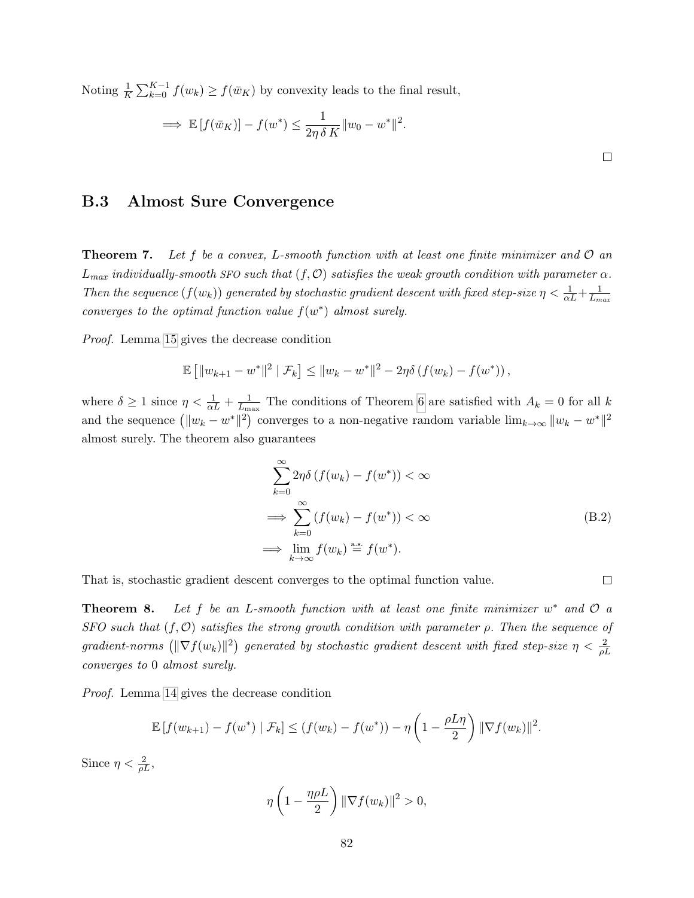Noting $\frac{1}{K}\sum_{k=0}^{K-1} f(w_k) \geq f(\bar{w}_K)$ by convexity leads to the final result,

$$\implies \mathbb{E}\left[f(\bar{w}_K)\right] - f(w^*) \leq \frac{1}{2\eta\,\delta\,K}\|w_0 - w^*\|^2.$$

□

### B.3 Almost Sure Convergence

**Theorem 7.** *Let $f$ be a convex, $L$-smooth function with at least one finite minimizer and $\mathcal{O}$ an $L_{max}$ individually-smooth SFO such that $(f, \mathcal{O})$ satisfies the weak growth condition with parameter $\alpha$. Then the sequence $(f(w_k))$ generated by stochastic gradient descent with fixed step-size $\eta < \frac{1}{\alpha L} + \frac{1}{L_{max}}$ converges to the optimal function value $f(w^*)$ almost surely.*

*Proof.* Lemma 15 gives the decrease condition

$$\mathbb{E}\left[\|w_{k+1} - w^*\|^2 \mid \mathcal{F}_k\right] \leq \|w_k - w^*\|^2 - 2\eta\delta\left(f(w_k) - f(w^*)\right),$$

where $\delta \geq 1$ since $\eta < \frac{1}{\alpha L} + \frac{1}{L_{\max}}$ The conditions of Theorem 6 are satisfied with $A_k = 0$ for all $k$ and the sequence $\left(\|w_k - w^*\|^2\right)$ converges to a non-negative random variable $\lim_{k\to\infty}\|w_k - w^*\|^2$ almost surely. The theorem also guarantees

$$\begin{aligned}
&\sum_{k=0}^{\infty} 2\eta\delta\left(f(w_k) - f(w^*)\right) < \infty \\
\implies &\sum_{k=0}^{\infty}\left(f(w_k) - f(w^*)\right) < \infty \\
\implies &\lim_{k\to\infty} f(w_k) \overset{\text{a.s.}}{=} f(w^*).
\end{aligned} \tag{B.2}$$

That is, stochastic gradient descent converges to the optimal function value. □

**Theorem 8.** *Let $f$ be an $L$-smooth function with at least one finite minimizer $w^*$ and $\mathcal{O}$ a SFO such that $(f, \mathcal{O})$ satisfies the strong growth condition with parameter $\rho$. Then the sequence of gradient-norms $\left(\|\nabla f(w_k)\|^2\right)$ generated by stochastic gradient descent with fixed step-size $\eta < \frac{2}{\rho L}$ converges to $0$ almost surely.*

*Proof.* Lemma 14 gives the decrease condition

$$\mathbb{E}\left[f(w_{k+1}) - f(w^*) \mid \mathcal{F}_k\right] \leq \left(f(w_k) - f(w^*)\right) - \eta\left(1 - \frac{\rho L\eta}{2}\right)\|\nabla f(w_k)\|^2.$$

Since $\eta < \frac{2}{\rho L}$,

$$\eta\left(1 - \frac{\eta\rho L}{2}\right)\|\nabla f(w_k)\|^2 > 0,$$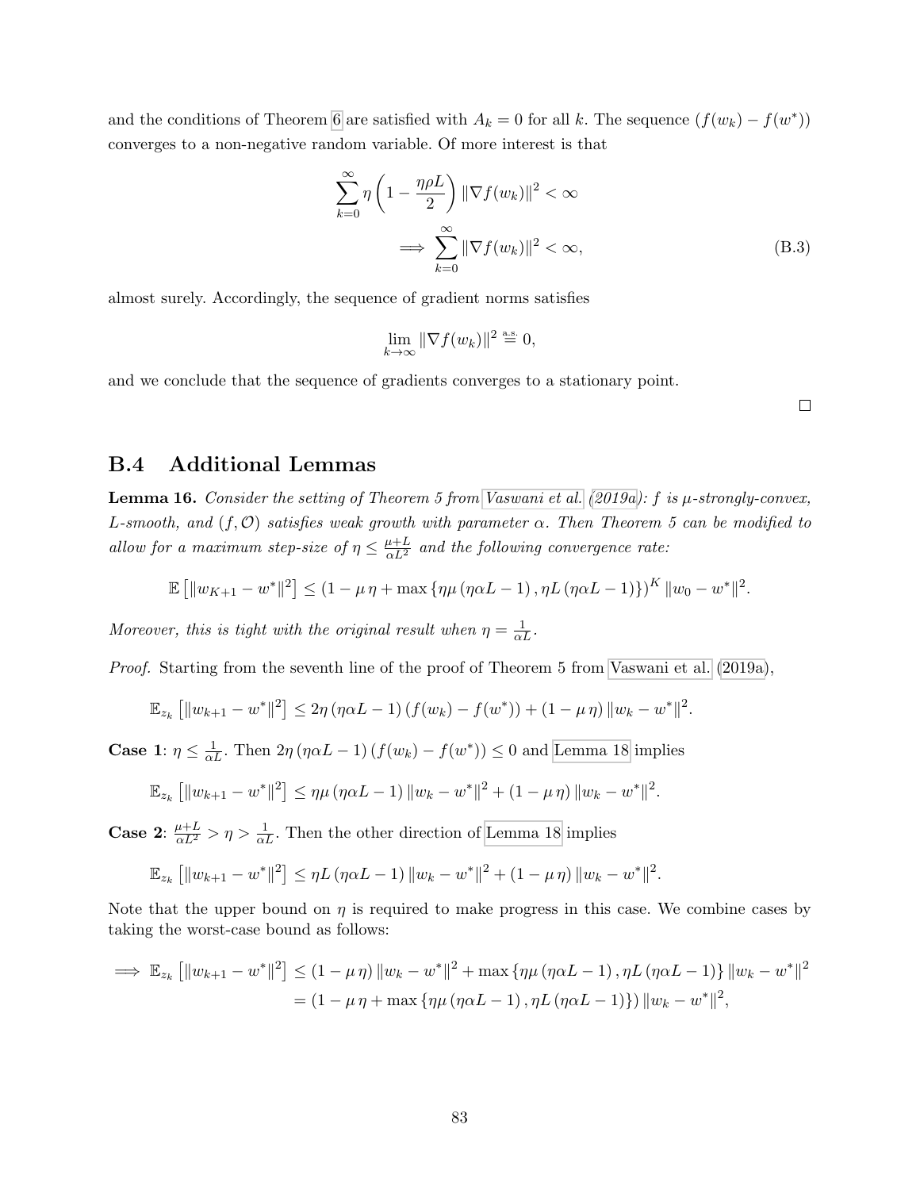and the conditions of Theorem 6 are satisfied with $A_k = 0$ for all $k$. The sequence $(f(w_k) - f(w^*))$ converges to a non-negative random variable. Of more interest is that

$$
\begin{aligned}
\sum_{k=0}^{\infty} \eta \left(1 - \frac{\eta \rho L}{2}\right) \|\nabla f(w_k)\|^2 &< \infty \\
\implies \sum_{k=0}^{\infty} \|\nabla f(w_k)\|^2 &< \infty,
\end{aligned} \tag{B.3}
$$

almost surely. Accordingly, the sequence of gradient norms satisfies

$$
\lim_{k \to \infty} \|\nabla f(w_k)\|^2 \overset{\text{a.s.}}{=} 0,
$$

and we conclude that the sequence of gradients converges to a stationary point.

□

## B.4 Additional Lemmas

**Lemma 16.** *Consider the setting of Theorem 5 from Vaswani et al. (2019a): $f$ is $\mu$-strongly-convex, $L$-smooth, and $(f, \mathcal{O})$ satisfies weak growth with parameter $\alpha$. Then Theorem 5 can be modified to allow for a maximum step-size of $\eta \leq \frac{\mu + L}{\alpha L^2}$ and the following convergence rate:*

$$
\mathbb{E}\left[\|w_{K+1} - w^*\|^2\right] \leq \left(1 - \mu\,\eta + \max\left\{\eta\mu\left(\eta\alpha L - 1\right), \eta L\left(\eta\alpha L - 1\right)\right\}\right)^K \|w_0 - w^*\|^2.
$$

*Moreover, this is tight with the original result when $\eta = \frac{1}{\alpha L}$.*

*Proof.* Starting from the seventh line of the proof of Theorem 5 from Vaswani et al. (2019a),

$$
\mathbb{E}_{z_k}\left[\|w_{k+1} - w^*\|^2\right] \leq 2\eta\left(\eta\alpha L - 1\right)\left(f(w_k) - f(w^*)\right) + \left(1 - \mu\,\eta\right)\|w_k - w^*\|^2.
$$

**Case 1**: $\eta \leq \frac{1}{\alpha L}$. Then $2\eta\left(\eta\alpha L - 1\right)\left(f(w_k) - f(w^*)\right) \leq 0$ and Lemma 18 implies

$$
\mathbb{E}_{z_k}\left[\|w_{k+1} - w^*\|^2\right] \leq \eta\mu\left(\eta\alpha L - 1\right)\|w_k - w^*\|^2 + \left(1 - \mu\,\eta\right)\|w_k - w^*\|^2.
$$

**Case 2**: $\frac{\mu + L}{\alpha L^2} > \eta > \frac{1}{\alpha L}$. Then the other direction of Lemma 18 implies

$$
\mathbb{E}_{z_k}\left[\|w_{k+1} - w^*\|^2\right] \leq \eta L\left(\eta\alpha L - 1\right)\|w_k - w^*\|^2 + \left(1 - \mu\,\eta\right)\|w_k - w^*\|^2.
$$

Note that the upper bound on $\eta$ is required to make progress in this case. We combine cases by taking the worst-case bound as follows:

$$
\begin{aligned}
\implies \mathbb{E}_{z_k}\left[\|w_{k+1} - w^*\|^2\right] &\leq \left(1 - \mu\,\eta\right)\|w_k - w^*\|^2 + \max\left\{\eta\mu\left(\eta\alpha L - 1\right), \eta L\left(\eta\alpha L - 1\right)\right\}\|w_k - w^*\|^2 \\
&= \left(1 - \mu\,\eta + \max\left\{\eta\mu\left(\eta\alpha L - 1\right), \eta L\left(\eta\alpha L - 1\right)\right\}\right)\|w_k - w^*\|^2,
\end{aligned}
$$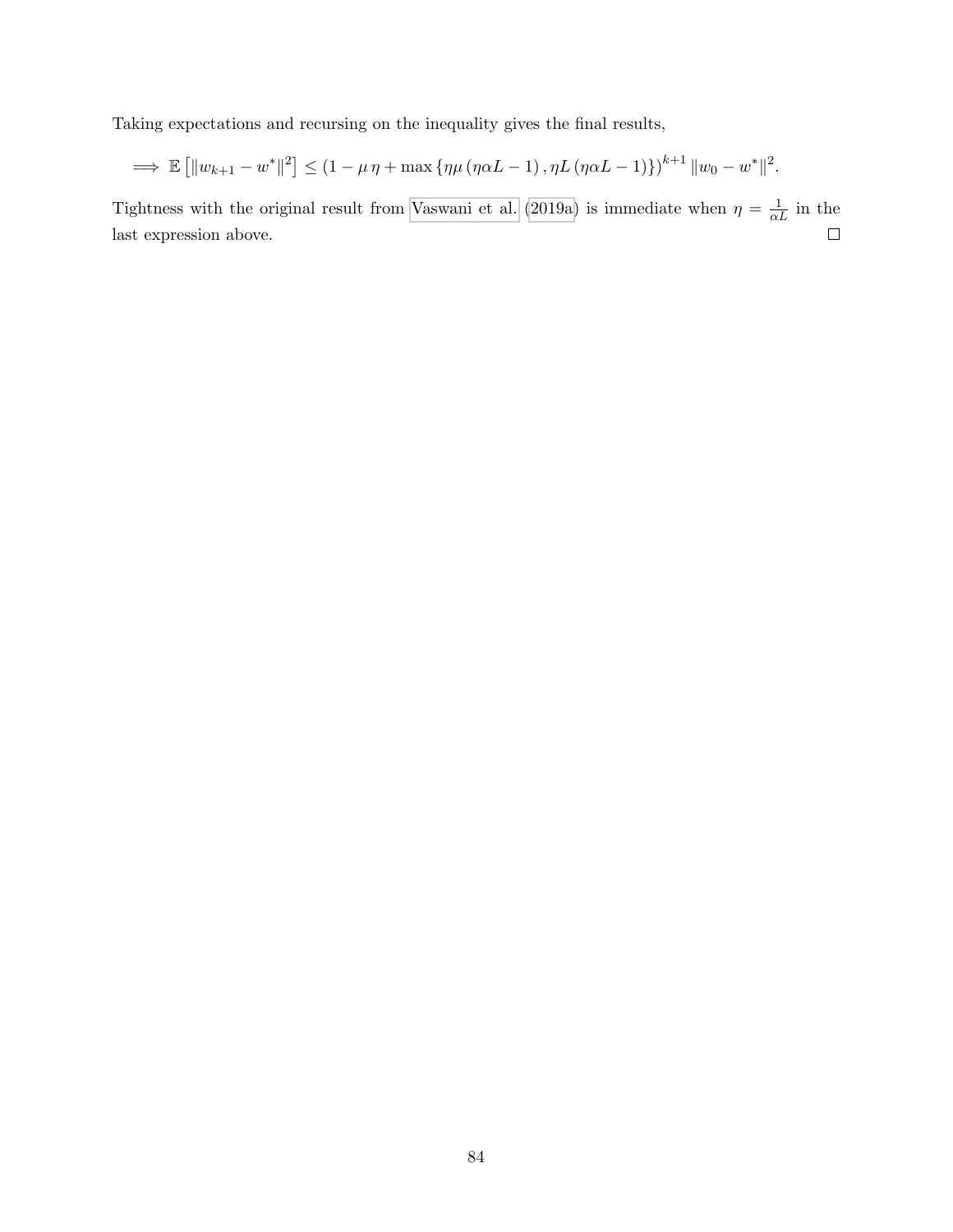Taking expectations and recursing on the inequality gives the final results,

$$\implies \mathbb{E}\left[\|w_{k+1} - w^*\|^2\right] \leq \left(1 - \mu\,\eta + \max\left\{\eta\mu\left(\eta\alpha L - 1\right), \eta L\left(\eta\alpha L - 1\right)\right\}\right)^{k+1} \|w_0 - w^*\|^2.$$

Tightness with the original result from Vaswani et al. (2019a) is immediate when $\eta = \frac{1}{\alpha L}$ in the last expression above. □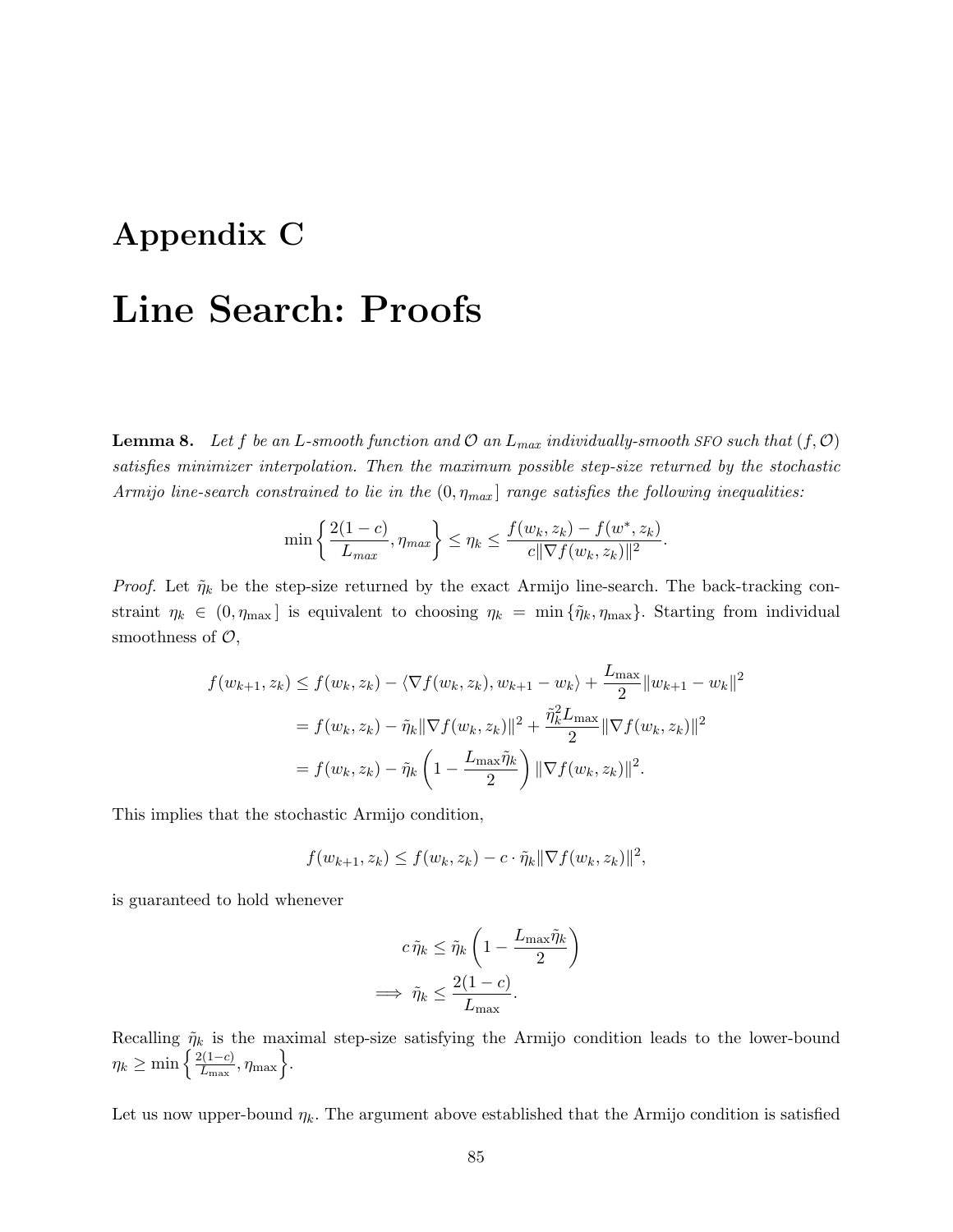# Appendix C

# Line Search: Proofs

**Lemma 8.** *Let $f$ be an $L$-smooth function and $\mathcal{O}$ an $L_{max}$ individually-smooth* SFO *such that $(f, \mathcal{O})$ satisfies minimizer interpolation. Then the maximum possible step-size returned by the stochastic Armijo line-search constrained to lie in the $(0, \eta_{max}]$ range satisfies the following inequalities:*

$$\min\left\{\frac{2(1-c)}{L_{max}}, \eta_{max}\right\} \leq \eta_k \leq \frac{f(w_k, z_k) - f(w^*, z_k)}{c\|\nabla f(w_k, z_k)\|^2}.$$

*Proof.* Let $\tilde{\eta}_k$ be the step-size returned by the exact Armijo line-search. The back-tracking constraint $\eta_k \in (0, \eta_{\max}]$ is equivalent to choosing $\eta_k = \min\{\tilde{\eta}_k, \eta_{\max}\}$. Starting from individual smoothness of $\mathcal{O}$,

$$\begin{aligned}
f(w_{k+1}, z_k) &\leq f(w_k, z_k) - \langle \nabla f(w_k, z_k), w_{k+1} - w_k \rangle + \frac{L_{\max}}{2}\|w_{k+1} - w_k\|^2 \\
&= f(w_k, z_k) - \tilde{\eta}_k \|\nabla f(w_k, z_k)\|^2 + \frac{\tilde{\eta}_k^2 L_{\max}}{2}\|\nabla f(w_k, z_k)\|^2 \\
&= f(w_k, z_k) - \tilde{\eta}_k\left(1 - \frac{L_{\max}\tilde{\eta}_k}{2}\right)\|\nabla f(w_k, z_k)\|^2.
\end{aligned}$$

This implies that the stochastic Armijo condition,

$$f(w_{k+1}, z_k) \leq f(w_k, z_k) - c \cdot \tilde{\eta}_k \|\nabla f(w_k, z_k)\|^2,$$

is guaranteed to hold whenever

$$\begin{aligned}
c\,\tilde{\eta}_k &\leq \tilde{\eta}_k\left(1 - \frac{L_{\max}\tilde{\eta}_k}{2}\right) \\
\implies \tilde{\eta}_k &\leq \frac{2(1-c)}{L_{\max}}.
\end{aligned}$$

Recalling $\tilde{\eta}_k$ is the maximal step-size satisfying the Armijo condition leads to the lower-bound $\eta_k \geq \min\left\{\frac{2(1-c)}{L_{\max}}, \eta_{\max}\right\}$.

Let us now upper-bound $\eta_k$. The argument above established that the Armijo condition is satisfied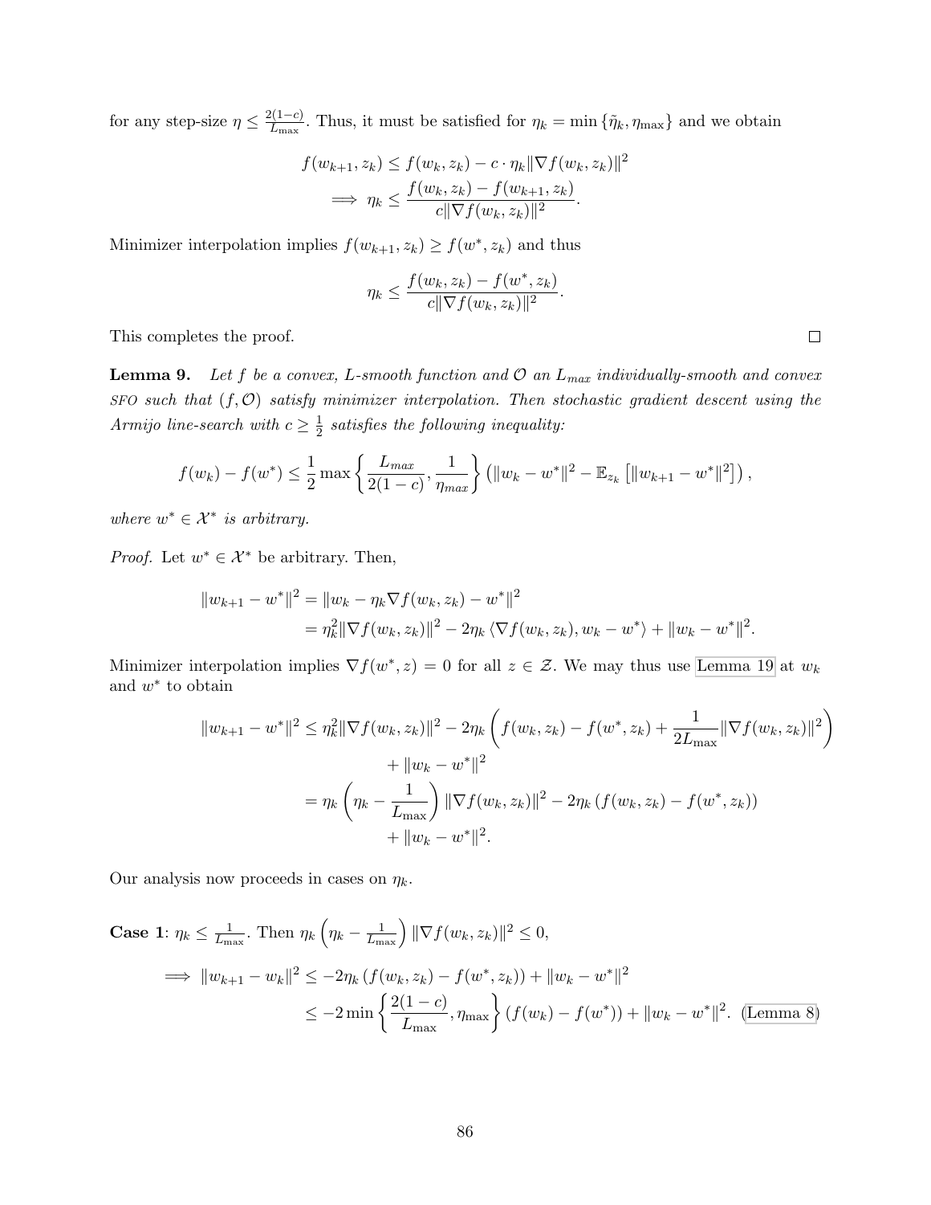for any step-size $\eta \leq \frac{2(1-c)}{L_{\max}}$. Thus, it must be satisfied for $\eta_k = \min\{\tilde{\eta}_k, \eta_{\max}\}$ and we obtain

$$
\begin{aligned}
f(w_{k+1}, z_k) &\leq f(w_k, z_k) - c \cdot \eta_k \|\nabla f(w_k, z_k)\|^2 \\
\implies \eta_k &\leq \frac{f(w_k, z_k) - f(w_{k+1}, z_k)}{c\|\nabla f(w_k, z_k)\|^2}.
\end{aligned}
$$

Minimizer interpolation implies $f(w_{k+1}, z_k) \geq f(w^*, z_k)$ and thus

$$
\eta_k \leq \frac{f(w_k, z_k) - f(w^*, z_k)}{c\|\nabla f(w_k, z_k)\|^2}.
$$

This completes the proof. ☐

**Lemma 9.** *Let $f$ be a convex, $L$-smooth function and $\mathcal{O}$ an $L_{max}$ individually-smooth and convex* SFO *such that $(f, \mathcal{O})$ satisfy minimizer interpolation. Then stochastic gradient descent using the Armijo line-search with $c \geq \frac{1}{2}$ satisfies the following inequality:*

$$
f(w_k) - f(w^*) \leq \frac{1}{2} \max\left\{\frac{L_{max}}{2(1-c)}, \frac{1}{\eta_{max}}\right\} \left(\|w_k - w^*\|^2 - \mathbb{E}_{z_k}\left[\|w_{k+1} - w^*\|^2\right]\right),
$$

*where $w^* \in \mathcal{X}^*$ is arbitrary.*

*Proof.* Let $w^* \in \mathcal{X}^*$ be arbitrary. Then,

$$
\begin{aligned}
\|w_{k+1} - w^*\|^2 &= \|w_k - \eta_k \nabla f(w_k, z_k) - w^*\|^2 \\
&= \eta_k^2 \|\nabla f(w_k, z_k)\|^2 - 2\eta_k \langle \nabla f(w_k, z_k), w_k - w^* \rangle + \|w_k - w^*\|^2.
\end{aligned}
$$

Minimizer interpolation implies $\nabla f(w^*, z) = 0$ for all $z \in \mathcal{Z}$. We may thus use Lemma 19 at $w_k$ and $w^*$ to obtain

$$
\begin{aligned}
\|w_{k+1} - w^*\|^2 &\leq \eta_k^2 \|\nabla f(w_k, z_k)\|^2 - 2\eta_k \left(f(w_k, z_k) - f(w^*, z_k) + \frac{1}{2L_{\max}}\|\nabla f(w_k, z_k)\|^2\right) \\
&\quad + \|w_k - w^*\|^2 \\
&= \eta_k \left(\eta_k - \frac{1}{L_{\max}}\right) \|\nabla f(w_k, z_k)\|^2 - 2\eta_k \left(f(w_k, z_k) - f(w^*, z_k)\right) \\
&\quad + \|w_k - w^*\|^2.
\end{aligned}
$$

Our analysis now proceeds in cases on $\eta_k$.

**Case 1**: $\eta_k \leq \frac{1}{L_{\max}}$. Then $\eta_k \left(\eta_k - \frac{1}{L_{\max}}\right) \|\nabla f(w_k, z_k)\|^2 \leq 0$,

$$
\begin{aligned}
\implies \|w_{k+1} - w_k\|^2 &\leq -2\eta_k \left(f(w_k, z_k) - f(w^*, z_k)\right) + \|w_k - w^*\|^2 \\
&\leq -2 \min\left\{\frac{2(1-c)}{L_{\max}}, \eta_{\max}\right\} \left(f(w_k) - f(w^*)\right) + \|w_k - w^*\|^2. \quad \text{(Lemma 8)}
\end{aligned}
$$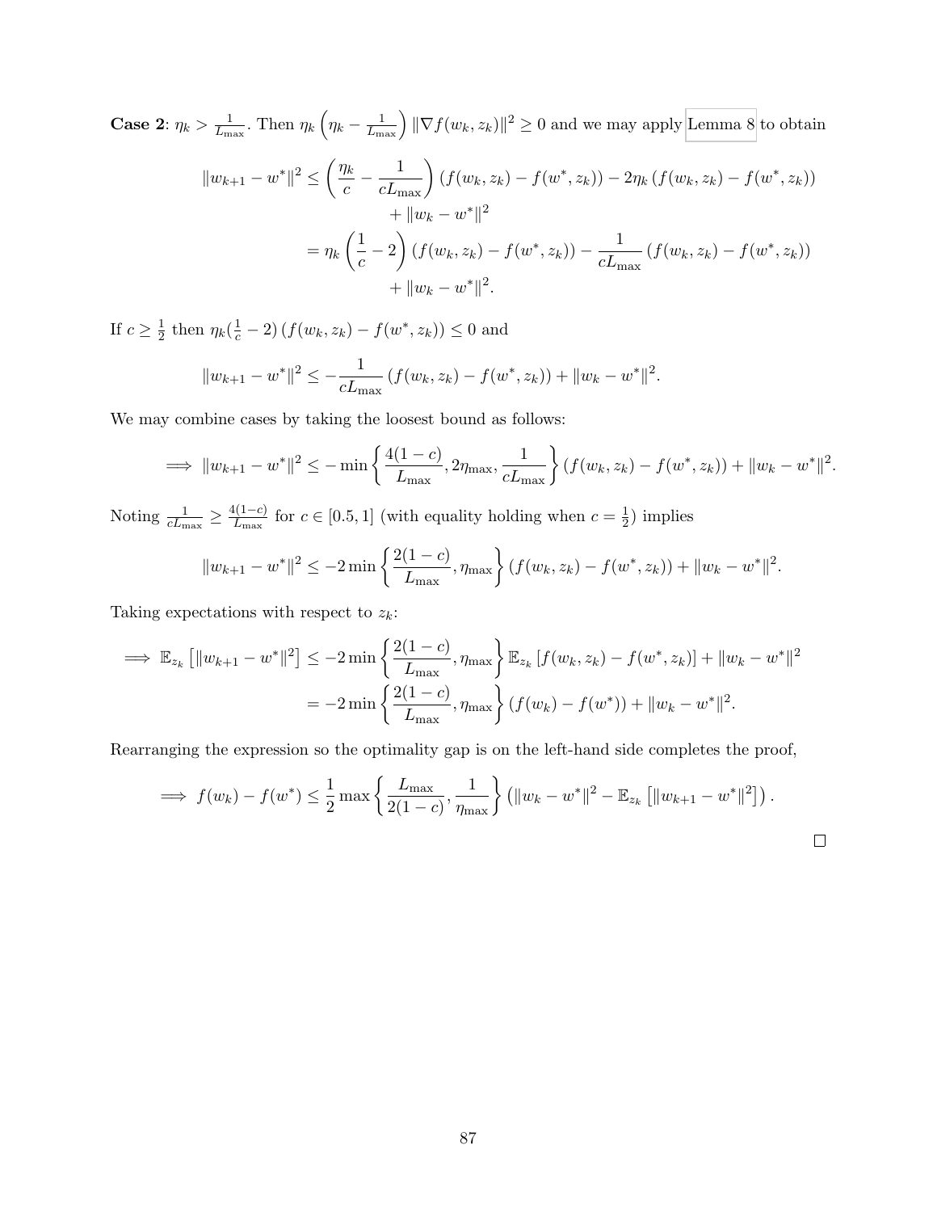**Case 2**: $\eta_k > \frac{1}{L_{\max}}$. Then $\eta_k \left(\eta_k - \frac{1}{L_{\max}}\right) \|\nabla f(w_k, z_k)\|^2 \geq 0$ and we may apply Lemma 8 to obtain

$$
\begin{aligned}
\|w_{k+1} - w^*\|^2 &\leq \left(\frac{\eta_k}{c} - \frac{1}{cL_{\max}}\right) (f(w_k, z_k) - f(w^*, z_k)) - 2\eta_k (f(w_k, z_k) - f(w^*, z_k)) \\
&\quad + \|w_k - w^*\|^2 \\
&= \eta_k \left(\frac{1}{c} - 2\right) (f(w_k, z_k) - f(w^*, z_k)) - \frac{1}{cL_{\max}} (f(w_k, z_k) - f(w^*, z_k)) \\
&\quad + \|w_k - w^*\|^2.
\end{aligned}
$$

If $c \geq \frac{1}{2}$ then $\eta_k(\frac{1}{c} - 2) (f(w_k, z_k) - f(w^*, z_k)) \leq 0$ and

$$
\|w_{k+1} - w^*\|^2 \leq -\frac{1}{cL_{\max}} (f(w_k, z_k) - f(w^*, z_k)) + \|w_k - w^*\|^2.
$$

We may combine cases by taking the loosest bound as follows:

$$
\implies \|w_{k+1} - w^*\|^2 \leq -\min\left\{\frac{4(1-c)}{L_{\max}}, 2\eta_{\max}, \frac{1}{cL_{\max}}\right\} (f(w_k, z_k) - f(w^*, z_k)) + \|w_k - w^*\|^2.
$$

Noting $\frac{1}{cL_{\max}} \geq \frac{4(1-c)}{L_{\max}}$ for $c \in [0.5, 1]$ (with equality holding when $c = \frac{1}{2}$) implies

$$
\|w_{k+1} - w^*\|^2 \leq -2\min\left\{\frac{2(1-c)}{L_{\max}}, \eta_{\max}\right\} (f(w_k, z_k) - f(w^*, z_k)) + \|w_k - w^*\|^2.
$$

Taking expectations with respect to $z_k$:

$$
\begin{aligned}
\implies \mathbb{E}_{z_k}\left[\|w_{k+1} - w^*\|^2\right] &\leq -2\min\left\{\frac{2(1-c)}{L_{\max}}, \eta_{\max}\right\} \mathbb{E}_{z_k}\left[f(w_k, z_k) - f(w^*, z_k)\right] + \|w_k - w^*\|^2 \\
&= -2\min\left\{\frac{2(1-c)}{L_{\max}}, \eta_{\max}\right\} (f(w_k) - f(w^*)) + \|w_k - w^*\|^2.
\end{aligned}
$$

Rearranging the expression so the optimality gap is on the left-hand side completes the proof,

$$
\implies f(w_k) - f(w^*) \leq \frac{1}{2}\max\left\{\frac{L_{\max}}{2(1-c)}, \frac{1}{\eta_{\max}}\right\} \left(\|w_k - w^*\|^2 - \mathbb{E}_{z_k}\left[\|w_{k+1} - w^*\|^2\right]\right).
$$

$\square$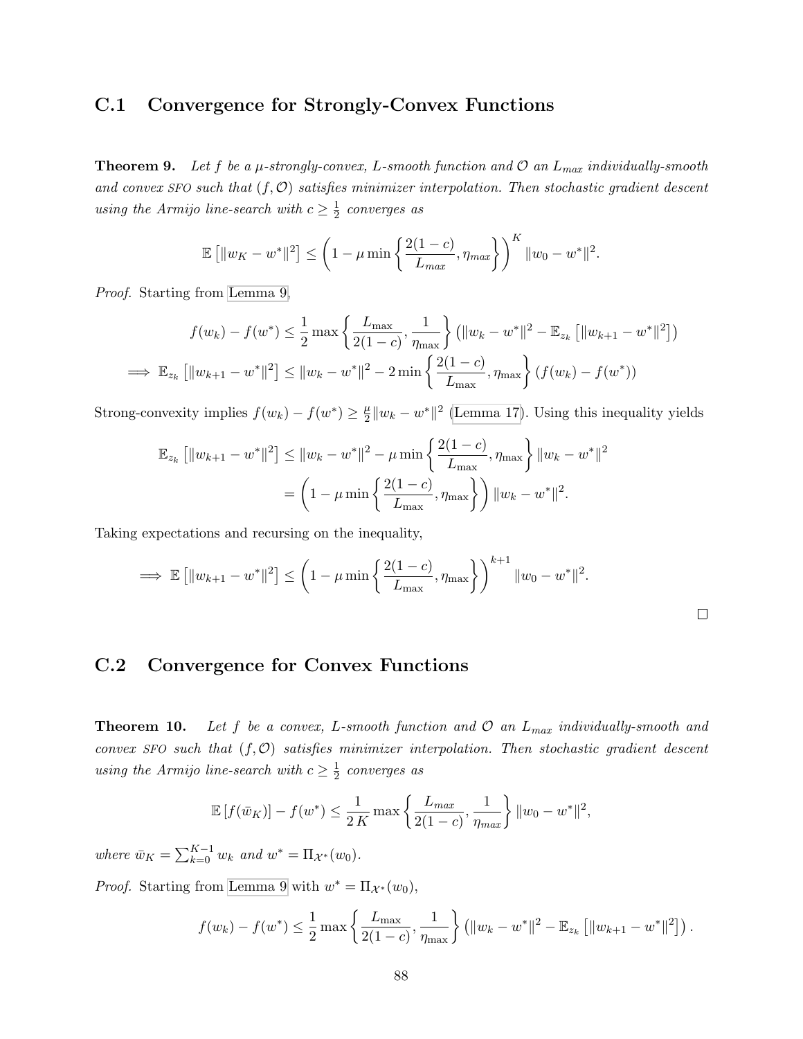## C.1 Convergence for Strongly-Convex Functions

**Theorem 9.** *Let $f$ be a $\mu$-strongly-convex, $L$-smooth function and $\mathcal{O}$ an $L_{max}$ individually-smooth and convex SFO such that $(f, \mathcal{O})$ satisfies minimizer interpolation. Then stochastic gradient descent using the Armijo line-search with $c \geq \frac{1}{2}$ converges as*

$$\mathbb{E}\left[\|w_K - w^*\|^2\right] \leq \left(1 - \mu \min\left\{\frac{2(1-c)}{L_{max}}, \eta_{max}\right\}\right)^K \|w_0 - w^*\|^2.$$

*Proof.* Starting from Lemma 9,

$$f(w_k) - f(w^*) \leq \frac{1}{2} \max\left\{\frac{L_{\max}}{2(1-c)}, \frac{1}{\eta_{\max}}\right\} \left(\|w_k - w^*\|^2 - \mathbb{E}_{z_k}\left[\|w_{k+1} - w^*\|^2\right]\right)$$

$$\implies \mathbb{E}_{z_k}\left[\|w_{k+1} - w^*\|^2\right] \leq \|w_k - w^*\|^2 - 2\min\left\{\frac{2(1-c)}{L_{\max}}, \eta_{\max}\right\}(f(w_k) - f(w^*))$$

Strong-convexity implies $f(w_k) - f(w^*) \geq \frac{\mu}{2}\|w_k - w^*\|^2$ (Lemma 17). Using this inequality yields

$$\begin{aligned}
\mathbb{E}_{z_k}\left[\|w_{k+1} - w^*\|^2\right] &\leq \|w_k - w^*\|^2 - \mu \min\left\{\frac{2(1-c)}{L_{\max}}, \eta_{\max}\right\}\|w_k - w^*\|^2 \\
&= \left(1 - \mu \min\left\{\frac{2(1-c)}{L_{\max}}, \eta_{\max}\right\}\right)\|w_k - w^*\|^2.
\end{aligned}$$

Taking expectations and recursing on the inequality,

$$\implies \mathbb{E}\left[\|w_{k+1} - w^*\|^2\right] \leq \left(1 - \mu \min\left\{\frac{2(1-c)}{L_{\max}}, \eta_{\max}\right\}\right)^{k+1}\|w_0 - w^*\|^2.$$

□

## C.2 Convergence for Convex Functions

**Theorem 10.** *Let $f$ be a convex, $L$-smooth function and $\mathcal{O}$ an $L_{max}$ individually-smooth and convex SFO such that $(f, \mathcal{O})$ satisfies minimizer interpolation. Then stochastic gradient descent using the Armijo line-search with $c \geq \frac{1}{2}$ converges as*

$$\mathbb{E}\left[f(\bar{w}_K)\right] - f(w^*) \leq \frac{1}{2\,K}\max\left\{\frac{L_{max}}{2(1-c)}, \frac{1}{\eta_{max}}\right\}\|w_0 - w^*\|^2,$$

*where $\bar{w}_K = \sum_{k=0}^{K-1} w_k$ and $w^* = \Pi_{\mathcal{X}^*}(w_0)$.*

*Proof.* Starting from Lemma 9 with $w^* = \Pi_{\mathcal{X}^*}(w_0)$,

$$f(w_k) - f(w^*) \leq \frac{1}{2}\max\left\{\frac{L_{\max}}{2(1-c)}, \frac{1}{\eta_{\max}}\right\}\left(\|w_k - w^*\|^2 - \mathbb{E}_{z_k}\left[\|w_{k+1} - w^*\|^2\right]\right).$$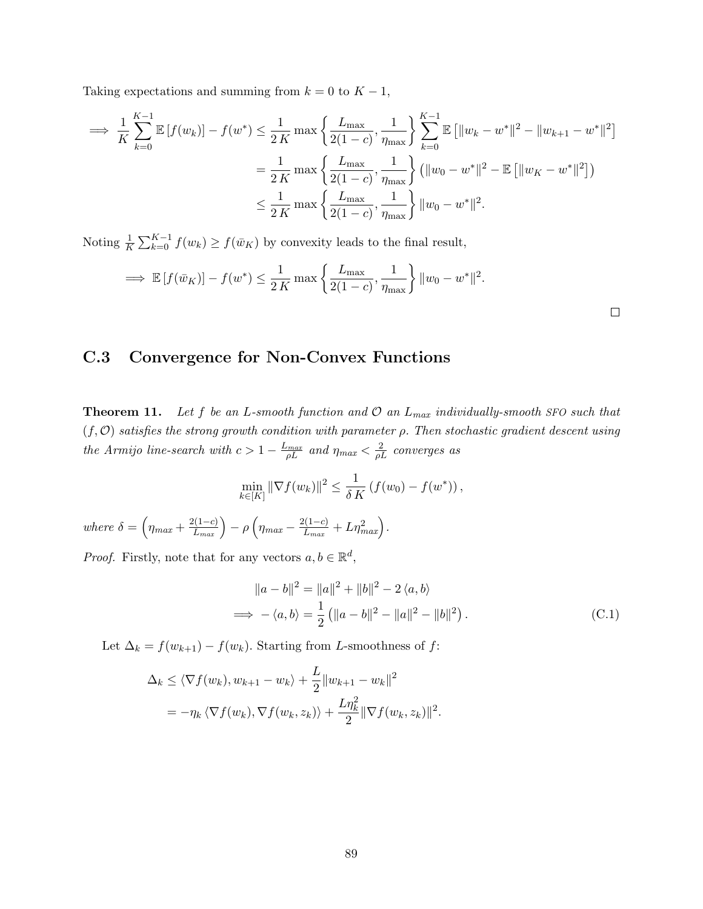Taking expectations and summing from $k = 0$ to $K - 1$,

$$
\begin{aligned}
\implies \frac{1}{K} \sum_{k=0}^{K-1} \mathbb{E}\left[f(w_k)\right] - f(w^*) &\leq \frac{1}{2\,K} \max\left\{ \frac{L_{\max}}{2(1-c)}, \frac{1}{\eta_{\max}} \right\} \sum_{k=0}^{K-1} \mathbb{E}\left[ \|w_k - w^*\|^2 - \|w_{k+1} - w^*\|^2 \right] \\
&= \frac{1}{2\,K} \max\left\{ \frac{L_{\max}}{2(1-c)}, \frac{1}{\eta_{\max}} \right\} \left( \|w_0 - w^*\|^2 - \mathbb{E}\left[\|w_K - w^*\|^2\right] \right) \\
&\leq \frac{1}{2\,K} \max\left\{ \frac{L_{\max}}{2(1-c)}, \frac{1}{\eta_{\max}} \right\} \|w_0 - w^*\|^2.
\end{aligned}
$$

Noting $\frac{1}{K}\sum_{k=0}^{K-1} f(w_k) \geq f(\bar{w}_K)$ by convexity leads to the final result,

$$
\implies \mathbb{E}\left[f(\bar{w}_K)\right] - f(w^*) \leq \frac{1}{2\,K} \max\left\{ \frac{L_{\max}}{2(1-c)}, \frac{1}{\eta_{\max}} \right\} \|w_0 - w^*\|^2.
$$

□

## C.3 Convergence for Non-Convex Functions

**Theorem 11.** *Let $f$ be an $L$-smooth function and $\mathcal{O}$ an $L_{max}$ individually-smooth SFO such that $(f, \mathcal{O})$ satisfies the strong growth condition with parameter $\rho$. Then stochastic gradient descent using the Armijo line-search with $c > 1 - \frac{L_{max}}{\rho L}$ and $\eta_{max} < \frac{2}{\rho L}$ converges as*

$$
\min_{k \in [K]} \|\nabla f(w_k)\|^2 \leq \frac{1}{\delta\, K} \left( f(w_0) - f(w^*) \right),
$$

*where $\delta = \left(\eta_{max} + \frac{2(1-c)}{L_{max}}\right) - \rho \left(\eta_{max} - \frac{2(1-c)}{L_{max}} + L\eta_{max}^2\right)$.*

*Proof.* Firstly, note that for any vectors $a, b \in \mathbb{R}^d$,

$$
\begin{aligned}
\|a - b\|^2 &= \|a\|^2 + \|b\|^2 - 2\langle a, b \rangle \\
\implies -\langle a, b \rangle &= \frac{1}{2}\left( \|a - b\|^2 - \|a\|^2 - \|b\|^2 \right).
\end{aligned}
\tag{C.1}
$$

Let $\Delta_k = f(w_{k+1}) - f(w_k)$. Starting from $L$-smoothness of $f$:

$$
\begin{aligned}
\Delta_k &\leq \langle \nabla f(w_k), w_{k+1} - w_k \rangle + \frac{L}{2}\|w_{k+1} - w_k\|^2 \\
&= -\eta_k \langle \nabla f(w_k), \nabla f(w_k, z_k) \rangle + \frac{L\eta_k^2}{2}\|\nabla f(w_k, z_k)\|^2.
\end{aligned}
$$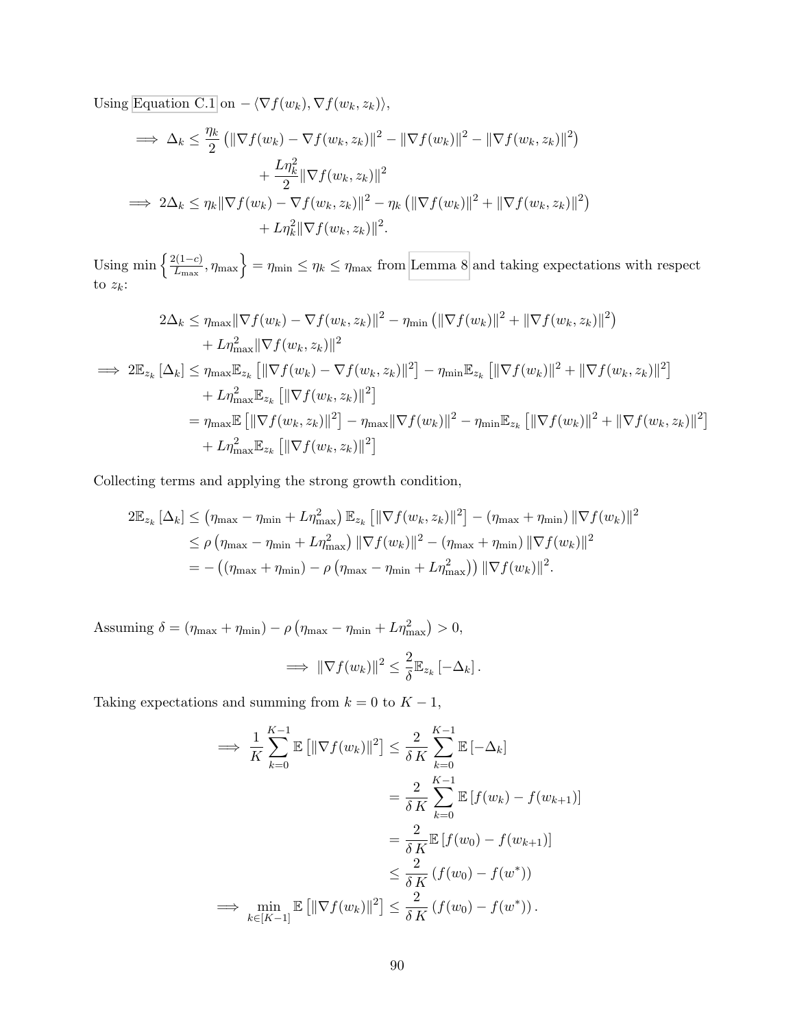Using Equation C.1 on $-\langle \nabla f(w_k), \nabla f(w_k, z_k) \rangle$,

$$
\begin{aligned}
\implies \Delta_k &\leq \frac{\eta_k}{2} \left( \|\nabla f(w_k) - \nabla f(w_k, z_k)\|^2 - \|\nabla f(w_k)\|^2 - \|\nabla f(w_k, z_k)\|^2 \right) \\
&\quad + \frac{L\eta_k^2}{2} \|\nabla f(w_k, z_k)\|^2 \\
\implies 2\Delta_k &\leq \eta_k \|\nabla f(w_k) - \nabla f(w_k, z_k)\|^2 - \eta_k \left( \|\nabla f(w_k)\|^2 + \|\nabla f(w_k, z_k)\|^2 \right) \\
&\quad + L\eta_k^2 \|\nabla f(w_k, z_k)\|^2.
\end{aligned}
$$

Using $\min\left\{ \frac{2(1-c)}{L_{\max}}, \eta_{\max} \right\} = \eta_{\min} \leq \eta_k \leq \eta_{\max}$ from Lemma 8 and taking expectations with respect to $z_k$:

$$
\begin{aligned}
2\Delta_k &\leq \eta_{\max} \|\nabla f(w_k) - \nabla f(w_k, z_k)\|^2 - \eta_{\min} \left( \|\nabla f(w_k)\|^2 + \|\nabla f(w_k, z_k)\|^2 \right) \\
&\quad + L\eta_{\max}^2 \|\nabla f(w_k, z_k)\|^2 \\
\implies 2\mathbb{E}_{z_k}\left[\Delta_k\right] &\leq \eta_{\max} \mathbb{E}_{z_k}\left[ \|\nabla f(w_k) - \nabla f(w_k, z_k)\|^2 \right] - \eta_{\min} \mathbb{E}_{z_k}\left[ \|\nabla f(w_k)\|^2 + \|\nabla f(w_k, z_k)\|^2 \right] \\
&\quad + L\eta_{\max}^2 \mathbb{E}_{z_k}\left[ \|\nabla f(w_k, z_k)\|^2 \right] \\
&= \eta_{\max} \mathbb{E}\left[ \|\nabla f(w_k, z_k)\|^2 \right] - \eta_{\max} \|\nabla f(w_k)\|^2 - \eta_{\min} \mathbb{E}_{z_k}\left[ \|\nabla f(w_k)\|^2 + \|\nabla f(w_k, z_k)\|^2 \right] \\
&\quad + L\eta_{\max}^2 \mathbb{E}_{z_k}\left[ \|\nabla f(w_k, z_k)\|^2 \right]
\end{aligned}
$$

Collecting terms and applying the strong growth condition,

$$
\begin{aligned}
2\mathbb{E}_{z_k}\left[\Delta_k\right] &\leq \left( \eta_{\max} - \eta_{\min} + L\eta_{\max}^2 \right) \mathbb{E}_{z_k}\left[ \|\nabla f(w_k, z_k)\|^2 \right] - \left( \eta_{\max} + \eta_{\min} \right) \|\nabla f(w_k)\|^2 \\
&\leq \rho \left( \eta_{\max} - \eta_{\min} + L\eta_{\max}^2 \right) \|\nabla f(w_k)\|^2 - \left( \eta_{\max} + \eta_{\min} \right) \|\nabla f(w_k)\|^2 \\
&= -\left( \left( \eta_{\max} + \eta_{\min} \right) - \rho \left( \eta_{\max} - \eta_{\min} + L\eta_{\max}^2 \right) \right) \|\nabla f(w_k)\|^2.
\end{aligned}
$$

Assuming $\delta = \left( \eta_{\max} + \eta_{\min} \right) - \rho \left( \eta_{\max} - \eta_{\min} + L\eta_{\max}^2 \right) > 0$,

$$
\implies \|\nabla f(w_k)\|^2 \leq \frac{2}{\delta} \mathbb{E}_{z_k}\left[ -\Delta_k \right].
$$

Taking expectations and summing from $k = 0$ to $K - 1$,

$$
\begin{aligned}
\implies \frac{1}{K} \sum_{k=0}^{K-1} \mathbb{E}\left[ \|\nabla f(w_k)\|^2 \right] &\leq \frac{2}{\delta\, K} \sum_{k=0}^{K-1} \mathbb{E}\left[ -\Delta_k \right] \\
&= \frac{2}{\delta\, K} \sum_{k=0}^{K-1} \mathbb{E}\left[ f(w_k) - f(w_{k+1}) \right] \\
&= \frac{2}{\delta\, K} \mathbb{E}\left[ f(w_0) - f(w_{k+1}) \right] \\
&\leq \frac{2}{\delta\, K} \left( f(w_0) - f(w^*) \right) \\
\implies \min_{k \in [K-1]} \mathbb{E}\left[ \|\nabla f(w_k)\|^2 \right] &\leq \frac{2}{\delta\, K} \left( f(w_0) - f(w^*) \right).
\end{aligned}
$$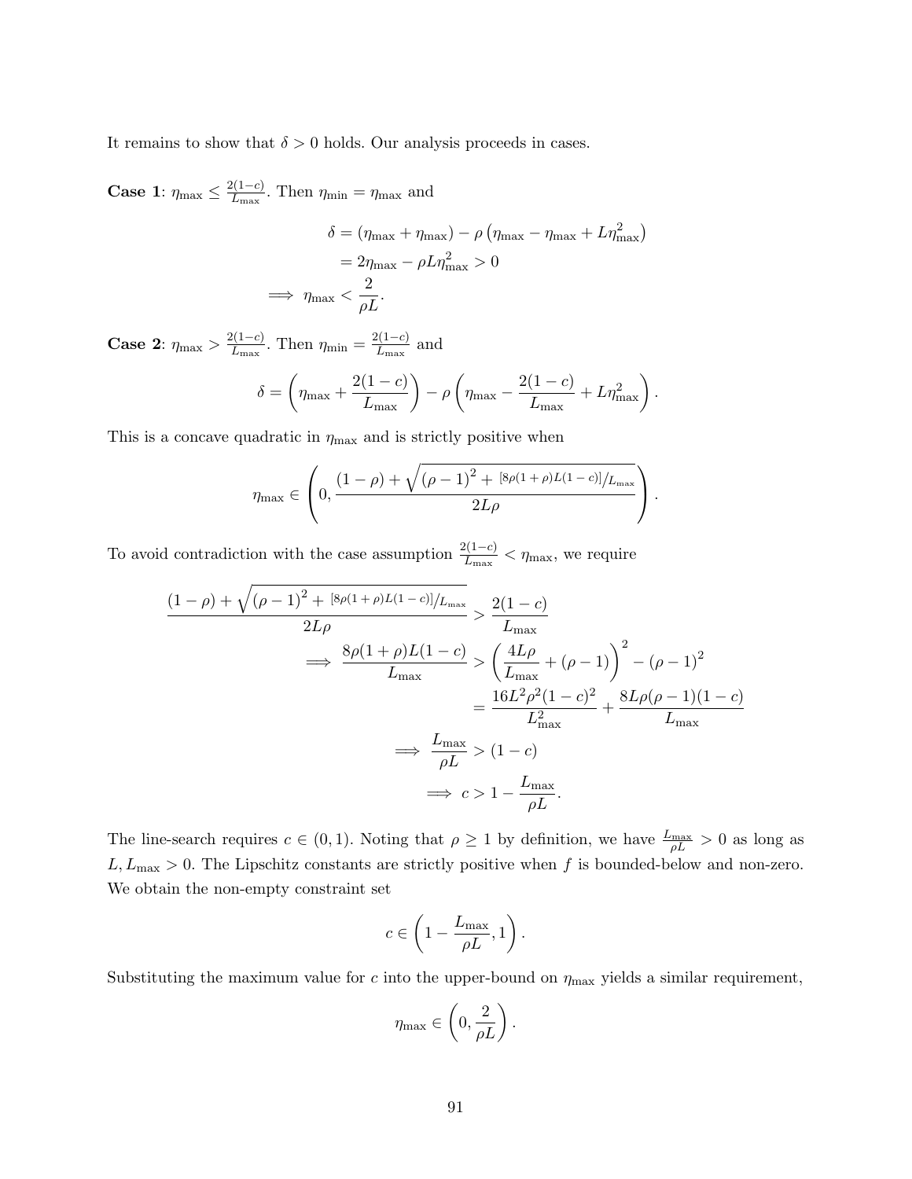It remains to show that $\delta > 0$ holds. Our analysis proceeds in cases.

**Case 1**: $\eta_{\max} \leq \frac{2(1-c)}{L_{\max}}$. Then $\eta_{\min} = \eta_{\max}$ and

$$
\begin{aligned}
\delta &= (\eta_{\max} + \eta_{\max}) - \rho\left(\eta_{\max} - \eta_{\max} + L\eta_{\max}^2\right) \\
&= 2\eta_{\max} - \rho L \eta_{\max}^2 > 0 \\
\implies \eta_{\max} &< \frac{2}{\rho L}.
\end{aligned}
$$

**Case 2**: $\eta_{\max} > \frac{2(1-c)}{L_{\max}}$. Then $\eta_{\min} = \frac{2(1-c)}{L_{\max}}$ and

$$
\delta = \left(\eta_{\max} + \frac{2(1-c)}{L_{\max}}\right) - \rho\left(\eta_{\max} - \frac{2(1-c)}{L_{\max}} + L\eta_{\max}^2\right).
$$

This is a concave quadratic in $\eta_{\max}$ and is strictly positive when

$$
\eta_{\max} \in \left(0, \frac{(1-\rho) + \sqrt{(\rho-1)^2 + {}^{[8\rho(1+\rho)L(1-c)]}/_{L_{\max}}}}{2L\rho}\right).
$$

To avoid contradiction with the case assumption $\frac{2(1-c)}{L_{\max}} < \eta_{\max}$, we require

$$
\begin{aligned}
\frac{(1-\rho) + \sqrt{(\rho-1)^2 + {}^{[8\rho(1+\rho)L(1-c)]}/_{L_{\max}}}}{2L\rho} &> \frac{2(1-c)}{L_{\max}} \\
\implies \frac{8\rho(1+\rho)L(1-c)}{L_{\max}} &> \left(\frac{4L\rho}{L_{\max}} + (\rho-1)\right)^2 - (\rho-1)^2 \\
&= \frac{16L^2\rho^2(1-c)^2}{L_{\max}^2} + \frac{8L\rho(\rho-1)(1-c)}{L_{\max}} \\
\implies \frac{L_{\max}}{\rho L} &> (1-c) \\
\implies c &> 1 - \frac{L_{\max}}{\rho L}.
\end{aligned}
$$

The line-search requires $c \in (0,1)$. Noting that $\rho \geq 1$ by definition, we have $\frac{L_{\max}}{\rho L} > 0$ as long as $L, L_{\max} > 0$. The Lipschitz constants are strictly positive when $f$ is bounded-below and non-zero. We obtain the non-empty constraint set

$$
c \in \left(1 - \frac{L_{\max}}{\rho L}, 1\right).
$$

Substituting the maximum value for $c$ into the upper-bound on $\eta_{\max}$ yields a similar requirement,

$$
\eta_{\max} \in \left(0, \frac{2}{\rho L}\right).
$$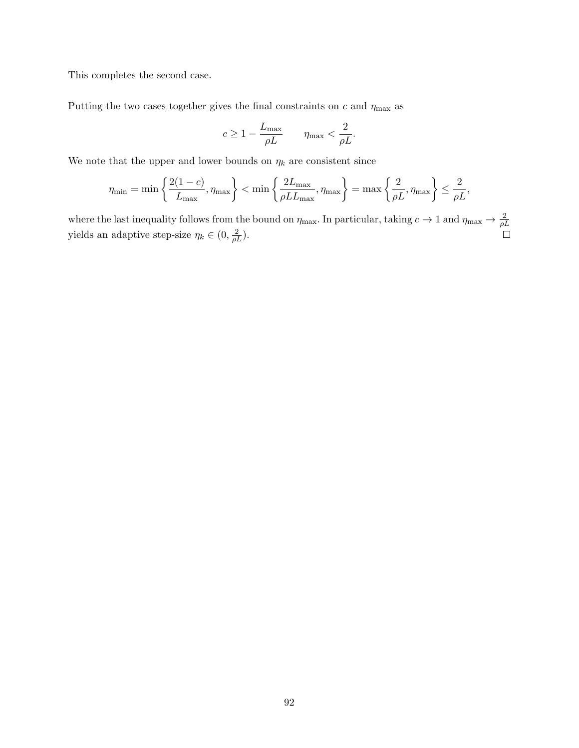This completes the second case.

Putting the two cases together gives the final constraints on $c$ and $\eta_{\max}$ as

$$c \geq 1 - \frac{L_{\max}}{\rho L} \qquad \eta_{\max} < \frac{2}{\rho L}.$$

We note that the upper and lower bounds on $\eta_k$ are consistent since

$$\eta_{\min} = \min\left\{\frac{2(1-c)}{L_{\max}}, \eta_{\max}\right\} < \min\left\{\frac{2L_{\max}}{\rho L L_{\max}}, \eta_{\max}\right\} = \max\left\{\frac{2}{\rho L}, \eta_{\max}\right\} \leq \frac{2}{\rho L},$$

where the last inequality follows from the bound on $\eta_{\max}$. In particular, taking $c \to 1$ and $\eta_{\max} \to \frac{2}{\rho L}$ yields an adaptive step-size $\eta_k \in (0, \frac{2}{\rho L})$. □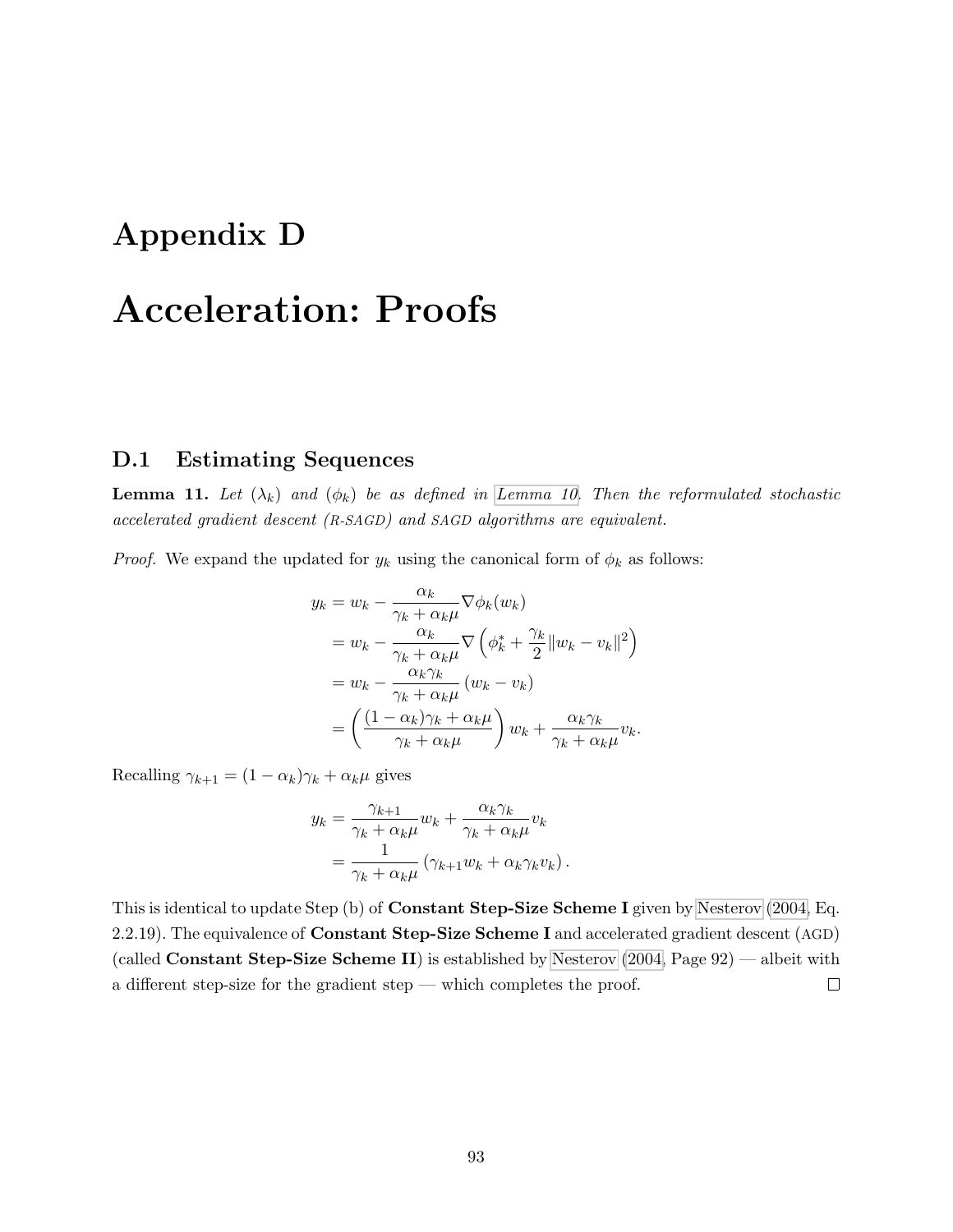# Appendix D

# Acceleration: Proofs

## D.1 Estimating Sequences

**Lemma 11.** *Let $(\lambda_k)$ and $(\phi_k)$ be as defined in Lemma 10. Then the reformulated stochastic accelerated gradient descent (R-SAGD) and SAGD algorithms are equivalent.*

*Proof.* We expand the updated for $y_k$ using the canonical form of $\phi_k$ as follows:

$$
\begin{aligned}
y_k &= w_k - \frac{\alpha_k}{\gamma_k + \alpha_k \mu} \nabla \phi_k(w_k) \\
&= w_k - \frac{\alpha_k}{\gamma_k + \alpha_k \mu} \nabla \left( \phi_k^* + \frac{\gamma_k}{2} \|w_k - v_k\|^2 \right) \\
&= w_k - \frac{\alpha_k \gamma_k}{\gamma_k + \alpha_k \mu} (w_k - v_k) \\
&= \left( \frac{(1-\alpha_k)\gamma_k + \alpha_k \mu}{\gamma_k + \alpha_k \mu} \right) w_k + \frac{\alpha_k \gamma_k}{\gamma_k + \alpha_k \mu} v_k.
\end{aligned}
$$

Recalling $\gamma_{k+1} = (1 - \alpha_k)\gamma_k + \alpha_k \mu$ gives

$$
\begin{aligned}
y_k &= \frac{\gamma_{k+1}}{\gamma_k + \alpha_k \mu} w_k + \frac{\alpha_k \gamma_k}{\gamma_k + \alpha_k \mu} v_k \\
&= \frac{1}{\gamma_k + \alpha_k \mu} \left( \gamma_{k+1} w_k + \alpha_k \gamma_k v_k \right).
\end{aligned}
$$

This is identical to update Step (b) of **Constant Step-Size Scheme I** given by Nesterov (2004, Eq. 2.2.19). The equivalence of **Constant Step-Size Scheme I** and accelerated gradient descent (AGD) (called **Constant Step-Size Scheme II**) is established by Nesterov (2004, Page 92) — albeit with a different step-size for the gradient step — which completes the proof. □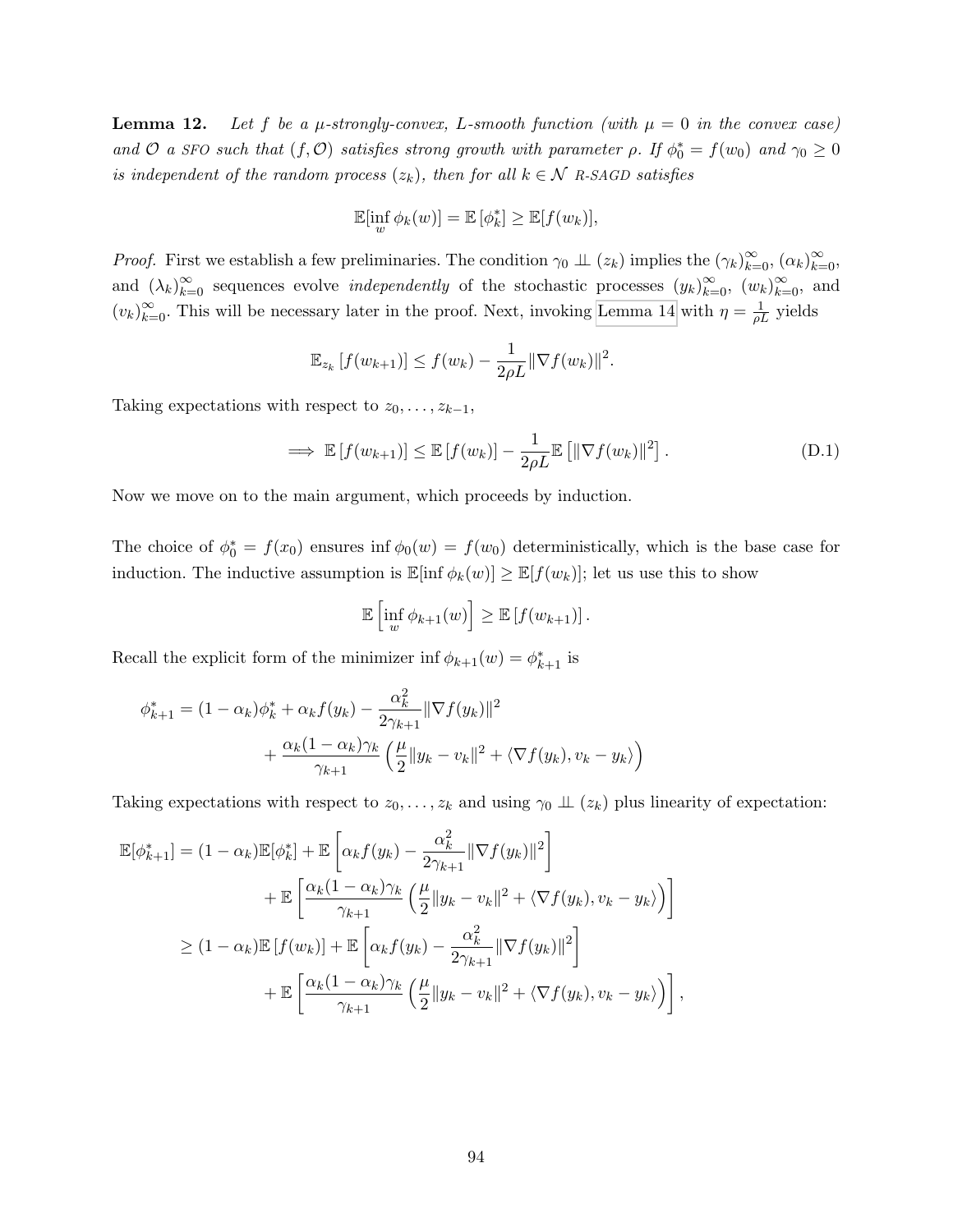**Lemma 12.** *Let $f$ be a $\mu$-strongly-convex, $L$-smooth function (with $\mu = 0$ in the convex case) and $\mathcal{O}$ a SFO such that $(f, \mathcal{O})$ satisfies strong growth with parameter $\rho$. If $\phi_0^* = f(w_0)$ and $\gamma_0 \geq 0$ is independent of the random process $(z_k)$, then for all $k \in \mathcal{N}$ R-SAGD satisfies*

$$\mathbb{E}[\inf_w \phi_k(w)] = \mathbb{E}[\phi_k^*] \geq \mathbb{E}[f(w_k)],$$

*Proof.* First we establish a few preliminaries. The condition $\gamma_0 \perp\!\!\!\perp (z_k)$ implies the $(\gamma_k)_{k=0}^{\infty}$, $(\alpha_k)_{k=0}^{\infty}$, and $(\lambda_k)_{k=0}^{\infty}$ sequences evolve *independently* of the stochastic processes $(y_k)_{k=0}^{\infty}$, $(w_k)_{k=0}^{\infty}$, and $(v_k)_{k=0}^{\infty}$. This will be necessary later in the proof. Next, invoking Lemma 14 with $\eta = \frac{1}{\rho L}$ yields

$$\mathbb{E}_{z_k}[f(w_{k+1})] \leq f(w_k) - \frac{1}{2\rho L}\|\nabla f(w_k)\|^2.$$

Taking expectations with respect to $z_0, \ldots, z_{k-1}$,

$$\implies \mathbb{E}[f(w_{k+1})] \leq \mathbb{E}[f(w_k)] - \frac{1}{2\rho L}\mathbb{E}\left[\|\nabla f(w_k)\|^2\right]. \tag{D.1}$$

Now we move on to the main argument, which proceeds by induction.

The choice of $\phi_0^* = f(x_0)$ ensures $\inf \phi_0(w) = f(w_0)$ deterministically, which is the base case for induction. The inductive assumption is $\mathbb{E}[\inf \phi_k(w)] \geq \mathbb{E}[f(w_k)]$; let us use this to show

$$\mathbb{E}\left[\inf_w \phi_{k+1}(w)\right] \geq \mathbb{E}[f(w_{k+1})].$$

Recall the explicit form of the minimizer $\inf \phi_{k+1}(w) = \phi_{k+1}^*$ is

$$\begin{aligned}
\phi_{k+1}^* = (1 - \alpha_k)\phi_k^* + \alpha_k f(y_k) - \frac{\alpha_k^2}{2\gamma_{k+1}}\|\nabla f(y_k)\|^2 \\
+ \frac{\alpha_k(1 - \alpha_k)\gamma_k}{\gamma_{k+1}}\left(\frac{\mu}{2}\|y_k - v_k\|^2 + \langle \nabla f(y_k), v_k - y_k \rangle\right)
\end{aligned}$$

Taking expectations with respect to $z_0, \ldots, z_k$ and using $\gamma_0 \perp\!\!\!\perp (z_k)$ plus linearity of expectation:

$$\begin{aligned}
\mathbb{E}[\phi_{k+1}^*] &= (1 - \alpha_k)\mathbb{E}[\phi_k^*] + \mathbb{E}\left[\alpha_k f(y_k) - \frac{\alpha_k^2}{2\gamma_{k+1}}\|\nabla f(y_k)\|^2\right] \\
&\quad + \mathbb{E}\left[\frac{\alpha_k(1 - \alpha_k)\gamma_k}{\gamma_{k+1}}\left(\frac{\mu}{2}\|y_k - v_k\|^2 + \langle \nabla f(y_k), v_k - y_k \rangle\right)\right] \\
&\geq (1 - \alpha_k)\mathbb{E}[f(w_k)] + \mathbb{E}\left[\alpha_k f(y_k) - \frac{\alpha_k^2}{2\gamma_{k+1}}\|\nabla f(y_k)\|^2\right] \\
&\quad + \mathbb{E}\left[\frac{\alpha_k(1 - \alpha_k)\gamma_k}{\gamma_{k+1}}\left(\frac{\mu}{2}\|y_k - v_k\|^2 + \langle \nabla f(y_k), v_k - y_k \rangle\right)\right],
\end{aligned}$$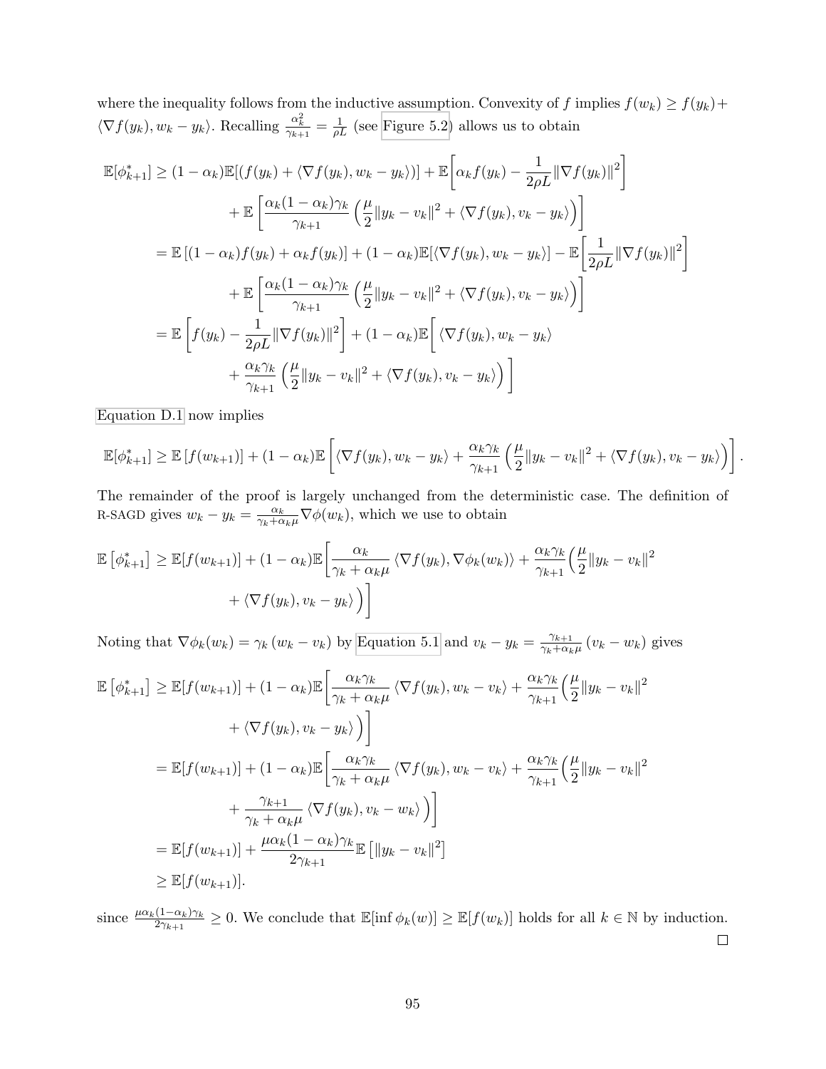where the inequality follows from the inductive assumption. Convexity of $f$ implies $f(w_k) \geq f(y_k) + \langle \nabla f(y_k), w_k - y_k \rangle$. Recalling $\frac{\alpha_k^2}{\gamma_{k+1}} = \frac{1}{\rho L}$ (see Figure 5.2) allows us to obtain

$$
\begin{aligned}
\mathbb{E}[\phi_{k+1}^*] &\geq (1-\alpha_k)\mathbb{E}[(f(y_k) + \langle \nabla f(y_k), w_k - y_k \rangle)] + \mathbb{E}\left[\alpha_k f(y_k) - \frac{1}{2\rho L}\|\nabla f(y_k)\|^2\right] \\
&\quad + \mathbb{E}\left[\frac{\alpha_k(1-\alpha_k)\gamma_k}{\gamma_{k+1}}\left(\frac{\mu}{2}\|y_k - v_k\|^2 + \langle \nabla f(y_k), v_k - y_k \rangle\right)\right] \\
&= \mathbb{E}\left[(1-\alpha_k)f(y_k) + \alpha_k f(y_k)\right] + (1-\alpha_k)\mathbb{E}[\langle \nabla f(y_k), w_k - y_k \rangle] - \mathbb{E}\left[\frac{1}{2\rho L}\|\nabla f(y_k)\|^2\right] \\
&\quad + \mathbb{E}\left[\frac{\alpha_k(1-\alpha_k)\gamma_k}{\gamma_{k+1}}\left(\frac{\mu}{2}\|y_k - v_k\|^2 + \langle \nabla f(y_k), v_k - y_k \rangle\right)\right] \\
&= \mathbb{E}\left[f(y_k) - \frac{1}{2\rho L}\|\nabla f(y_k)\|^2\right] + (1-\alpha_k)\mathbb{E}\Bigg[\langle \nabla f(y_k), w_k - y_k \rangle \\
&\quad + \frac{\alpha_k\gamma_k}{\gamma_{k+1}}\left(\frac{\mu}{2}\|y_k - v_k\|^2 + \langle \nabla f(y_k), v_k - y_k \rangle\right)\Bigg]
\end{aligned}
$$

Equation D.1 now implies

$$
\mathbb{E}[\phi_{k+1}^*] \geq \mathbb{E}\left[f(w_{k+1})\right] + (1-\alpha_k)\mathbb{E}\left[\langle \nabla f(y_k), w_k - y_k \rangle + \frac{\alpha_k\gamma_k}{\gamma_{k+1}}\left(\frac{\mu}{2}\|y_k - v_k\|^2 + \langle \nabla f(y_k), v_k - y_k \rangle\right)\right].
$$

The remainder of the proof is largely unchanged from the deterministic case. The definition of R-SAGD gives $w_k - y_k = \frac{\alpha_k}{\gamma_k + \alpha_k \mu}\nabla\phi(w_k)$, which we use to obtain

$$
\begin{aligned}
\mathbb{E}\left[\phi_{k+1}^*\right] &\geq \mathbb{E}[f(w_{k+1})] + (1-\alpha_k)\mathbb{E}\Bigg[\frac{\alpha_k}{\gamma_k + \alpha_k\mu}\langle \nabla f(y_k), \nabla\phi_k(w_k) \rangle + \frac{\alpha_k\gamma_k}{\gamma_{k+1}}\Big(\frac{\mu}{2}\|y_k - v_k\|^2 \\
&\quad + \langle \nabla f(y_k), v_k - y_k \rangle\Big)\Bigg]
\end{aligned}
$$

Noting that $\nabla\phi_k(w_k) = \gamma_k(w_k - v_k)$ by Equation 5.1 and $v_k - y_k = \frac{\gamma_{k+1}}{\gamma_k + \alpha_k\mu}(v_k - w_k)$ gives

$$
\begin{aligned}
\mathbb{E}\left[\phi_{k+1}^*\right] &\geq \mathbb{E}[f(w_{k+1})] + (1-\alpha_k)\mathbb{E}\Bigg[\frac{\alpha_k\gamma_k}{\gamma_k + \alpha_k\mu}\langle \nabla f(y_k), w_k - v_k \rangle + \frac{\alpha_k\gamma_k}{\gamma_{k+1}}\Big(\frac{\mu}{2}\|y_k - v_k\|^2 \\
&\quad + \langle \nabla f(y_k), v_k - y_k \rangle\Big)\Bigg] \\
&= \mathbb{E}[f(w_{k+1})] + (1-\alpha_k)\mathbb{E}\Bigg[\frac{\alpha_k\gamma_k}{\gamma_k + \alpha_k\mu}\langle \nabla f(y_k), w_k - v_k \rangle + \frac{\alpha_k\gamma_k}{\gamma_{k+1}}\Big(\frac{\mu}{2}\|y_k - v_k\|^2 \\
&\quad + \frac{\gamma_{k+1}}{\gamma_k + \alpha_k\mu}\langle \nabla f(y_k), v_k - w_k \rangle\Big)\Bigg] \\
&= \mathbb{E}[f(w_{k+1})] + \frac{\mu\alpha_k(1-\alpha_k)\gamma_k}{2\gamma_{k+1}}\mathbb{E}\left[\|y_k - v_k\|^2\right] \\
&\geq \mathbb{E}[f(w_{k+1})].
\end{aligned}
$$

since $\frac{\mu\alpha_k(1-\alpha_k)\gamma_k}{2\gamma_{k+1}} \geq 0$. We conclude that $\mathbb{E}[\inf \phi_k(w)] \geq \mathbb{E}[f(w_k)]$ holds for all $k \in \mathbb{N}$ by induction.

□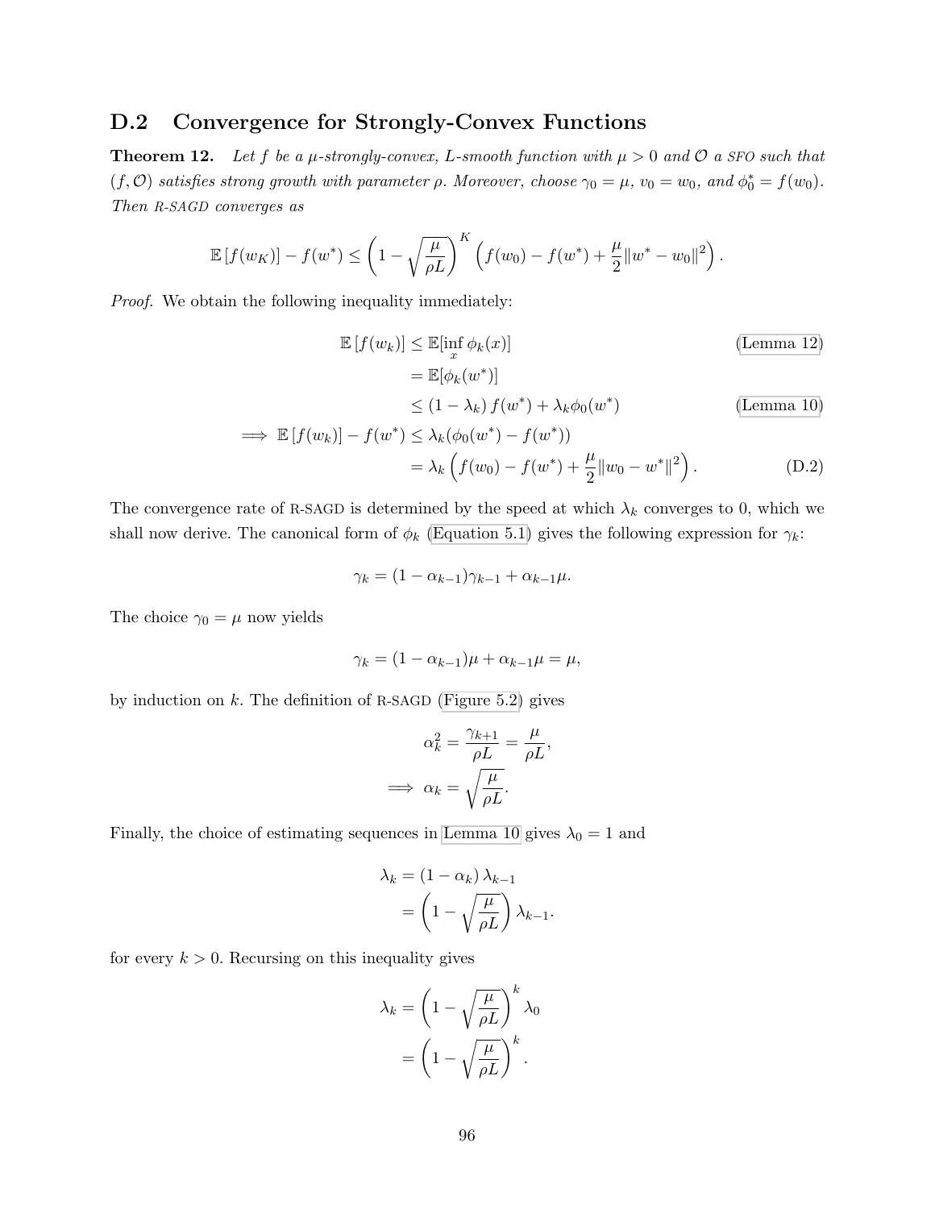## D.2 Convergence for Strongly-Convex Functions

**Theorem 12.** *Let $f$ be a $\mu$-strongly-convex, $L$-smooth function with $\mu > 0$ and $\mathcal{O}$ a* SFO *such that $(f, \mathcal{O})$ satisfies strong growth with parameter $\rho$. Moreover, choose $\gamma_0 = \mu$, $v_0 = w_0$, and $\phi_0^* = f(w_0)$. Then* R-SAGD *converges as*

$$\mathbb{E}\left[f(w_K)\right] - f(w^*) \leq \left(1 - \sqrt{\frac{\mu}{\rho L}}\right)^K \left(f(w_0) - f(w^*) + \frac{\mu}{2}\|w^* - w_0\|^2\right).$$

*Proof.* We obtain the following inequality immediately:

$$\begin{aligned}
\mathbb{E}\left[f(w_k)\right] &\leq \mathbb{E}[\inf_x \phi_k(x)] && \text{(Lemma 12)} \\
&= \mathbb{E}[\phi_k(w^*)] \\
&\leq (1 - \lambda_k)\, f(w^*) + \lambda_k \phi_0(w^*) && \text{(Lemma 10)} \\
\implies \mathbb{E}\left[f(w_k)\right] - f(w^*) &\leq \lambda_k(\phi_0(w^*) - f(w^*)) \\
&= \lambda_k \left(f(w_0) - f(w^*) + \frac{\mu}{2}\|w_0 - w^*\|^2\right). && \text{(D.2)}
\end{aligned}$$

The convergence rate of R-SAGD is determined by the speed at which $\lambda_k$ converges to 0, which we shall now derive. The canonical form of $\phi_k$ (Equation 5.1) gives the following expression for $\gamma_k$:

$$\gamma_k = (1 - \alpha_{k-1})\gamma_{k-1} + \alpha_{k-1}\mu.$$

The choice $\gamma_0 = \mu$ now yields

$$\gamma_k = (1 - \alpha_{k-1})\mu + \alpha_{k-1}\mu = \mu,$$

by induction on $k$. The definition of R-SAGD (Figure 5.2) gives

$$\begin{aligned}
\alpha_k^2 &= \frac{\gamma_{k+1}}{\rho L} = \frac{\mu}{\rho L}, \\
\implies \alpha_k &= \sqrt{\frac{\mu}{\rho L}}.
\end{aligned}$$

Finally, the choice of estimating sequences in Lemma 10 gives $\lambda_0 = 1$ and

$$\begin{aligned}
\lambda_k &= (1 - \alpha_k)\, \lambda_{k-1} \\
&= \left(1 - \sqrt{\frac{\mu}{\rho L}}\right) \lambda_{k-1}.
\end{aligned}$$

for every $k > 0$. Recursing on this inequality gives

$$\begin{aligned}
\lambda_k &= \left(1 - \sqrt{\frac{\mu}{\rho L}}\right)^k \lambda_0 \\
&= \left(1 - \sqrt{\frac{\mu}{\rho L}}\right)^k.
\end{aligned}$$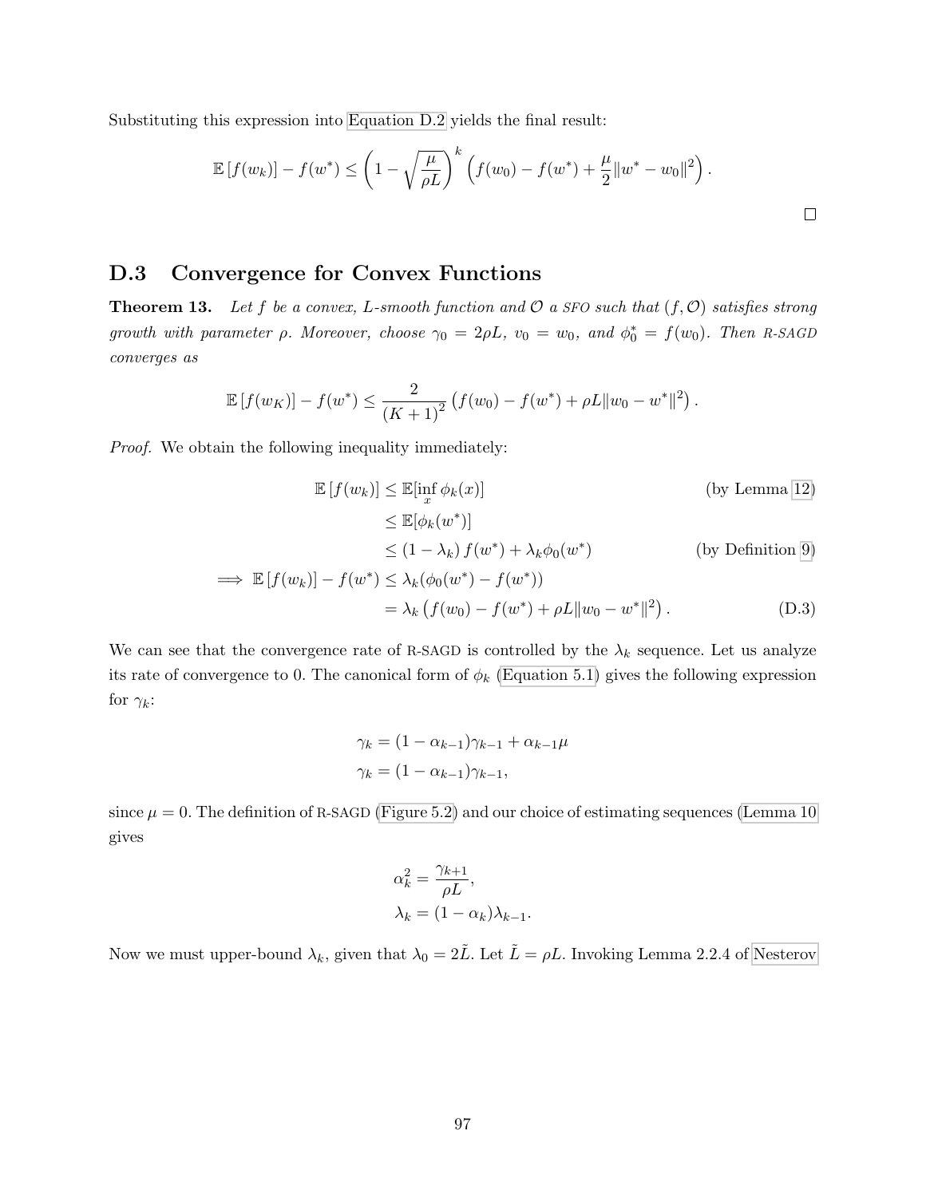Substituting this expression into Equation D.2 yields the final result:

$$\mathbb{E}\left[f(w_k)\right] - f(w^*) \leq \left(1 - \sqrt{\frac{\mu}{\rho L}}\right)^k \left(f(w_0) - f(w^*) + \frac{\mu}{2}\|w^* - w_0\|^2\right).$$

□

## D.3 Convergence for Convex Functions

**Theorem 13.** *Let $f$ be a convex, $L$-smooth function and $\mathcal{O}$ a SFO such that $(f, \mathcal{O})$ satisfies strong growth with parameter $\rho$. Moreover, choose $\gamma_0 = 2\rho L$, $v_0 = w_0$, and $\phi_0^* = f(w_0)$. Then R-SAGD converges as*

$$\mathbb{E}\left[f(w_K)\right] - f(w^*) \leq \frac{2}{(K+1)^2}\left(f(w_0) - f(w^*) + \rho L\|w_0 - w^*\|^2\right).$$

*Proof.* We obtain the following inequality immediately:

$$\begin{aligned}
\mathbb{E}\left[f(w_k)\right] &\leq \mathbb{E}[\inf_x \phi_k(x)] && \text{(by Lemma 12)} \\
&\leq \mathbb{E}[\phi_k(w^*)] \\
&\leq (1 - \lambda_k) f(w^*) + \lambda_k \phi_0(w^*) && \text{(by Definition 9)} \\
\implies \mathbb{E}\left[f(w_k)\right] - f(w^*) &\leq \lambda_k(\phi_0(w^*) - f(w^*)) \\
&= \lambda_k\left(f(w_0) - f(w^*) + \rho L\|w_0 - w^*\|^2\right). && \text{(D.3)}
\end{aligned}$$

We can see that the convergence rate of R-SAGD is controlled by the $\lambda_k$ sequence. Let us analyze its rate of convergence to 0. The canonical form of $\phi_k$ (Equation 5.1) gives the following expression for $\gamma_k$:

$$\begin{aligned}
\gamma_k &= (1 - \alpha_{k-1})\gamma_{k-1} + \alpha_{k-1}\mu \\
\gamma_k &= (1 - \alpha_{k-1})\gamma_{k-1},
\end{aligned}$$

since $\mu = 0$. The definition of R-SAGD (Figure 5.2) and our choice of estimating sequences (Lemma 10) gives

$$\begin{aligned}
\alpha_k^2 &= \frac{\gamma_{k+1}}{\rho L}, \\
\lambda_k &= (1 - \alpha_k)\lambda_{k-1}.
\end{aligned}$$

Now we must upper-bound $\lambda_k$, given that $\lambda_0 = 2\tilde{L}$. Let $\tilde{L} = \rho L$. Invoking Lemma 2.2.4 of Nesterov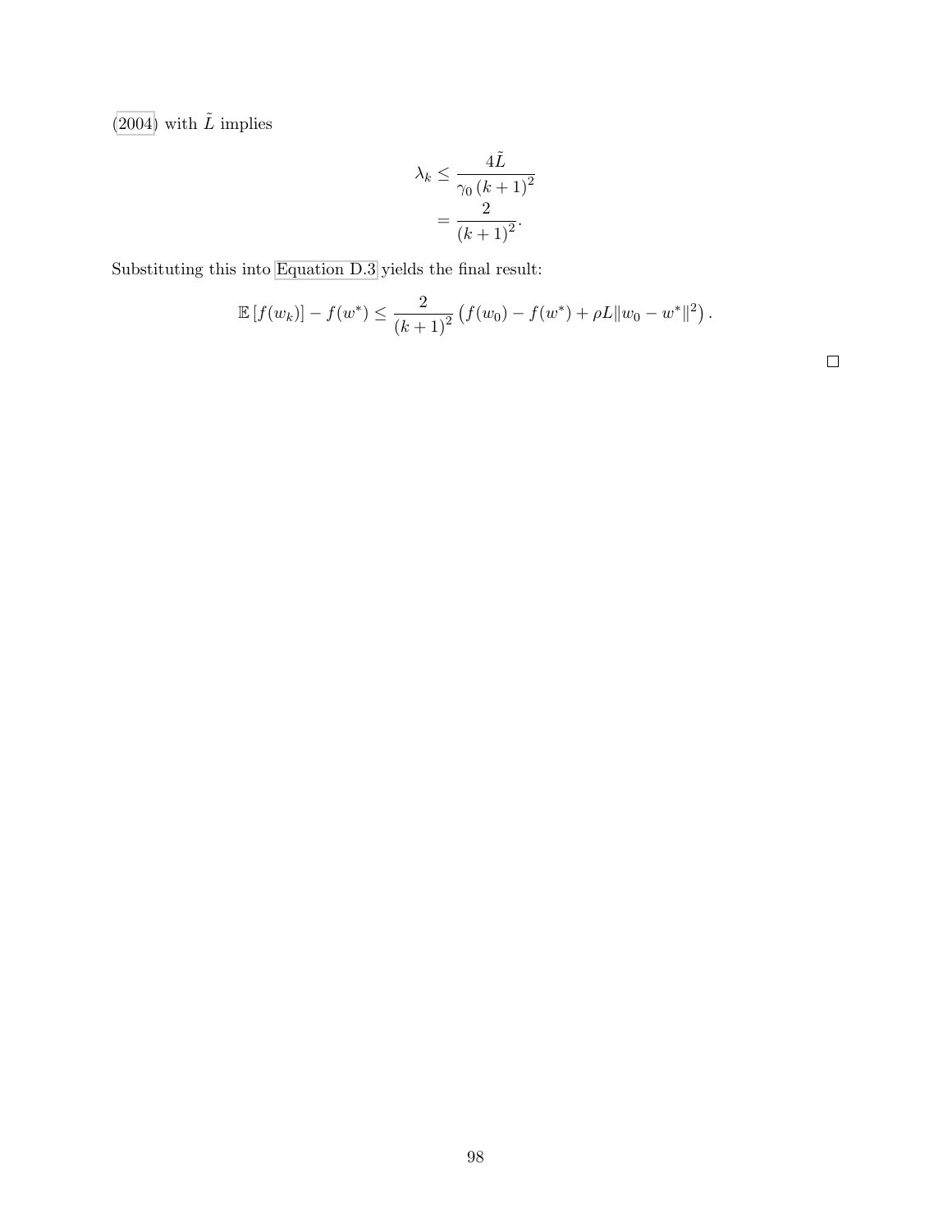(2004) with $\tilde{L}$ implies

$$\begin{aligned}
\lambda_k &\leq \frac{4\tilde{L}}{\gamma_0 \left(k+1\right)^2} \\
&= \frac{2}{\left(k+1\right)^2}.
\end{aligned}$$

Substituting this into Equation D.3 yields the final result:

$$\mathbb{E}\left[f(w_k)\right] - f(w^*) \leq \frac{2}{\left(k+1\right)^2} \left(f(w_0) - f(w^*) + \rho L \|w_0 - w^*\|^2\right).$$

□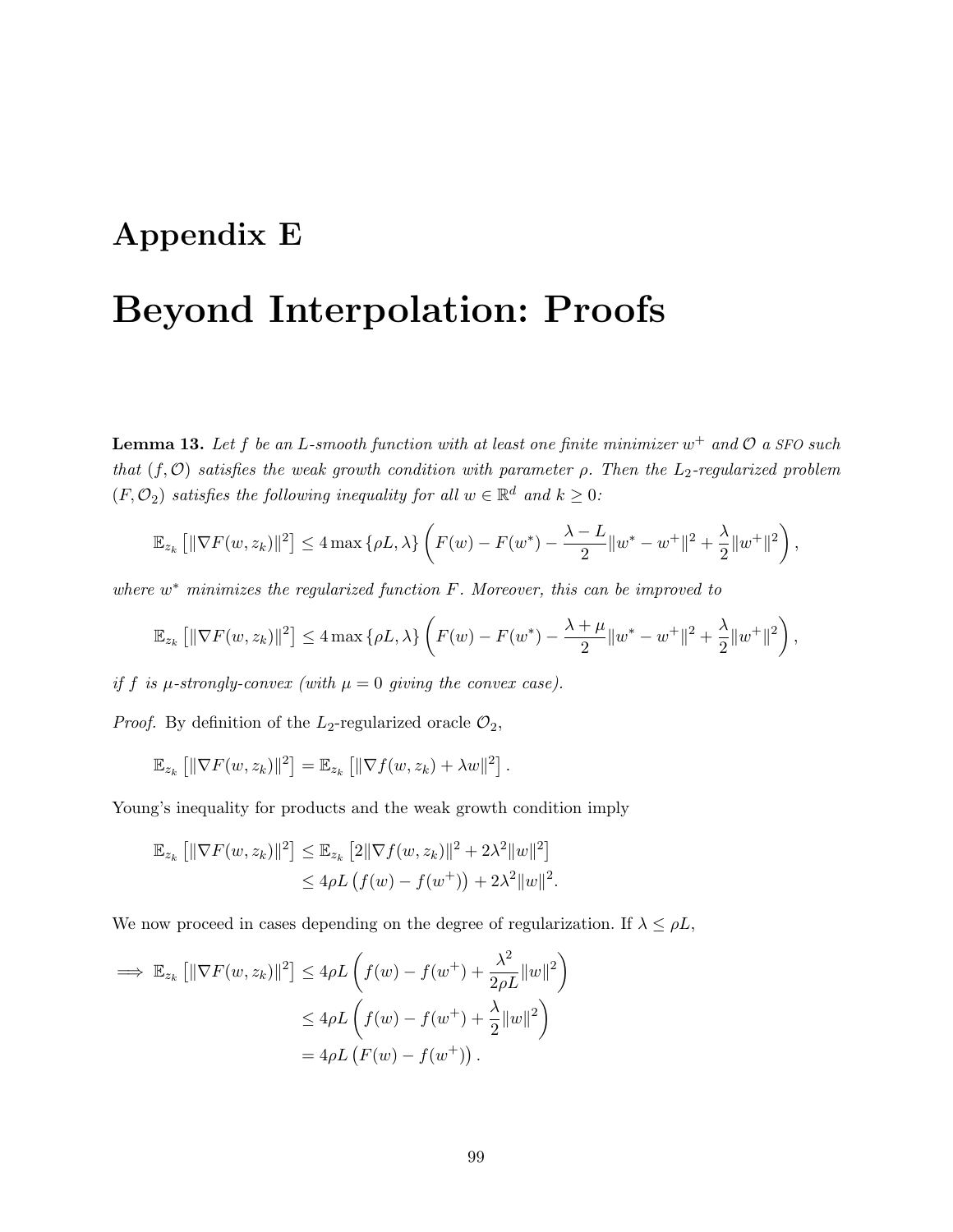# Appendix E

# Beyond Interpolation: Proofs

**Lemma 13.** *Let $f$ be an $L$-smooth function with at least one finite minimizer $w^+$ and $\mathcal{O}$ a SFO such that $(f, \mathcal{O})$ satisfies the weak growth condition with parameter $\rho$. Then the $L_2$-regularized problem $(F, \mathcal{O}_2)$ satisfies the following inequality for all $w \in \mathbb{R}^d$ and $k \geq 0$:*

$$\mathbb{E}_{z_k}\left[\|\nabla F(w, z_k)\|^2\right] \leq 4 \max\left\{\rho L, \lambda\right\} \left(F(w) - F(w^*) - \frac{\lambda - L}{2}\|w^* - w^+\|^2 + \frac{\lambda}{2}\|w^+\|^2\right),$$

*where $w^*$ minimizes the regularized function $F$. Moreover, this can be improved to*

$$\mathbb{E}_{z_k}\left[\|\nabla F(w, z_k)\|^2\right] \leq 4 \max\left\{\rho L, \lambda\right\} \left(F(w) - F(w^*) - \frac{\lambda + \mu}{2}\|w^* - w^+\|^2 + \frac{\lambda}{2}\|w^+\|^2\right),$$

*if $f$ is $\mu$-strongly-convex (with $\mu = 0$ giving the convex case).*

*Proof.* By definition of the $L_2$-regularized oracle $\mathcal{O}_2$,

$$\mathbb{E}_{z_k}\left[\|\nabla F(w, z_k)\|^2\right] = \mathbb{E}_{z_k}\left[\|\nabla f(w, z_k) + \lambda w\|^2\right].$$

Young's inequality for products and the weak growth condition imply

$$\begin{aligned}
\mathbb{E}_{z_k}\left[\|\nabla F(w, z_k)\|^2\right] &\leq \mathbb{E}_{z_k}\left[2\|\nabla f(w, z_k)\|^2 + 2\lambda^2\|w\|^2\right] \\
&\leq 4\rho L\left(f(w) - f(w^+)\right) + 2\lambda^2\|w\|^2.
\end{aligned}$$

We now proceed in cases depending on the degree of regularization. If $\lambda \leq \rho L$,

$$\begin{aligned}
\implies \mathbb{E}_{z_k}\left[\|\nabla F(w, z_k)\|^2\right] &\leq 4\rho L\left(f(w) - f(w^+) + \frac{\lambda^2}{2\rho L}\|w\|^2\right) \\
&\leq 4\rho L\left(f(w) - f(w^+) + \frac{\lambda}{2}\|w\|^2\right) \\
&= 4\rho L\left(F(w) - f(w^+)\right).
\end{aligned}$$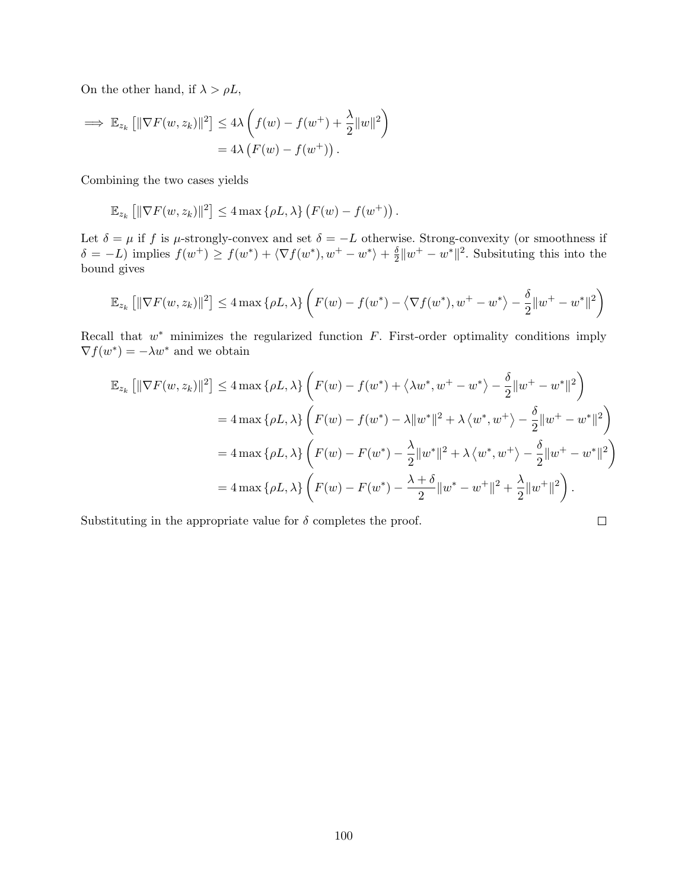On the other hand, if $\lambda > \rho L$,

$$
\begin{aligned}
\implies \mathbb{E}_{z_k}\left[\|\nabla F(w, z_k)\|^2\right] &\leq 4\lambda \left( f(w) - f(w^+) + \frac{\lambda}{2}\|w\|^2 \right) \\
&= 4\lambda \left( F(w) - f(w^+) \right).
\end{aligned}
$$

Combining the two cases yields

$$
\mathbb{E}_{z_k}\left[\|\nabla F(w, z_k)\|^2\right] \leq 4 \max\{\rho L, \lambda\} \left( F(w) - f(w^+) \right).
$$

Let $\delta = \mu$ if $f$ is $\mu$-strongly-convex and set $\delta = -L$ otherwise. Strong-convexity (or smoothness if $\delta = -L$) implies $f(w^+) \geq f(w^*) + \langle \nabla f(w^*), w^+ - w^* \rangle + \frac{\delta}{2}\|w^+ - w^*\|^2$. Subsituting this into the bound gives

$$
\mathbb{E}_{z_k}\left[\|\nabla F(w, z_k)\|^2\right] \leq 4 \max\{\rho L, \lambda\} \left( F(w) - f(w^*) - \left\langle \nabla f(w^*), w^+ - w^* \right\rangle - \frac{\delta}{2}\|w^+ - w^*\|^2 \right)
$$

Recall that $w^*$ minimizes the regularized function $F$. First-order optimality conditions imply $\nabla f(w^*) = -\lambda w^*$ and we obtain

$$
\begin{aligned}
\mathbb{E}_{z_k}\left[\|\nabla F(w, z_k)\|^2\right] &\leq 4 \max\{\rho L, \lambda\} \left( F(w) - f(w^*) + \left\langle \lambda w^*, w^+ - w^* \right\rangle - \frac{\delta}{2}\|w^+ - w^*\|^2 \right) \\
&= 4 \max\{\rho L, \lambda\} \left( F(w) - f(w^*) - \lambda\|w^*\|^2 + \lambda \left\langle w^*, w^+ \right\rangle - \frac{\delta}{2}\|w^+ - w^*\|^2 \right) \\
&= 4 \max\{\rho L, \lambda\} \left( F(w) - F(w^*) - \frac{\lambda}{2}\|w^*\|^2 + \lambda \left\langle w^*, w^+ \right\rangle - \frac{\delta}{2}\|w^+ - w^*\|^2 \right) \\
&= 4 \max\{\rho L, \lambda\} \left( F(w) - F(w^*) - \frac{\lambda + \delta}{2}\|w^* - w^+\|^2 + \frac{\lambda}{2}\|w^+\|^2 \right).
\end{aligned}
$$

Substituting in the appropriate value for $\delta$ completes the proof. □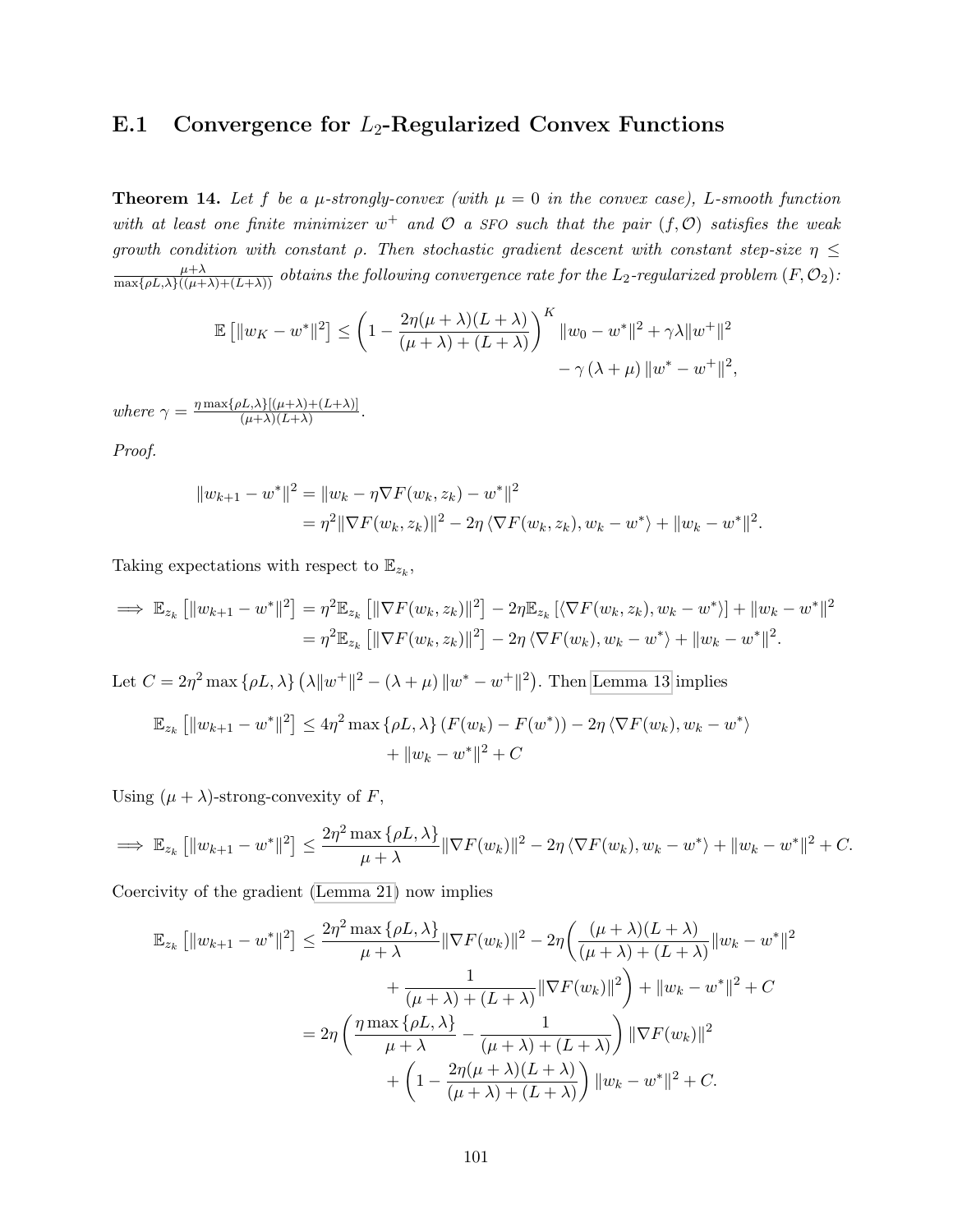### E.1 Convergence for $L_2$-Regularized Convex Functions

**Theorem 14.** *Let $f$ be a $\mu$-strongly-convex (with $\mu = 0$ in the convex case), $L$-smooth function with at least one finite minimizer $w^+$ and $\mathcal{O}$ a SFO such that the pair $(f, \mathcal{O})$ satisfies the weak growth condition with constant $\rho$. Then stochastic gradient descent with constant step-size $\eta \leq \frac{\mu+\lambda}{\max\{\rho L, \lambda\}((\mu+\lambda)+(L+\lambda))}$ obtains the following convergence rate for the $L_2$-regularized problem $(F, \mathcal{O}_2)$:*

$$
\begin{aligned}
\mathbb{E}\left[\|w_K - w^*\|^2\right] \leq \left(1 - \frac{2\eta(\mu+\lambda)(L+\lambda)}{(\mu+\lambda)+(L+\lambda)}\right)^K \|w_0 - w^*\|^2 + \gamma\lambda\|w^+\|^2 \\
- \gamma\left(\lambda+\mu\right)\|w^* - w^+\|^2,
\end{aligned}
$$

*where $\gamma = \frac{\eta \max\{\rho L, \lambda\}[(\mu+\lambda)+(L+\lambda)]}{(\mu+\lambda)(L+\lambda)}$.*

*Proof.*

$$
\begin{aligned}
\|w_{k+1} - w^*\|^2 &= \|w_k - \eta \nabla F(w_k, z_k) - w^*\|^2 \\
&= \eta^2 \|\nabla F(w_k, z_k)\|^2 - 2\eta \langle \nabla F(w_k, z_k), w_k - w^* \rangle + \|w_k - w^*\|^2.
\end{aligned}
$$

Taking expectations with respect to $\mathbb{E}_{z_k}$,

$$
\begin{aligned}
\implies \mathbb{E}_{z_k}\left[\|w_{k+1} - w^*\|^2\right] &= \eta^2 \mathbb{E}_{z_k}\left[\|\nabla F(w_k, z_k)\|^2\right] - 2\eta \mathbb{E}_{z_k}\left[\langle \nabla F(w_k, z_k), w_k - w^* \rangle\right] + \|w_k - w^*\|^2 \\
&= \eta^2 \mathbb{E}_{z_k}\left[\|\nabla F(w_k, z_k)\|^2\right] - 2\eta \langle \nabla F(w_k), w_k - w^* \rangle + \|w_k - w^*\|^2.
\end{aligned}
$$

Let $C = 2\eta^2 \max\{\rho L, \lambda\}\left(\lambda\|w^+\|^2 - (\lambda+\mu)\|w^* - w^+\|^2\right)$. Then Lemma 13 implies

$$
\begin{aligned}
\mathbb{E}_{z_k}\left[\|w_{k+1} - w^*\|^2\right] \leq 4\eta^2 \max\{\rho L, \lambda\}\left(F(w_k) - F(w^*)\right) - 2\eta \langle \nabla F(w_k), w_k - w^* \rangle \\
+ \|w_k - w^*\|^2 + C
\end{aligned}
$$

Using $(\mu + \lambda)$-strong-convexity of $F$,

$$
\implies \mathbb{E}_{z_k}\left[\|w_{k+1} - w^*\|^2\right] \leq \frac{2\eta^2 \max\{\rho L, \lambda\}}{\mu+\lambda}\|\nabla F(w_k)\|^2 - 2\eta \langle \nabla F(w_k), w_k - w^* \rangle + \|w_k - w^*\|^2 + C.
$$

Coercivity of the gradient (Lemma 21) now implies

$$
\begin{aligned}
\mathbb{E}_{z_k}\left[\|w_{k+1} - w^*\|^2\right] &\leq \frac{2\eta^2 \max\{\rho L, \lambda\}}{\mu+\lambda}\|\nabla F(w_k)\|^2 - 2\eta\left(\frac{(\mu+\lambda)(L+\lambda)}{(\mu+\lambda)+(L+\lambda)}\|w_k - w^*\|^2\right. \\
&\qquad \left. + \frac{1}{(\mu+\lambda)+(L+\lambda)}\|\nabla F(w_k)\|^2\right) + \|w_k - w^*\|^2 + C \\
&= 2\eta\left(\frac{\eta \max\{\rho L, \lambda\}}{\mu+\lambda} - \frac{1}{(\mu+\lambda)+(L+\lambda)}\right)\|\nabla F(w_k)\|^2 \\
&\qquad + \left(1 - \frac{2\eta(\mu+\lambda)(L+\lambda)}{(\mu+\lambda)+(L+\lambda)}\right)\|w_k - w^*\|^2 + C.
\end{aligned}
$$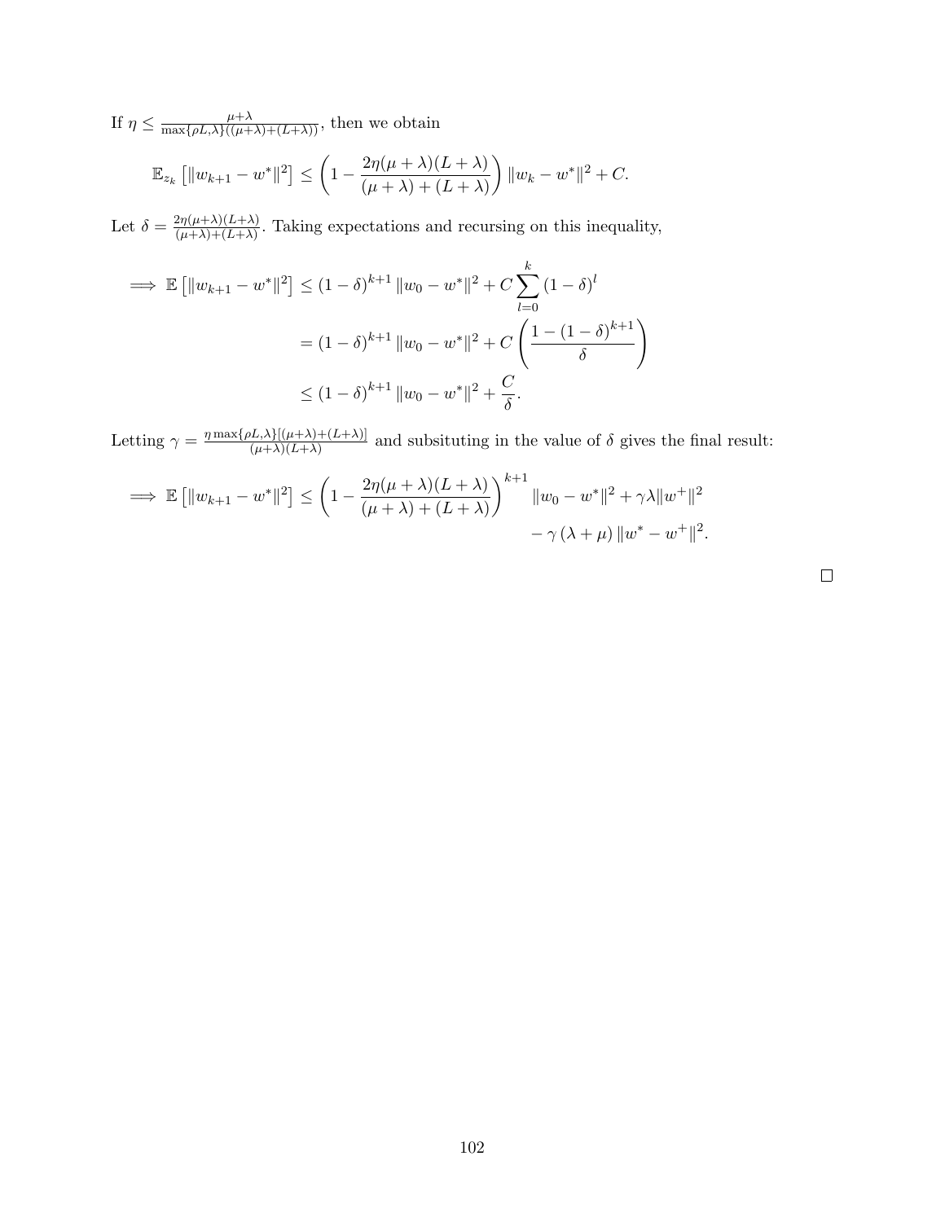If $\eta \leq \frac{\mu+\lambda}{\max\{\rho L, \lambda\}((\mu+\lambda)+(L+\lambda))}$, then we obtain

$$\mathbb{E}_{z_k}\left[\|w_{k+1} - w^*\|^2\right] \leq \left(1 - \frac{2\eta(\mu+\lambda)(L+\lambda)}{(\mu+\lambda)+(L+\lambda)}\right)\|w_k - w^*\|^2 + C.$$

Let $\delta = \frac{2\eta(\mu+\lambda)(L+\lambda)}{(\mu+\lambda)+(L+\lambda)}$. Taking expectations and recursing on this inequality,

$$\begin{aligned}
\implies \mathbb{E}\left[\|w_{k+1} - w^*\|^2\right] &\leq (1-\delta)^{k+1}\|w_0 - w^*\|^2 + C\sum_{l=0}^{k}(1-\delta)^l \\
&= (1-\delta)^{k+1}\|w_0 - w^*\|^2 + C\left(\frac{1-(1-\delta)^{k+1}}{\delta}\right) \\
&\leq (1-\delta)^{k+1}\|w_0 - w^*\|^2 + \frac{C}{\delta}.
\end{aligned}$$

Letting $\gamma = \frac{\eta \max\{\rho L, \lambda\}[(\mu+\lambda)+(L+\lambda)]}{(\mu+\lambda)(L+\lambda)}$ and subsituting in the value of $\delta$ gives the final result:

$$\begin{aligned}
\implies \mathbb{E}\left[\|w_{k+1} - w^*\|^2\right] \leq \left(1 - \frac{2\eta(\mu+\lambda)(L+\lambda)}{(\mu+\lambda)+(L+\lambda)}\right)^{k+1}&\|w_0 - w^*\|^2 + \gamma\lambda\|w^+\|^2 \\
&- \gamma(\lambda+\mu)\|w^* - w^+\|^2.
\end{aligned}$$

$\square$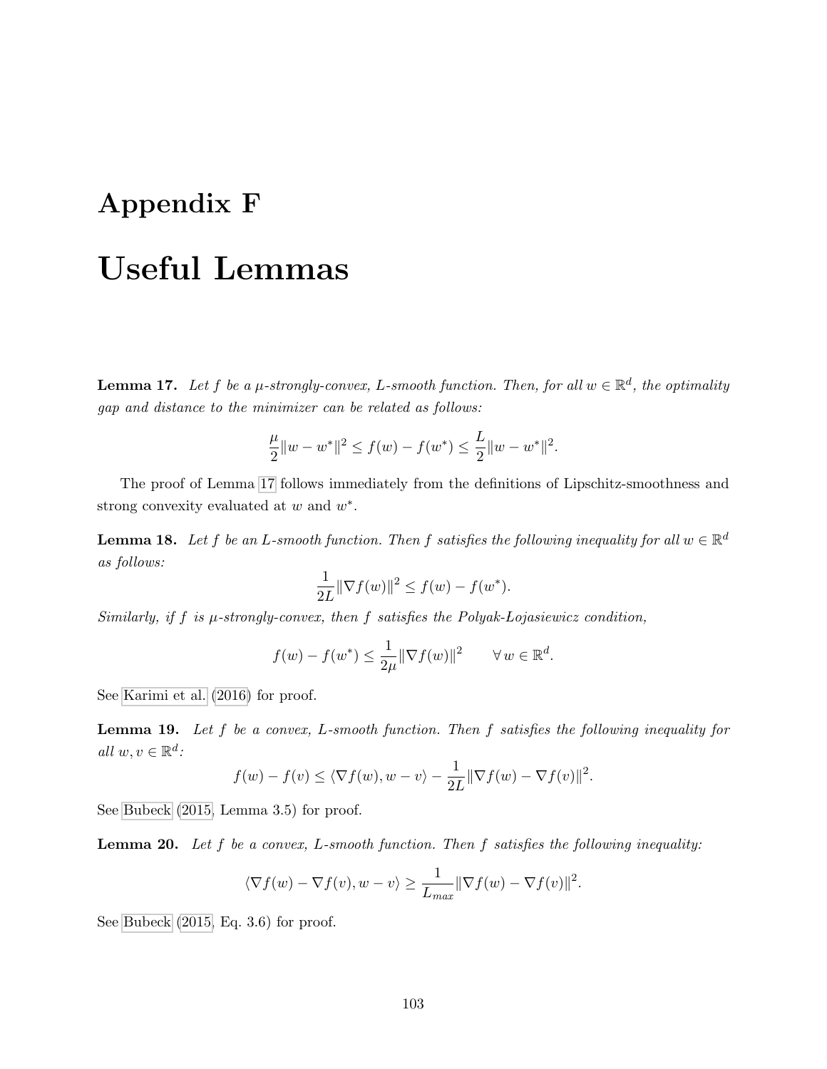# Appendix F

# Useful Lemmas

**Lemma 17.** *Let $f$ be a $\mu$-strongly-convex, $L$-smooth function. Then, for all $w \in \mathbb{R}^d$, the optimality gap and distance to the minimizer can be related as follows:*

$$\frac{\mu}{2}\|w - w^*\|^2 \leq f(w) - f(w^*) \leq \frac{L}{2}\|w - w^*\|^2.$$

The proof of Lemma 17 follows immediately from the definitions of Lipschitz-smoothness and strong convexity evaluated at $w$ and $w^*$.

**Lemma 18.** *Let $f$ be an $L$-smooth function. Then $f$ satisfies the following inequality for all $w \in \mathbb{R}^d$ as follows:*

$$\frac{1}{2L}\|\nabla f(w)\|^2 \leq f(w) - f(w^*).$$

*Similarly, if $f$ is $\mu$-strongly-convex, then $f$ satisfies the Polyak-Łojasiewicz condition,*

$$f(w) - f(w^*) \leq \frac{1}{2\mu}\|\nabla f(w)\|^2 \qquad \forall\, w \in \mathbb{R}^d.$$

See Karimi et al. (2016) for proof.

**Lemma 19.** *Let $f$ be a convex, $L$-smooth function. Then $f$ satisfies the following inequality for all $w, v \in \mathbb{R}^d$:*

$$f(w) - f(v) \leq \langle \nabla f(w), w - v \rangle - \frac{1}{2L}\|\nabla f(w) - \nabla f(v)\|^2.$$

See Bubeck (2015, Lemma 3.5) for proof.

**Lemma 20.** *Let $f$ be a convex, $L$-smooth function. Then $f$ satisfies the following inequality:*

$$\langle \nabla f(w) - \nabla f(v), w - v \rangle \geq \frac{1}{L_{max}}\|\nabla f(w) - \nabla f(v)\|^2.$$

See Bubeck (2015, Eq. 3.6) for proof.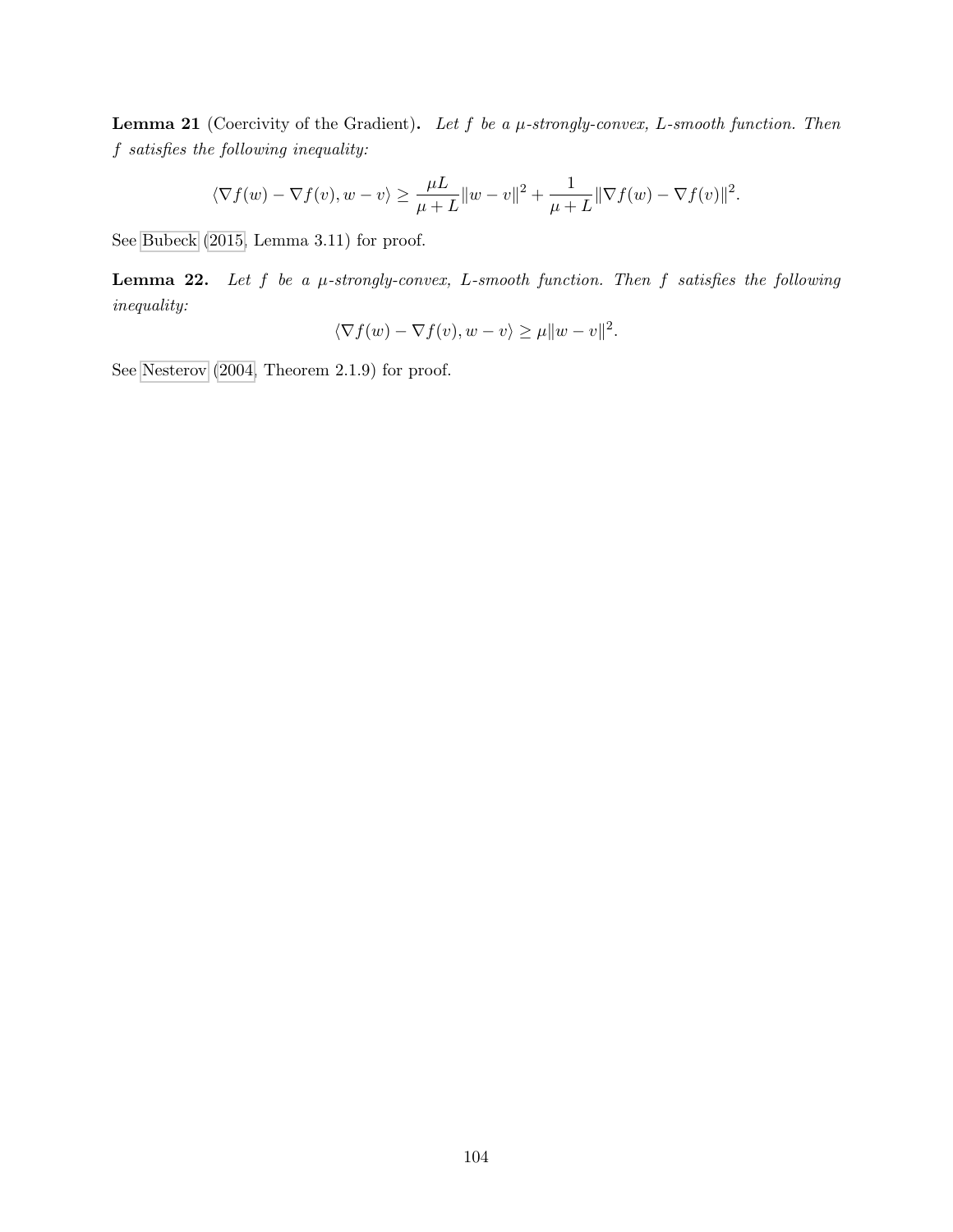**Lemma 21** (Coercivity of the Gradient)**.** *Let $f$ be a $\mu$-strongly-convex, $L$-smooth function. Then $f$ satisfies the following inequality:*

$$\langle \nabla f(w) - \nabla f(v), w - v \rangle \geq \frac{\mu L}{\mu + L} \|w - v\|^2 + \frac{1}{\mu + L} \|\nabla f(w) - \nabla f(v)\|^2.$$

See Bubeck (2015, Lemma 3.11) for proof.

**Lemma 22.** *Let $f$ be a $\mu$-strongly-convex, $L$-smooth function. Then $f$ satisfies the following inequality:*

$$\langle \nabla f(w) - \nabla f(v), w - v \rangle \geq \mu \|w - v\|^2.$$

See Nesterov (2004, Theorem 2.1.9) for proof.